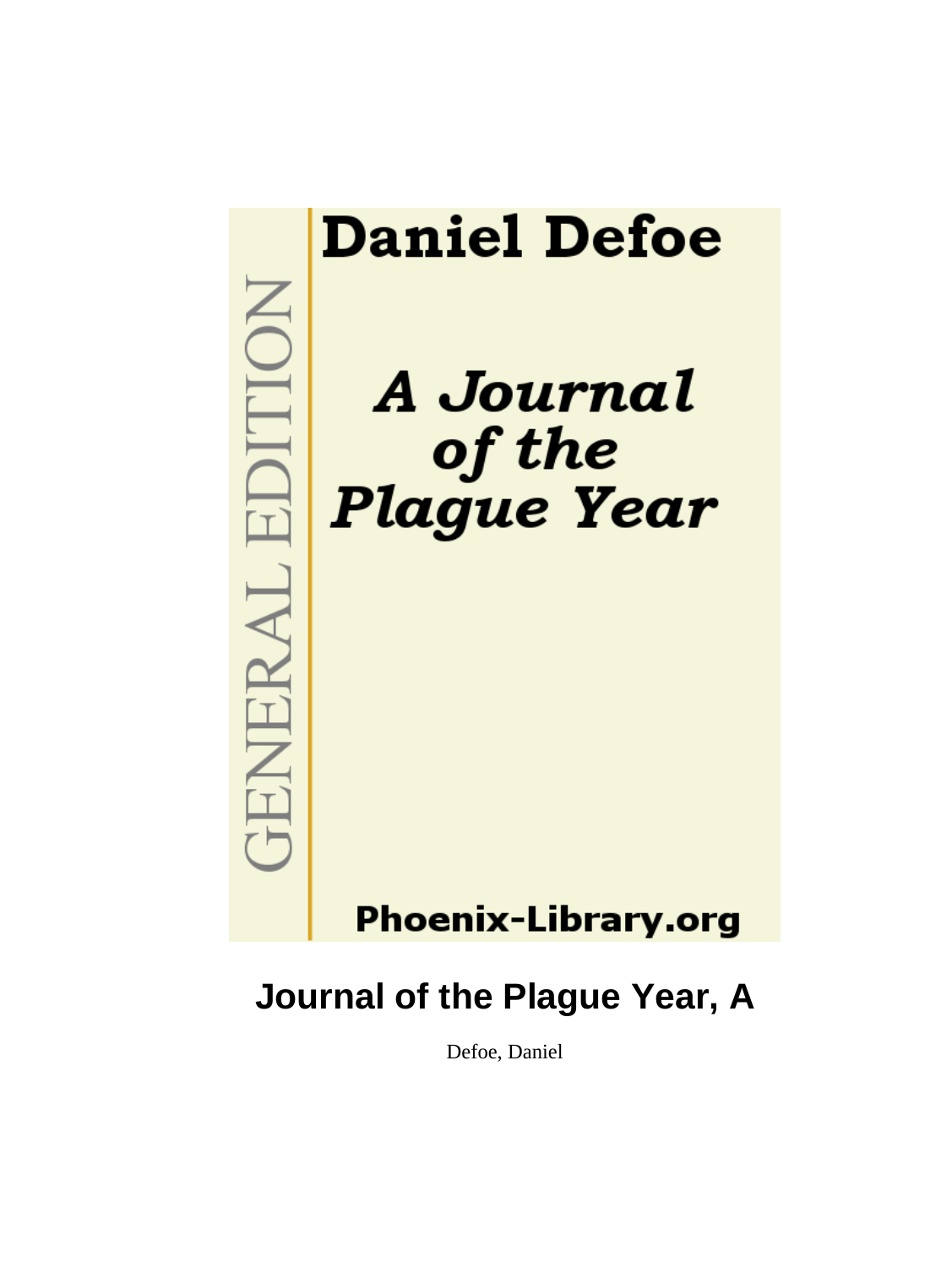Daniel Defoe

GENERAL EDITION

*A Journal of the Plague Year*

Phoenix-Library.org

# Journal of the Plague Year, A

Defoe, Daniel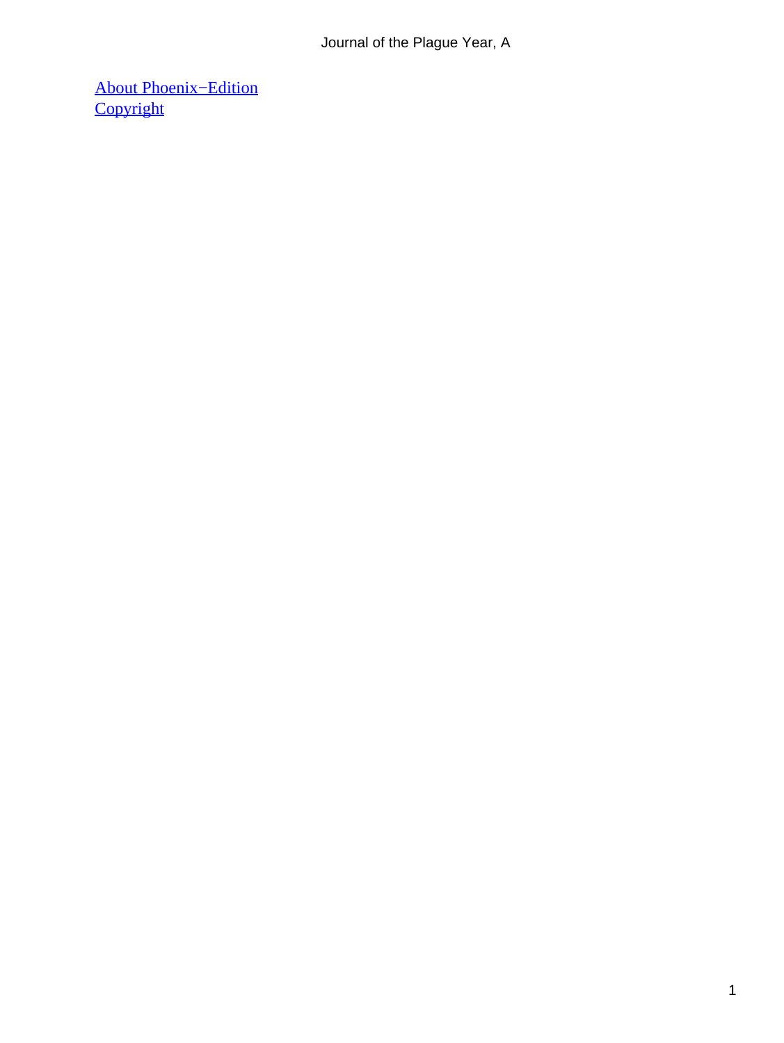[About Phoenix−Edition](#)
[Copyright](#)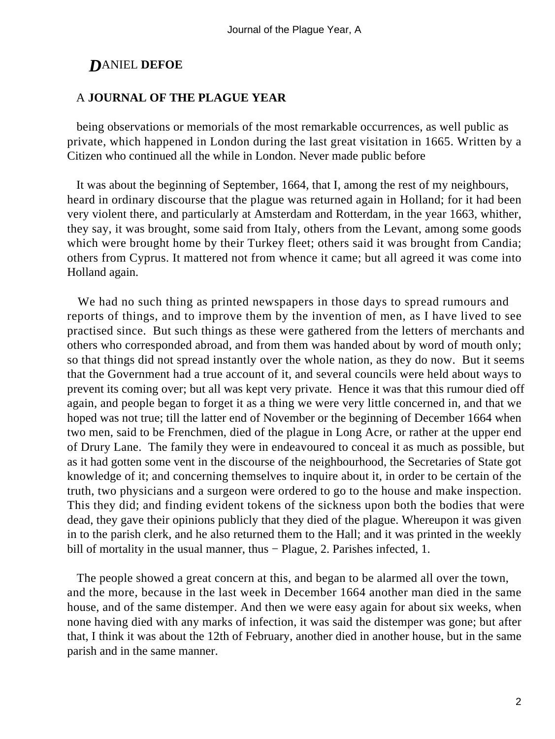# DANIEL DEFOE

## A JOURNAL OF THE PLAGUE YEAR

being observations or memorials of the most remarkable occurrences, as well public as private, which happened in London during the last great visitation in 1665. Written by a Citizen who continued all the while in London. Never made public before

It was about the beginning of September, 1664, that I, among the rest of my neighbours, heard in ordinary discourse that the plague was returned again in Holland; for it had been very violent there, and particularly at Amsterdam and Rotterdam, in the year 1663, whither, they say, it was brought, some said from Italy, others from the Levant, among some goods which were brought home by their Turkey fleet; others said it was brought from Candia; others from Cyprus. It mattered not from whence it came; but all agreed it was come into Holland again.

We had no such thing as printed newspapers in those days to spread rumours and reports of things, and to improve them by the invention of men, as I have lived to see practised since. But such things as these were gathered from the letters of merchants and others who corresponded abroad, and from them was handed about by word of mouth only; so that things did not spread instantly over the whole nation, as they do now. But it seems that the Government had a true account of it, and several councils were held about ways to prevent its coming over; but all was kept very private. Hence it was that this rumour died off again, and people began to forget it as a thing we were very little concerned in, and that we hoped was not true; till the latter end of November or the beginning of December 1664 when two men, said to be Frenchmen, died of the plague in Long Acre, or rather at the upper end of Drury Lane. The family they were in endeavoured to conceal it as much as possible, but as it had gotten some vent in the discourse of the neighbourhood, the Secretaries of State got knowledge of it; and concerning themselves to inquire about it, in order to be certain of the truth, two physicians and a surgeon were ordered to go to the house and make inspection. This they did; and finding evident tokens of the sickness upon both the bodies that were dead, they gave their opinions publicly that they died of the plague. Whereupon it was given in to the parish clerk, and he also returned them to the Hall; and it was printed in the weekly bill of mortality in the usual manner, thus − Plague, 2. Parishes infected, 1.

The people showed a great concern at this, and began to be alarmed all over the town, and the more, because in the last week in December 1664 another man died in the same house, and of the same distemper. And then we were easy again for about six weeks, when none having died with any marks of infection, it was said the distemper was gone; but after that, I think it was about the 12th of February, another died in another house, but in the same parish and in the same manner.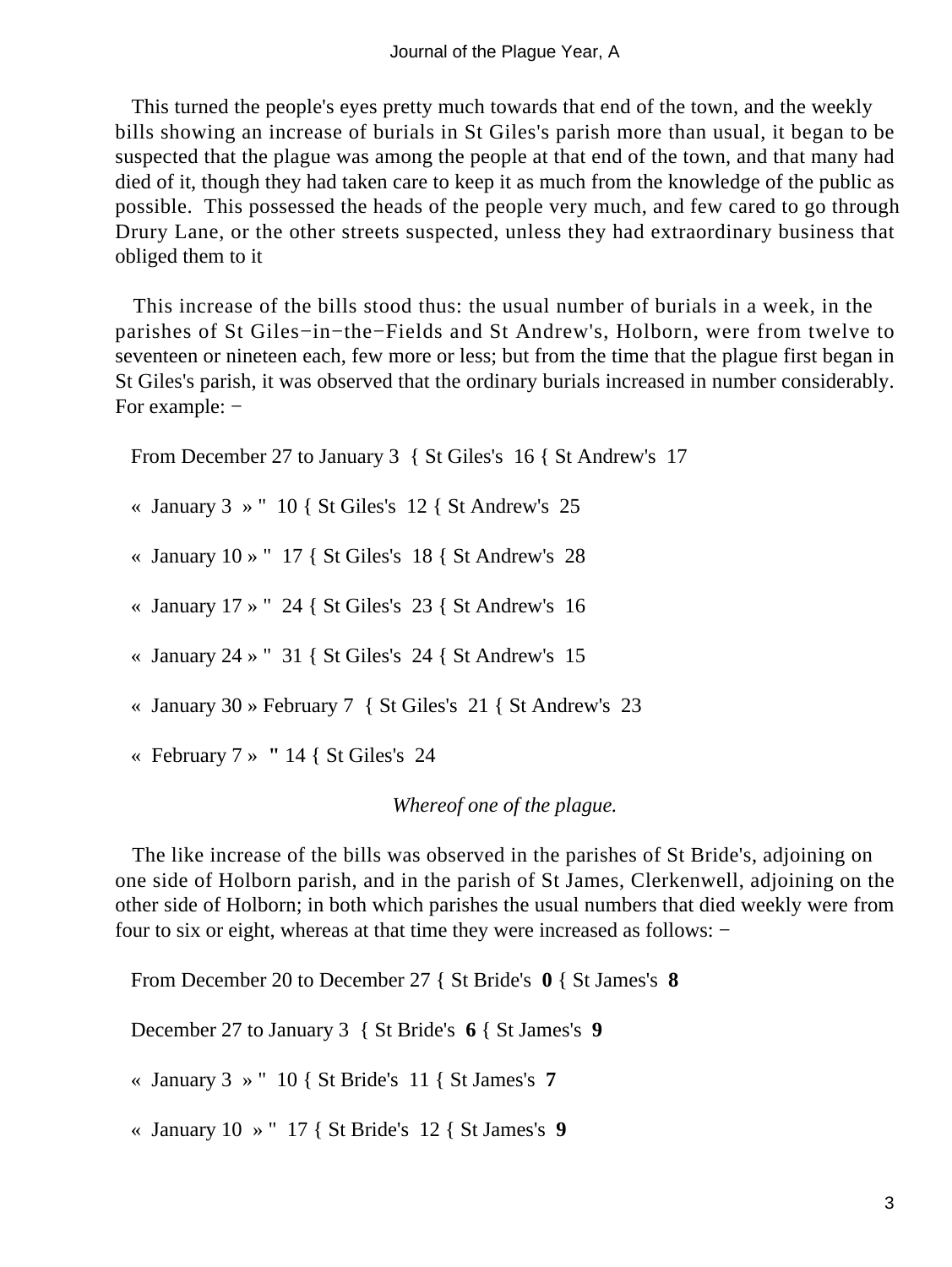This turned the people's eyes pretty much towards that end of the town, and the weekly bills showing an increase of burials in St Giles's parish more than usual, it began to be suspected that the plague was among the people at that end of the town, and that many had died of it, though they had taken care to keep it as much from the knowledge of the public as possible. This possessed the heads of the people very much, and few cared to go through Drury Lane, or the other streets suspected, unless they had extraordinary business that obliged them to it

This increase of the bills stood thus: the usual number of burials in a week, in the parishes of St Giles−in−the−Fields and St Andrew's, Holborn, were from twelve to seventeen or nineteen each, few more or less; but from the time that the plague first began in St Giles's parish, it was observed that the ordinary burials increased in number considerably. For example: −

From December 27 to January 3 { St Giles's 16 { St Andrew's 17

« January 3 » " 10 { St Giles's 12 { St Andrew's 25

« January 10 » " 17 { St Giles's 18 { St Andrew's 28

« January 17 » " 24 { St Giles's 23 { St Andrew's 16

« January 24 » " 31 { St Giles's 24 { St Andrew's 15

« January 30 » February 7 { St Giles's 21 { St Andrew's 23

« February 7 » " 14 { St Giles's 24

*Whereof one of the plague.*

The like increase of the bills was observed in the parishes of St Bride's, adjoining on one side of Holborn parish, and in the parish of St James, Clerkenwell, adjoining on the other side of Holborn; in both which parishes the usual numbers that died weekly were from four to six or eight, whereas at that time they were increased as follows: −

From December 20 to December 27 { St Bride's **0** { St James's **8**

December 27 to January 3 { St Bride's **6** { St James's **9**

« January 3 » " 10 { St Bride's 11 { St James's **7**

« January 10 » " 17 { St Bride's 12 { St James's **9**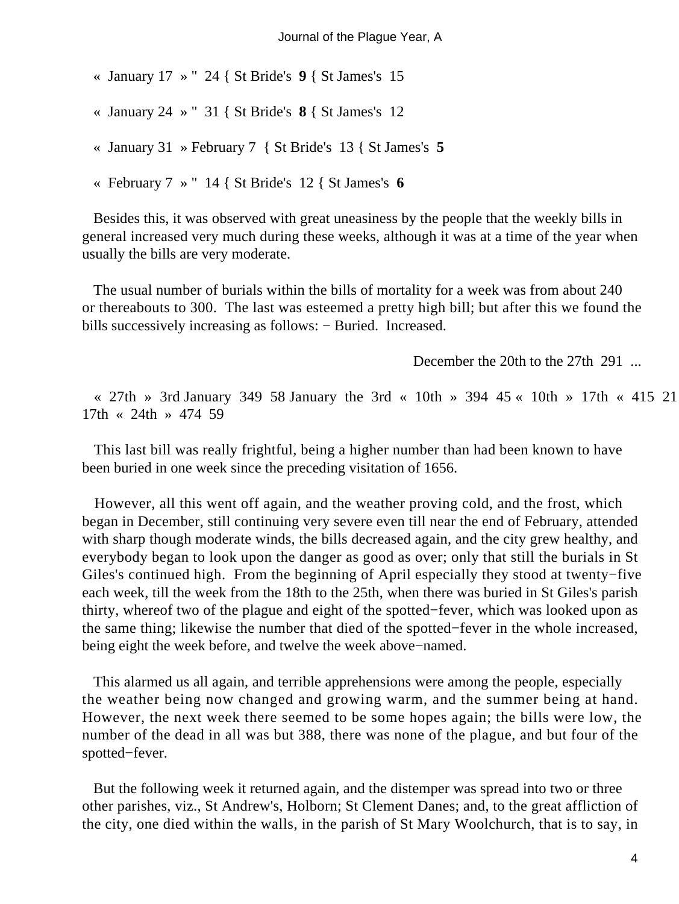« January 17 » " 24 { St Bride's **9** { St James's 15

« January 24 » " 31 { St Bride's **8** { St James's 12

« January 31 » February 7 { St Bride's 13 { St James's **5**

« February 7 » " 14 { St Bride's 12 { St James's **6**

Besides this, it was observed with great uneasiness by the people that the weekly bills in general increased very much during these weeks, although it was at a time of the year when usually the bills are very moderate.

The usual number of burials within the bills of mortality for a week was from about 240 or thereabouts to 300. The last was esteemed a pretty high bill; but after this we found the bills successively increasing as follows: − Buried. Increased.

December the 20th to the 27th 291 ...

« 27th » 3rd January 349 58 January the 3rd « 10th » 394 45 « 10th » 17th « 415 21 17th « 24th » 474 59

This last bill was really frightful, being a higher number than had been known to have been buried in one week since the preceding visitation of 1656.

However, all this went off again, and the weather proving cold, and the frost, which began in December, still continuing very severe even till near the end of February, attended with sharp though moderate winds, the bills decreased again, and the city grew healthy, and everybody began to look upon the danger as good as over; only that still the burials in St Giles's continued high. From the beginning of April especially they stood at twenty−five each week, till the week from the 18th to the 25th, when there was buried in St Giles's parish thirty, whereof two of the plague and eight of the spotted−fever, which was looked upon as the same thing; likewise the number that died of the spotted−fever in the whole increased, being eight the week before, and twelve the week above−named.

This alarmed us all again, and terrible apprehensions were among the people, especially the weather being now changed and growing warm, and the summer being at hand. However, the next week there seemed to be some hopes again; the bills were low, the number of the dead in all was but 388, there was none of the plague, and but four of the spotted−fever.

But the following week it returned again, and the distemper was spread into two or three other parishes, viz., St Andrew's, Holborn; St Clement Danes; and, to the great affliction of the city, one died within the walls, in the parish of St Mary Woolchurch, that is to say, in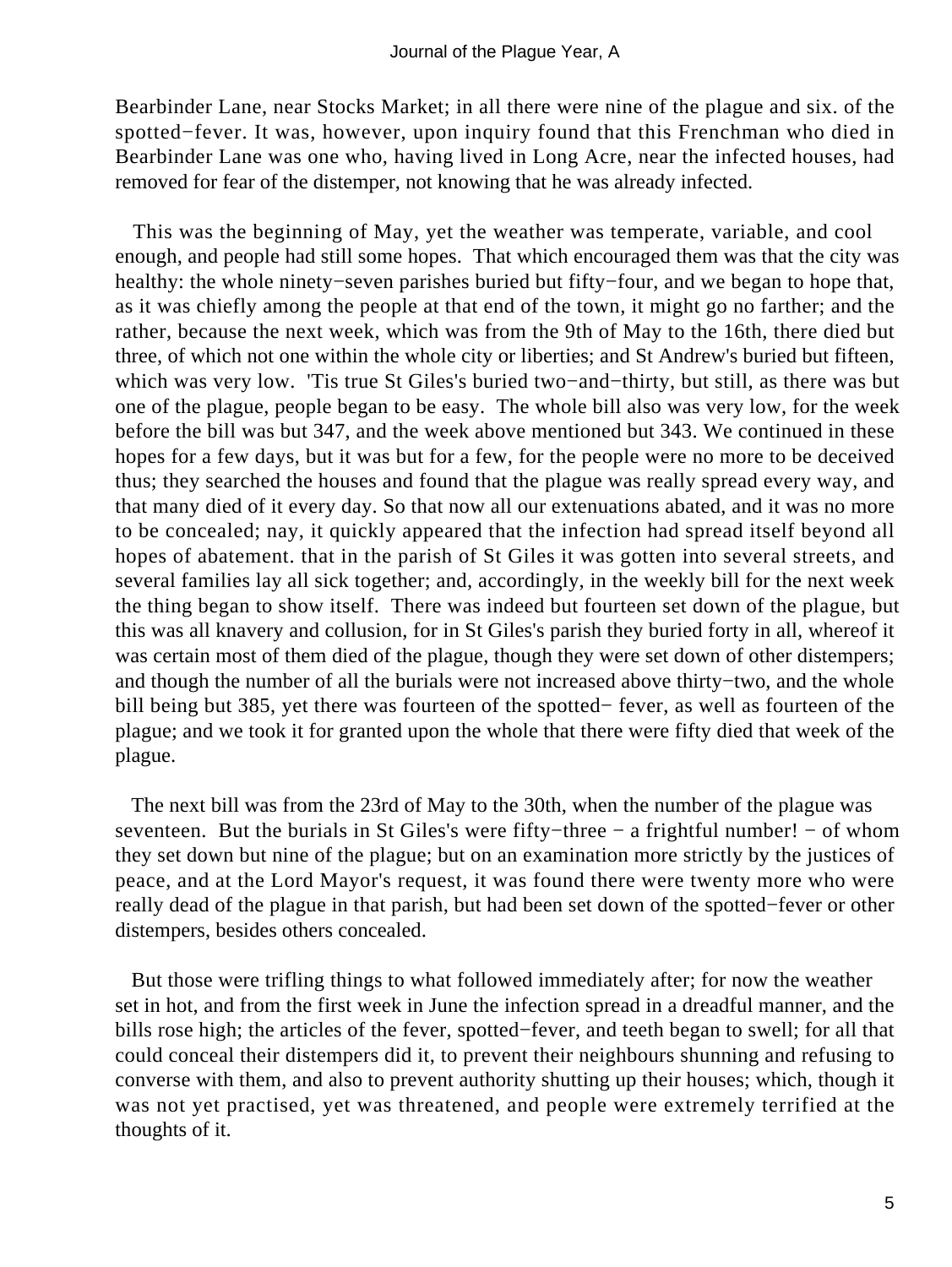Bearbinder Lane, near Stocks Market; in all there were nine of the plague and six. of the spotted−fever. It was, however, upon inquiry found that this Frenchman who died in Bearbinder Lane was one who, having lived in Long Acre, near the infected houses, had removed for fear of the distemper, not knowing that he was already infected.

This was the beginning of May, yet the weather was temperate, variable, and cool enough, and people had still some hopes. That which encouraged them was that the city was healthy: the whole ninety−seven parishes buried but fifty−four, and we began to hope that, as it was chiefly among the people at that end of the town, it might go no farther; and the rather, because the next week, which was from the 9th of May to the 16th, there died but three, of which not one within the whole city or liberties; and St Andrew's buried but fifteen, which was very low. 'Tis true St Giles's buried two−and−thirty, but still, as there was but one of the plague, people began to be easy. The whole bill also was very low, for the week before the bill was but 347, and the week above mentioned but 343. We continued in these hopes for a few days, but it was but for a few, for the people were no more to be deceived thus; they searched the houses and found that the plague was really spread every way, and that many died of it every day. So that now all our extenuations abated, and it was no more to be concealed; nay, it quickly appeared that the infection had spread itself beyond all hopes of abatement. that in the parish of St Giles it was gotten into several streets, and several families lay all sick together; and, accordingly, in the weekly bill for the next week the thing began to show itself. There was indeed but fourteen set down of the plague, but this was all knavery and collusion, for in St Giles's parish they buried forty in all, whereof it was certain most of them died of the plague, though they were set down of other distempers; and though the number of all the burials were not increased above thirty−two, and the whole bill being but 385, yet there was fourteen of the spotted− fever, as well as fourteen of the plague; and we took it for granted upon the whole that there were fifty died that week of the plague.

The next bill was from the 23rd of May to the 30th, when the number of the plague was seventeen. But the burials in St Giles's were fifty−three − a frightful number! − of whom they set down but nine of the plague; but on an examination more strictly by the justices of peace, and at the Lord Mayor's request, it was found there were twenty more who were really dead of the plague in that parish, but had been set down of the spotted−fever or other distempers, besides others concealed.

But those were trifling things to what followed immediately after; for now the weather set in hot, and from the first week in June the infection spread in a dreadful manner, and the bills rose high; the articles of the fever, spotted−fever, and teeth began to swell; for all that could conceal their distempers did it, to prevent their neighbours shunning and refusing to converse with them, and also to prevent authority shutting up their houses; which, though it was not yet practised, yet was threatened, and people were extremely terrified at the thoughts of it.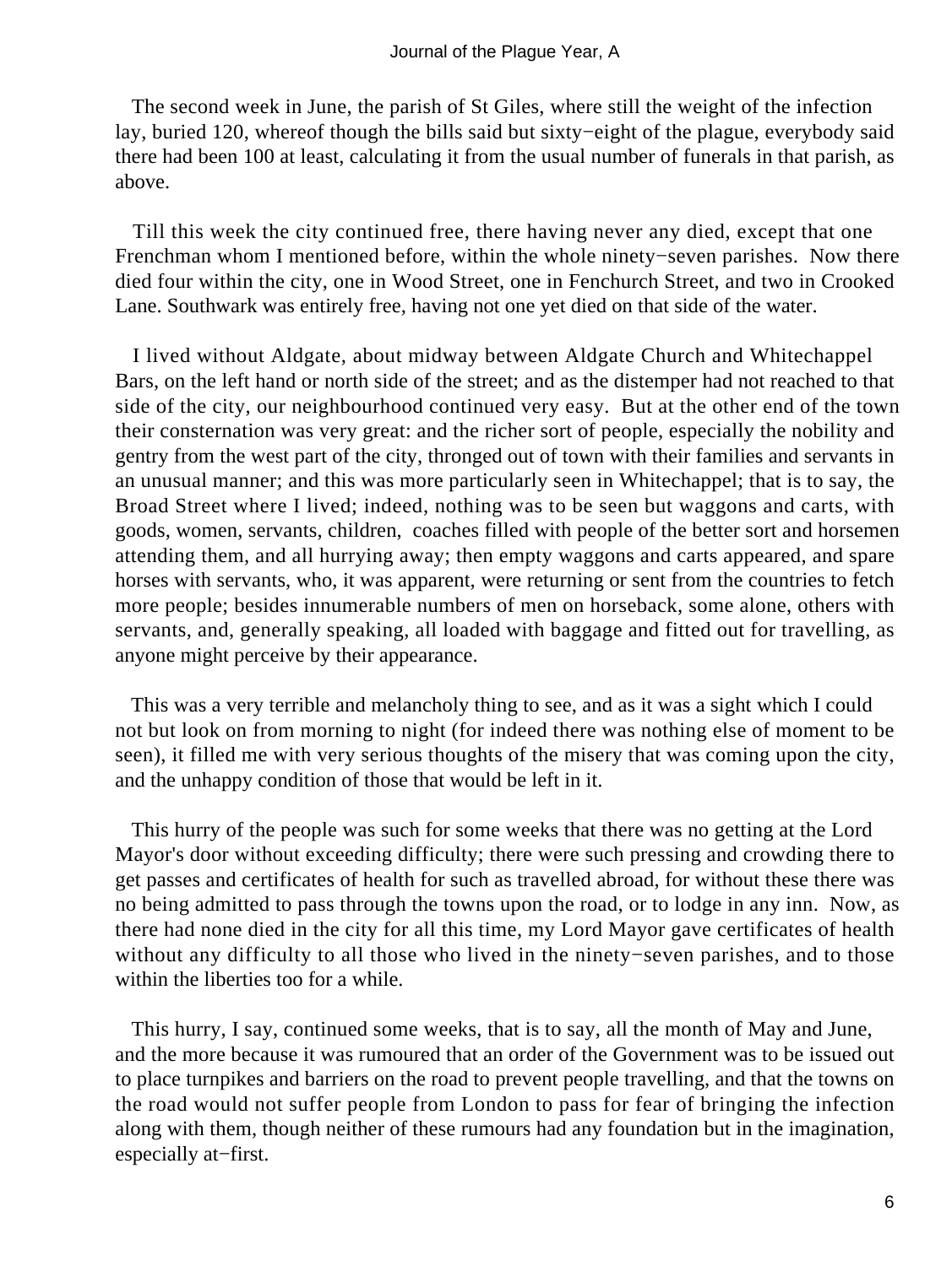The second week in June, the parish of St Giles, where still the weight of the infection lay, buried 120, whereof though the bills said but sixty−eight of the plague, everybody said there had been 100 at least, calculating it from the usual number of funerals in that parish, as above.

Till this week the city continued free, there having never any died, except that one Frenchman whom I mentioned before, within the whole ninety−seven parishes. Now there died four within the city, one in Wood Street, one in Fenchurch Street, and two in Crooked Lane. Southwark was entirely free, having not one yet died on that side of the water.

I lived without Aldgate, about midway between Aldgate Church and Whitechappel Bars, on the left hand or north side of the street; and as the distemper had not reached to that side of the city, our neighbourhood continued very easy. But at the other end of the town their consternation was very great: and the richer sort of people, especially the nobility and gentry from the west part of the city, thronged out of town with their families and servants in an unusual manner; and this was more particularly seen in Whitechappel; that is to say, the Broad Street where I lived; indeed, nothing was to be seen but waggons and carts, with goods, women, servants, children, coaches filled with people of the better sort and horsemen attending them, and all hurrying away; then empty waggons and carts appeared, and spare horses with servants, who, it was apparent, were returning or sent from the countries to fetch more people; besides innumerable numbers of men on horseback, some alone, others with servants, and, generally speaking, all loaded with baggage and fitted out for travelling, as anyone might perceive by their appearance.

This was a very terrible and melancholy thing to see, and as it was a sight which I could not but look on from morning to night (for indeed there was nothing else of moment to be seen), it filled me with very serious thoughts of the misery that was coming upon the city, and the unhappy condition of those that would be left in it.

This hurry of the people was such for some weeks that there was no getting at the Lord Mayor's door without exceeding difficulty; there were such pressing and crowding there to get passes and certificates of health for such as travelled abroad, for without these there was no being admitted to pass through the towns upon the road, or to lodge in any inn. Now, as there had none died in the city for all this time, my Lord Mayor gave certificates of health without any difficulty to all those who lived in the ninety−seven parishes, and to those within the liberties too for a while.

This hurry, I say, continued some weeks, that is to say, all the month of May and June, and the more because it was rumoured that an order of the Government was to be issued out to place turnpikes and barriers on the road to prevent people travelling, and that the towns on the road would not suffer people from London to pass for fear of bringing the infection along with them, though neither of these rumours had any foundation but in the imagination, especially at−first.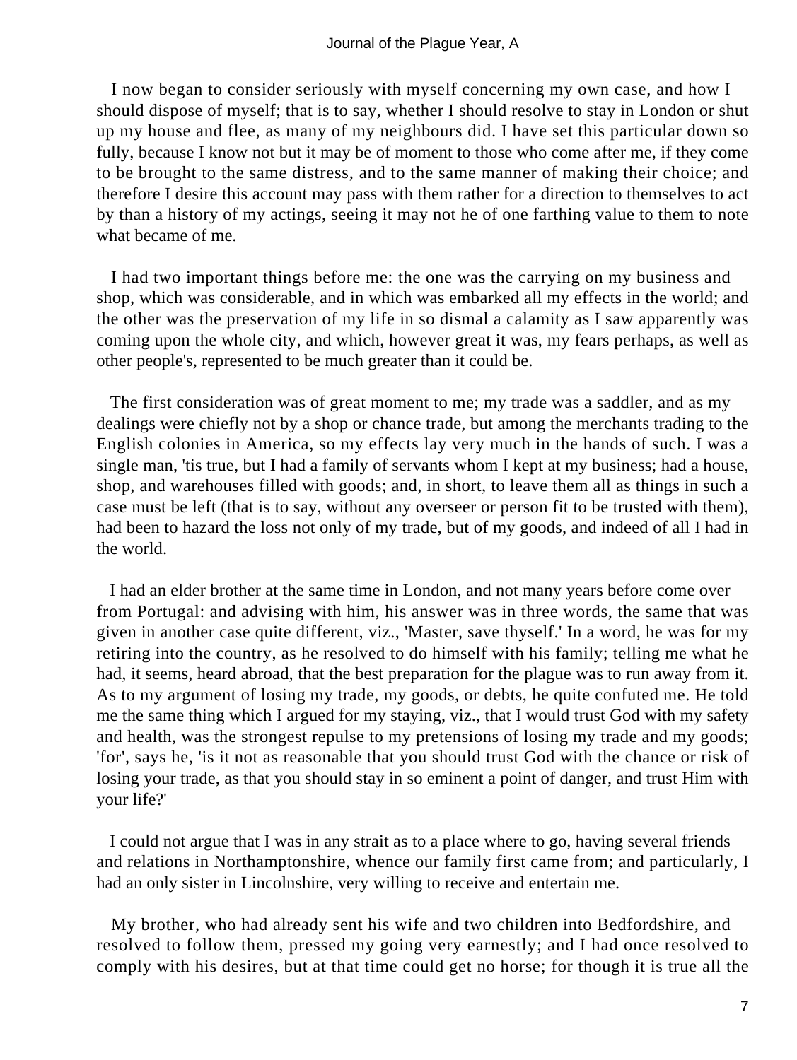I now began to consider seriously with myself concerning my own case, and how I should dispose of myself; that is to say, whether I should resolve to stay in London or shut up my house and flee, as many of my neighbours did. I have set this particular down so fully, because I know not but it may be of moment to those who come after me, if they come to be brought to the same distress, and to the same manner of making their choice; and therefore I desire this account may pass with them rather for a direction to themselves to act by than a history of my actings, seeing it may not he of one farthing value to them to note what became of me.

I had two important things before me: the one was the carrying on my business and shop, which was considerable, and in which was embarked all my effects in the world; and the other was the preservation of my life in so dismal a calamity as I saw apparently was coming upon the whole city, and which, however great it was, my fears perhaps, as well as other people's, represented to be much greater than it could be.

The first consideration was of great moment to me; my trade was a saddler, and as my dealings were chiefly not by a shop or chance trade, but among the merchants trading to the English colonies in America, so my effects lay very much in the hands of such. I was a single man, 'tis true, but I had a family of servants whom I kept at my business; had a house, shop, and warehouses filled with goods; and, in short, to leave them all as things in such a case must be left (that is to say, without any overseer or person fit to be trusted with them), had been to hazard the loss not only of my trade, but of my goods, and indeed of all I had in the world.

I had an elder brother at the same time in London, and not many years before come over from Portugal: and advising with him, his answer was in three words, the same that was given in another case quite different, viz., 'Master, save thyself.' In a word, he was for my retiring into the country, as he resolved to do himself with his family; telling me what he had, it seems, heard abroad, that the best preparation for the plague was to run away from it. As to my argument of losing my trade, my goods, or debts, he quite confuted me. He told me the same thing which I argued for my staying, viz., that I would trust God with my safety and health, was the strongest repulse to my pretensions of losing my trade and my goods; 'for', says he, 'is it not as reasonable that you should trust God with the chance or risk of losing your trade, as that you should stay in so eminent a point of danger, and trust Him with your life?'

I could not argue that I was in any strait as to a place where to go, having several friends and relations in Northamptonshire, whence our family first came from; and particularly, I had an only sister in Lincolnshire, very willing to receive and entertain me.

My brother, who had already sent his wife and two children into Bedfordshire, and resolved to follow them, pressed my going very earnestly; and I had once resolved to comply with his desires, but at that time could get no horse; for though it is true all the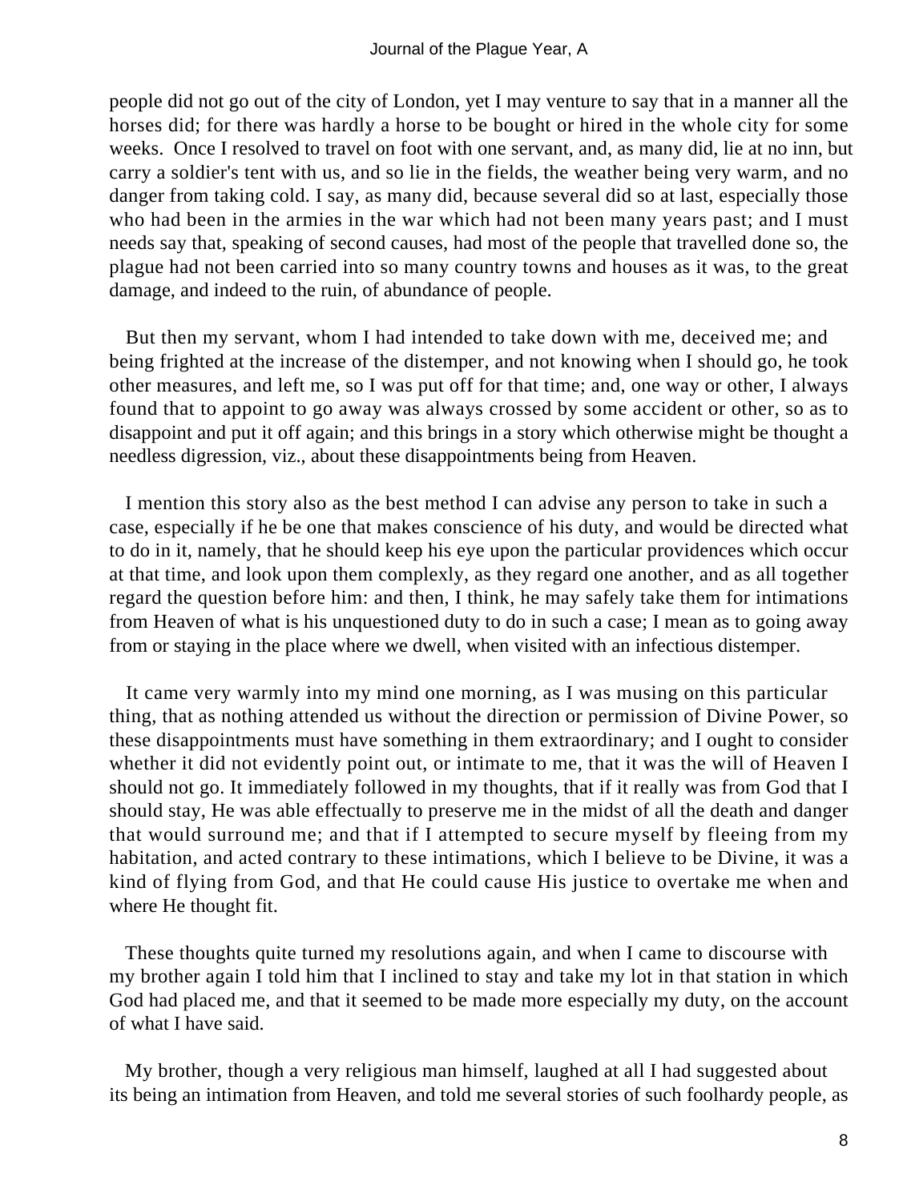people did not go out of the city of London, yet I may venture to say that in a manner all the horses did; for there was hardly a horse to be bought or hired in the whole city for some weeks. Once I resolved to travel on foot with one servant, and, as many did, lie at no inn, but carry a soldier's tent with us, and so lie in the fields, the weather being very warm, and no danger from taking cold. I say, as many did, because several did so at last, especially those who had been in the armies in the war which had not been many years past; and I must needs say that, speaking of second causes, had most of the people that travelled done so, the plague had not been carried into so many country towns and houses as it was, to the great damage, and indeed to the ruin, of abundance of people.

But then my servant, whom I had intended to take down with me, deceived me; and being frighted at the increase of the distemper, and not knowing when I should go, he took other measures, and left me, so I was put off for that time; and, one way or other, I always found that to appoint to go away was always crossed by some accident or other, so as to disappoint and put it off again; and this brings in a story which otherwise might be thought a needless digression, viz., about these disappointments being from Heaven.

I mention this story also as the best method I can advise any person to take in such a case, especially if he be one that makes conscience of his duty, and would be directed what to do in it, namely, that he should keep his eye upon the particular providences which occur at that time, and look upon them complexly, as they regard one another, and as all together regard the question before him: and then, I think, he may safely take them for intimations from Heaven of what is his unquestioned duty to do in such a case; I mean as to going away from or staying in the place where we dwell, when visited with an infectious distemper.

It came very warmly into my mind one morning, as I was musing on this particular thing, that as nothing attended us without the direction or permission of Divine Power, so these disappointments must have something in them extraordinary; and I ought to consider whether it did not evidently point out, or intimate to me, that it was the will of Heaven I should not go. It immediately followed in my thoughts, that if it really was from God that I should stay, He was able effectually to preserve me in the midst of all the death and danger that would surround me; and that if I attempted to secure myself by fleeing from my habitation, and acted contrary to these intimations, which I believe to be Divine, it was a kind of flying from God, and that He could cause His justice to overtake me when and where He thought fit.

These thoughts quite turned my resolutions again, and when I came to discourse with my brother again I told him that I inclined to stay and take my lot in that station in which God had placed me, and that it seemed to be made more especially my duty, on the account of what I have said.

My brother, though a very religious man himself, laughed at all I had suggested about its being an intimation from Heaven, and told me several stories of such foolhardy people, as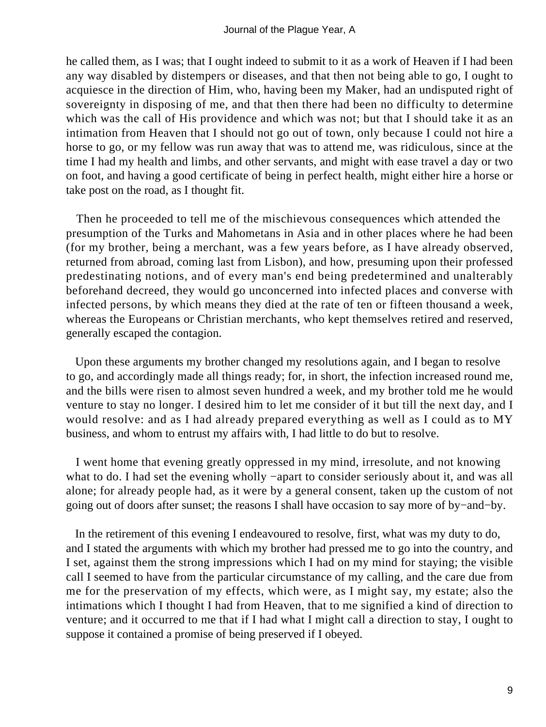he called them, as I was; that I ought indeed to submit to it as a work of Heaven if I had been any way disabled by distempers or diseases, and that then not being able to go, I ought to acquiesce in the direction of Him, who, having been my Maker, had an undisputed right of sovereignty in disposing of me, and that then there had been no difficulty to determine which was the call of His providence and which was not; but that I should take it as an intimation from Heaven that I should not go out of town, only because I could not hire a horse to go, or my fellow was run away that was to attend me, was ridiculous, since at the time I had my health and limbs, and other servants, and might with ease travel a day or two on foot, and having a good certificate of being in perfect health, might either hire a horse or take post on the road, as I thought fit.

Then he proceeded to tell me of the mischievous consequences which attended the presumption of the Turks and Mahometans in Asia and in other places where he had been (for my brother, being a merchant, was a few years before, as I have already observed, returned from abroad, coming last from Lisbon), and how, presuming upon their professed predestinating notions, and of every man's end being predetermined and unalterably beforehand decreed, they would go unconcerned into infected places and converse with infected persons, by which means they died at the rate of ten or fifteen thousand a week, whereas the Europeans or Christian merchants, who kept themselves retired and reserved, generally escaped the contagion.

Upon these arguments my brother changed my resolutions again, and I began to resolve to go, and accordingly made all things ready; for, in short, the infection increased round me, and the bills were risen to almost seven hundred a week, and my brother told me he would venture to stay no longer. I desired him to let me consider of it but till the next day, and I would resolve: and as I had already prepared everything as well as I could as to MY business, and whom to entrust my affairs with, I had little to do but to resolve.

I went home that evening greatly oppressed in my mind, irresolute, and not knowing what to do. I had set the evening wholly −apart to consider seriously about it, and was all alone; for already people had, as it were by a general consent, taken up the custom of not going out of doors after sunset; the reasons I shall have occasion to say more of by−and−by.

In the retirement of this evening I endeavoured to resolve, first, what was my duty to do, and I stated the arguments with which my brother had pressed me to go into the country, and I set, against them the strong impressions which I had on my mind for staying; the visible call I seemed to have from the particular circumstance of my calling, and the care due from me for the preservation of my effects, which were, as I might say, my estate; also the intimations which I thought I had from Heaven, that to me signified a kind of direction to venture; and it occurred to me that if I had what I might call a direction to stay, I ought to suppose it contained a promise of being preserved if I obeyed.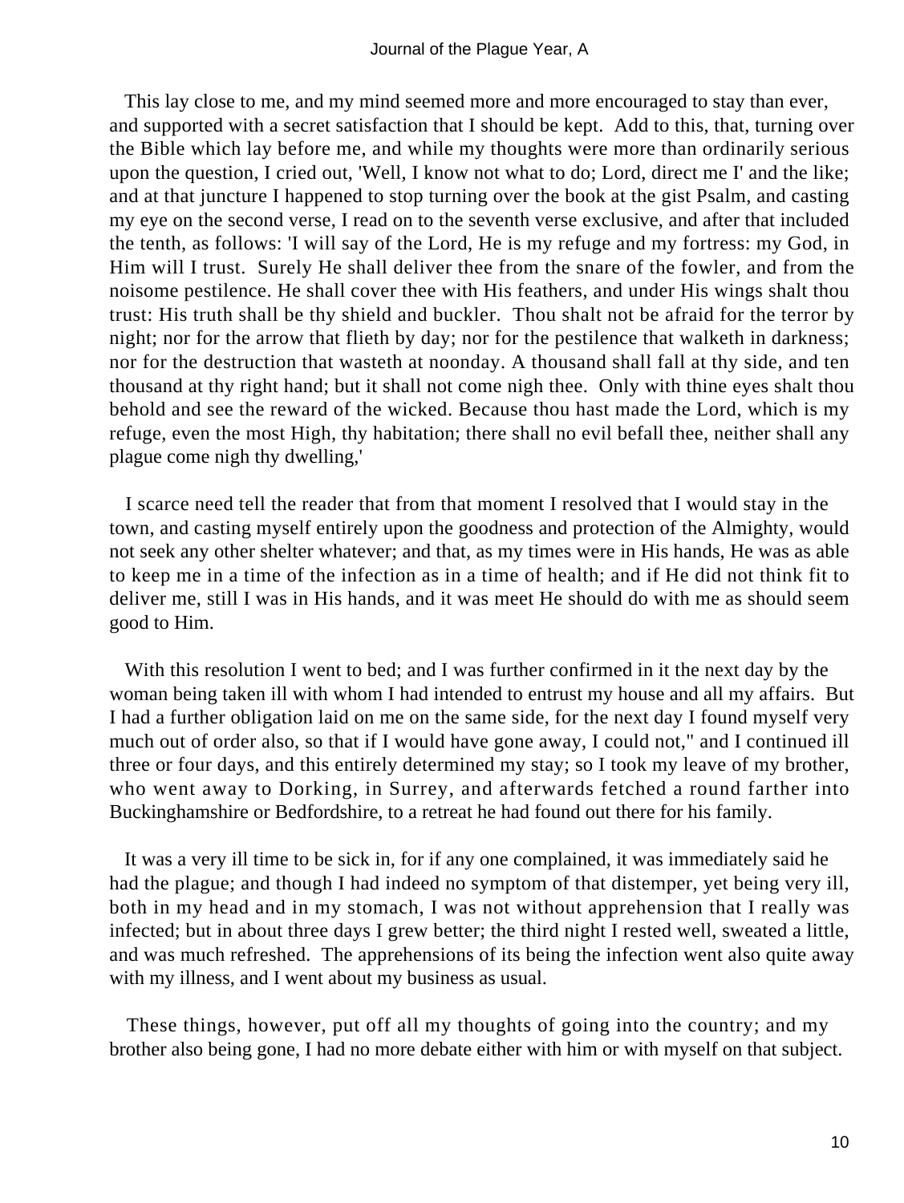This lay close to me, and my mind seemed more and more encouraged to stay than ever, and supported with a secret satisfaction that I should be kept. Add to this, that, turning over the Bible which lay before me, and while my thoughts were more than ordinarily serious upon the question, I cried out, 'Well, I know not what to do; Lord, direct me I' and the like; and at that juncture I happened to stop turning over the book at the gist Psalm, and casting my eye on the second verse, I read on to the seventh verse exclusive, and after that included the tenth, as follows: 'I will say of the Lord, He is my refuge and my fortress: my God, in Him will I trust. Surely He shall deliver thee from the snare of the fowler, and from the noisome pestilence. He shall cover thee with His feathers, and under His wings shalt thou trust: His truth shall be thy shield and buckler. Thou shalt not be afraid for the terror by night; nor for the arrow that flieth by day; nor for the pestilence that walketh in darkness; nor for the destruction that wasteth at noonday. A thousand shall fall at thy side, and ten thousand at thy right hand; but it shall not come nigh thee. Only with thine eyes shalt thou behold and see the reward of the wicked. Because thou hast made the Lord, which is my refuge, even the most High, thy habitation; there shall no evil befall thee, neither shall any plague come nigh thy dwelling,'

I scarce need tell the reader that from that moment I resolved that I would stay in the town, and casting myself entirely upon the goodness and protection of the Almighty, would not seek any other shelter whatever; and that, as my times were in His hands, He was as able to keep me in a time of the infection as in a time of health; and if He did not think fit to deliver me, still I was in His hands, and it was meet He should do with me as should seem good to Him.

With this resolution I went to bed; and I was further confirmed in it the next day by the woman being taken ill with whom I had intended to entrust my house and all my affairs. But I had a further obligation laid on me on the same side, for the next day I found myself very much out of order also, so that if I would have gone away, I could not," and I continued ill three or four days, and this entirely determined my stay; so I took my leave of my brother, who went away to Dorking, in Surrey, and afterwards fetched a round farther into Buckinghamshire or Bedfordshire, to a retreat he had found out there for his family.

It was a very ill time to be sick in, for if any one complained, it was immediately said he had the plague; and though I had indeed no symptom of that distemper, yet being very ill, both in my head and in my stomach, I was not without apprehension that I really was infected; but in about three days I grew better; the third night I rested well, sweated a little, and was much refreshed. The apprehensions of its being the infection went also quite away with my illness, and I went about my business as usual.

These things, however, put off all my thoughts of going into the country; and my brother also being gone, I had no more debate either with him or with myself on that subject.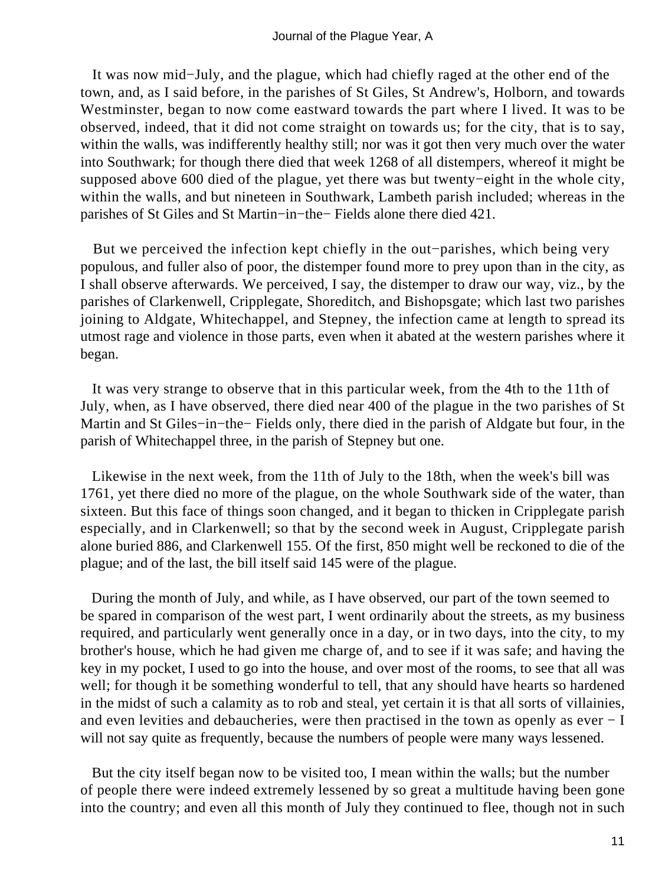It was now mid−July, and the plague, which had chiefly raged at the other end of the town, and, as I said before, in the parishes of St Giles, St Andrew's, Holborn, and towards Westminster, began to now come eastward towards the part where I lived. It was to be observed, indeed, that it did not come straight on towards us; for the city, that is to say, within the walls, was indifferently healthy still; nor was it got then very much over the water into Southwark; for though there died that week 1268 of all distempers, whereof it might be supposed above 600 died of the plague, yet there was but twenty−eight in the whole city, within the walls, and but nineteen in Southwark, Lambeth parish included; whereas in the parishes of St Giles and St Martin−in−the− Fields alone there died 421.

But we perceived the infection kept chiefly in the out−parishes, which being very populous, and fuller also of poor, the distemper found more to prey upon than in the city, as I shall observe afterwards. We perceived, I say, the distemper to draw our way, viz., by the parishes of Clarkenwell, Cripplegate, Shoreditch, and Bishopsgate; which last two parishes joining to Aldgate, Whitechappel, and Stepney, the infection came at length to spread its utmost rage and violence in those parts, even when it abated at the western parishes where it began.

It was very strange to observe that in this particular week, from the 4th to the 11th of July, when, as I have observed, there died near 400 of the plague in the two parishes of St Martin and St Giles−in−the− Fields only, there died in the parish of Aldgate but four, in the parish of Whitechappel three, in the parish of Stepney but one.

Likewise in the next week, from the 11th of July to the 18th, when the week's bill was 1761, yet there died no more of the plague, on the whole Southwark side of the water, than sixteen. But this face of things soon changed, and it began to thicken in Cripplegate parish especially, and in Clarkenwell; so that by the second week in August, Cripplegate parish alone buried 886, and Clarkenwell 155. Of the first, 850 might well be reckoned to die of the plague; and of the last, the bill itself said 145 were of the plague.

During the month of July, and while, as I have observed, our part of the town seemed to be spared in comparison of the west part, I went ordinarily about the streets, as my business required, and particularly went generally once in a day, or in two days, into the city, to my brother's house, which he had given me charge of, and to see if it was safe; and having the key in my pocket, I used to go into the house, and over most of the rooms, to see that all was well; for though it be something wonderful to tell, that any should have hearts so hardened in the midst of such a calamity as to rob and steal, yet certain it is that all sorts of villainies, and even levities and debaucheries, were then practised in the town as openly as ever − I will not say quite as frequently, because the numbers of people were many ways lessened.

But the city itself began now to be visited too, I mean within the walls; but the number of people there were indeed extremely lessened by so great a multitude having been gone into the country; and even all this month of July they continued to flee, though not in such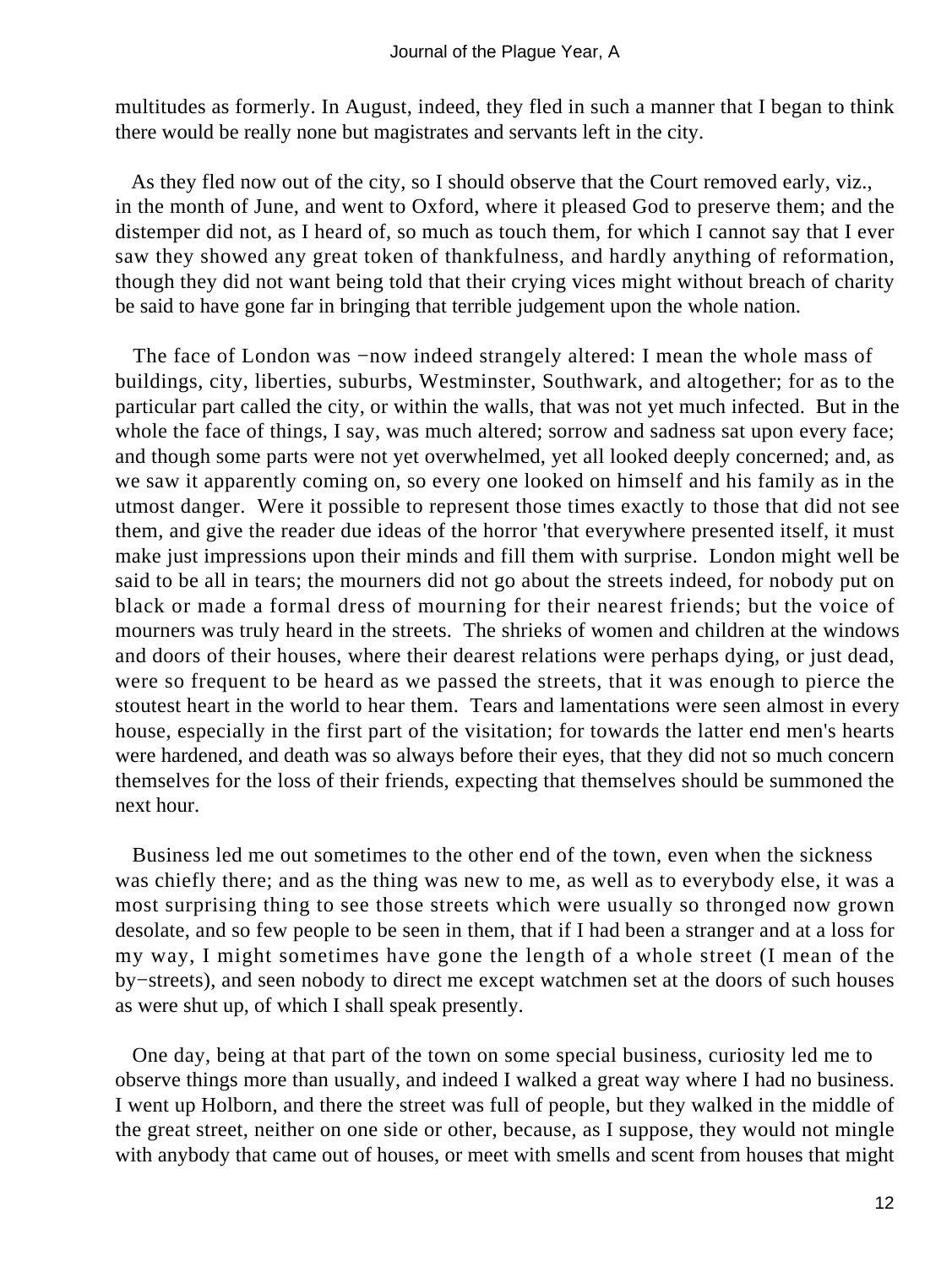multitudes as formerly. In August, indeed, they fled in such a manner that I began to think there would be really none but magistrates and servants left in the city.

As they fled now out of the city, so I should observe that the Court removed early, viz., in the month of June, and went to Oxford, where it pleased God to preserve them; and the distemper did not, as I heard of, so much as touch them, for which I cannot say that I ever saw they showed any great token of thankfulness, and hardly anything of reformation, though they did not want being told that their crying vices might without breach of charity be said to have gone far in bringing that terrible judgement upon the whole nation.

The face of London was −now indeed strangely altered: I mean the whole mass of buildings, city, liberties, suburbs, Westminster, Southwark, and altogether; for as to the particular part called the city, or within the walls, that was not yet much infected. But in the whole the face of things, I say, was much altered; sorrow and sadness sat upon every face; and though some parts were not yet overwhelmed, yet all looked deeply concerned; and, as we saw it apparently coming on, so every one looked on himself and his family as in the utmost danger. Were it possible to represent those times exactly to those that did not see them, and give the reader due ideas of the horror 'that everywhere presented itself, it must make just impressions upon their minds and fill them with surprise. London might well be said to be all in tears; the mourners did not go about the streets indeed, for nobody put on black or made a formal dress of mourning for their nearest friends; but the voice of mourners was truly heard in the streets. The shrieks of women and children at the windows and doors of their houses, where their dearest relations were perhaps dying, or just dead, were so frequent to be heard as we passed the streets, that it was enough to pierce the stoutest heart in the world to hear them. Tears and lamentations were seen almost in every house, especially in the first part of the visitation; for towards the latter end men's hearts were hardened, and death was so always before their eyes, that they did not so much concern themselves for the loss of their friends, expecting that themselves should be summoned the next hour.

Business led me out sometimes to the other end of the town, even when the sickness was chiefly there; and as the thing was new to me, as well as to everybody else, it was a most surprising thing to see those streets which were usually so thronged now grown desolate, and so few people to be seen in them, that if I had been a stranger and at a loss for my way, I might sometimes have gone the length of a whole street (I mean of the by−streets), and seen nobody to direct me except watchmen set at the doors of such houses as were shut up, of which I shall speak presently.

One day, being at that part of the town on some special business, curiosity led me to observe things more than usually, and indeed I walked a great way where I had no business. I went up Holborn, and there the street was full of people, but they walked in the middle of the great street, neither on one side or other, because, as I suppose, they would not mingle with anybody that came out of houses, or meet with smells and scent from houses that might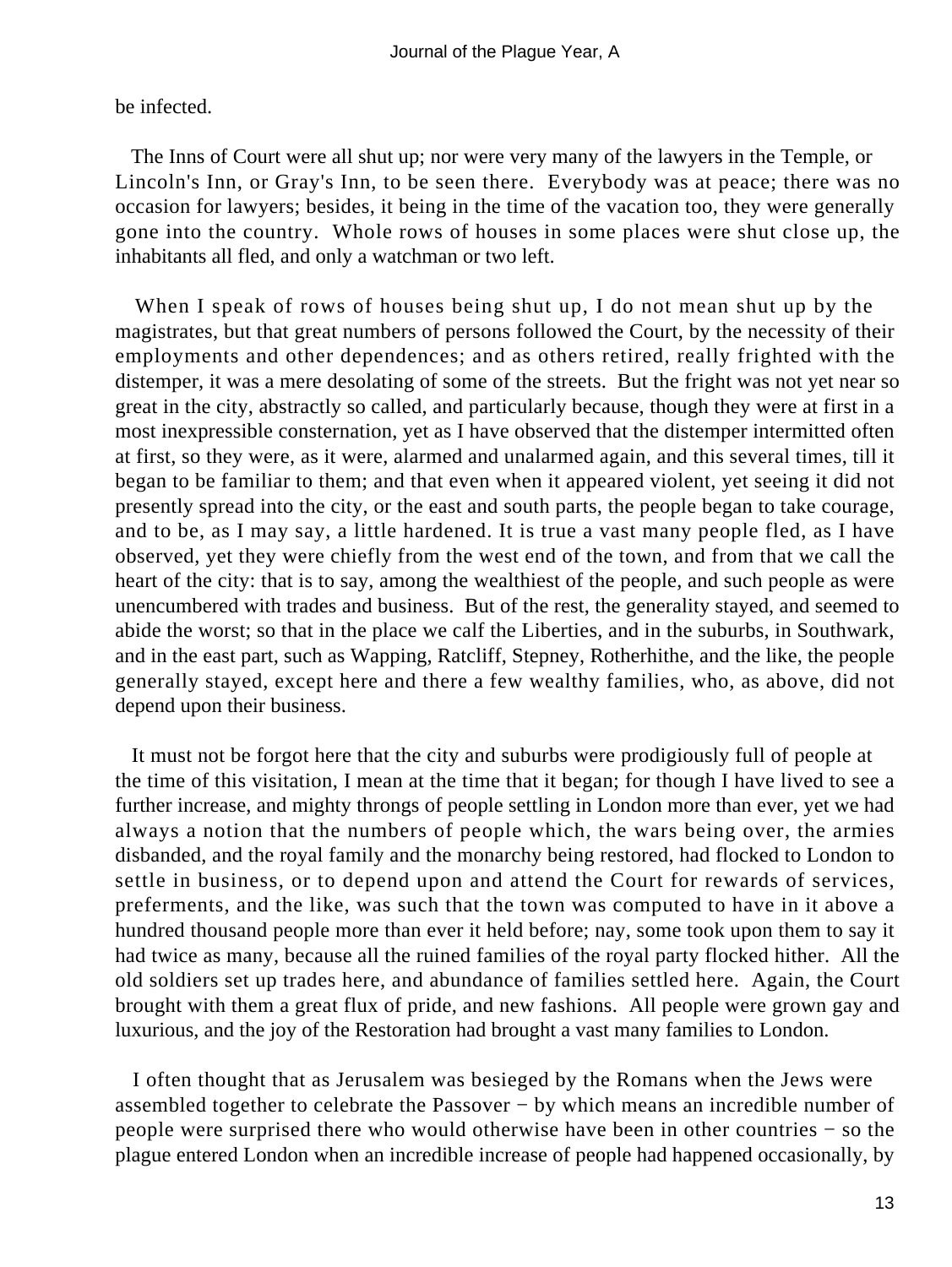be infected.

The Inns of Court were all shut up; nor were very many of the lawyers in the Temple, or Lincoln's Inn, or Gray's Inn, to be seen there. Everybody was at peace; there was no occasion for lawyers; besides, it being in the time of the vacation too, they were generally gone into the country. Whole rows of houses in some places were shut close up, the inhabitants all fled, and only a watchman or two left.

When I speak of rows of houses being shut up, I do not mean shut up by the magistrates, but that great numbers of persons followed the Court, by the necessity of their employments and other dependences; and as others retired, really frighted with the distemper, it was a mere desolating of some of the streets. But the fright was not yet near so great in the city, abstractly so called, and particularly because, though they were at first in a most inexpressible consternation, yet as I have observed that the distemper intermitted often at first, so they were, as it were, alarmed and unalarmed again, and this several times, till it began to be familiar to them; and that even when it appeared violent, yet seeing it did not presently spread into the city, or the east and south parts, the people began to take courage, and to be, as I may say, a little hardened. It is true a vast many people fled, as I have observed, yet they were chiefly from the west end of the town, and from that we call the heart of the city: that is to say, among the wealthiest of the people, and such people as were unencumbered with trades and business. But of the rest, the generality stayed, and seemed to abide the worst; so that in the place we calf the Liberties, and in the suburbs, in Southwark, and in the east part, such as Wapping, Ratcliff, Stepney, Rotherhithe, and the like, the people generally stayed, except here and there a few wealthy families, who, as above, did not depend upon their business.

It must not be forgot here that the city and suburbs were prodigiously full of people at the time of this visitation, I mean at the time that it began; for though I have lived to see a further increase, and mighty throngs of people settling in London more than ever, yet we had always a notion that the numbers of people which, the wars being over, the armies disbanded, and the royal family and the monarchy being restored, had flocked to London to settle in business, or to depend upon and attend the Court for rewards of services, preferments, and the like, was such that the town was computed to have in it above a hundred thousand people more than ever it held before; nay, some took upon them to say it had twice as many, because all the ruined families of the royal party flocked hither. All the old soldiers set up trades here, and abundance of families settled here. Again, the Court brought with them a great flux of pride, and new fashions. All people were grown gay and luxurious, and the joy of the Restoration had brought a vast many families to London.

I often thought that as Jerusalem was besieged by the Romans when the Jews were assembled together to celebrate the Passover − by which means an incredible number of people were surprised there who would otherwise have been in other countries − so the plague entered London when an incredible increase of people had happened occasionally, by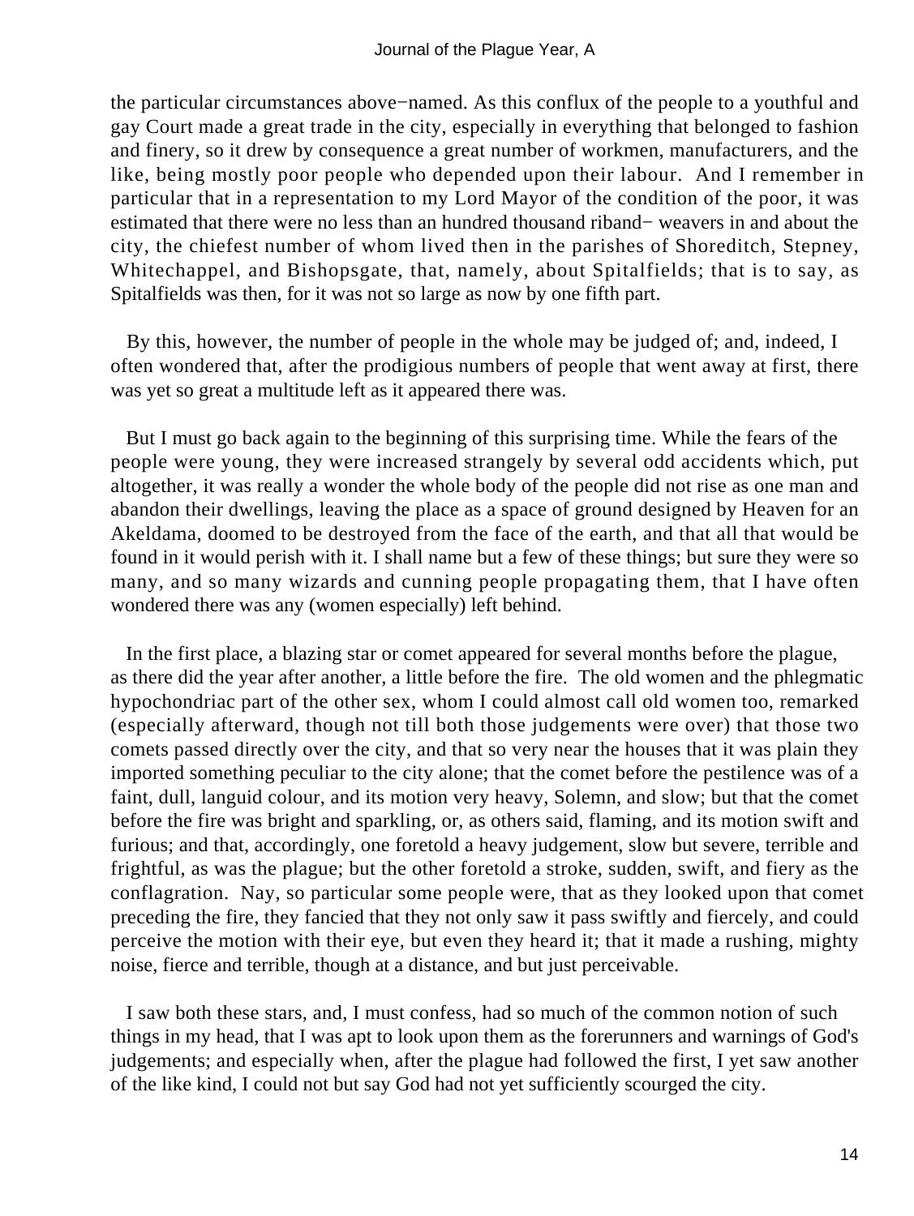the particular circumstances above−named. As this conflux of the people to a youthful and gay Court made a great trade in the city, especially in everything that belonged to fashion and finery, so it drew by consequence a great number of workmen, manufacturers, and the like, being mostly poor people who depended upon their labour. And I remember in particular that in a representation to my Lord Mayor of the condition of the poor, it was estimated that there were no less than an hundred thousand riband− weavers in and about the city, the chiefest number of whom lived then in the parishes of Shoreditch, Stepney, Whitechappel, and Bishopsgate, that, namely, about Spitalfields; that is to say, as Spitalfields was then, for it was not so large as now by one fifth part.

By this, however, the number of people in the whole may be judged of; and, indeed, I often wondered that, after the prodigious numbers of people that went away at first, there was yet so great a multitude left as it appeared there was.

But I must go back again to the beginning of this surprising time. While the fears of the people were young, they were increased strangely by several odd accidents which, put altogether, it was really a wonder the whole body of the people did not rise as one man and abandon their dwellings, leaving the place as a space of ground designed by Heaven for an Akeldama, doomed to be destroyed from the face of the earth, and that all that would be found in it would perish with it. I shall name but a few of these things; but sure they were so many, and so many wizards and cunning people propagating them, that I have often wondered there was any (women especially) left behind.

In the first place, a blazing star or comet appeared for several months before the plague, as there did the year after another, a little before the fire. The old women and the phlegmatic hypochondriac part of the other sex, whom I could almost call old women too, remarked (especially afterward, though not till both those judgements were over) that those two comets passed directly over the city, and that so very near the houses that it was plain they imported something peculiar to the city alone; that the comet before the pestilence was of a faint, dull, languid colour, and its motion very heavy, Solemn, and slow; but that the comet before the fire was bright and sparkling, or, as others said, flaming, and its motion swift and furious; and that, accordingly, one foretold a heavy judgement, slow but severe, terrible and frightful, as was the plague; but the other foretold a stroke, sudden, swift, and fiery as the conflagration. Nay, so particular some people were, that as they looked upon that comet preceding the fire, they fancied that they not only saw it pass swiftly and fiercely, and could perceive the motion with their eye, but even they heard it; that it made a rushing, mighty noise, fierce and terrible, though at a distance, and but just perceivable.

I saw both these stars, and, I must confess, had so much of the common notion of such things in my head, that I was apt to look upon them as the forerunners and warnings of God's judgements; and especially when, after the plague had followed the first, I yet saw another of the like kind, I could not but say God had not yet sufficiently scourged the city.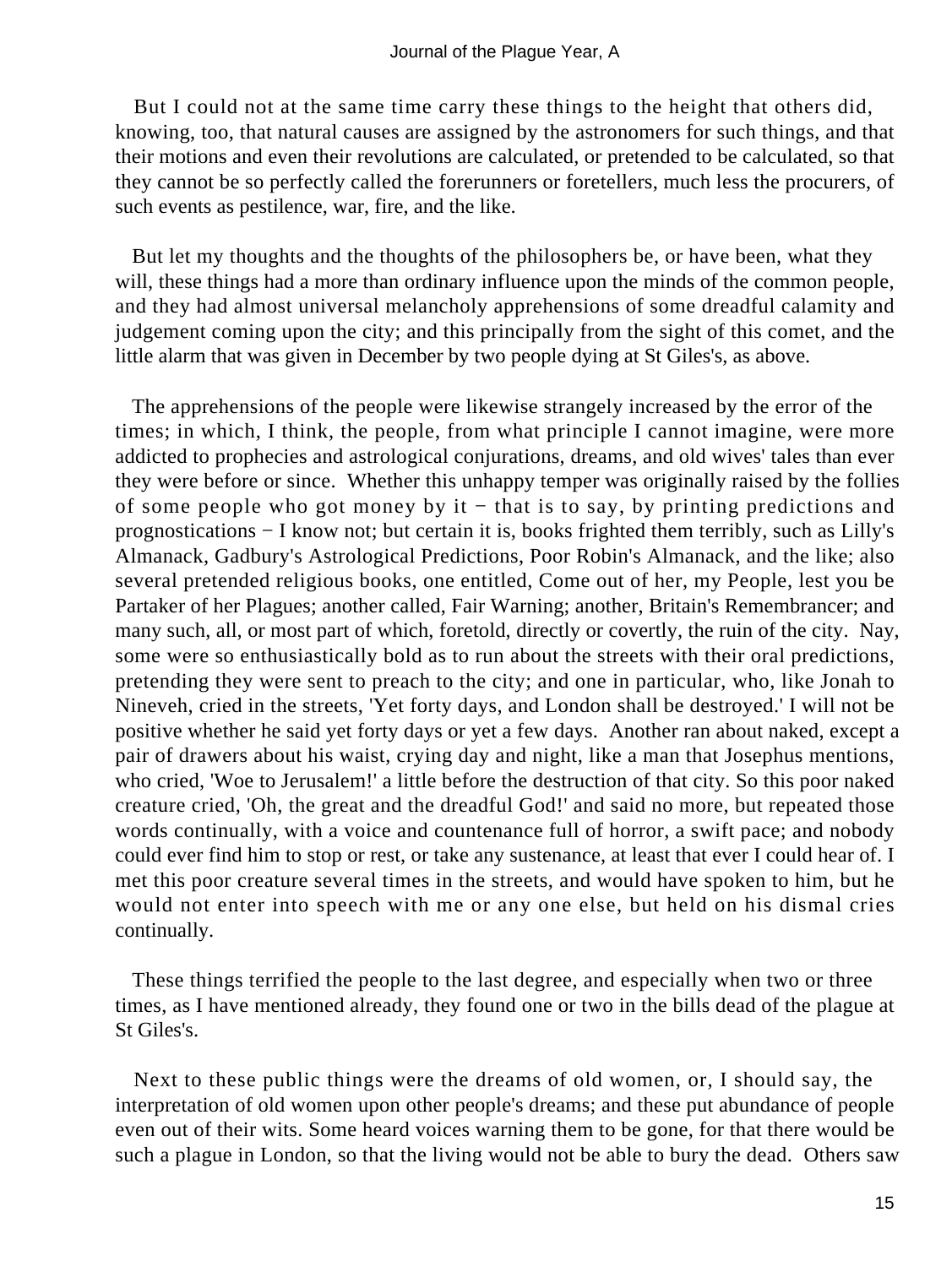But I could not at the same time carry these things to the height that others did, knowing, too, that natural causes are assigned by the astronomers for such things, and that their motions and even their revolutions are calculated, or pretended to be calculated, so that they cannot be so perfectly called the forerunners or foretellers, much less the procurers, of such events as pestilence, war, fire, and the like.

But let my thoughts and the thoughts of the philosophers be, or have been, what they will, these things had a more than ordinary influence upon the minds of the common people, and they had almost universal melancholy apprehensions of some dreadful calamity and judgement coming upon the city; and this principally from the sight of this comet, and the little alarm that was given in December by two people dying at St Giles's, as above.

The apprehensions of the people were likewise strangely increased by the error of the times; in which, I think, the people, from what principle I cannot imagine, were more addicted to prophecies and astrological conjurations, dreams, and old wives' tales than ever they were before or since. Whether this unhappy temper was originally raised by the follies of some people who got money by it − that is to say, by printing predictions and prognostications − I know not; but certain it is, books frighted them terribly, such as Lilly's Almanack, Gadbury's Astrological Predictions, Poor Robin's Almanack, and the like; also several pretended religious books, one entitled, Come out of her, my People, lest you be Partaker of her Plagues; another called, Fair Warning; another, Britain's Remembrancer; and many such, all, or most part of which, foretold, directly or covertly, the ruin of the city. Nay, some were so enthusiastically bold as to run about the streets with their oral predictions, pretending they were sent to preach to the city; and one in particular, who, like Jonah to Nineveh, cried in the streets, 'Yet forty days, and London shall be destroyed.' I will not be positive whether he said yet forty days or yet a few days. Another ran about naked, except a pair of drawers about his waist, crying day and night, like a man that Josephus mentions, who cried, 'Woe to Jerusalem!' a little before the destruction of that city. So this poor naked creature cried, 'Oh, the great and the dreadful God!' and said no more, but repeated those words continually, with a voice and countenance full of horror, a swift pace; and nobody could ever find him to stop or rest, or take any sustenance, at least that ever I could hear of. I met this poor creature several times in the streets, and would have spoken to him, but he would not enter into speech with me or any one else, but held on his dismal cries continually.

These things terrified the people to the last degree, and especially when two or three times, as I have mentioned already, they found one or two in the bills dead of the plague at St Giles's.

Next to these public things were the dreams of old women, or, I should say, the interpretation of old women upon other people's dreams; and these put abundance of people even out of their wits. Some heard voices warning them to be gone, for that there would be such a plague in London, so that the living would not be able to bury the dead. Others saw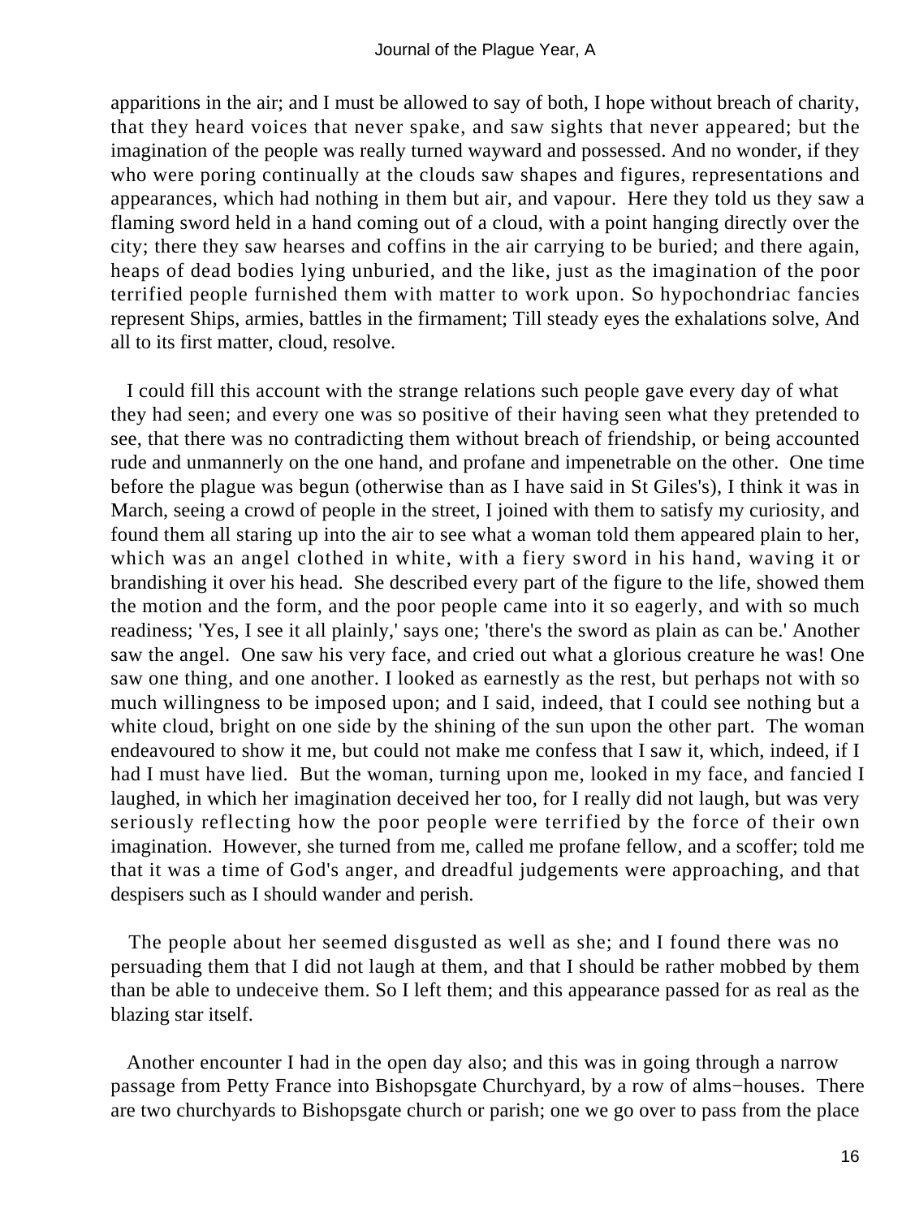apparitions in the air; and I must be allowed to say of both, I hope without breach of charity, that they heard voices that never spake, and saw sights that never appeared; but the imagination of the people was really turned wayward and possessed. And no wonder, if they who were poring continually at the clouds saw shapes and figures, representations and appearances, which had nothing in them but air, and vapour. Here they told us they saw a flaming sword held in a hand coming out of a cloud, with a point hanging directly over the city; there they saw hearses and coffins in the air carrying to be buried; and there again, heaps of dead bodies lying unburied, and the like, just as the imagination of the poor terrified people furnished them with matter to work upon. So hypochondriac fancies represent Ships, armies, battles in the firmament; Till steady eyes the exhalations solve, And all to its first matter, cloud, resolve.

I could fill this account with the strange relations such people gave every day of what they had seen; and every one was so positive of their having seen what they pretended to see, that there was no contradicting them without breach of friendship, or being accounted rude and unmannerly on the one hand, and profane and impenetrable on the other. One time before the plague was begun (otherwise than as I have said in St Giles's), I think it was in March, seeing a crowd of people in the street, I joined with them to satisfy my curiosity, and found them all staring up into the air to see what a woman told them appeared plain to her, which was an angel clothed in white, with a fiery sword in his hand, waving it or brandishing it over his head. She described every part of the figure to the life, showed them the motion and the form, and the poor people came into it so eagerly, and with so much readiness; 'Yes, I see it all plainly,' says one; 'there's the sword as plain as can be.' Another saw the angel. One saw his very face, and cried out what a glorious creature he was! One saw one thing, and one another. I looked as earnestly as the rest, but perhaps not with so much willingness to be imposed upon; and I said, indeed, that I could see nothing but a white cloud, bright on one side by the shining of the sun upon the other part. The woman endeavoured to show it me, but could not make me confess that I saw it, which, indeed, if I had I must have lied. But the woman, turning upon me, looked in my face, and fancied I laughed, in which her imagination deceived her too, for I really did not laugh, but was very seriously reflecting how the poor people were terrified by the force of their own imagination. However, she turned from me, called me profane fellow, and a scoffer; told me that it was a time of God's anger, and dreadful judgements were approaching, and that despisers such as I should wander and perish.

The people about her seemed disgusted as well as she; and I found there was no persuading them that I did not laugh at them, and that I should be rather mobbed by them than be able to undeceive them. So I left them; and this appearance passed for as real as the blazing star itself.

Another encounter I had in the open day also; and this was in going through a narrow passage from Petty France into Bishopsgate Churchyard, by a row of alms−houses. There are two churchyards to Bishopsgate church or parish; one we go over to pass from the place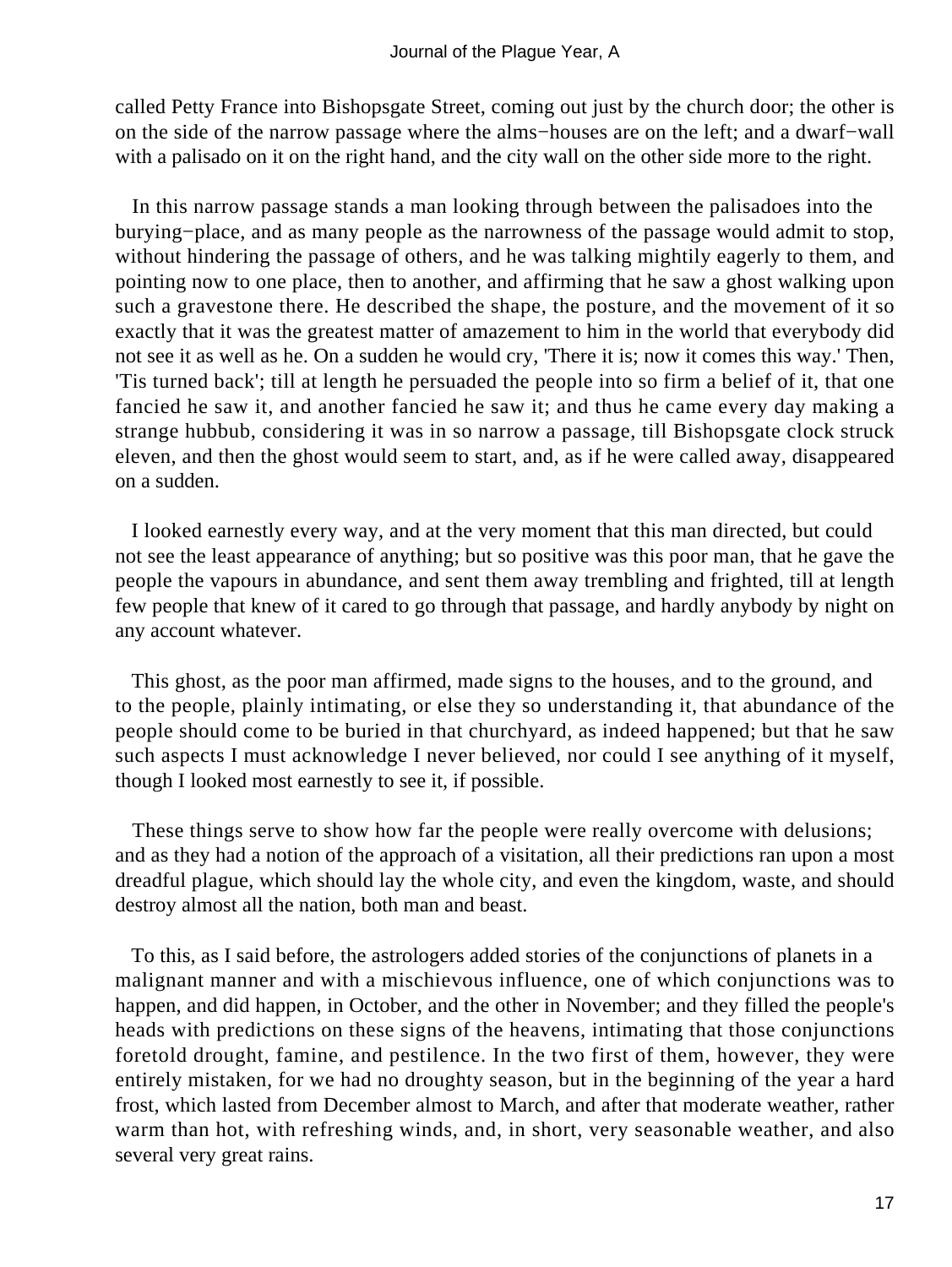called Petty France into Bishopsgate Street, coming out just by the church door; the other is on the side of the narrow passage where the alms−houses are on the left; and a dwarf−wall with a palisado on it on the right hand, and the city wall on the other side more to the right.

In this narrow passage stands a man looking through between the palisadoes into the burying−place, and as many people as the narrowness of the passage would admit to stop, without hindering the passage of others, and he was talking mightily eagerly to them, and pointing now to one place, then to another, and affirming that he saw a ghost walking upon such a gravestone there. He described the shape, the posture, and the movement of it so exactly that it was the greatest matter of amazement to him in the world that everybody did not see it as well as he. On a sudden he would cry, 'There it is; now it comes this way.' Then, 'Tis turned back'; till at length he persuaded the people into so firm a belief of it, that one fancied he saw it, and another fancied he saw it; and thus he came every day making a strange hubbub, considering it was in so narrow a passage, till Bishopsgate clock struck eleven, and then the ghost would seem to start, and, as if he were called away, disappeared on a sudden.

I looked earnestly every way, and at the very moment that this man directed, but could not see the least appearance of anything; but so positive was this poor man, that he gave the people the vapours in abundance, and sent them away trembling and frighted, till at length few people that knew of it cared to go through that passage, and hardly anybody by night on any account whatever.

This ghost, as the poor man affirmed, made signs to the houses, and to the ground, and to the people, plainly intimating, or else they so understanding it, that abundance of the people should come to be buried in that churchyard, as indeed happened; but that he saw such aspects I must acknowledge I never believed, nor could I see anything of it myself, though I looked most earnestly to see it, if possible.

These things serve to show how far the people were really overcome with delusions; and as they had a notion of the approach of a visitation, all their predictions ran upon a most dreadful plague, which should lay the whole city, and even the kingdom, waste, and should destroy almost all the nation, both man and beast.

To this, as I said before, the astrologers added stories of the conjunctions of planets in a malignant manner and with a mischievous influence, one of which conjunctions was to happen, and did happen, in October, and the other in November; and they filled the people's heads with predictions on these signs of the heavens, intimating that those conjunctions foretold drought, famine, and pestilence. In the two first of them, however, they were entirely mistaken, for we had no droughty season, but in the beginning of the year a hard frost, which lasted from December almost to March, and after that moderate weather, rather warm than hot, with refreshing winds, and, in short, very seasonable weather, and also several very great rains.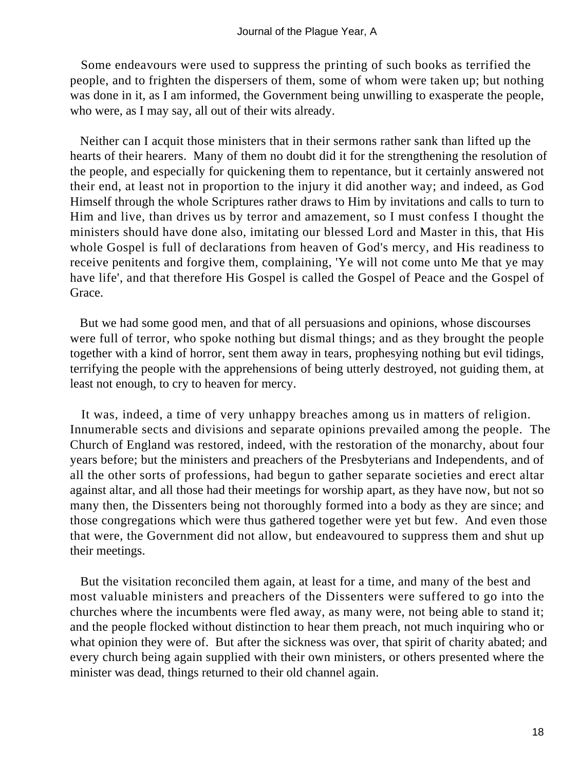Some endeavours were used to suppress the printing of such books as terrified the people, and to frighten the dispersers of them, some of whom were taken up; but nothing was done in it, as I am informed, the Government being unwilling to exasperate the people, who were, as I may say, all out of their wits already.

Neither can I acquit those ministers that in their sermons rather sank than lifted up the hearts of their hearers. Many of them no doubt did it for the strengthening the resolution of the people, and especially for quickening them to repentance, but it certainly answered not their end, at least not in proportion to the injury it did another way; and indeed, as God Himself through the whole Scriptures rather draws to Him by invitations and calls to turn to Him and live, than drives us by terror and amazement, so I must confess I thought the ministers should have done also, imitating our blessed Lord and Master in this, that His whole Gospel is full of declarations from heaven of God's mercy, and His readiness to receive penitents and forgive them, complaining, 'Ye will not come unto Me that ye may have life', and that therefore His Gospel is called the Gospel of Peace and the Gospel of Grace.

But we had some good men, and that of all persuasions and opinions, whose discourses were full of terror, who spoke nothing but dismal things; and as they brought the people together with a kind of horror, sent them away in tears, prophesying nothing but evil tidings, terrifying the people with the apprehensions of being utterly destroyed, not guiding them, at least not enough, to cry to heaven for mercy.

It was, indeed, a time of very unhappy breaches among us in matters of religion. Innumerable sects and divisions and separate opinions prevailed among the people. The Church of England was restored, indeed, with the restoration of the monarchy, about four years before; but the ministers and preachers of the Presbyterians and Independents, and of all the other sorts of professions, had begun to gather separate societies and erect altar against altar, and all those had their meetings for worship apart, as they have now, but not so many then, the Dissenters being not thoroughly formed into a body as they are since; and those congregations which were thus gathered together were yet but few. And even those that were, the Government did not allow, but endeavoured to suppress them and shut up their meetings.

But the visitation reconciled them again, at least for a time, and many of the best and most valuable ministers and preachers of the Dissenters were suffered to go into the churches where the incumbents were fled away, as many were, not being able to stand it; and the people flocked without distinction to hear them preach, not much inquiring who or what opinion they were of. But after the sickness was over, that spirit of charity abated; and every church being again supplied with their own ministers, or others presented where the minister was dead, things returned to their old channel again.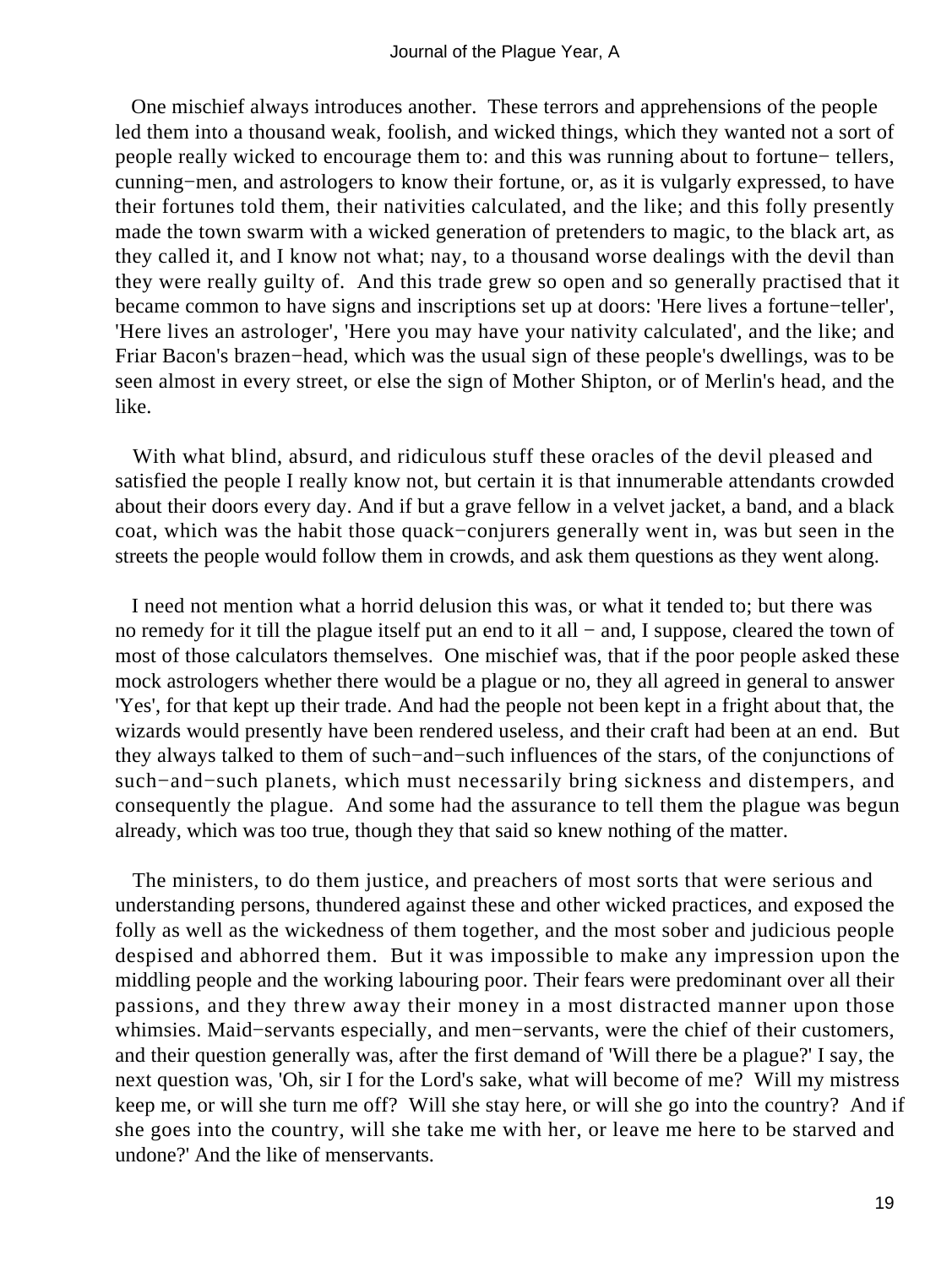One mischief always introduces another. These terrors and apprehensions of the people led them into a thousand weak, foolish, and wicked things, which they wanted not a sort of people really wicked to encourage them to: and this was running about to fortune− tellers, cunning−men, and astrologers to know their fortune, or, as it is vulgarly expressed, to have their fortunes told them, their nativities calculated, and the like; and this folly presently made the town swarm with a wicked generation of pretenders to magic, to the black art, as they called it, and I know not what; nay, to a thousand worse dealings with the devil than they were really guilty of. And this trade grew so open and so generally practised that it became common to have signs and inscriptions set up at doors: 'Here lives a fortune−teller', 'Here lives an astrologer', 'Here you may have your nativity calculated', and the like; and Friar Bacon's brazen−head, which was the usual sign of these people's dwellings, was to be seen almost in every street, or else the sign of Mother Shipton, or of Merlin's head, and the like.

With what blind, absurd, and ridiculous stuff these oracles of the devil pleased and satisfied the people I really know not, but certain it is that innumerable attendants crowded about their doors every day. And if but a grave fellow in a velvet jacket, a band, and a black coat, which was the habit those quack−conjurers generally went in, was but seen in the streets the people would follow them in crowds, and ask them questions as they went along.

I need not mention what a horrid delusion this was, or what it tended to; but there was no remedy for it till the plague itself put an end to it all − and, I suppose, cleared the town of most of those calculators themselves. One mischief was, that if the poor people asked these mock astrologers whether there would be a plague or no, they all agreed in general to answer 'Yes', for that kept up their trade. And had the people not been kept in a fright about that, the wizards would presently have been rendered useless, and their craft had been at an end. But they always talked to them of such−and−such influences of the stars, of the conjunctions of such−and−such planets, which must necessarily bring sickness and distempers, and consequently the plague. And some had the assurance to tell them the plague was begun already, which was too true, though they that said so knew nothing of the matter.

The ministers, to do them justice, and preachers of most sorts that were serious and understanding persons, thundered against these and other wicked practices, and exposed the folly as well as the wickedness of them together, and the most sober and judicious people despised and abhorred them. But it was impossible to make any impression upon the middling people and the working labouring poor. Their fears were predominant over all their passions, and they threw away their money in a most distracted manner upon those whimsies. Maid−servants especially, and men−servants, were the chief of their customers, and their question generally was, after the first demand of 'Will there be a plague?' I say, the next question was, 'Oh, sir I for the Lord's sake, what will become of me? Will my mistress keep me, or will she turn me off? Will she stay here, or will she go into the country? And if she goes into the country, will she take me with her, or leave me here to be starved and undone?' And the like of menservants.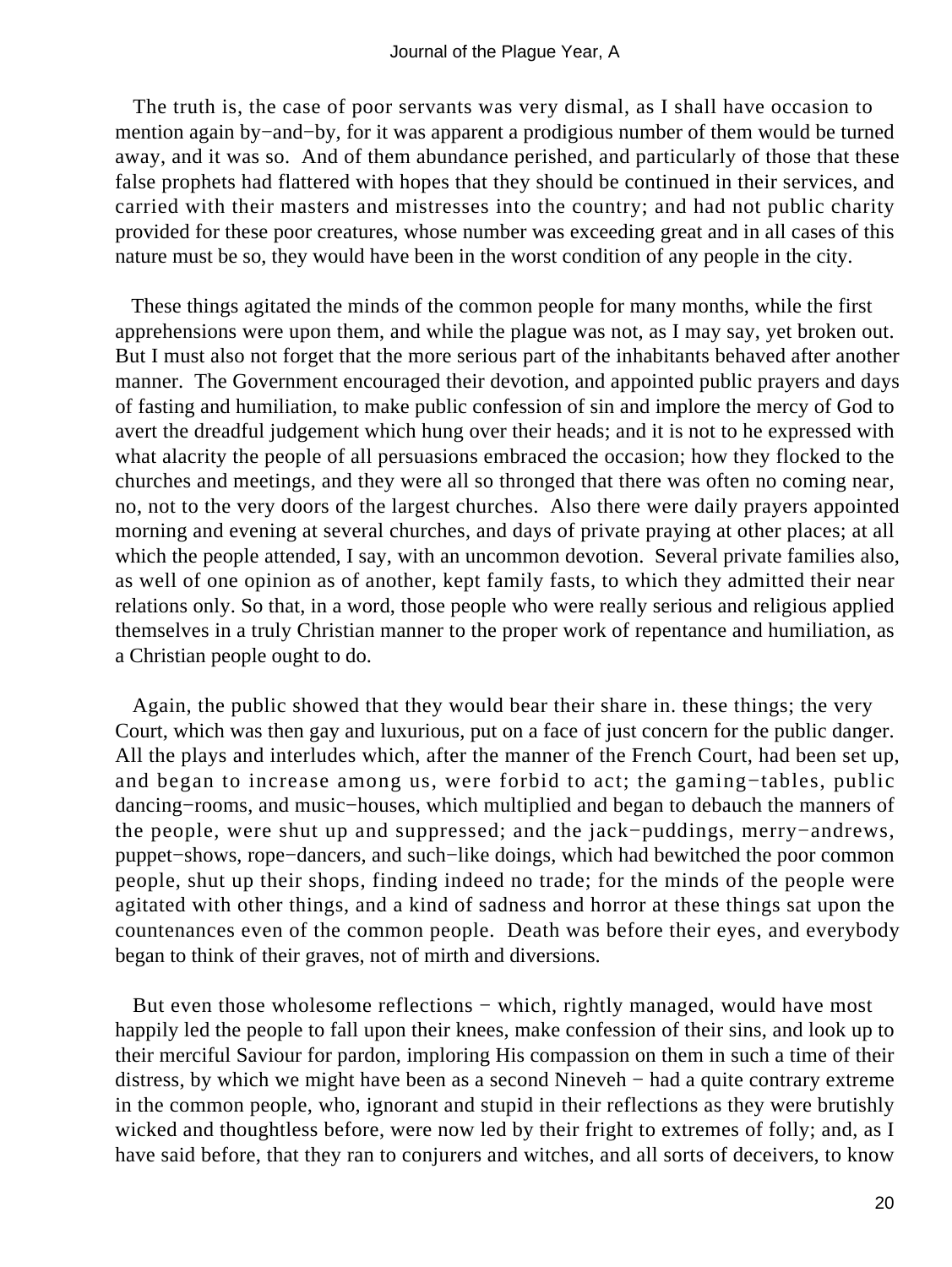The truth is, the case of poor servants was very dismal, as I shall have occasion to mention again by−and−by, for it was apparent a prodigious number of them would be turned away, and it was so. And of them abundance perished, and particularly of those that these false prophets had flattered with hopes that they should be continued in their services, and carried with their masters and mistresses into the country; and had not public charity provided for these poor creatures, whose number was exceeding great and in all cases of this nature must be so, they would have been in the worst condition of any people in the city.

These things agitated the minds of the common people for many months, while the first apprehensions were upon them, and while the plague was not, as I may say, yet broken out. But I must also not forget that the more serious part of the inhabitants behaved after another manner. The Government encouraged their devotion, and appointed public prayers and days of fasting and humiliation, to make public confession of sin and implore the mercy of God to avert the dreadful judgement which hung over their heads; and it is not to he expressed with what alacrity the people of all persuasions embraced the occasion; how they flocked to the churches and meetings, and they were all so thronged that there was often no coming near, no, not to the very doors of the largest churches. Also there were daily prayers appointed morning and evening at several churches, and days of private praying at other places; at all which the people attended, I say, with an uncommon devotion. Several private families also, as well of one opinion as of another, kept family fasts, to which they admitted their near relations only. So that, in a word, those people who were really serious and religious applied themselves in a truly Christian manner to the proper work of repentance and humiliation, as a Christian people ought to do.

Again, the public showed that they would bear their share in. these things; the very Court, which was then gay and luxurious, put on a face of just concern for the public danger. All the plays and interludes which, after the manner of the French Court, had been set up, and began to increase among us, were forbid to act; the gaming−tables, public dancing−rooms, and music−houses, which multiplied and began to debauch the manners of the people, were shut up and suppressed; and the jack−puddings, merry−andrews, puppet−shows, rope−dancers, and such−like doings, which had bewitched the poor common people, shut up their shops, finding indeed no trade; for the minds of the people were agitated with other things, and a kind of sadness and horror at these things sat upon the countenances even of the common people. Death was before their eyes, and everybody began to think of their graves, not of mirth and diversions.

But even those wholesome reflections − which, rightly managed, would have most happily led the people to fall upon their knees, make confession of their sins, and look up to their merciful Saviour for pardon, imploring His compassion on them in such a time of their distress, by which we might have been as a second Nineveh − had a quite contrary extreme in the common people, who, ignorant and stupid in their reflections as they were brutishly wicked and thoughtless before, were now led by their fright to extremes of folly; and, as I have said before, that they ran to conjurers and witches, and all sorts of deceivers, to know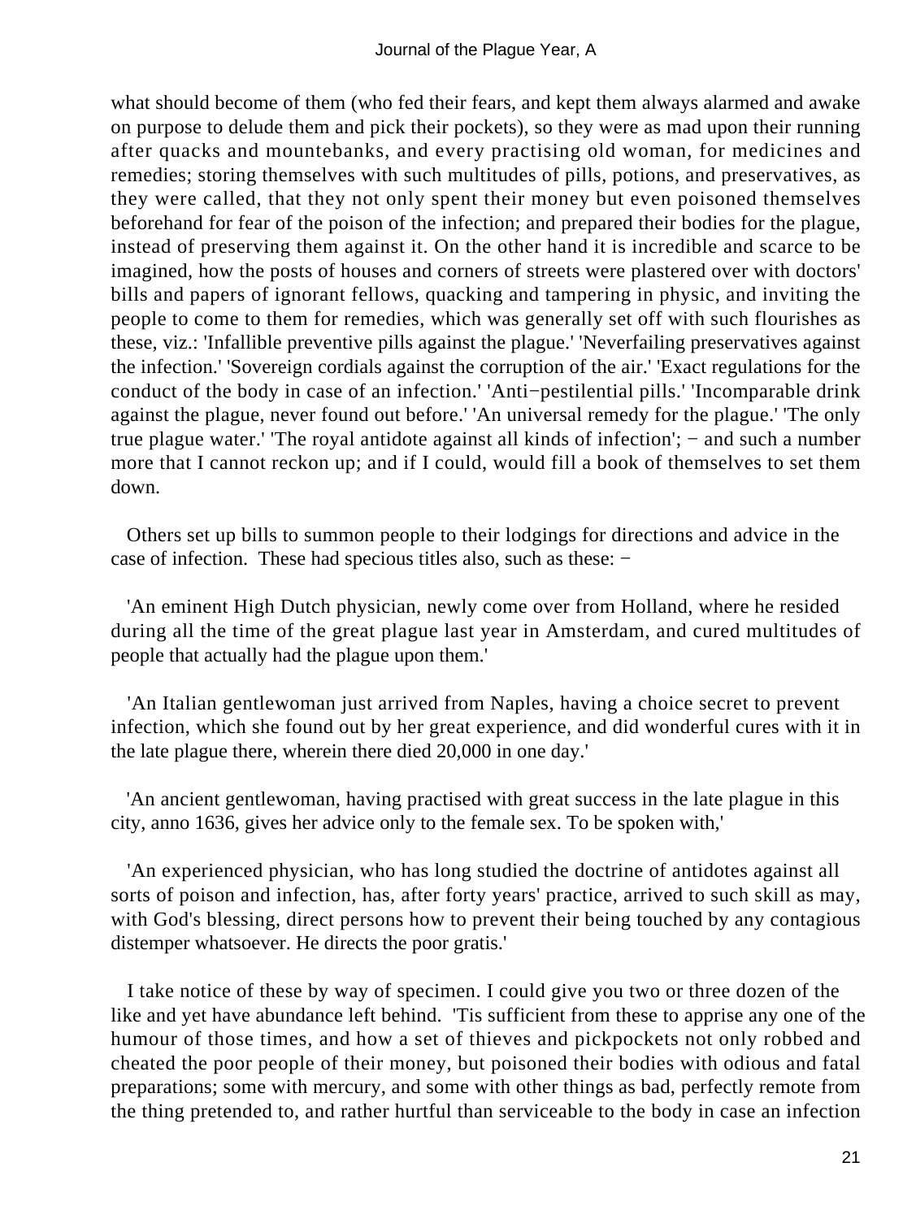what should become of them (who fed their fears, and kept them always alarmed and awake on purpose to delude them and pick their pockets), so they were as mad upon their running after quacks and mountebanks, and every practising old woman, for medicines and remedies; storing themselves with such multitudes of pills, potions, and preservatives, as they were called, that they not only spent their money but even poisoned themselves beforehand for fear of the poison of the infection; and prepared their bodies for the plague, instead of preserving them against it. On the other hand it is incredible and scarce to be imagined, how the posts of houses and corners of streets were plastered over with doctors' bills and papers of ignorant fellows, quacking and tampering in physic, and inviting the people to come to them for remedies, which was generally set off with such flourishes as these, viz.: 'Infallible preventive pills against the plague.' 'Neverfailing preservatives against the infection.' 'Sovereign cordials against the corruption of the air.' 'Exact regulations for the conduct of the body in case of an infection.' 'Anti−pestilential pills.' 'Incomparable drink against the plague, never found out before.' 'An universal remedy for the plague.' 'The only true plague water.' 'The royal antidote against all kinds of infection'; − and such a number more that I cannot reckon up; and if I could, would fill a book of themselves to set them down.

Others set up bills to summon people to their lodgings for directions and advice in the case of infection. These had specious titles also, such as these: −

'An eminent High Dutch physician, newly come over from Holland, where he resided during all the time of the great plague last year in Amsterdam, and cured multitudes of people that actually had the plague upon them.'

'An Italian gentlewoman just arrived from Naples, having a choice secret to prevent infection, which she found out by her great experience, and did wonderful cures with it in the late plague there, wherein there died 20,000 in one day.'

'An ancient gentlewoman, having practised with great success in the late plague in this city, anno 1636, gives her advice only to the female sex. To be spoken with,'

'An experienced physician, who has long studied the doctrine of antidotes against all sorts of poison and infection, has, after forty years' practice, arrived to such skill as may, with God's blessing, direct persons how to prevent their being touched by any contagious distemper whatsoever. He directs the poor gratis.'

I take notice of these by way of specimen. I could give you two or three dozen of the like and yet have abundance left behind. 'Tis sufficient from these to apprise any one of the humour of those times, and how a set of thieves and pickpockets not only robbed and cheated the poor people of their money, but poisoned their bodies with odious and fatal preparations; some with mercury, and some with other things as bad, perfectly remote from the thing pretended to, and rather hurtful than serviceable to the body in case an infection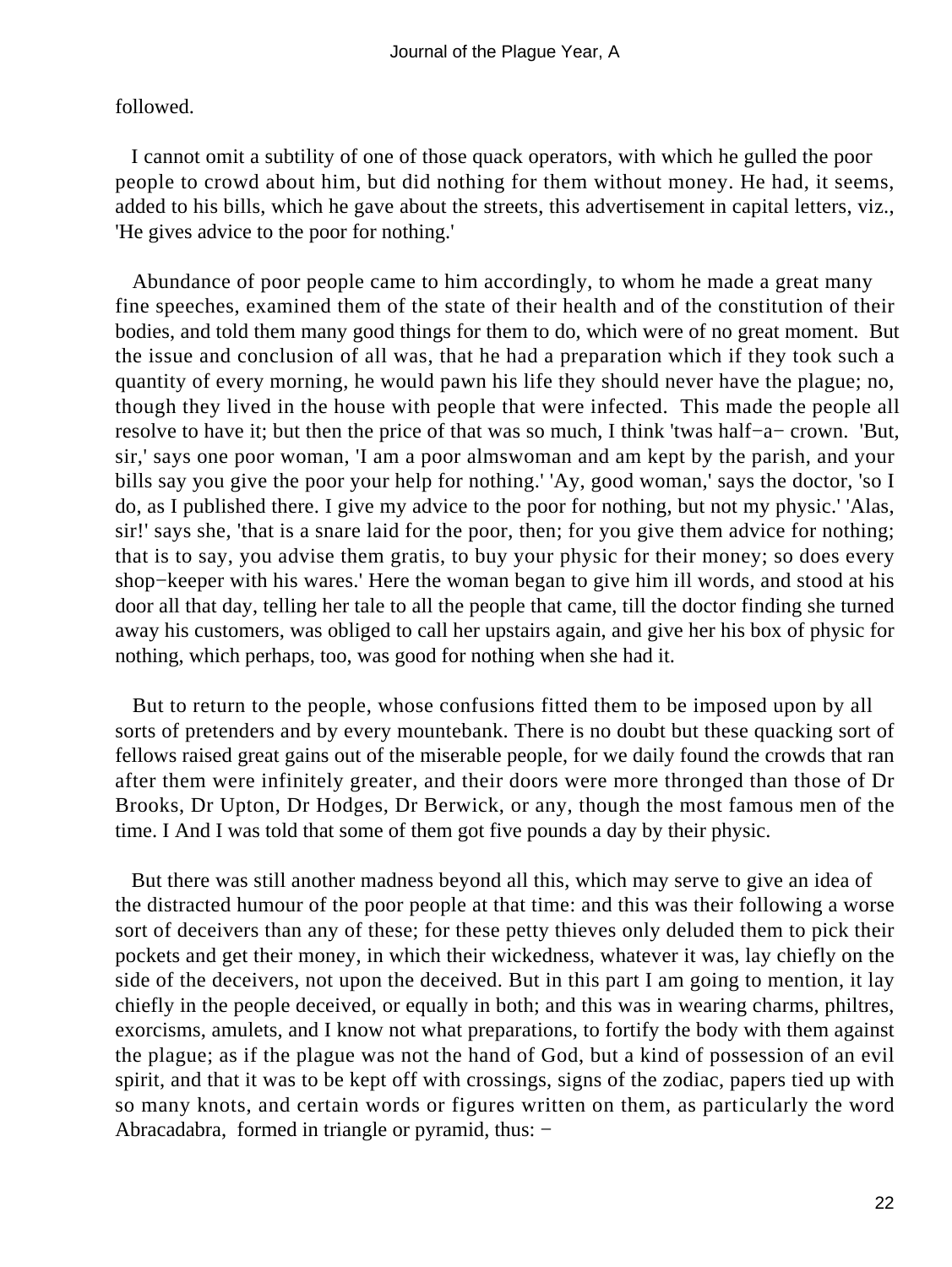followed.

I cannot omit a subtility of one of those quack operators, with which he gulled the poor people to crowd about him, but did nothing for them without money. He had, it seems, added to his bills, which he gave about the streets, this advertisement in capital letters, viz., 'He gives advice to the poor for nothing.'

Abundance of poor people came to him accordingly, to whom he made a great many fine speeches, examined them of the state of their health and of the constitution of their bodies, and told them many good things for them to do, which were of no great moment. But the issue and conclusion of all was, that he had a preparation which if they took such a quantity of every morning, he would pawn his life they should never have the plague; no, though they lived in the house with people that were infected. This made the people all resolve to have it; but then the price of that was so much, I think 'twas half−a− crown. 'But, sir,' says one poor woman, 'I am a poor almswoman and am kept by the parish, and your bills say you give the poor your help for nothing.' 'Ay, good woman,' says the doctor, 'so I do, as I published there. I give my advice to the poor for nothing, but not my physic.' 'Alas, sir!' says she, 'that is a snare laid for the poor, then; for you give them advice for nothing; that is to say, you advise them gratis, to buy your physic for their money; so does every shop−keeper with his wares.' Here the woman began to give him ill words, and stood at his door all that day, telling her tale to all the people that came, till the doctor finding she turned away his customers, was obliged to call her upstairs again, and give her his box of physic for nothing, which perhaps, too, was good for nothing when she had it.

But to return to the people, whose confusions fitted them to be imposed upon by all sorts of pretenders and by every mountebank. There is no doubt but these quacking sort of fellows raised great gains out of the miserable people, for we daily found the crowds that ran after them were infinitely greater, and their doors were more thronged than those of Dr Brooks, Dr Upton, Dr Hodges, Dr Berwick, or any, though the most famous men of the time. I And I was told that some of them got five pounds a day by their physic.

But there was still another madness beyond all this, which may serve to give an idea of the distracted humour of the poor people at that time: and this was their following a worse sort of deceivers than any of these; for these petty thieves only deluded them to pick their pockets and get their money, in which their wickedness, whatever it was, lay chiefly on the side of the deceivers, not upon the deceived. But in this part I am going to mention, it lay chiefly in the people deceived, or equally in both; and this was in wearing charms, philtres, exorcisms, amulets, and I know not what preparations, to fortify the body with them against the plague; as if the plague was not the hand of God, but a kind of possession of an evil spirit, and that it was to be kept off with crossings, signs of the zodiac, papers tied up with so many knots, and certain words or figures written on them, as particularly the word Abracadabra, formed in triangle or pyramid, thus: −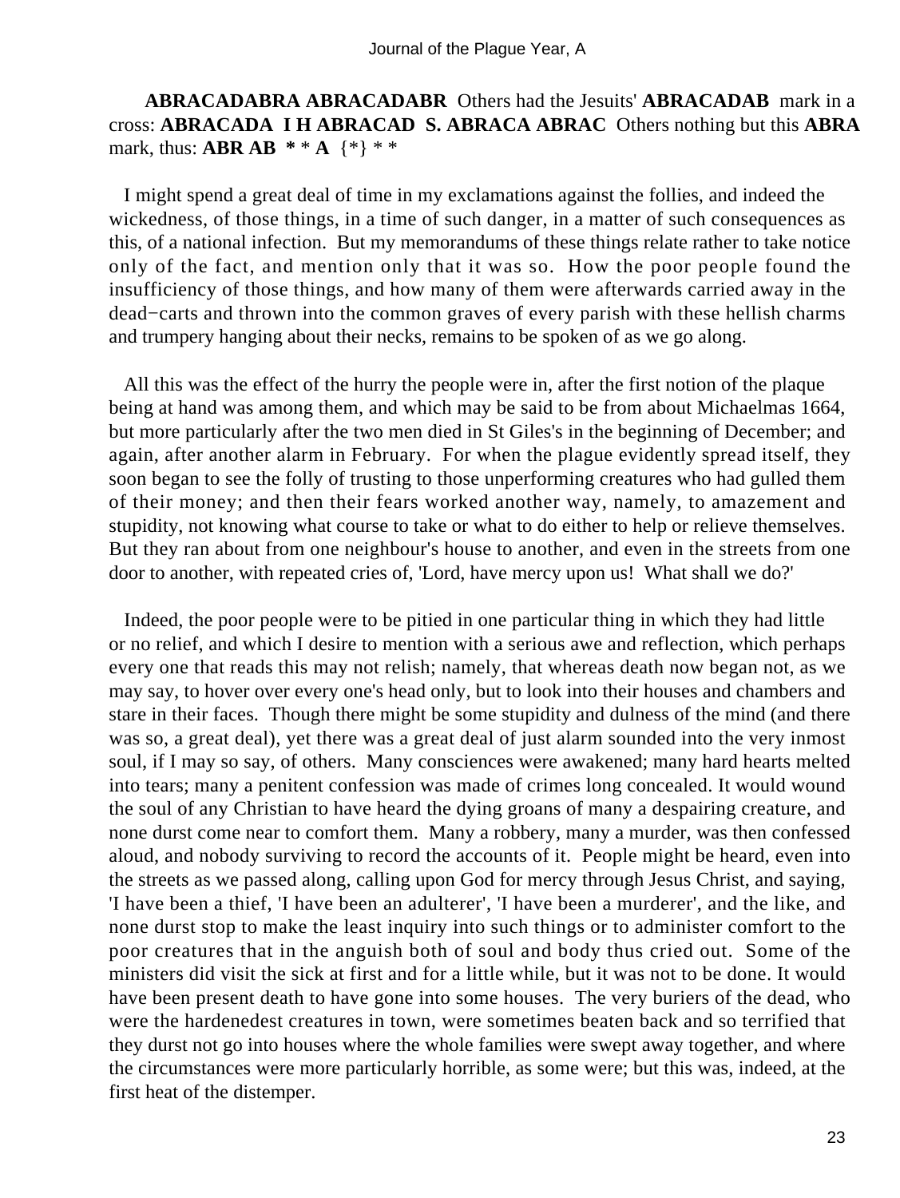**ABRACADABRA ABRACADABR** Others had the Jesuits' **ABRACADAB** mark in a cross: **ABRACADA I H ABRACAD S. ABRACA ABRAC** Others nothing but this **ABRA** mark, thus: **ABR AB * * * A** {*} * *

I might spend a great deal of time in my exclamations against the follies, and indeed the wickedness, of those things, in a time of such danger, in a matter of such consequences as this, of a national infection. But my memorandums of these things relate rather to take notice only of the fact, and mention only that it was so. How the poor people found the insufficiency of those things, and how many of them were afterwards carried away in the dead−carts and thrown into the common graves of every parish with these hellish charms and trumpery hanging about their necks, remains to be spoken of as we go along.

All this was the effect of the hurry the people were in, after the first notion of the plaque being at hand was among them, and which may be said to be from about Michaelmas 1664, but more particularly after the two men died in St Giles's in the beginning of December; and again, after another alarm in February. For when the plague evidently spread itself, they soon began to see the folly of trusting to those unperforming creatures who had gulled them of their money; and then their fears worked another way, namely, to amazement and stupidity, not knowing what course to take or what to do either to help or relieve themselves. But they ran about from one neighbour's house to another, and even in the streets from one door to another, with repeated cries of, 'Lord, have mercy upon us! What shall we do?'

Indeed, the poor people were to be pitied in one particular thing in which they had little or no relief, and which I desire to mention with a serious awe and reflection, which perhaps every one that reads this may not relish; namely, that whereas death now began not, as we may say, to hover over every one's head only, but to look into their houses and chambers and stare in their faces. Though there might be some stupidity and dulness of the mind (and there was so, a great deal), yet there was a great deal of just alarm sounded into the very inmost soul, if I may so say, of others. Many consciences were awakened; many hard hearts melted into tears; many a penitent confession was made of crimes long concealed. It would wound the soul of any Christian to have heard the dying groans of many a despairing creature, and none durst come near to comfort them. Many a robbery, many a murder, was then confessed aloud, and nobody surviving to record the accounts of it. People might be heard, even into the streets as we passed along, calling upon God for mercy through Jesus Christ, and saying, 'I have been a thief, 'I have been an adulterer', 'I have been a murderer', and the like, and none durst stop to make the least inquiry into such things or to administer comfort to the poor creatures that in the anguish both of soul and body thus cried out. Some of the ministers did visit the sick at first and for a little while, but it was not to be done. It would have been present death to have gone into some houses. The very buriers of the dead, who were the hardenedest creatures in town, were sometimes beaten back and so terrified that they durst not go into houses where the whole families were swept away together, and where the circumstances were more particularly horrible, as some were; but this was, indeed, at the first heat of the distemper.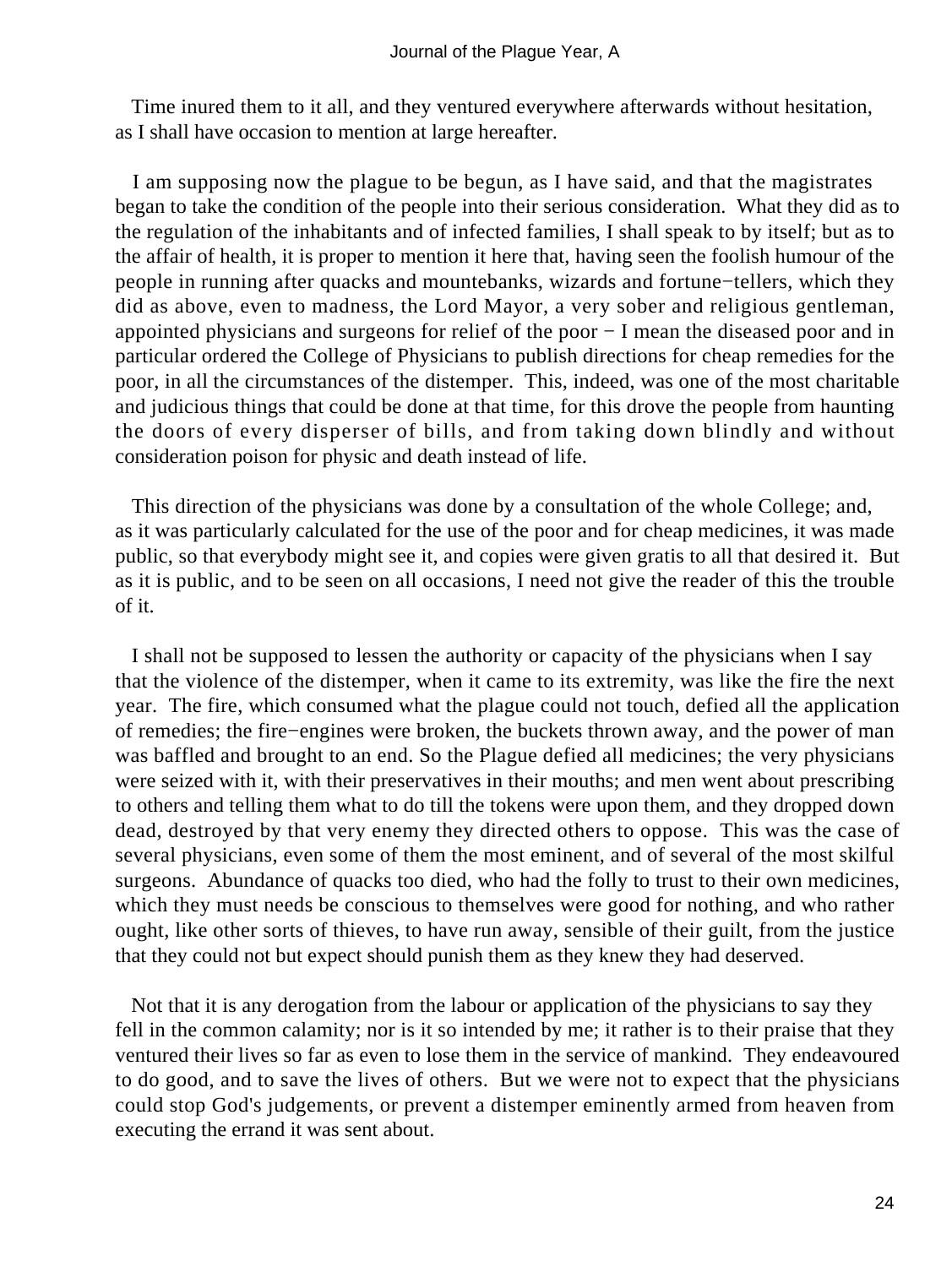Time inured them to it all, and they ventured everywhere afterwards without hesitation, as I shall have occasion to mention at large hereafter.

I am supposing now the plague to be begun, as I have said, and that the magistrates began to take the condition of the people into their serious consideration. What they did as to the regulation of the inhabitants and of infected families, I shall speak to by itself; but as to the affair of health, it is proper to mention it here that, having seen the foolish humour of the people in running after quacks and mountebanks, wizards and fortune−tellers, which they did as above, even to madness, the Lord Mayor, a very sober and religious gentleman, appointed physicians and surgeons for relief of the poor − I mean the diseased poor and in particular ordered the College of Physicians to publish directions for cheap remedies for the poor, in all the circumstances of the distemper. This, indeed, was one of the most charitable and judicious things that could be done at that time, for this drove the people from haunting the doors of every disperser of bills, and from taking down blindly and without consideration poison for physic and death instead of life.

This direction of the physicians was done by a consultation of the whole College; and, as it was particularly calculated for the use of the poor and for cheap medicines, it was made public, so that everybody might see it, and copies were given gratis to all that desired it. But as it is public, and to be seen on all occasions, I need not give the reader of this the trouble of it.

I shall not be supposed to lessen the authority or capacity of the physicians when I say that the violence of the distemper, when it came to its extremity, was like the fire the next year. The fire, which consumed what the plague could not touch, defied all the application of remedies; the fire−engines were broken, the buckets thrown away, and the power of man was baffled and brought to an end. So the Plague defied all medicines; the very physicians were seized with it, with their preservatives in their mouths; and men went about prescribing to others and telling them what to do till the tokens were upon them, and they dropped down dead, destroyed by that very enemy they directed others to oppose. This was the case of several physicians, even some of them the most eminent, and of several of the most skilful surgeons. Abundance of quacks too died, who had the folly to trust to their own medicines, which they must needs be conscious to themselves were good for nothing, and who rather ought, like other sorts of thieves, to have run away, sensible of their guilt, from the justice that they could not but expect should punish them as they knew they had deserved.

Not that it is any derogation from the labour or application of the physicians to say they fell in the common calamity; nor is it so intended by me; it rather is to their praise that they ventured their lives so far as even to lose them in the service of mankind. They endeavoured to do good, and to save the lives of others. But we were not to expect that the physicians could stop God's judgements, or prevent a distemper eminently armed from heaven from executing the errand it was sent about.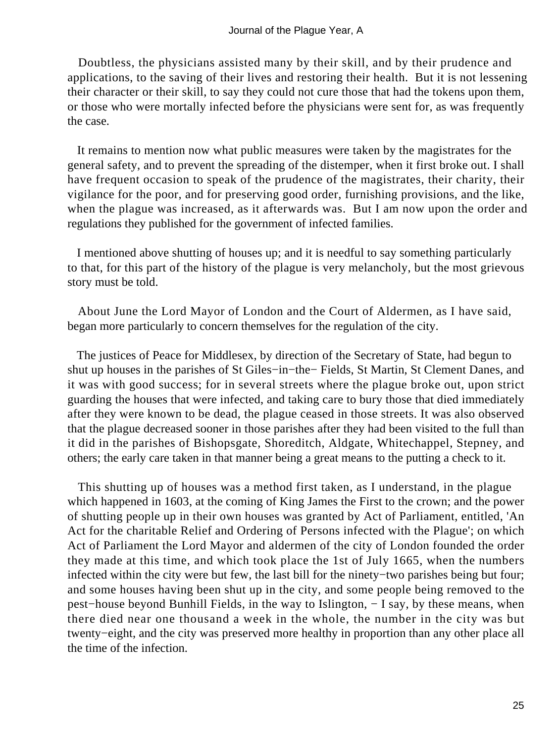Doubtless, the physicians assisted many by their skill, and by their prudence and applications, to the saving of their lives and restoring their health. But it is not lessening their character or their skill, to say they could not cure those that had the tokens upon them, or those who were mortally infected before the physicians were sent for, as was frequently the case.

It remains to mention now what public measures were taken by the magistrates for the general safety, and to prevent the spreading of the distemper, when it first broke out. I shall have frequent occasion to speak of the prudence of the magistrates, their charity, their vigilance for the poor, and for preserving good order, furnishing provisions, and the like, when the plague was increased, as it afterwards was. But I am now upon the order and regulations they published for the government of infected families.

I mentioned above shutting of houses up; and it is needful to say something particularly to that, for this part of the history of the plague is very melancholy, but the most grievous story must be told.

About June the Lord Mayor of London and the Court of Aldermen, as I have said, began more particularly to concern themselves for the regulation of the city.

The justices of Peace for Middlesex, by direction of the Secretary of State, had begun to shut up houses in the parishes of St Giles−in−the− Fields, St Martin, St Clement Danes, and it was with good success; for in several streets where the plague broke out, upon strict guarding the houses that were infected, and taking care to bury those that died immediately after they were known to be dead, the plague ceased in those streets. It was also observed that the plague decreased sooner in those parishes after they had been visited to the full than it did in the parishes of Bishopsgate, Shoreditch, Aldgate, Whitechappel, Stepney, and others; the early care taken in that manner being a great means to the putting a check to it.

This shutting up of houses was a method first taken, as I understand, in the plague which happened in 1603, at the coming of King James the First to the crown; and the power of shutting people up in their own houses was granted by Act of Parliament, entitled, 'An Act for the charitable Relief and Ordering of Persons infected with the Plague'; on which Act of Parliament the Lord Mayor and aldermen of the city of London founded the order they made at this time, and which took place the 1st of July 1665, when the numbers infected within the city were but few, the last bill for the ninety−two parishes being but four; and some houses having been shut up in the city, and some people being removed to the pest−house beyond Bunhill Fields, in the way to Islington, − I say, by these means, when there died near one thousand a week in the whole, the number in the city was but twenty−eight, and the city was preserved more healthy in proportion than any other place all the time of the infection.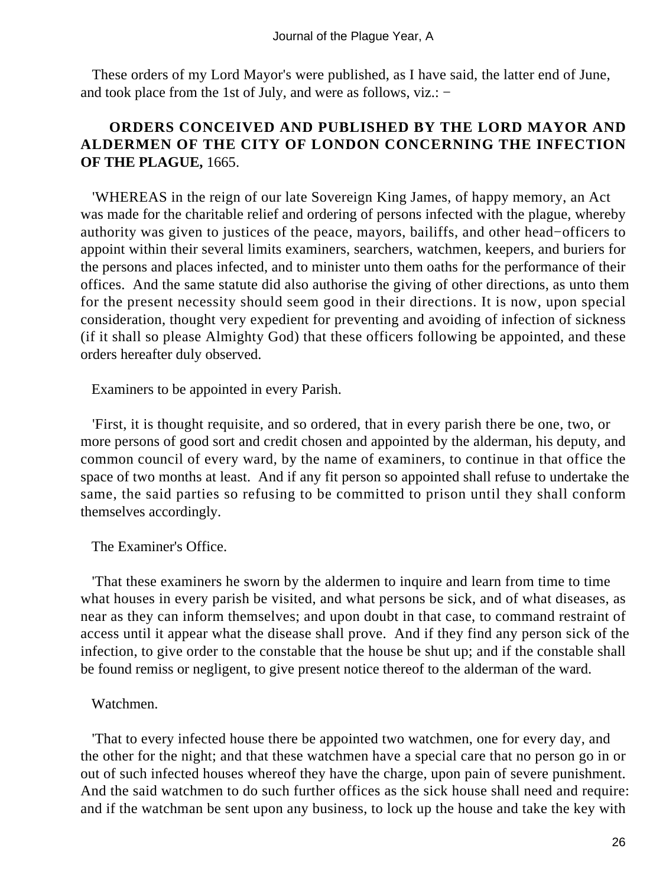These orders of my Lord Mayor's were published, as I have said, the latter end of June, and took place from the 1st of July, and were as follows, viz.: −

**ORDERS CONCEIVED AND PUBLISHED BY THE LORD MAYOR AND ALDERMEN OF THE CITY OF LONDON CONCERNING THE INFECTION OF THE PLAGUE,** 1665.

'WHEREAS in the reign of our late Sovereign King James, of happy memory, an Act was made for the charitable relief and ordering of persons infected with the plague, whereby authority was given to justices of the peace, mayors, bailiffs, and other head−officers to appoint within their several limits examiners, searchers, watchmen, keepers, and buriers for the persons and places infected, and to minister unto them oaths for the performance of their offices. And the same statute did also authorise the giving of other directions, as unto them for the present necessity should seem good in their directions. It is now, upon special consideration, thought very expedient for preventing and avoiding of infection of sickness (if it shall so please Almighty God) that these officers following be appointed, and these orders hereafter duly observed.

Examiners to be appointed in every Parish.

'First, it is thought requisite, and so ordered, that in every parish there be one, two, or more persons of good sort and credit chosen and appointed by the alderman, his deputy, and common council of every ward, by the name of examiners, to continue in that office the space of two months at least. And if any fit person so appointed shall refuse to undertake the same, the said parties so refusing to be committed to prison until they shall conform themselves accordingly.

The Examiner's Office.

'That these examiners he sworn by the aldermen to inquire and learn from time to time what houses in every parish be visited, and what persons be sick, and of what diseases, as near as they can inform themselves; and upon doubt in that case, to command restraint of access until it appear what the disease shall prove. And if they find any person sick of the infection, to give order to the constable that the house be shut up; and if the constable shall be found remiss or negligent, to give present notice thereof to the alderman of the ward.

Watchmen.

'That to every infected house there be appointed two watchmen, one for every day, and the other for the night; and that these watchmen have a special care that no person go in or out of such infected houses whereof they have the charge, upon pain of severe punishment. And the said watchmen to do such further offices as the sick house shall need and require: and if the watchman be sent upon any business, to lock up the house and take the key with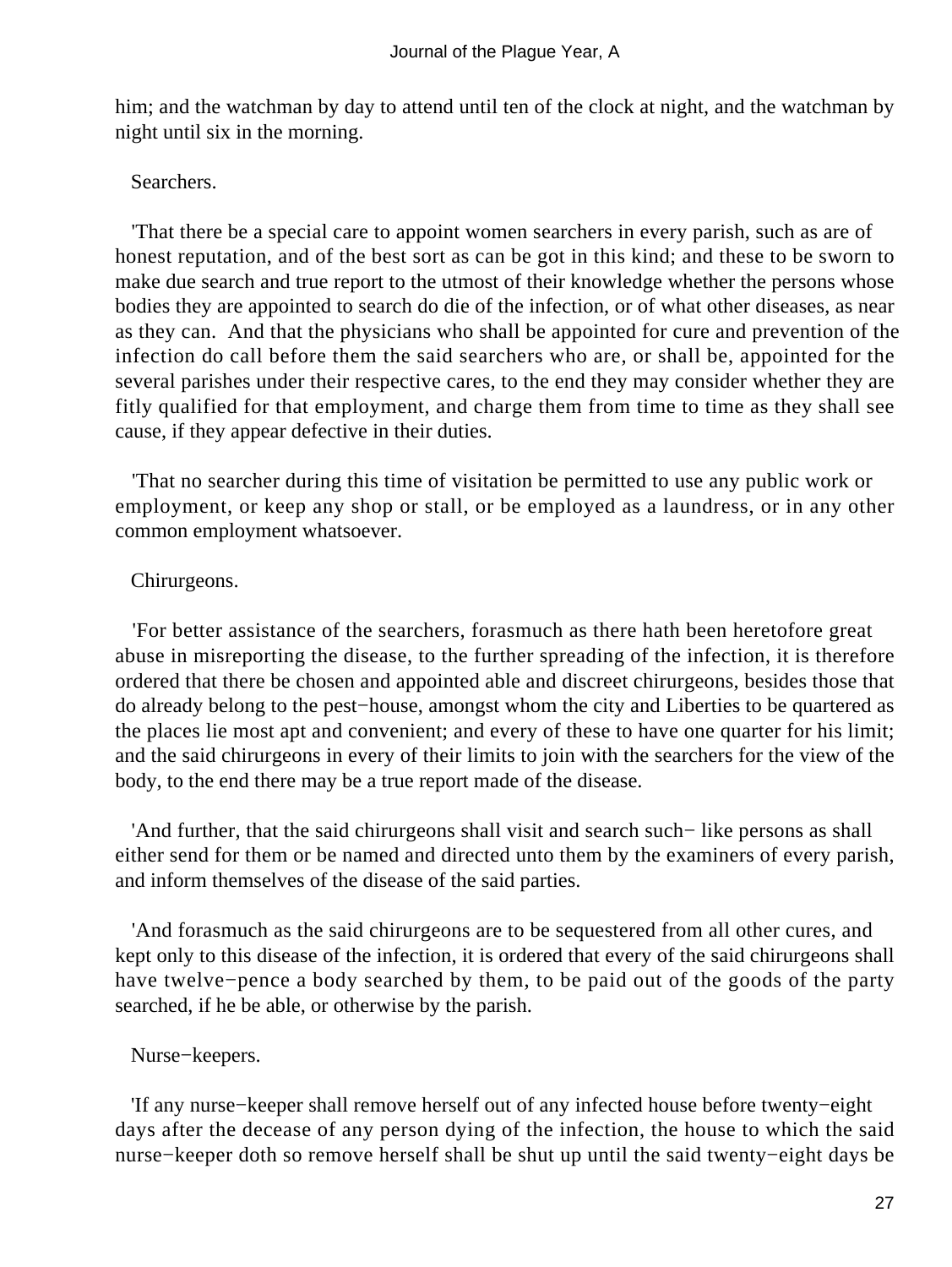him; and the watchman by day to attend until ten of the clock at night, and the watchman by night until six in the morning.

Searchers.

'That there be a special care to appoint women searchers in every parish, such as are of honest reputation, and of the best sort as can be got in this kind; and these to be sworn to make due search and true report to the utmost of their knowledge whether the persons whose bodies they are appointed to search do die of the infection, or of what other diseases, as near as they can. And that the physicians who shall be appointed for cure and prevention of the infection do call before them the said searchers who are, or shall be, appointed for the several parishes under their respective cares, to the end they may consider whether they are fitly qualified for that employment, and charge them from time to time as they shall see cause, if they appear defective in their duties.

'That no searcher during this time of visitation be permitted to use any public work or employment, or keep any shop or stall, or be employed as a laundress, or in any other common employment whatsoever.

Chirurgeons.

'For better assistance of the searchers, forasmuch as there hath been heretofore great abuse in misreporting the disease, to the further spreading of the infection, it is therefore ordered that there be chosen and appointed able and discreet chirurgeons, besides those that do already belong to the pest−house, amongst whom the city and Liberties to be quartered as the places lie most apt and convenient; and every of these to have one quarter for his limit; and the said chirurgeons in every of their limits to join with the searchers for the view of the body, to the end there may be a true report made of the disease.

'And further, that the said chirurgeons shall visit and search such− like persons as shall either send for them or be named and directed unto them by the examiners of every parish, and inform themselves of the disease of the said parties.

'And forasmuch as the said chirurgeons are to be sequestered from all other cures, and kept only to this disease of the infection, it is ordered that every of the said chirurgeons shall have twelve−pence a body searched by them, to be paid out of the goods of the party searched, if he be able, or otherwise by the parish.

Nurse−keepers.

'If any nurse−keeper shall remove herself out of any infected house before twenty−eight days after the decease of any person dying of the infection, the house to which the said nurse−keeper doth so remove herself shall be shut up until the said twenty−eight days be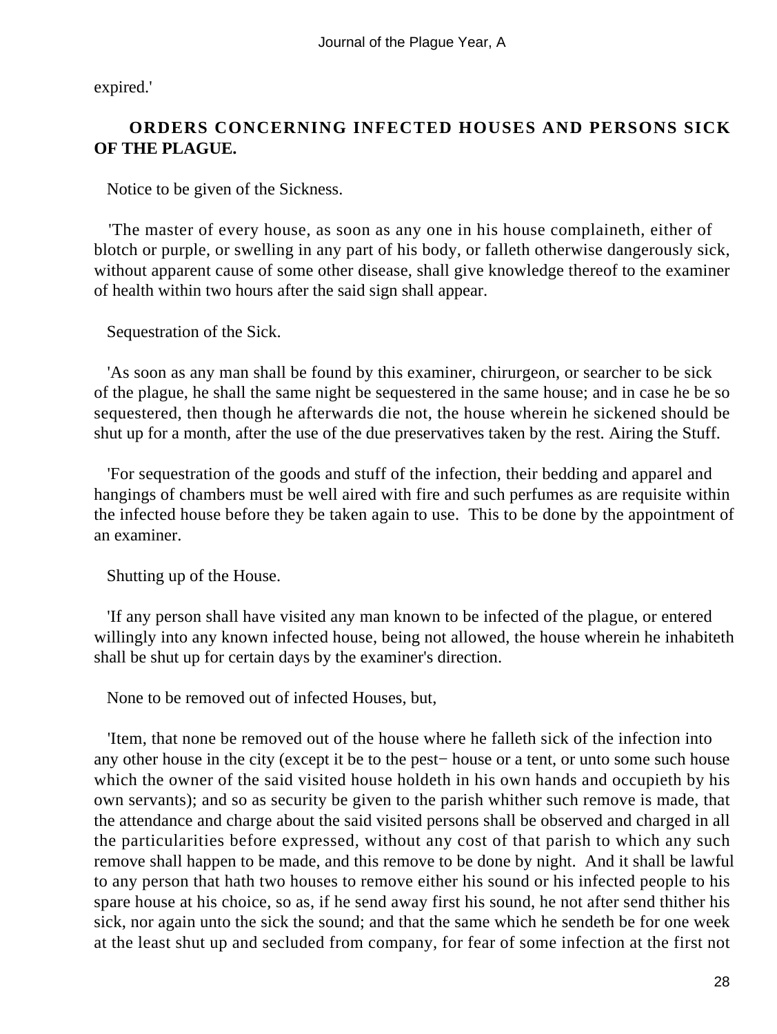expired.'

## ORDERS CONCERNING INFECTED HOUSES AND PERSONS SICK OF THE PLAGUE.

Notice to be given of the Sickness.

'The master of every house, as soon as any one in his house complaineth, either of blotch or purple, or swelling in any part of his body, or falleth otherwise dangerously sick, without apparent cause of some other disease, shall give knowledge thereof to the examiner of health within two hours after the said sign shall appear.

Sequestration of the Sick.

'As soon as any man shall be found by this examiner, chirurgeon, or searcher to be sick of the plague, he shall the same night be sequestered in the same house; and in case he be so sequestered, then though he afterwards die not, the house wherein he sickened should be shut up for a month, after the use of the due preservatives taken by the rest. Airing the Stuff.

'For sequestration of the goods and stuff of the infection, their bedding and apparel and hangings of chambers must be well aired with fire and such perfumes as are requisite within the infected house before they be taken again to use. This to be done by the appointment of an examiner.

Shutting up of the House.

'If any person shall have visited any man known to be infected of the plague, or entered willingly into any known infected house, being not allowed, the house wherein he inhabiteth shall be shut up for certain days by the examiner's direction.

None to be removed out of infected Houses, but,

'Item, that none be removed out of the house where he falleth sick of the infection into any other house in the city (except it be to the pest− house or a tent, or unto some such house which the owner of the said visited house holdeth in his own hands and occupieth by his own servants); and so as security be given to the parish whither such remove is made, that the attendance and charge about the said visited persons shall be observed and charged in all the particularities before expressed, without any cost of that parish to which any such remove shall happen to be made, and this remove to be done by night. And it shall be lawful to any person that hath two houses to remove either his sound or his infected people to his spare house at his choice, so as, if he send away first his sound, he not after send thither his sick, nor again unto the sick the sound; and that the same which he sendeth be for one week at the least shut up and secluded from company, for fear of some infection at the first not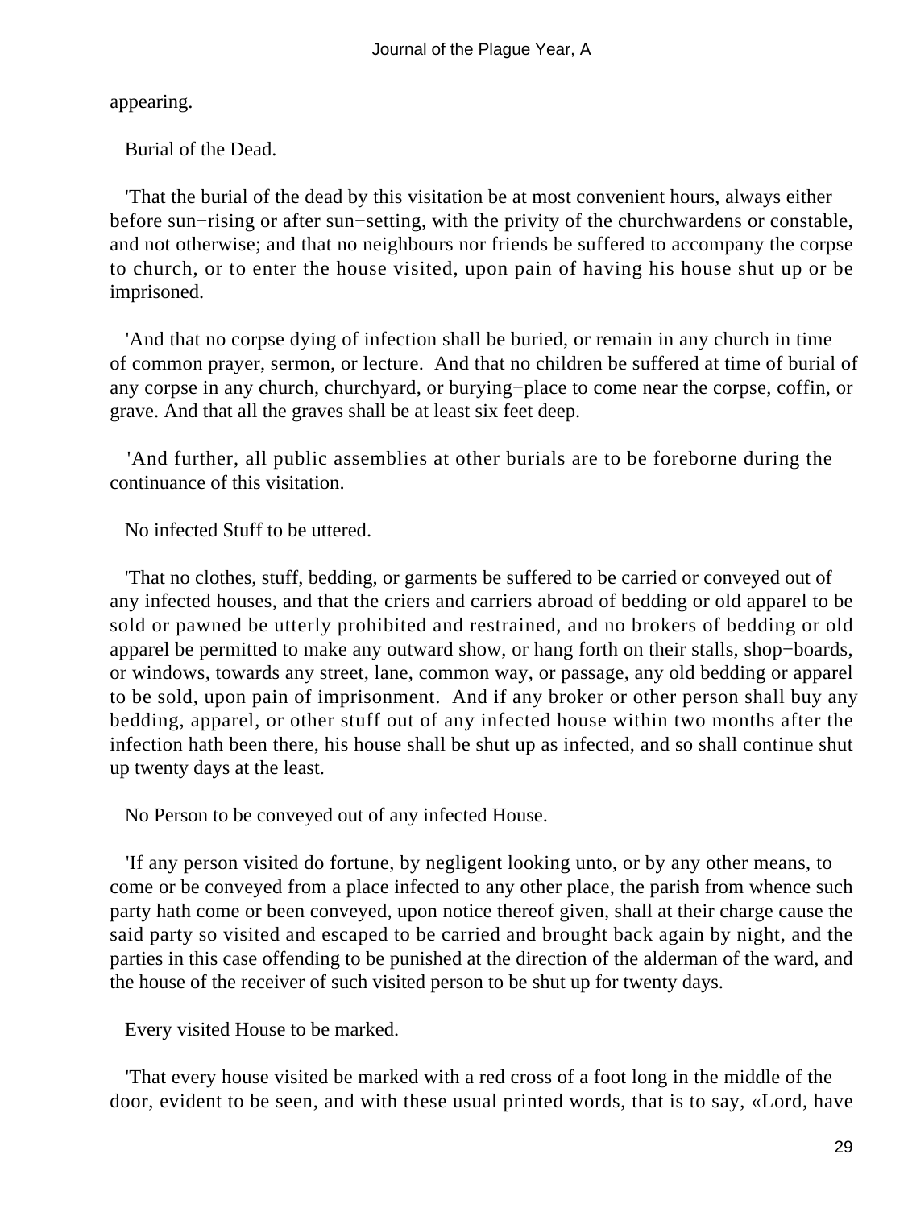appearing.

Burial of the Dead.

'That the burial of the dead by this visitation be at most convenient hours, always either before sun−rising or after sun−setting, with the privity of the churchwardens or constable, and not otherwise; and that no neighbours nor friends be suffered to accompany the corpse to church, or to enter the house visited, upon pain of having his house shut up or be imprisoned.

'And that no corpse dying of infection shall be buried, or remain in any church in time of common prayer, sermon, or lecture. And that no children be suffered at time of burial of any corpse in any church, churchyard, or burying−place to come near the corpse, coffin, or grave. And that all the graves shall be at least six feet deep.

'And further, all public assemblies at other burials are to be foreborne during the continuance of this visitation.

No infected Stuff to be uttered.

'That no clothes, stuff, bedding, or garments be suffered to be carried or conveyed out of any infected houses, and that the criers and carriers abroad of bedding or old apparel to be sold or pawned be utterly prohibited and restrained, and no brokers of bedding or old apparel be permitted to make any outward show, or hang forth on their stalls, shop−boards, or windows, towards any street, lane, common way, or passage, any old bedding or apparel to be sold, upon pain of imprisonment. And if any broker or other person shall buy any bedding, apparel, or other stuff out of any infected house within two months after the infection hath been there, his house shall be shut up as infected, and so shall continue shut up twenty days at the least.

No Person to be conveyed out of any infected House.

'If any person visited do fortune, by negligent looking unto, or by any other means, to come or be conveyed from a place infected to any other place, the parish from whence such party hath come or been conveyed, upon notice thereof given, shall at their charge cause the said party so visited and escaped to be carried and brought back again by night, and the parties in this case offending to be punished at the direction of the alderman of the ward, and the house of the receiver of such visited person to be shut up for twenty days.

Every visited House to be marked.

'That every house visited be marked with a red cross of a foot long in the middle of the door, evident to be seen, and with these usual printed words, that is to say, «Lord, have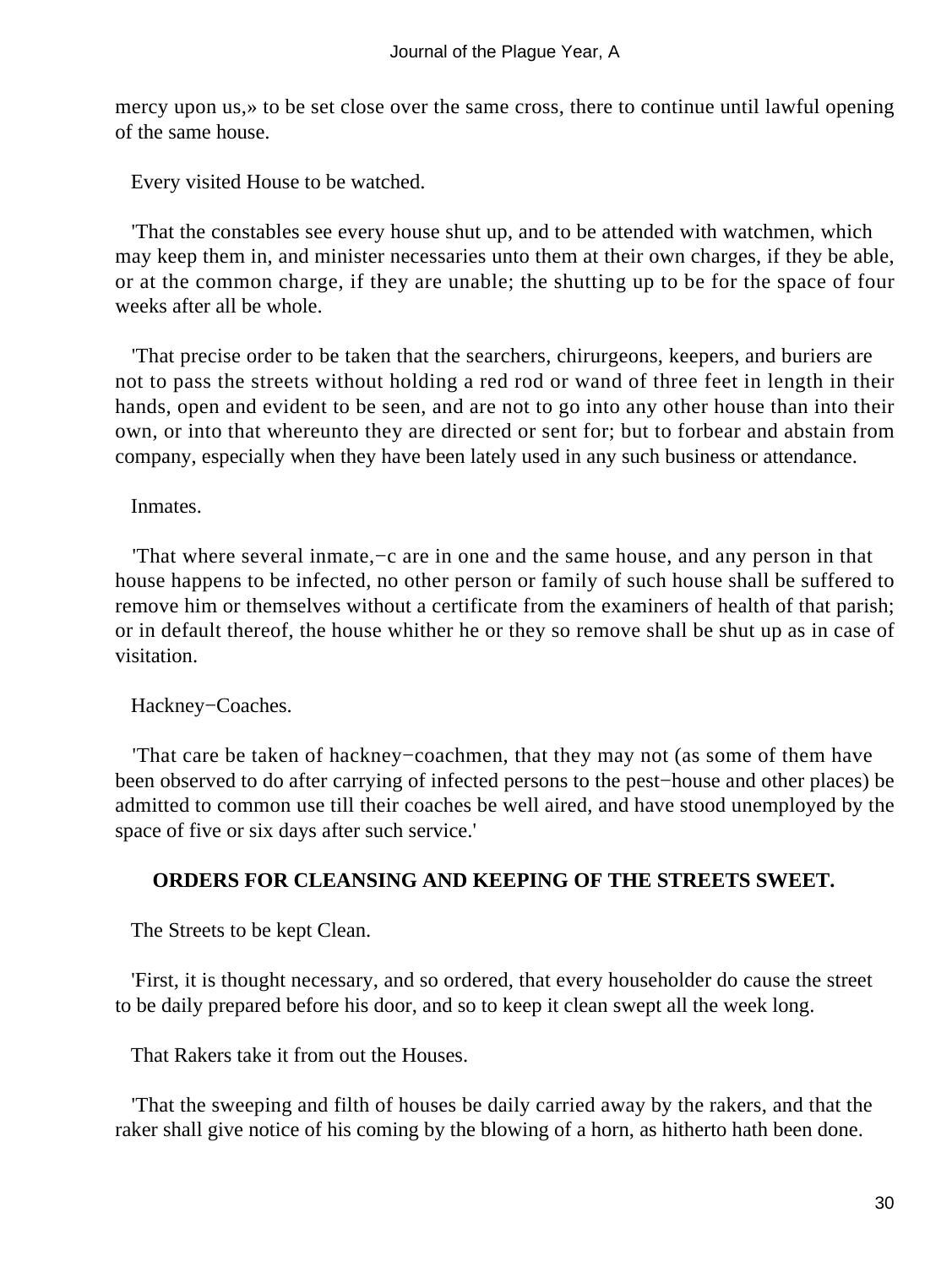mercy upon us,» to be set close over the same cross, there to continue until lawful opening of the same house.

Every visited House to be watched.

'That the constables see every house shut up, and to be attended with watchmen, which may keep them in, and minister necessaries unto them at their own charges, if they be able, or at the common charge, if they are unable; the shutting up to be for the space of four weeks after all be whole.

'That precise order to be taken that the searchers, chirurgeons, keepers, and buriers are not to pass the streets without holding a red rod or wand of three feet in length in their hands, open and evident to be seen, and are not to go into any other house than into their own, or into that whereunto they are directed or sent for; but to forbear and abstain from company, especially when they have been lately used in any such business or attendance.

Inmates.

'That where several inmate,−c are in one and the same house, and any person in that house happens to be infected, no other person or family of such house shall be suffered to remove him or themselves without a certificate from the examiners of health of that parish; or in default thereof, the house whither he or they so remove shall be shut up as in case of visitation.

Hackney−Coaches.

'That care be taken of hackney−coachmen, that they may not (as some of them have been observed to do after carrying of infected persons to the pest−house and other places) be admitted to common use till their coaches be well aired, and have stood unemployed by the space of five or six days after such service.'

## ORDERS FOR CLEANSING AND KEEPING OF THE STREETS SWEET.

The Streets to be kept Clean.

'First, it is thought necessary, and so ordered, that every householder do cause the street to be daily prepared before his door, and so to keep it clean swept all the week long.

That Rakers take it from out the Houses.

'That the sweeping and filth of houses be daily carried away by the rakers, and that the raker shall give notice of his coming by the blowing of a horn, as hitherto hath been done.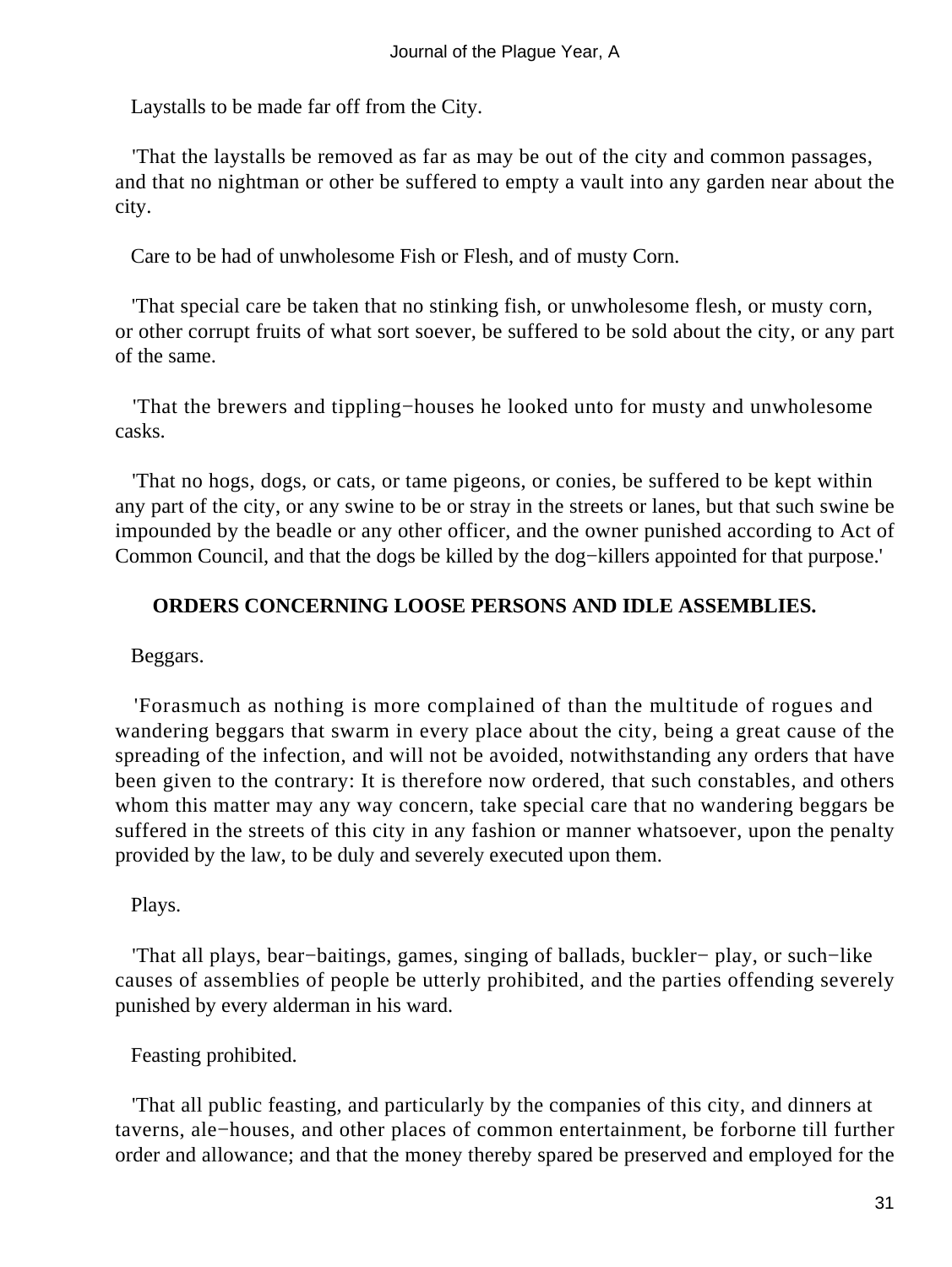Laystalls to be made far off from the City.

'That the laystalls be removed as far as may be out of the city and common passages, and that no nightman or other be suffered to empty a vault into any garden near about the city.

Care to be had of unwholesome Fish or Flesh, and of musty Corn.

'That special care be taken that no stinking fish, or unwholesome flesh, or musty corn, or other corrupt fruits of what sort soever, be suffered to be sold about the city, or any part of the same.

'That the brewers and tippling−houses he looked unto for musty and unwholesome casks.

'That no hogs, dogs, or cats, or tame pigeons, or conies, be suffered to be kept within any part of the city, or any swine to be or stray in the streets or lanes, but that such swine be impounded by the beadle or any other officer, and the owner punished according to Act of Common Council, and that the dogs be killed by the dog−killers appointed for that purpose.'

**ORDERS CONCERNING LOOSE PERSONS AND IDLE ASSEMBLIES.**

Beggars.

'Forasmuch as nothing is more complained of than the multitude of rogues and wandering beggars that swarm in every place about the city, being a great cause of the spreading of the infection, and will not be avoided, notwithstanding any orders that have been given to the contrary: It is therefore now ordered, that such constables, and others whom this matter may any way concern, take special care that no wandering beggars be suffered in the streets of this city in any fashion or manner whatsoever, upon the penalty provided by the law, to be duly and severely executed upon them.

Plays.

'That all plays, bear−baitings, games, singing of ballads, buckler− play, or such−like causes of assemblies of people be utterly prohibited, and the parties offending severely punished by every alderman in his ward.

Feasting prohibited.

'That all public feasting, and particularly by the companies of this city, and dinners at taverns, ale−houses, and other places of common entertainment, be forborne till further order and allowance; and that the money thereby spared be preserved and employed for the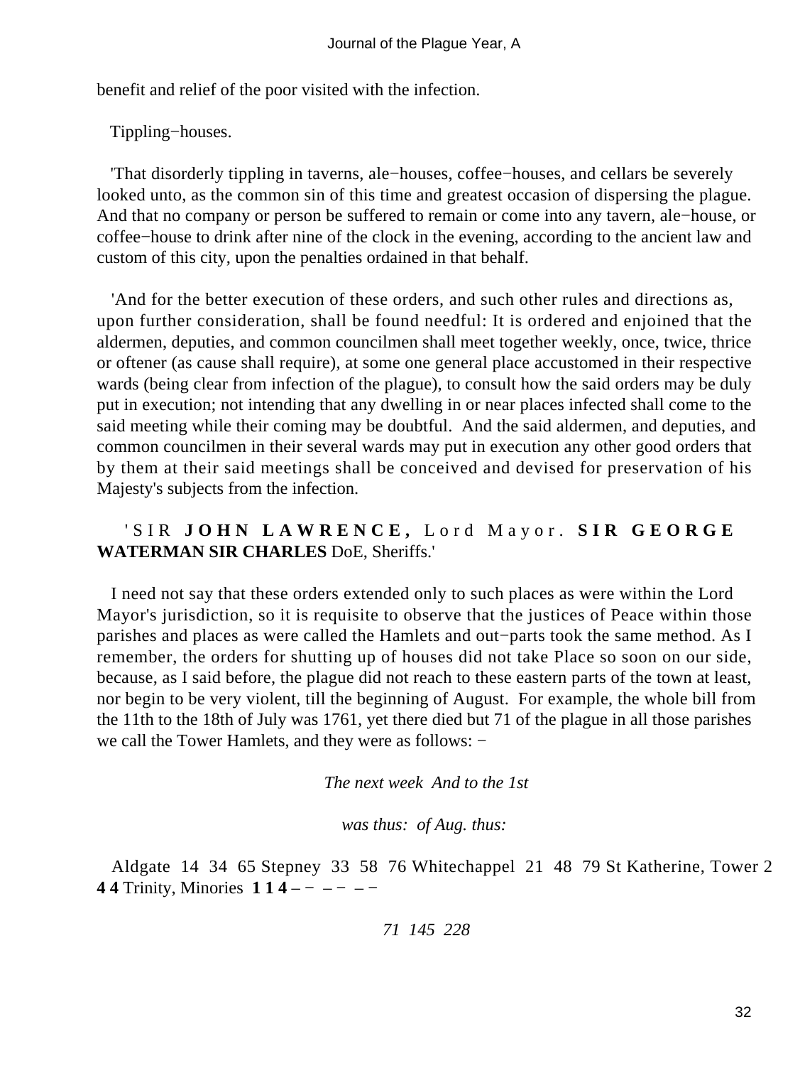benefit and relief of the poor visited with the infection.

Tippling−houses.

'That disorderly tippling in taverns, ale−houses, coffee−houses, and cellars be severely looked unto, as the common sin of this time and greatest occasion of dispersing the plague. And that no company or person be suffered to remain or come into any tavern, ale−house, or coffee−house to drink after nine of the clock in the evening, according to the ancient law and custom of this city, upon the penalties ordained in that behalf.

'And for the better execution of these orders, and such other rules and directions as, upon further consideration, shall be found needful: It is ordered and enjoined that the aldermen, deputies, and common councilmen shall meet together weekly, once, twice, thrice or oftener (as cause shall require), at some one general place accustomed in their respective wards (being clear from infection of the plague), to consult how the said orders may be duly put in execution; not intending that any dwelling in or near places infected shall come to the said meeting while their coming may be doubtful. And the said aldermen, and deputies, and common councilmen in their several wards may put in execution any other good orders that by them at their said meetings shall be conceived and devised for preservation of his Majesty's subjects from the infection.

'SIR **JOHN LAWRENCE,** Lord Mayor. **SIR GEORGE WATERMAN SIR CHARLES** DoE, Sheriffs.'

I need not say that these orders extended only to such places as were within the Lord Mayor's jurisdiction, so it is requisite to observe that the justices of Peace within those parishes and places as were called the Hamlets and out−parts took the same method. As I remember, the orders for shutting up of houses did not take Place so soon on our side, because, as I said before, the plague did not reach to these eastern parts of the town at least, nor begin to be very violent, till the beginning of August. For example, the whole bill from the 11th to the 18th of July was 1761, yet there died but 71 of the plague in all those parishes we call the Tower Hamlets, and they were as follows: −

| | | *The next week was thus:* | *And to the 1st of Aug. thus:* |
|---|---|---|---|
| Aldgate | 14 | 34 | 65 |
| Stepney | 33 | 58 | 76 |
| Whitechappel | 21 | 48 | 79 |
| St Katherine, Tower | 2 | **4** | **4** |
| Trinity, Minories | **1** | **1** | **4** |
| | *71* | *145* | *228* |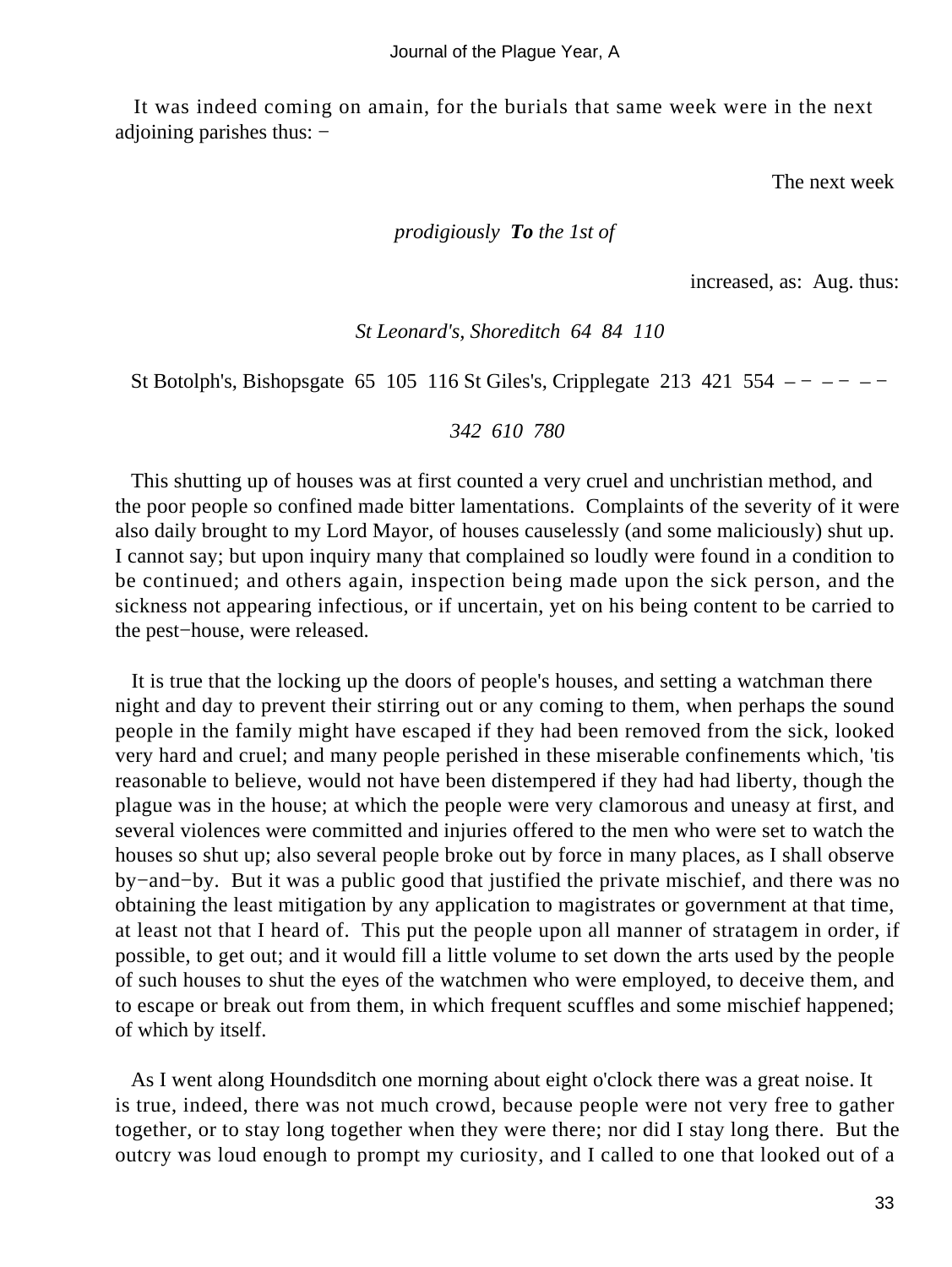It was indeed coming on amain, for the burials that same week were in the next adjoining parishes thus: −

| | | The next week prodigiously increased, as: | To the 1st of Aug. thus: |
|---|---|---|---|
| St Leonard's, Shoreditch | 64 | 84 | 110 |
| St Botolph's, Bishopsgate | 65 | 105 | 116 |
| St Giles's, Cripplegate | 213 | 421 | 554 |
| | 342 | 610 | 780 |

This shutting up of houses was at first counted a very cruel and unchristian method, and the poor people so confined made bitter lamentations. Complaints of the severity of it were also daily brought to my Lord Mayor, of houses causelessly (and some maliciously) shut up. I cannot say; but upon inquiry many that complained so loudly were found in a condition to be continued; and others again, inspection being made upon the sick person, and the sickness not appearing infectious, or if uncertain, yet on his being content to be carried to the pest−house, were released.

It is true that the locking up the doors of people's houses, and setting a watchman there night and day to prevent their stirring out or any coming to them, when perhaps the sound people in the family might have escaped if they had been removed from the sick, looked very hard and cruel; and many people perished in these miserable confinements which, 'tis reasonable to believe, would not have been distempered if they had had liberty, though the plague was in the house; at which the people were very clamorous and uneasy at first, and several violences were committed and injuries offered to the men who were set to watch the houses so shut up; also several people broke out by force in many places, as I shall observe by−and−by. But it was a public good that justified the private mischief, and there was no obtaining the least mitigation by any application to magistrates or government at that time, at least not that I heard of. This put the people upon all manner of stratagem in order, if possible, to get out; and it would fill a little volume to set down the arts used by the people of such houses to shut the eyes of the watchmen who were employed, to deceive them, and to escape or break out from them, in which frequent scuffles and some mischief happened; of which by itself.

As I went along Houndsditch one morning about eight o'clock there was a great noise. It is true, indeed, there was not much crowd, because people were not very free to gather together, or to stay long together when they were there; nor did I stay long there. But the outcry was loud enough to prompt my curiosity, and I called to one that looked out of a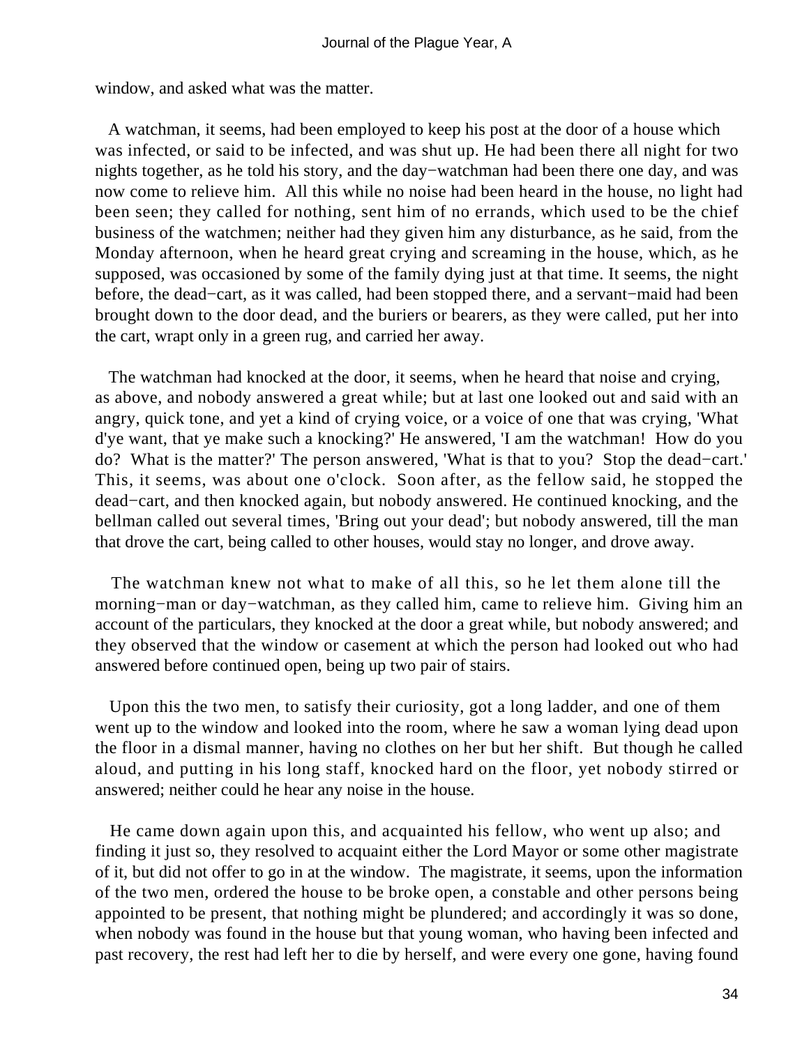window, and asked what was the matter.

A watchman, it seems, had been employed to keep his post at the door of a house which was infected, or said to be infected, and was shut up. He had been there all night for two nights together, as he told his story, and the day−watchman had been there one day, and was now come to relieve him. All this while no noise had been heard in the house, no light had been seen; they called for nothing, sent him of no errands, which used to be the chief business of the watchmen; neither had they given him any disturbance, as he said, from the Monday afternoon, when he heard great crying and screaming in the house, which, as he supposed, was occasioned by some of the family dying just at that time. It seems, the night before, the dead−cart, as it was called, had been stopped there, and a servant−maid had been brought down to the door dead, and the buriers or bearers, as they were called, put her into the cart, wrapt only in a green rug, and carried her away.

The watchman had knocked at the door, it seems, when he heard that noise and crying, as above, and nobody answered a great while; but at last one looked out and said with an angry, quick tone, and yet a kind of crying voice, or a voice of one that was crying, 'What d'ye want, that ye make such a knocking?' He answered, 'I am the watchman! How do you do? What is the matter?' The person answered, 'What is that to you? Stop the dead−cart.' This, it seems, was about one o'clock. Soon after, as the fellow said, he stopped the dead−cart, and then knocked again, but nobody answered. He continued knocking, and the bellman called out several times, 'Bring out your dead'; but nobody answered, till the man that drove the cart, being called to other houses, would stay no longer, and drove away.

The watchman knew not what to make of all this, so he let them alone till the morning−man or day−watchman, as they called him, came to relieve him. Giving him an account of the particulars, they knocked at the door a great while, but nobody answered; and they observed that the window or casement at which the person had looked out who had answered before continued open, being up two pair of stairs.

Upon this the two men, to satisfy their curiosity, got a long ladder, and one of them went up to the window and looked into the room, where he saw a woman lying dead upon the floor in a dismal manner, having no clothes on her but her shift. But though he called aloud, and putting in his long staff, knocked hard on the floor, yet nobody stirred or answered; neither could he hear any noise in the house.

He came down again upon this, and acquainted his fellow, who went up also; and finding it just so, they resolved to acquaint either the Lord Mayor or some other magistrate of it, but did not offer to go in at the window. The magistrate, it seems, upon the information of the two men, ordered the house to be broke open, a constable and other persons being appointed to be present, that nothing might be plundered; and accordingly it was so done, when nobody was found in the house but that young woman, who having been infected and past recovery, the rest had left her to die by herself, and were every one gone, having found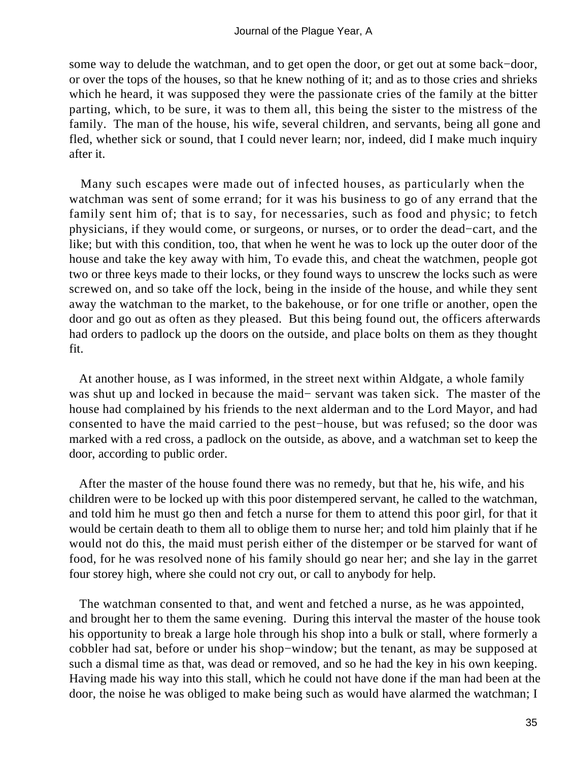some way to delude the watchman, and to get open the door, or get out at some back−door, or over the tops of the houses, so that he knew nothing of it; and as to those cries and shrieks which he heard, it was supposed they were the passionate cries of the family at the bitter parting, which, to be sure, it was to them all, this being the sister to the mistress of the family. The man of the house, his wife, several children, and servants, being all gone and fled, whether sick or sound, that I could never learn; nor, indeed, did I make much inquiry after it.

Many such escapes were made out of infected houses, as particularly when the watchman was sent of some errand; for it was his business to go of any errand that the family sent him of; that is to say, for necessaries, such as food and physic; to fetch physicians, if they would come, or surgeons, or nurses, or to order the dead−cart, and the like; but with this condition, too, that when he went he was to lock up the outer door of the house and take the key away with him, To evade this, and cheat the watchmen, people got two or three keys made to their locks, or they found ways to unscrew the locks such as were screwed on, and so take off the lock, being in the inside of the house, and while they sent away the watchman to the market, to the bakehouse, or for one trifle or another, open the door and go out as often as they pleased. But this being found out, the officers afterwards had orders to padlock up the doors on the outside, and place bolts on them as they thought fit.

At another house, as I was informed, in the street next within Aldgate, a whole family was shut up and locked in because the maid− servant was taken sick. The master of the house had complained by his friends to the next alderman and to the Lord Mayor, and had consented to have the maid carried to the pest−house, but was refused; so the door was marked with a red cross, a padlock on the outside, as above, and a watchman set to keep the door, according to public order.

After the master of the house found there was no remedy, but that he, his wife, and his children were to be locked up with this poor distempered servant, he called to the watchman, and told him he must go then and fetch a nurse for them to attend this poor girl, for that it would be certain death to them all to oblige them to nurse her; and told him plainly that if he would not do this, the maid must perish either of the distemper or be starved for want of food, for he was resolved none of his family should go near her; and she lay in the garret four storey high, where she could not cry out, or call to anybody for help.

The watchman consented to that, and went and fetched a nurse, as he was appointed, and brought her to them the same evening. During this interval the master of the house took his opportunity to break a large hole through his shop into a bulk or stall, where formerly a cobbler had sat, before or under his shop−window; but the tenant, as may be supposed at such a dismal time as that, was dead or removed, and so he had the key in his own keeping. Having made his way into this stall, which he could not have done if the man had been at the door, the noise he was obliged to make being such as would have alarmed the watchman; I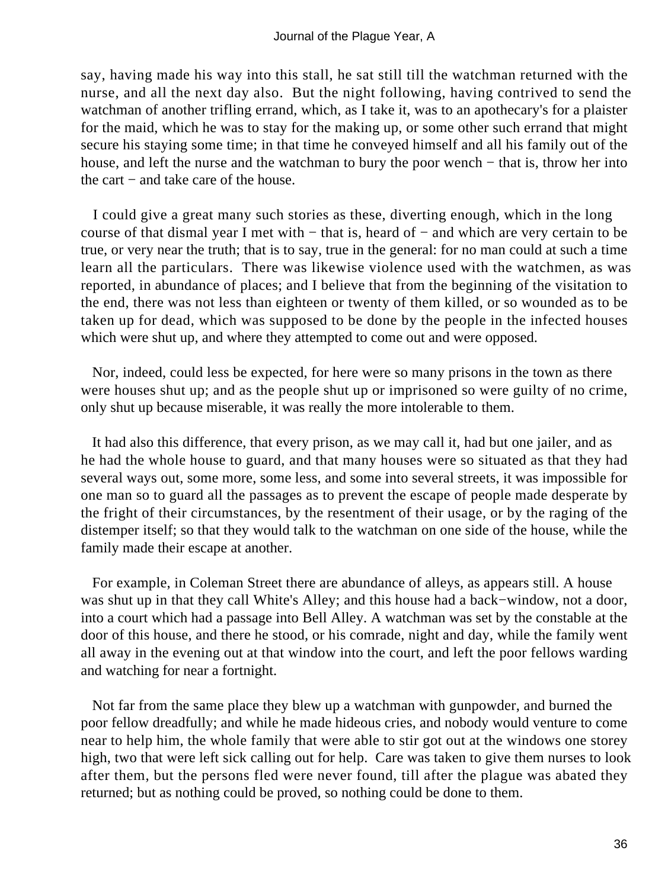say, having made his way into this stall, he sat still till the watchman returned with the nurse, and all the next day also. But the night following, having contrived to send the watchman of another trifling errand, which, as I take it, was to an apothecary's for a plaister for the maid, which he was to stay for the making up, or some other such errand that might secure his staying some time; in that time he conveyed himself and all his family out of the house, and left the nurse and the watchman to bury the poor wench − that is, throw her into the cart − and take care of the house.

I could give a great many such stories as these, diverting enough, which in the long course of that dismal year I met with − that is, heard of − and which are very certain to be true, or very near the truth; that is to say, true in the general: for no man could at such a time learn all the particulars. There was likewise violence used with the watchmen, as was reported, in abundance of places; and I believe that from the beginning of the visitation to the end, there was not less than eighteen or twenty of them killed, or so wounded as to be taken up for dead, which was supposed to be done by the people in the infected houses which were shut up, and where they attempted to come out and were opposed.

Nor, indeed, could less be expected, for here were so many prisons in the town as there were houses shut up; and as the people shut up or imprisoned so were guilty of no crime, only shut up because miserable, it was really the more intolerable to them.

It had also this difference, that every prison, as we may call it, had but one jailer, and as he had the whole house to guard, and that many houses were so situated as that they had several ways out, some more, some less, and some into several streets, it was impossible for one man so to guard all the passages as to prevent the escape of people made desperate by the fright of their circumstances, by the resentment of their usage, or by the raging of the distemper itself; so that they would talk to the watchman on one side of the house, while the family made their escape at another.

For example, in Coleman Street there are abundance of alleys, as appears still. A house was shut up in that they call White's Alley; and this house had a back−window, not a door, into a court which had a passage into Bell Alley. A watchman was set by the constable at the door of this house, and there he stood, or his comrade, night and day, while the family went all away in the evening out at that window into the court, and left the poor fellows warding and watching for near a fortnight.

Not far from the same place they blew up a watchman with gunpowder, and burned the poor fellow dreadfully; and while he made hideous cries, and nobody would venture to come near to help him, the whole family that were able to stir got out at the windows one storey high, two that were left sick calling out for help. Care was taken to give them nurses to look after them, but the persons fled were never found, till after the plague was abated they returned; but as nothing could be proved, so nothing could be done to them.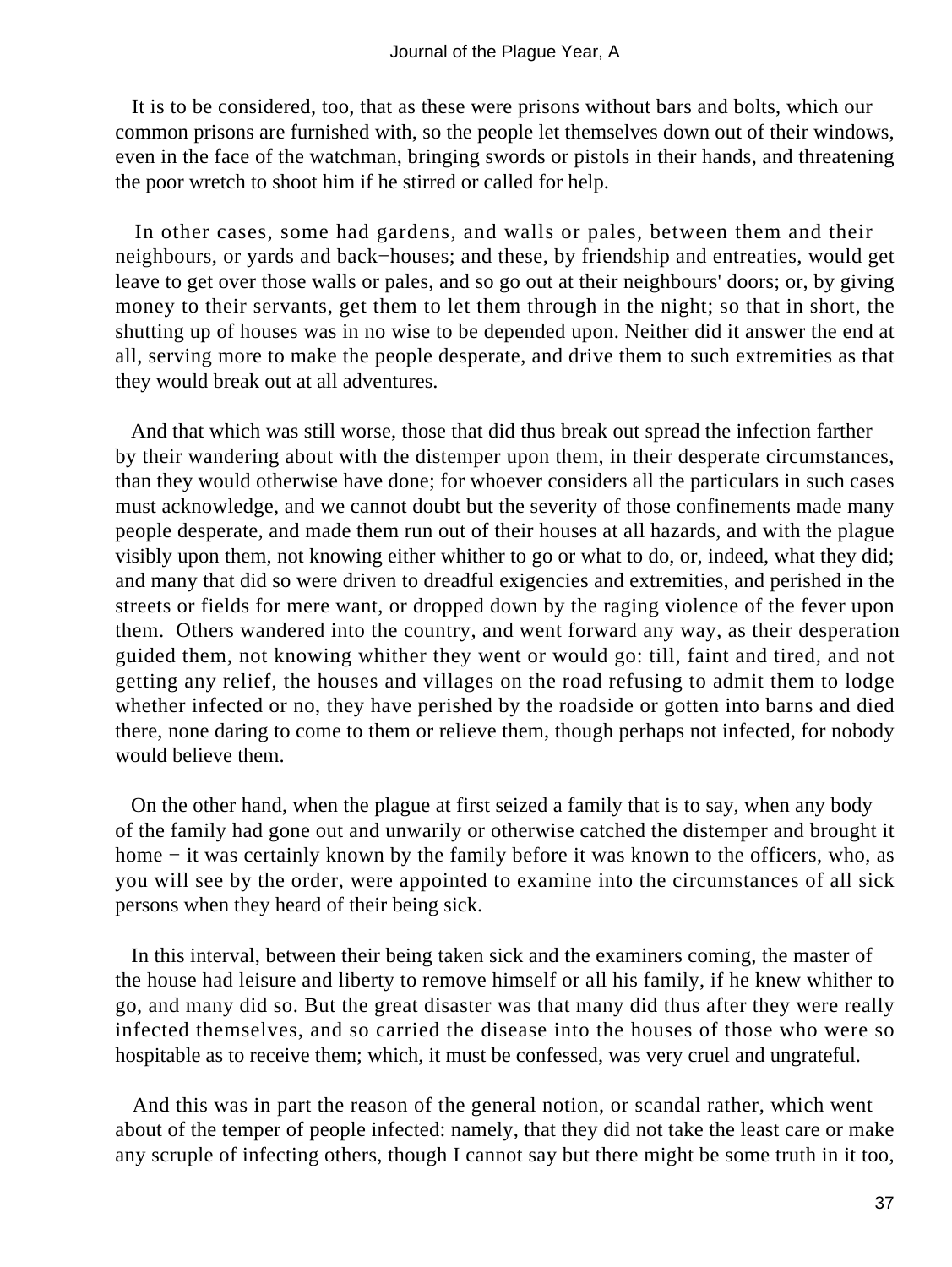It is to be considered, too, that as these were prisons without bars and bolts, which our common prisons are furnished with, so the people let themselves down out of their windows, even in the face of the watchman, bringing swords or pistols in their hands, and threatening the poor wretch to shoot him if he stirred or called for help.

In other cases, some had gardens, and walls or pales, between them and their neighbours, or yards and back−houses; and these, by friendship and entreaties, would get leave to get over those walls or pales, and so go out at their neighbours' doors; or, by giving money to their servants, get them to let them through in the night; so that in short, the shutting up of houses was in no wise to be depended upon. Neither did it answer the end at all, serving more to make the people desperate, and drive them to such extremities as that they would break out at all adventures.

And that which was still worse, those that did thus break out spread the infection farther by their wandering about with the distemper upon them, in their desperate circumstances, than they would otherwise have done; for whoever considers all the particulars in such cases must acknowledge, and we cannot doubt but the severity of those confinements made many people desperate, and made them run out of their houses at all hazards, and with the plague visibly upon them, not knowing either whither to go or what to do, or, indeed, what they did; and many that did so were driven to dreadful exigencies and extremities, and perished in the streets or fields for mere want, or dropped down by the raging violence of the fever upon them. Others wandered into the country, and went forward any way, as their desperation guided them, not knowing whither they went or would go: till, faint and tired, and not getting any relief, the houses and villages on the road refusing to admit them to lodge whether infected or no, they have perished by the roadside or gotten into barns and died there, none daring to come to them or relieve them, though perhaps not infected, for nobody would believe them.

On the other hand, when the plague at first seized a family that is to say, when any body of the family had gone out and unwarily or otherwise catched the distemper and brought it home − it was certainly known by the family before it was known to the officers, who, as you will see by the order, were appointed to examine into the circumstances of all sick persons when they heard of their being sick.

In this interval, between their being taken sick and the examiners coming, the master of the house had leisure and liberty to remove himself or all his family, if he knew whither to go, and many did so. But the great disaster was that many did thus after they were really infected themselves, and so carried the disease into the houses of those who were so hospitable as to receive them; which, it must be confessed, was very cruel and ungrateful.

And this was in part the reason of the general notion, or scandal rather, which went about of the temper of people infected: namely, that they did not take the least care or make any scruple of infecting others, though I cannot say but there might be some truth in it too,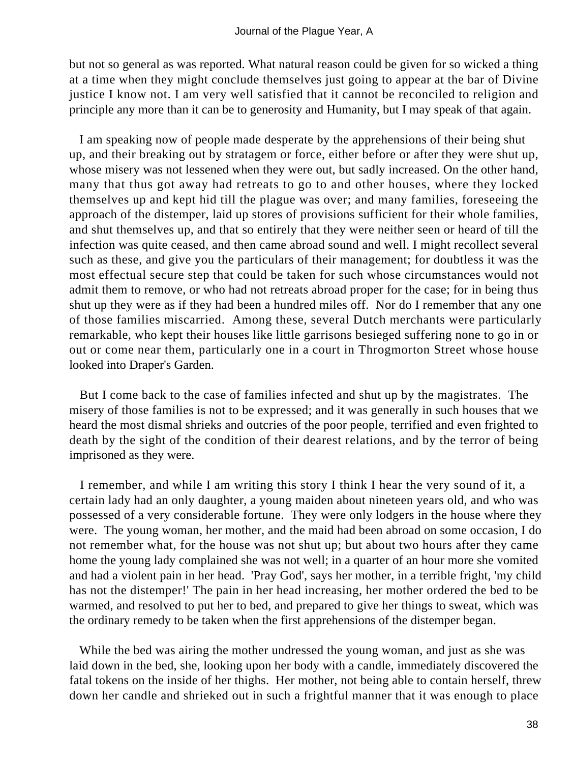but not so general as was reported. What natural reason could be given for so wicked a thing at a time when they might conclude themselves just going to appear at the bar of Divine justice I know not. I am very well satisfied that it cannot be reconciled to religion and principle any more than it can be to generosity and Humanity, but I may speak of that again.

I am speaking now of people made desperate by the apprehensions of their being shut up, and their breaking out by stratagem or force, either before or after they were shut up, whose misery was not lessened when they were out, but sadly increased. On the other hand, many that thus got away had retreats to go to and other houses, where they locked themselves up and kept hid till the plague was over; and many families, foreseeing the approach of the distemper, laid up stores of provisions sufficient for their whole families, and shut themselves up, and that so entirely that they were neither seen or heard of till the infection was quite ceased, and then came abroad sound and well. I might recollect several such as these, and give you the particulars of their management; for doubtless it was the most effectual secure step that could be taken for such whose circumstances would not admit them to remove, or who had not retreats abroad proper for the case; for in being thus shut up they were as if they had been a hundred miles off. Nor do I remember that any one of those families miscarried. Among these, several Dutch merchants were particularly remarkable, who kept their houses like little garrisons besieged suffering none to go in or out or come near them, particularly one in a court in Throgmorton Street whose house looked into Draper's Garden.

But I come back to the case of families infected and shut up by the magistrates. The misery of those families is not to be expressed; and it was generally in such houses that we heard the most dismal shrieks and outcries of the poor people, terrified and even frighted to death by the sight of the condition of their dearest relations, and by the terror of being imprisoned as they were.

I remember, and while I am writing this story I think I hear the very sound of it, a certain lady had an only daughter, a young maiden about nineteen years old, and who was possessed of a very considerable fortune. They were only lodgers in the house where they were. The young woman, her mother, and the maid had been abroad on some occasion, I do not remember what, for the house was not shut up; but about two hours after they came home the young lady complained she was not well; in a quarter of an hour more she vomited and had a violent pain in her head. 'Pray God', says her mother, in a terrible fright, 'my child has not the distemper!' The pain in her head increasing, her mother ordered the bed to be warmed, and resolved to put her to bed, and prepared to give her things to sweat, which was the ordinary remedy to be taken when the first apprehensions of the distemper began.

While the bed was airing the mother undressed the young woman, and just as she was laid down in the bed, she, looking upon her body with a candle, immediately discovered the fatal tokens on the inside of her thighs. Her mother, not being able to contain herself, threw down her candle and shrieked out in such a frightful manner that it was enough to place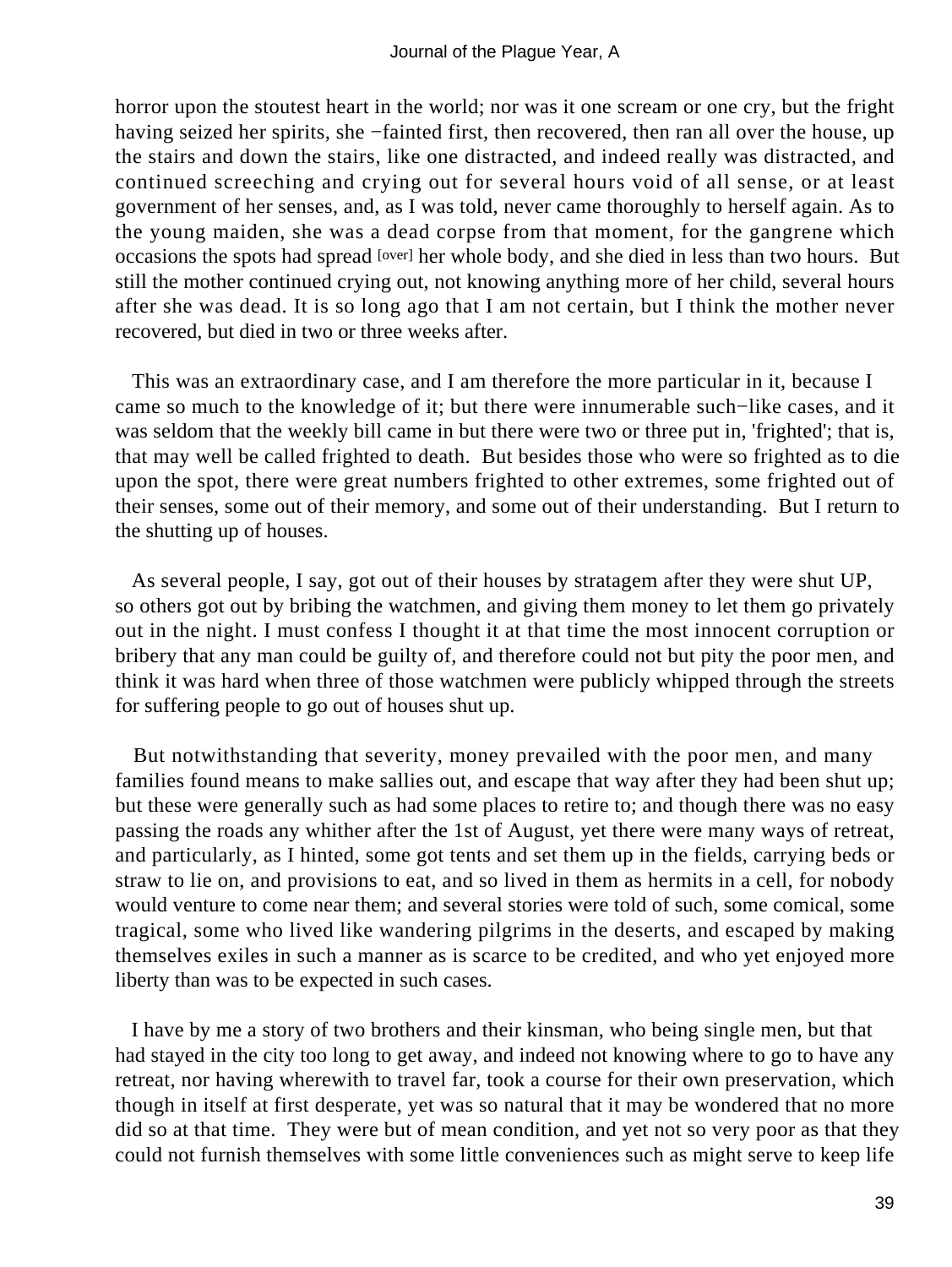horror upon the stoutest heart in the world; nor was it one scream or one cry, but the fright having seized her spirits, she −fainted first, then recovered, then ran all over the house, up the stairs and down the stairs, like one distracted, and indeed really was distracted, and continued screeching and crying out for several hours void of all sense, or at least government of her senses, and, as I was told, never came thoroughly to herself again. As to the young maiden, she was a dead corpse from that moment, for the gangrene which occasions the spots had spread [over] her whole body, and she died in less than two hours. But still the mother continued crying out, not knowing anything more of her child, several hours after she was dead. It is so long ago that I am not certain, but I think the mother never recovered, but died in two or three weeks after.

This was an extraordinary case, and I am therefore the more particular in it, because I came so much to the knowledge of it; but there were innumerable such−like cases, and it was seldom that the weekly bill came in but there were two or three put in, 'frighted'; that is, that may well be called frighted to death. But besides those who were so frighted as to die upon the spot, there were great numbers frighted to other extremes, some frighted out of their senses, some out of their memory, and some out of their understanding. But I return to the shutting up of houses.

As several people, I say, got out of their houses by stratagem after they were shut UP, so others got out by bribing the watchmen, and giving them money to let them go privately out in the night. I must confess I thought it at that time the most innocent corruption or bribery that any man could be guilty of, and therefore could not but pity the poor men, and think it was hard when three of those watchmen were publicly whipped through the streets for suffering people to go out of houses shut up.

But notwithstanding that severity, money prevailed with the poor men, and many families found means to make sallies out, and escape that way after they had been shut up; but these were generally such as had some places to retire to; and though there was no easy passing the roads any whither after the 1st of August, yet there were many ways of retreat, and particularly, as I hinted, some got tents and set them up in the fields, carrying beds or straw to lie on, and provisions to eat, and so lived in them as hermits in a cell, for nobody would venture to come near them; and several stories were told of such, some comical, some tragical, some who lived like wandering pilgrims in the deserts, and escaped by making themselves exiles in such a manner as is scarce to be credited, and who yet enjoyed more liberty than was to be expected in such cases.

I have by me a story of two brothers and their kinsman, who being single men, but that had stayed in the city too long to get away, and indeed not knowing where to go to have any retreat, nor having wherewith to travel far, took a course for their own preservation, which though in itself at first desperate, yet was so natural that it may be wondered that no more did so at that time. They were but of mean condition, and yet not so very poor as that they could not furnish themselves with some little conveniences such as might serve to keep life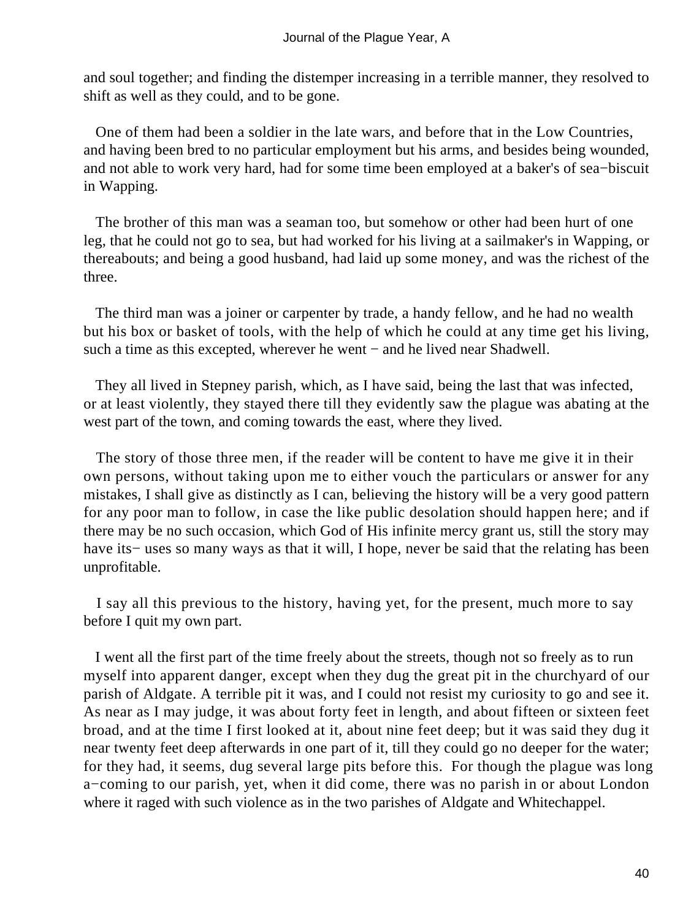and soul together; and finding the distemper increasing in a terrible manner, they resolved to shift as well as they could, and to be gone.

One of them had been a soldier in the late wars, and before that in the Low Countries, and having been bred to no particular employment but his arms, and besides being wounded, and not able to work very hard, had for some time been employed at a baker's of sea−biscuit in Wapping.

The brother of this man was a seaman too, but somehow or other had been hurt of one leg, that he could not go to sea, but had worked for his living at a sailmaker's in Wapping, or thereabouts; and being a good husband, had laid up some money, and was the richest of the three.

The third man was a joiner or carpenter by trade, a handy fellow, and he had no wealth but his box or basket of tools, with the help of which he could at any time get his living, such a time as this excepted, wherever he went − and he lived near Shadwell.

They all lived in Stepney parish, which, as I have said, being the last that was infected, or at least violently, they stayed there till they evidently saw the plague was abating at the west part of the town, and coming towards the east, where they lived.

The story of those three men, if the reader will be content to have me give it in their own persons, without taking upon me to either vouch the particulars or answer for any mistakes, I shall give as distinctly as I can, believing the history will be a very good pattern for any poor man to follow, in case the like public desolation should happen here; and if there may be no such occasion, which God of His infinite mercy grant us, still the story may have its− uses so many ways as that it will, I hope, never be said that the relating has been unprofitable.

I say all this previous to the history, having yet, for the present, much more to say before I quit my own part.

I went all the first part of the time freely about the streets, though not so freely as to run myself into apparent danger, except when they dug the great pit in the churchyard of our parish of Aldgate. A terrible pit it was, and I could not resist my curiosity to go and see it. As near as I may judge, it was about forty feet in length, and about fifteen or sixteen feet broad, and at the time I first looked at it, about nine feet deep; but it was said they dug it near twenty feet deep afterwards in one part of it, till they could go no deeper for the water; for they had, it seems, dug several large pits before this. For though the plague was long a−coming to our parish, yet, when it did come, there was no parish in or about London where it raged with such violence as in the two parishes of Aldgate and Whitechappel.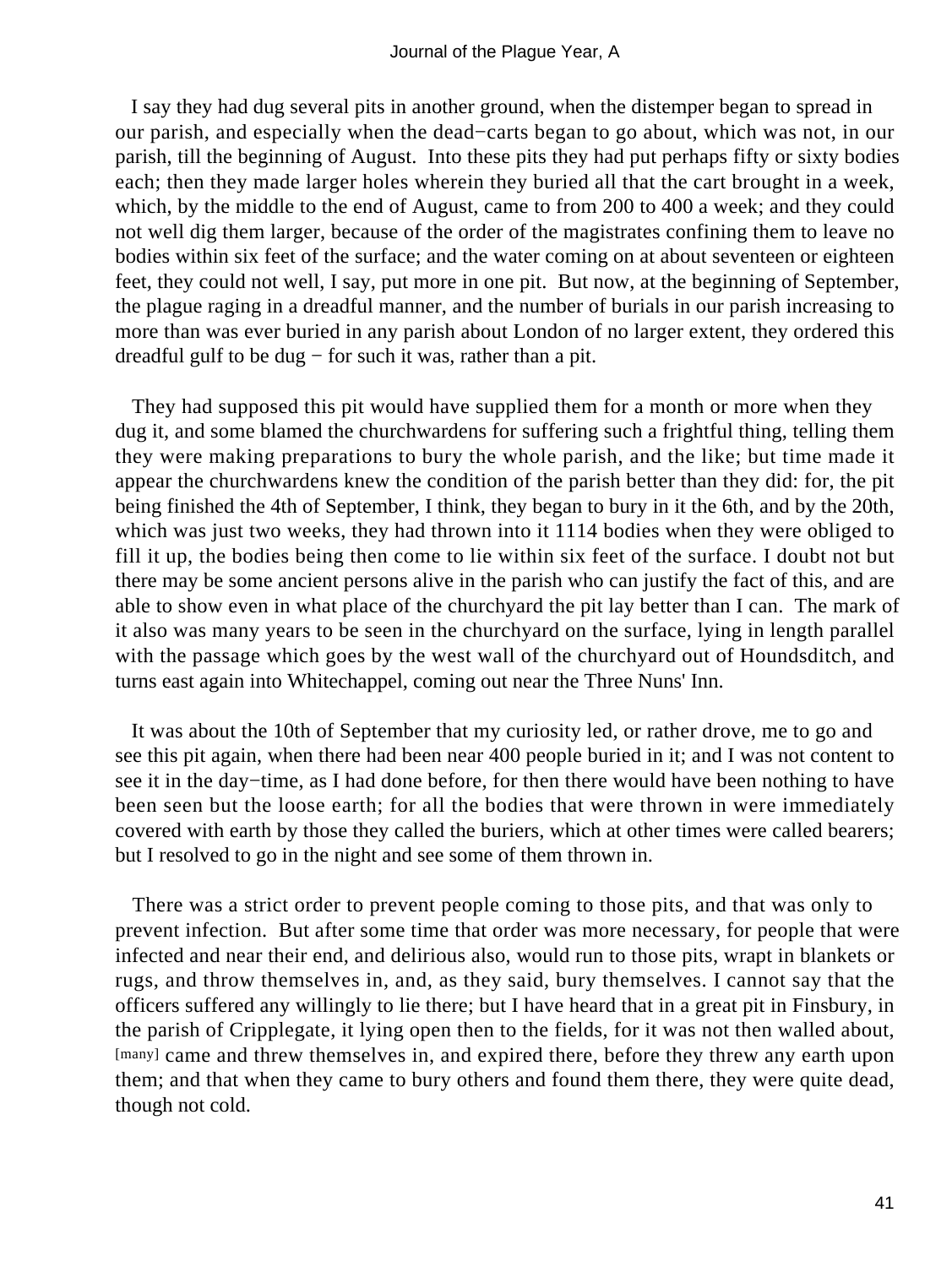I say they had dug several pits in another ground, when the distemper began to spread in our parish, and especially when the dead−carts began to go about, which was not, in our parish, till the beginning of August. Into these pits they had put perhaps fifty or sixty bodies each; then they made larger holes wherein they buried all that the cart brought in a week, which, by the middle to the end of August, came to from 200 to 400 a week; and they could not well dig them larger, because of the order of the magistrates confining them to leave no bodies within six feet of the surface; and the water coming on at about seventeen or eighteen feet, they could not well, I say, put more in one pit. But now, at the beginning of September, the plague raging in a dreadful manner, and the number of burials in our parish increasing to more than was ever buried in any parish about London of no larger extent, they ordered this dreadful gulf to be dug − for such it was, rather than a pit.

They had supposed this pit would have supplied them for a month or more when they dug it, and some blamed the churchwardens for suffering such a frightful thing, telling them they were making preparations to bury the whole parish, and the like; but time made it appear the churchwardens knew the condition of the parish better than they did: for, the pit being finished the 4th of September, I think, they began to bury in it the 6th, and by the 20th, which was just two weeks, they had thrown into it 1114 bodies when they were obliged to fill it up, the bodies being then come to lie within six feet of the surface. I doubt not but there may be some ancient persons alive in the parish who can justify the fact of this, and are able to show even in what place of the churchyard the pit lay better than I can. The mark of it also was many years to be seen in the churchyard on the surface, lying in length parallel with the passage which goes by the west wall of the churchyard out of Houndsditch, and turns east again into Whitechappel, coming out near the Three Nuns' Inn.

It was about the 10th of September that my curiosity led, or rather drove, me to go and see this pit again, when there had been near 400 people buried in it; and I was not content to see it in the day−time, as I had done before, for then there would have been nothing to have been seen but the loose earth; for all the bodies that were thrown in were immediately covered with earth by those they called the buriers, which at other times were called bearers; but I resolved to go in the night and see some of them thrown in.

There was a strict order to prevent people coming to those pits, and that was only to prevent infection. But after some time that order was more necessary, for people that were infected and near their end, and delirious also, would run to those pits, wrapt in blankets or rugs, and throw themselves in, and, as they said, bury themselves. I cannot say that the officers suffered any willingly to lie there; but I have heard that in a great pit in Finsbury, in the parish of Cripplegate, it lying open then to the fields, for it was not then walled about, [many] came and threw themselves in, and expired there, before they threw any earth upon them; and that when they came to bury others and found them there, they were quite dead, though not cold.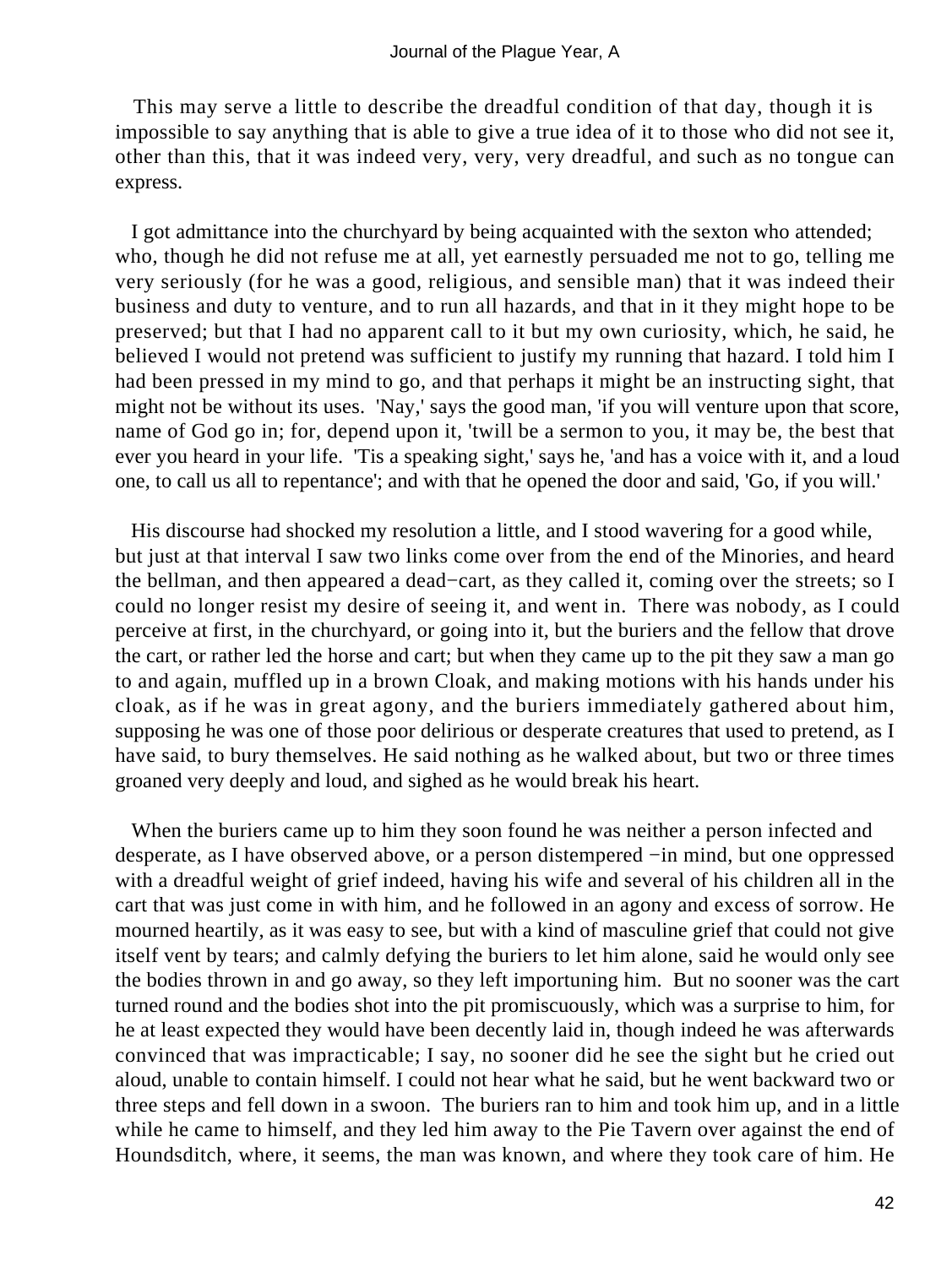This may serve a little to describe the dreadful condition of that day, though it is impossible to say anything that is able to give a true idea of it to those who did not see it, other than this, that it was indeed very, very, very dreadful, and such as no tongue can express.

I got admittance into the churchyard by being acquainted with the sexton who attended; who, though he did not refuse me at all, yet earnestly persuaded me not to go, telling me very seriously (for he was a good, religious, and sensible man) that it was indeed their business and duty to venture, and to run all hazards, and that in it they might hope to be preserved; but that I had no apparent call to it but my own curiosity, which, he said, he believed I would not pretend was sufficient to justify my running that hazard. I told him I had been pressed in my mind to go, and that perhaps it might be an instructing sight, that might not be without its uses. 'Nay,' says the good man, 'if you will venture upon that score, name of God go in; for, depend upon it, 'twill be a sermon to you, it may be, the best that ever you heard in your life. 'Tis a speaking sight,' says he, 'and has a voice with it, and a loud one, to call us all to repentance'; and with that he opened the door and said, 'Go, if you will.'

His discourse had shocked my resolution a little, and I stood wavering for a good while, but just at that interval I saw two links come over from the end of the Minories, and heard the bellman, and then appeared a dead−cart, as they called it, coming over the streets; so I could no longer resist my desire of seeing it, and went in. There was nobody, as I could perceive at first, in the churchyard, or going into it, but the buriers and the fellow that drove the cart, or rather led the horse and cart; but when they came up to the pit they saw a man go to and again, muffled up in a brown Cloak, and making motions with his hands under his cloak, as if he was in great agony, and the buriers immediately gathered about him, supposing he was one of those poor delirious or desperate creatures that used to pretend, as I have said, to bury themselves. He said nothing as he walked about, but two or three times groaned very deeply and loud, and sighed as he would break his heart.

When the buriers came up to him they soon found he was neither a person infected and desperate, as I have observed above, or a person distempered −in mind, but one oppressed with a dreadful weight of grief indeed, having his wife and several of his children all in the cart that was just come in with him, and he followed in an agony and excess of sorrow. He mourned heartily, as it was easy to see, but with a kind of masculine grief that could not give itself vent by tears; and calmly defying the buriers to let him alone, said he would only see the bodies thrown in and go away, so they left importuning him. But no sooner was the cart turned round and the bodies shot into the pit promiscuously, which was a surprise to him, for he at least expected they would have been decently laid in, though indeed he was afterwards convinced that was impracticable; I say, no sooner did he see the sight but he cried out aloud, unable to contain himself. I could not hear what he said, but he went backward two or three steps and fell down in a swoon. The buriers ran to him and took him up, and in a little while he came to himself, and they led him away to the Pie Tavern over against the end of Houndsditch, where, it seems, the man was known, and where they took care of him. He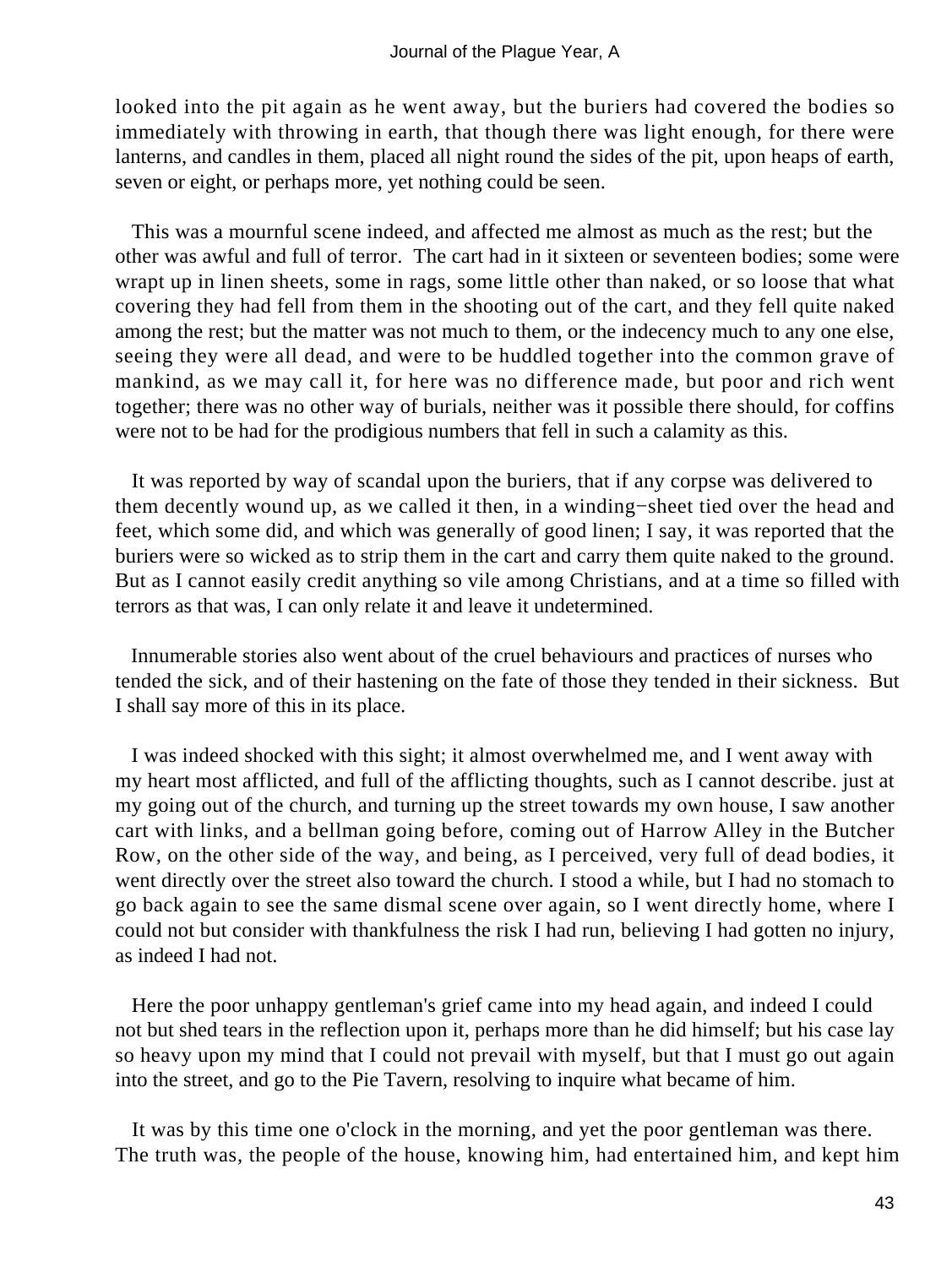looked into the pit again as he went away, but the buriers had covered the bodies so immediately with throwing in earth, that though there was light enough, for there were lanterns, and candles in them, placed all night round the sides of the pit, upon heaps of earth, seven or eight, or perhaps more, yet nothing could be seen.

This was a mournful scene indeed, and affected me almost as much as the rest; but the other was awful and full of terror. The cart had in it sixteen or seventeen bodies; some were wrapt up in linen sheets, some in rags, some little other than naked, or so loose that what covering they had fell from them in the shooting out of the cart, and they fell quite naked among the rest; but the matter was not much to them, or the indecency much to any one else, seeing they were all dead, and were to be huddled together into the common grave of mankind, as we may call it, for here was no difference made, but poor and rich went together; there was no other way of burials, neither was it possible there should, for coffins were not to be had for the prodigious numbers that fell in such a calamity as this.

It was reported by way of scandal upon the buriers, that if any corpse was delivered to them decently wound up, as we called it then, in a winding−sheet tied over the head and feet, which some did, and which was generally of good linen; I say, it was reported that the buriers were so wicked as to strip them in the cart and carry them quite naked to the ground. But as I cannot easily credit anything so vile among Christians, and at a time so filled with terrors as that was, I can only relate it and leave it undetermined.

Innumerable stories also went about of the cruel behaviours and practices of nurses who tended the sick, and of their hastening on the fate of those they tended in their sickness. But I shall say more of this in its place.

I was indeed shocked with this sight; it almost overwhelmed me, and I went away with my heart most afflicted, and full of the afflicting thoughts, such as I cannot describe. just at my going out of the church, and turning up the street towards my own house, I saw another cart with links, and a bellman going before, coming out of Harrow Alley in the Butcher Row, on the other side of the way, and being, as I perceived, very full of dead bodies, it went directly over the street also toward the church. I stood a while, but I had no stomach to go back again to see the same dismal scene over again, so I went directly home, where I could not but consider with thankfulness the risk I had run, believing I had gotten no injury, as indeed I had not.

Here the poor unhappy gentleman's grief came into my head again, and indeed I could not but shed tears in the reflection upon it, perhaps more than he did himself; but his case lay so heavy upon my mind that I could not prevail with myself, but that I must go out again into the street, and go to the Pie Tavern, resolving to inquire what became of him.

It was by this time one o'clock in the morning, and yet the poor gentleman was there. The truth was, the people of the house, knowing him, had entertained him, and kept him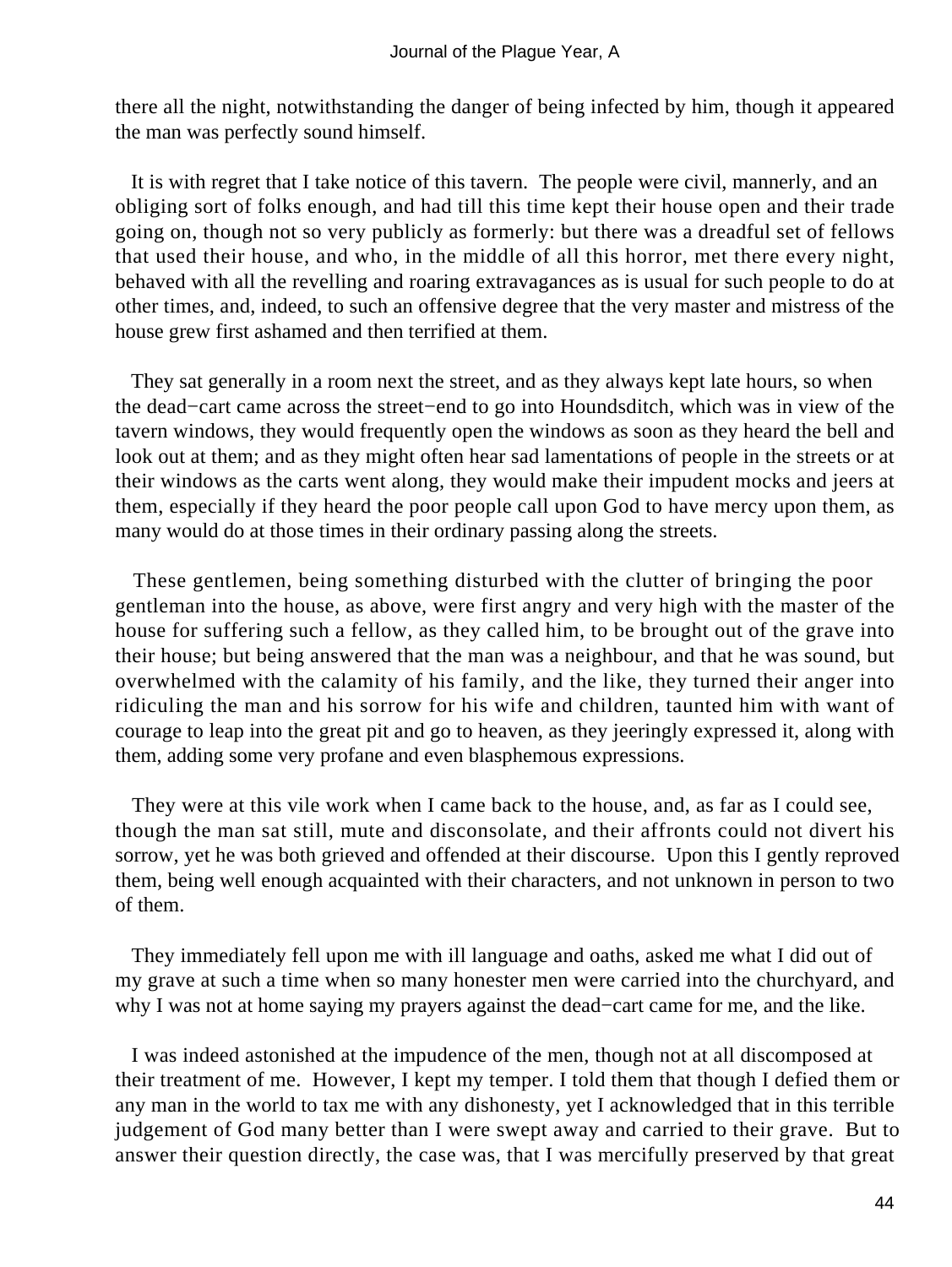there all the night, notwithstanding the danger of being infected by him, though it appeared the man was perfectly sound himself.

It is with regret that I take notice of this tavern. The people were civil, mannerly, and an obliging sort of folks enough, and had till this time kept their house open and their trade going on, though not so very publicly as formerly: but there was a dreadful set of fellows that used their house, and who, in the middle of all this horror, met there every night, behaved with all the revelling and roaring extravagances as is usual for such people to do at other times, and, indeed, to such an offensive degree that the very master and mistress of the house grew first ashamed and then terrified at them.

They sat generally in a room next the street, and as they always kept late hours, so when the dead−cart came across the street−end to go into Houndsditch, which was in view of the tavern windows, they would frequently open the windows as soon as they heard the bell and look out at them; and as they might often hear sad lamentations of people in the streets or at their windows as the carts went along, they would make their impudent mocks and jeers at them, especially if they heard the poor people call upon God to have mercy upon them, as many would do at those times in their ordinary passing along the streets.

These gentlemen, being something disturbed with the clutter of bringing the poor gentleman into the house, as above, were first angry and very high with the master of the house for suffering such a fellow, as they called him, to be brought out of the grave into their house; but being answered that the man was a neighbour, and that he was sound, but overwhelmed with the calamity of his family, and the like, they turned their anger into ridiculing the man and his sorrow for his wife and children, taunted him with want of courage to leap into the great pit and go to heaven, as they jeeringly expressed it, along with them, adding some very profane and even blasphemous expressions.

They were at this vile work when I came back to the house, and, as far as I could see, though the man sat still, mute and disconsolate, and their affronts could not divert his sorrow, yet he was both grieved and offended at their discourse. Upon this I gently reproved them, being well enough acquainted with their characters, and not unknown in person to two of them.

They immediately fell upon me with ill language and oaths, asked me what I did out of my grave at such a time when so many honester men were carried into the churchyard, and why I was not at home saying my prayers against the dead−cart came for me, and the like.

I was indeed astonished at the impudence of the men, though not at all discomposed at their treatment of me. However, I kept my temper. I told them that though I defied them or any man in the world to tax me with any dishonesty, yet I acknowledged that in this terrible judgement of God many better than I were swept away and carried to their grave. But to answer their question directly, the case was, that I was mercifully preserved by that great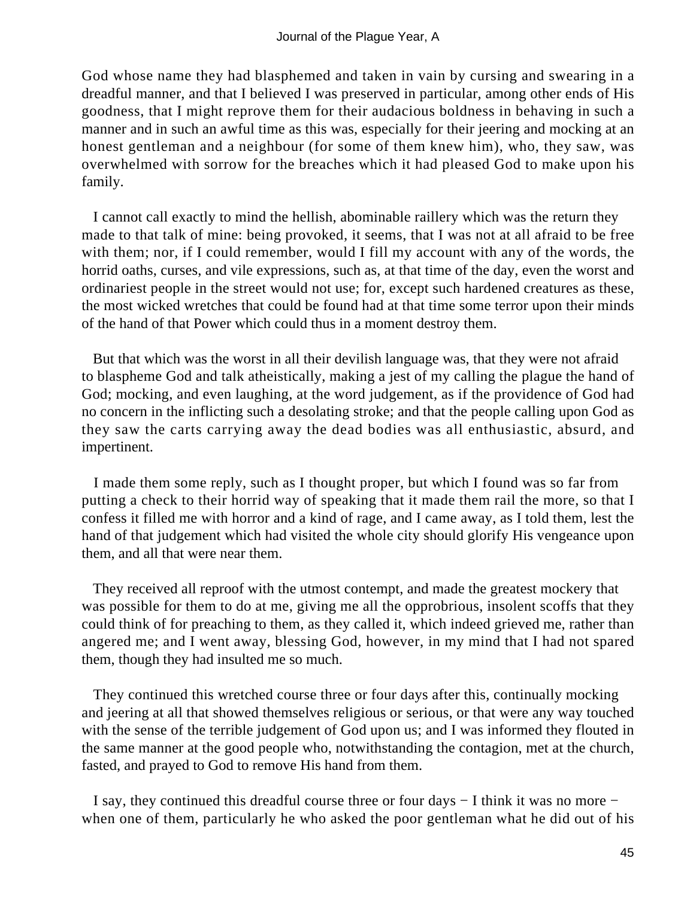God whose name they had blasphemed and taken in vain by cursing and swearing in a dreadful manner, and that I believed I was preserved in particular, among other ends of His goodness, that I might reprove them for their audacious boldness in behaving in such a manner and in such an awful time as this was, especially for their jeering and mocking at an honest gentleman and a neighbour (for some of them knew him), who, they saw, was overwhelmed with sorrow for the breaches which it had pleased God to make upon his family.

I cannot call exactly to mind the hellish, abominable raillery which was the return they made to that talk of mine: being provoked, it seems, that I was not at all afraid to be free with them; nor, if I could remember, would I fill my account with any of the words, the horrid oaths, curses, and vile expressions, such as, at that time of the day, even the worst and ordinariest people in the street would not use; for, except such hardened creatures as these, the most wicked wretches that could be found had at that time some terror upon their minds of the hand of that Power which could thus in a moment destroy them.

But that which was the worst in all their devilish language was, that they were not afraid to blaspheme God and talk atheistically, making a jest of my calling the plague the hand of God; mocking, and even laughing, at the word judgement, as if the providence of God had no concern in the inflicting such a desolating stroke; and that the people calling upon God as they saw the carts carrying away the dead bodies was all enthusiastic, absurd, and impertinent.

I made them some reply, such as I thought proper, but which I found was so far from putting a check to their horrid way of speaking that it made them rail the more, so that I confess it filled me with horror and a kind of rage, and I came away, as I told them, lest the hand of that judgement which had visited the whole city should glorify His vengeance upon them, and all that were near them.

They received all reproof with the utmost contempt, and made the greatest mockery that was possible for them to do at me, giving me all the opprobrious, insolent scoffs that they could think of for preaching to them, as they called it, which indeed grieved me, rather than angered me; and I went away, blessing God, however, in my mind that I had not spared them, though they had insulted me so much.

They continued this wretched course three or four days after this, continually mocking and jeering at all that showed themselves religious or serious, or that were any way touched with the sense of the terrible judgement of God upon us; and I was informed they flouted in the same manner at the good people who, notwithstanding the contagion, met at the church, fasted, and prayed to God to remove His hand from them.

I say, they continued this dreadful course three or four days − I think it was no more − when one of them, particularly he who asked the poor gentleman what he did out of his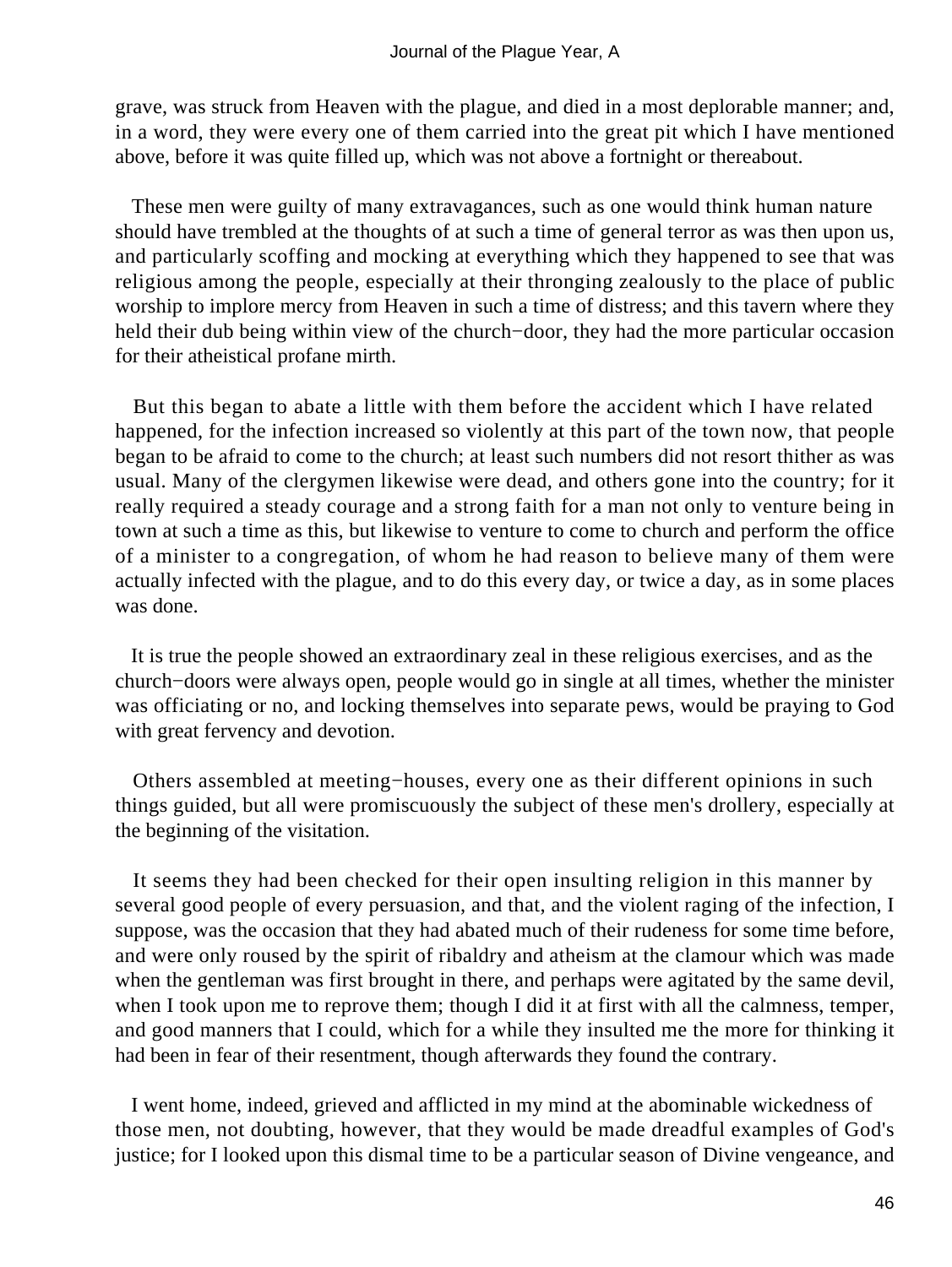grave, was struck from Heaven with the plague, and died in a most deplorable manner; and, in a word, they were every one of them carried into the great pit which I have mentioned above, before it was quite filled up, which was not above a fortnight or thereabout.

These men were guilty of many extravagances, such as one would think human nature should have trembled at the thoughts of at such a time of general terror as was then upon us, and particularly scoffing and mocking at everything which they happened to see that was religious among the people, especially at their thronging zealously to the place of public worship to implore mercy from Heaven in such a time of distress; and this tavern where they held their dub being within view of the church−door, they had the more particular occasion for their atheistical profane mirth.

But this began to abate a little with them before the accident which I have related happened, for the infection increased so violently at this part of the town now, that people began to be afraid to come to the church; at least such numbers did not resort thither as was usual. Many of the clergymen likewise were dead, and others gone into the country; for it really required a steady courage and a strong faith for a man not only to venture being in town at such a time as this, but likewise to venture to come to church and perform the office of a minister to a congregation, of whom he had reason to believe many of them were actually infected with the plague, and to do this every day, or twice a day, as in some places was done.

It is true the people showed an extraordinary zeal in these religious exercises, and as the church−doors were always open, people would go in single at all times, whether the minister was officiating or no, and locking themselves into separate pews, would be praying to God with great fervency and devotion.

Others assembled at meeting−houses, every one as their different opinions in such things guided, but all were promiscuously the subject of these men's drollery, especially at the beginning of the visitation.

It seems they had been checked for their open insulting religion in this manner by several good people of every persuasion, and that, and the violent raging of the infection, I suppose, was the occasion that they had abated much of their rudeness for some time before, and were only roused by the spirit of ribaldry and atheism at the clamour which was made when the gentleman was first brought in there, and perhaps were agitated by the same devil, when I took upon me to reprove them; though I did it at first with all the calmness, temper, and good manners that I could, which for a while they insulted me the more for thinking it had been in fear of their resentment, though afterwards they found the contrary.

I went home, indeed, grieved and afflicted in my mind at the abominable wickedness of those men, not doubting, however, that they would be made dreadful examples of God's justice; for I looked upon this dismal time to be a particular season of Divine vengeance, and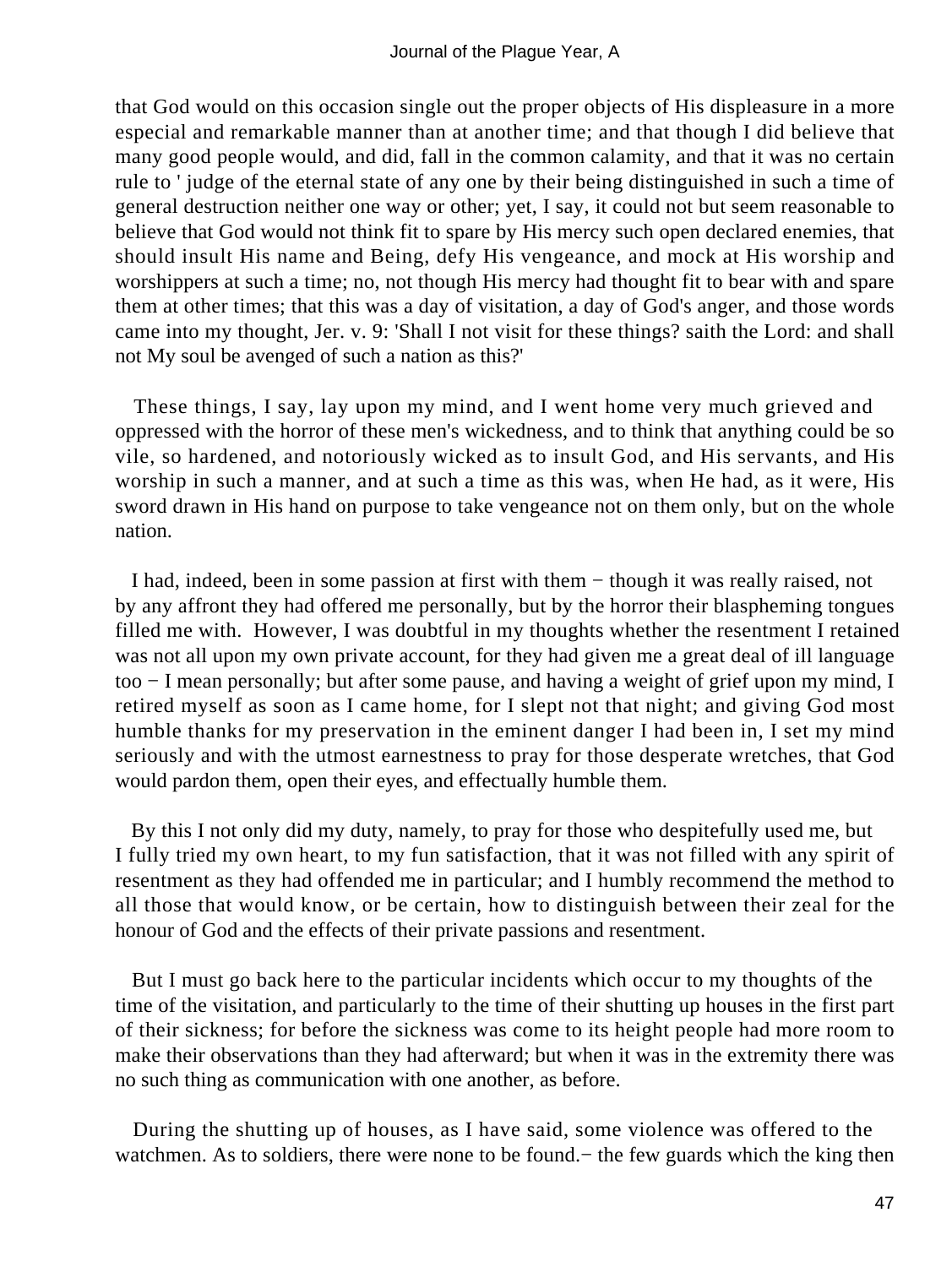that God would on this occasion single out the proper objects of His displeasure in a more especial and remarkable manner than at another time; and that though I did believe that many good people would, and did, fall in the common calamity, and that it was no certain rule to ' judge of the eternal state of any one by their being distinguished in such a time of general destruction neither one way or other; yet, I say, it could not but seem reasonable to believe that God would not think fit to spare by His mercy such open declared enemies, that should insult His name and Being, defy His vengeance, and mock at His worship and worshippers at such a time; no, not though His mercy had thought fit to bear with and spare them at other times; that this was a day of visitation, a day of God's anger, and those words came into my thought, Jer. v. 9: 'Shall I not visit for these things? saith the Lord: and shall not My soul be avenged of such a nation as this?'

These things, I say, lay upon my mind, and I went home very much grieved and oppressed with the horror of these men's wickedness, and to think that anything could be so vile, so hardened, and notoriously wicked as to insult God, and His servants, and His worship in such a manner, and at such a time as this was, when He had, as it were, His sword drawn in His hand on purpose to take vengeance not on them only, but on the whole nation.

I had, indeed, been in some passion at first with them − though it was really raised, not by any affront they had offered me personally, but by the horror their blaspheming tongues filled me with. However, I was doubtful in my thoughts whether the resentment I retained was not all upon my own private account, for they had given me a great deal of ill language too − I mean personally; but after some pause, and having a weight of grief upon my mind, I retired myself as soon as I came home, for I slept not that night; and giving God most humble thanks for my preservation in the eminent danger I had been in, I set my mind seriously and with the utmost earnestness to pray for those desperate wretches, that God would pardon them, open their eyes, and effectually humble them.

By this I not only did my duty, namely, to pray for those who despitefully used me, but I fully tried my own heart, to my fun satisfaction, that it was not filled with any spirit of resentment as they had offended me in particular; and I humbly recommend the method to all those that would know, or be certain, how to distinguish between their zeal for the honour of God and the effects of their private passions and resentment.

But I must go back here to the particular incidents which occur to my thoughts of the time of the visitation, and particularly to the time of their shutting up houses in the first part of their sickness; for before the sickness was come to its height people had more room to make their observations than they had afterward; but when it was in the extremity there was no such thing as communication with one another, as before.

During the shutting up of houses, as I have said, some violence was offered to the watchmen. As to soldiers, there were none to be found.− the few guards which the king then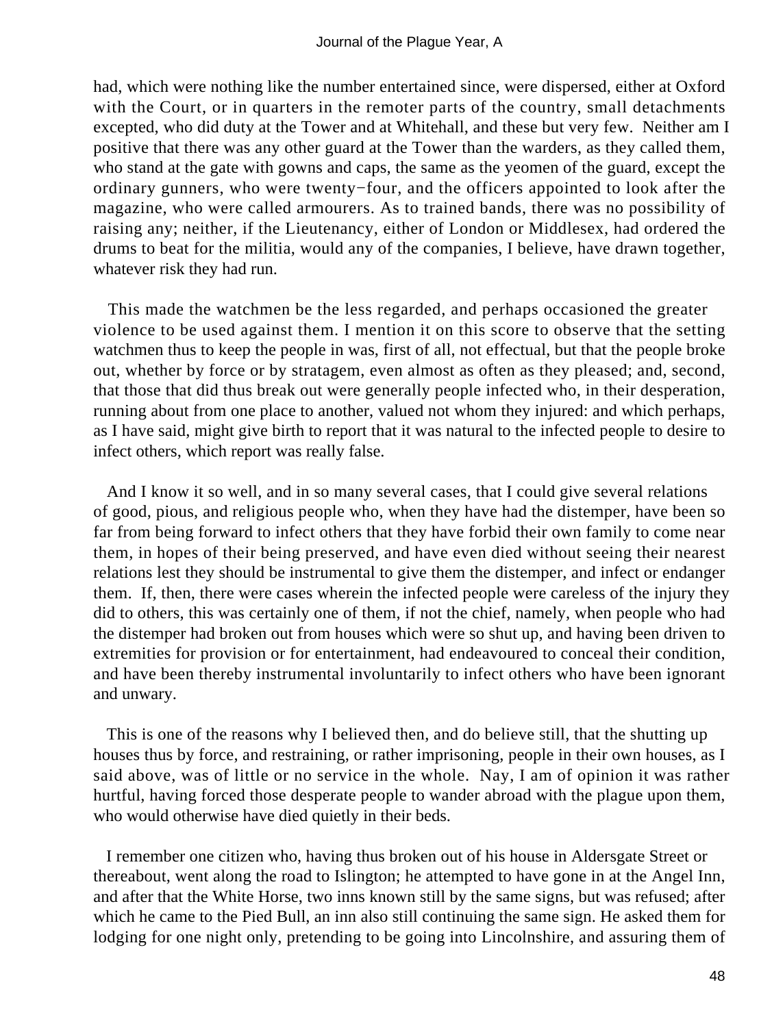had, which were nothing like the number entertained since, were dispersed, either at Oxford with the Court, or in quarters in the remoter parts of the country, small detachments excepted, who did duty at the Tower and at Whitehall, and these but very few. Neither am I positive that there was any other guard at the Tower than the warders, as they called them, who stand at the gate with gowns and caps, the same as the yeomen of the guard, except the ordinary gunners, who were twenty−four, and the officers appointed to look after the magazine, who were called armourers. As to trained bands, there was no possibility of raising any; neither, if the Lieutenancy, either of London or Middlesex, had ordered the drums to beat for the militia, would any of the companies, I believe, have drawn together, whatever risk they had run.

This made the watchmen be the less regarded, and perhaps occasioned the greater violence to be used against them. I mention it on this score to observe that the setting watchmen thus to keep the people in was, first of all, not effectual, but that the people broke out, whether by force or by stratagem, even almost as often as they pleased; and, second, that those that did thus break out were generally people infected who, in their desperation, running about from one place to another, valued not whom they injured: and which perhaps, as I have said, might give birth to report that it was natural to the infected people to desire to infect others, which report was really false.

And I know it so well, and in so many several cases, that I could give several relations of good, pious, and religious people who, when they have had the distemper, have been so far from being forward to infect others that they have forbid their own family to come near them, in hopes of their being preserved, and have even died without seeing their nearest relations lest they should be instrumental to give them the distemper, and infect or endanger them. If, then, there were cases wherein the infected people were careless of the injury they did to others, this was certainly one of them, if not the chief, namely, when people who had the distemper had broken out from houses which were so shut up, and having been driven to extremities for provision or for entertainment, had endeavoured to conceal their condition, and have been thereby instrumental involuntarily to infect others who have been ignorant and unwary.

This is one of the reasons why I believed then, and do believe still, that the shutting up houses thus by force, and restraining, or rather imprisoning, people in their own houses, as I said above, was of little or no service in the whole. Nay, I am of opinion it was rather hurtful, having forced those desperate people to wander abroad with the plague upon them, who would otherwise have died quietly in their beds.

I remember one citizen who, having thus broken out of his house in Aldersgate Street or thereabout, went along the road to Islington; he attempted to have gone in at the Angel Inn, and after that the White Horse, two inns known still by the same signs, but was refused; after which he came to the Pied Bull, an inn also still continuing the same sign. He asked them for lodging for one night only, pretending to be going into Lincolnshire, and assuring them of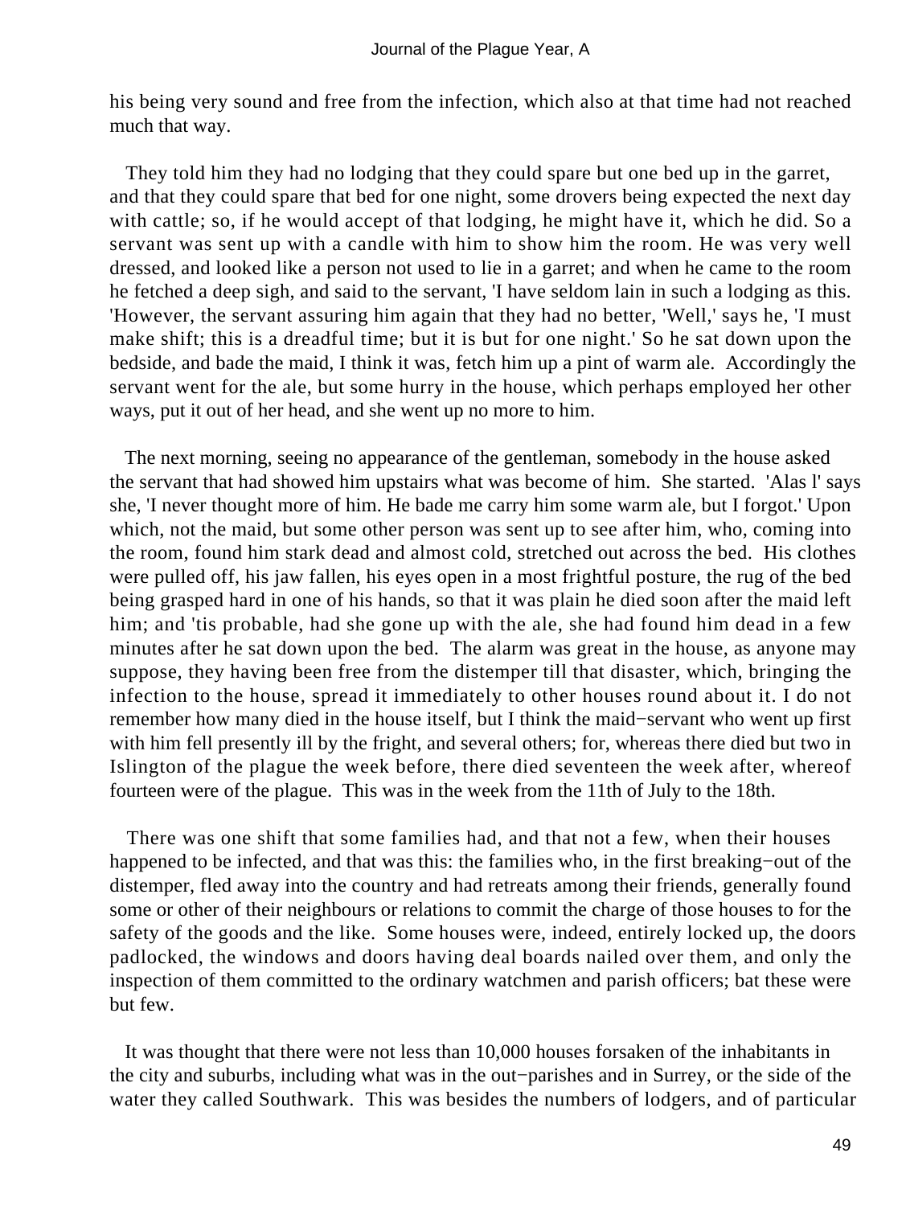his being very sound and free from the infection, which also at that time had not reached much that way.

They told him they had no lodging that they could spare but one bed up in the garret, and that they could spare that bed for one night, some drovers being expected the next day with cattle; so, if he would accept of that lodging, he might have it, which he did. So a servant was sent up with a candle with him to show him the room. He was very well dressed, and looked like a person not used to lie in a garret; and when he came to the room he fetched a deep sigh, and said to the servant, 'I have seldom lain in such a lodging as this. 'However, the servant assuring him again that they had no better, 'Well,' says he, 'I must make shift; this is a dreadful time; but it is but for one night.' So he sat down upon the bedside, and bade the maid, I think it was, fetch him up a pint of warm ale. Accordingly the servant went for the ale, but some hurry in the house, which perhaps employed her other ways, put it out of her head, and she went up no more to him.

The next morning, seeing no appearance of the gentleman, somebody in the house asked the servant that had showed him upstairs what was become of him. She started. 'Alas l' says she, 'I never thought more of him. He bade me carry him some warm ale, but I forgot.' Upon which, not the maid, but some other person was sent up to see after him, who, coming into the room, found him stark dead and almost cold, stretched out across the bed. His clothes were pulled off, his jaw fallen, his eyes open in a most frightful posture, the rug of the bed being grasped hard in one of his hands, so that it was plain he died soon after the maid left him; and 'tis probable, had she gone up with the ale, she had found him dead in a few minutes after he sat down upon the bed. The alarm was great in the house, as anyone may suppose, they having been free from the distemper till that disaster, which, bringing the infection to the house, spread it immediately to other houses round about it. I do not remember how many died in the house itself, but I think the maid−servant who went up first with him fell presently ill by the fright, and several others; for, whereas there died but two in Islington of the plague the week before, there died seventeen the week after, whereof fourteen were of the plague. This was in the week from the 11th of July to the 18th.

There was one shift that some families had, and that not a few, when their houses happened to be infected, and that was this: the families who, in the first breaking−out of the distemper, fled away into the country and had retreats among their friends, generally found some or other of their neighbours or relations to commit the charge of those houses to for the safety of the goods and the like. Some houses were, indeed, entirely locked up, the doors padlocked, the windows and doors having deal boards nailed over them, and only the inspection of them committed to the ordinary watchmen and parish officers; bat these were but few.

It was thought that there were not less than 10,000 houses forsaken of the inhabitants in the city and suburbs, including what was in the out−parishes and in Surrey, or the side of the water they called Southwark. This was besides the numbers of lodgers, and of particular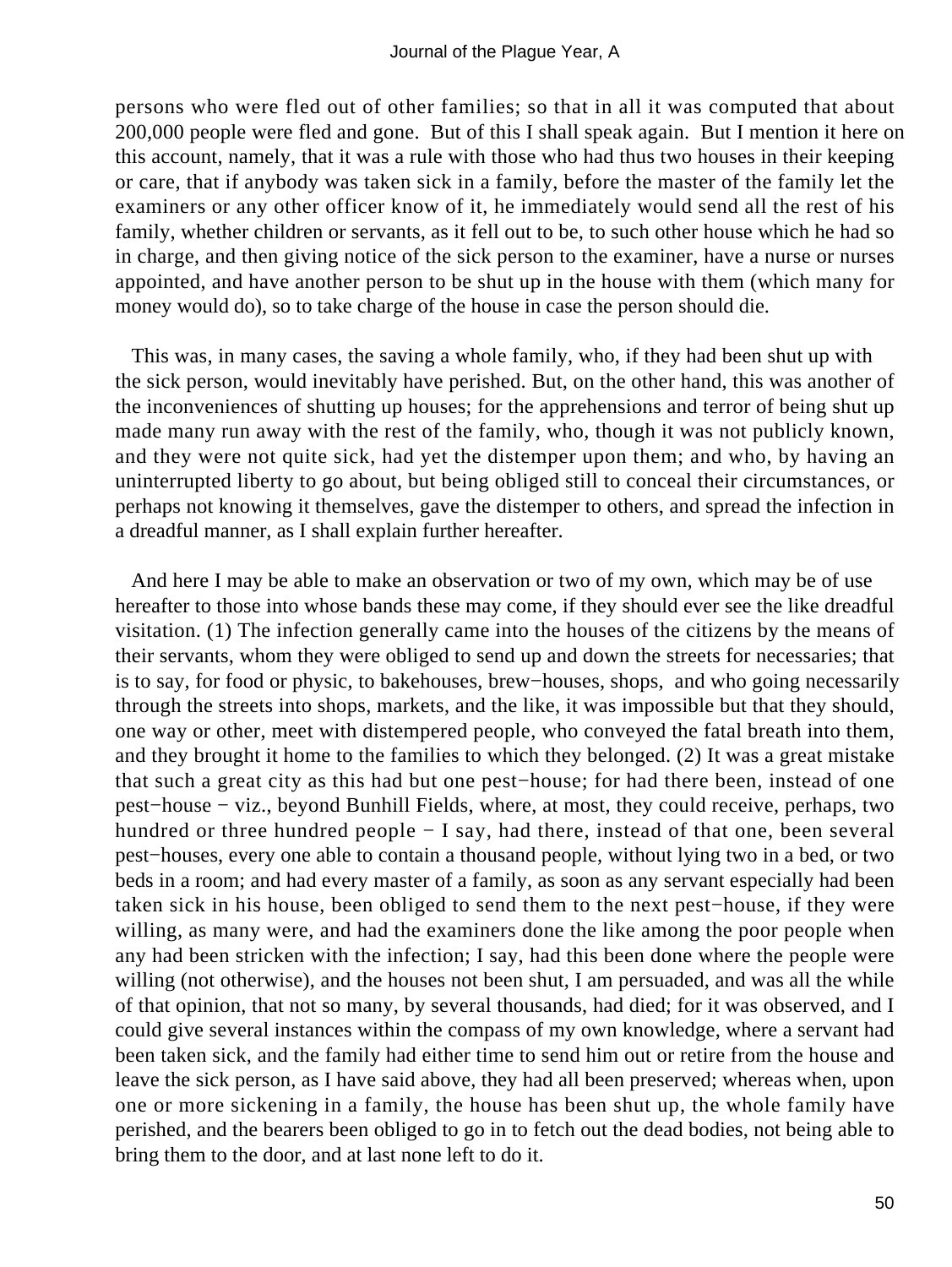persons who were fled out of other families; so that in all it was computed that about 200,000 people were fled and gone. But of this I shall speak again. But I mention it here on this account, namely, that it was a rule with those who had thus two houses in their keeping or care, that if anybody was taken sick in a family, before the master of the family let the examiners or any other officer know of it, he immediately would send all the rest of his family, whether children or servants, as it fell out to be, to such other house which he had so in charge, and then giving notice of the sick person to the examiner, have a nurse or nurses appointed, and have another person to be shut up in the house with them (which many for money would do), so to take charge of the house in case the person should die.

This was, in many cases, the saving a whole family, who, if they had been shut up with the sick person, would inevitably have perished. But, on the other hand, this was another of the inconveniences of shutting up houses; for the apprehensions and terror of being shut up made many run away with the rest of the family, who, though it was not publicly known, and they were not quite sick, had yet the distemper upon them; and who, by having an uninterrupted liberty to go about, but being obliged still to conceal their circumstances, or perhaps not knowing it themselves, gave the distemper to others, and spread the infection in a dreadful manner, as I shall explain further hereafter.

And here I may be able to make an observation or two of my own, which may be of use hereafter to those into whose bands these may come, if they should ever see the like dreadful visitation. (1) The infection generally came into the houses of the citizens by the means of their servants, whom they were obliged to send up and down the streets for necessaries; that is to say, for food or physic, to bakehouses, brew−houses, shops, and who going necessarily through the streets into shops, markets, and the like, it was impossible but that they should, one way or other, meet with distempered people, who conveyed the fatal breath into them, and they brought it home to the families to which they belonged. (2) It was a great mistake that such a great city as this had but one pest−house; for had there been, instead of one pest−house − viz., beyond Bunhill Fields, where, at most, they could receive, perhaps, two hundred or three hundred people − I say, had there, instead of that one, been several pest−houses, every one able to contain a thousand people, without lying two in a bed, or two beds in a room; and had every master of a family, as soon as any servant especially had been taken sick in his house, been obliged to send them to the next pest−house, if they were willing, as many were, and had the examiners done the like among the poor people when any had been stricken with the infection; I say, had this been done where the people were willing (not otherwise), and the houses not been shut, I am persuaded, and was all the while of that opinion, that not so many, by several thousands, had died; for it was observed, and I could give several instances within the compass of my own knowledge, where a servant had been taken sick, and the family had either time to send him out or retire from the house and leave the sick person, as I have said above, they had all been preserved; whereas when, upon one or more sickening in a family, the house has been shut up, the whole family have perished, and the bearers been obliged to go in to fetch out the dead bodies, not being able to bring them to the door, and at last none left to do it.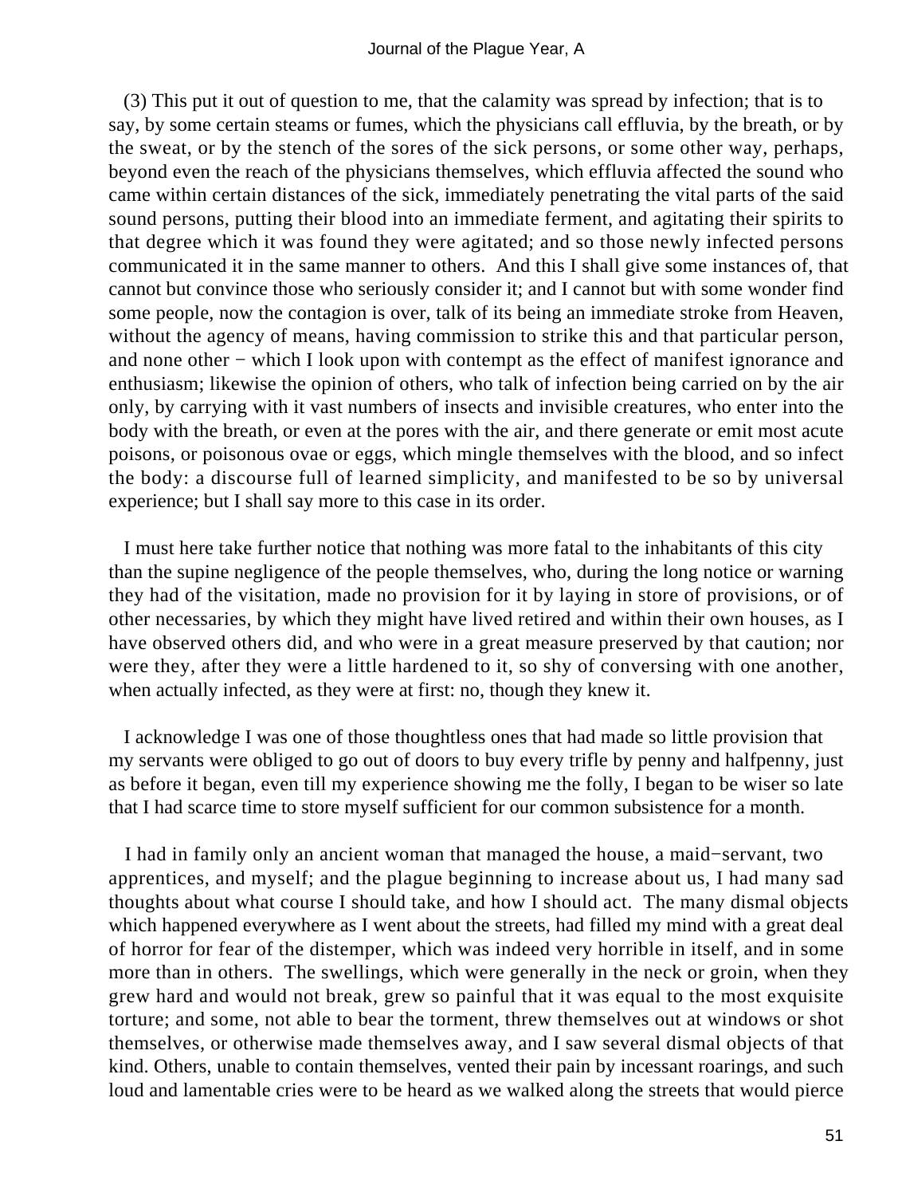(3) This put it out of question to me, that the calamity was spread by infection; that is to say, by some certain steams or fumes, which the physicians call effluvia, by the breath, or by the sweat, or by the stench of the sores of the sick persons, or some other way, perhaps, beyond even the reach of the physicians themselves, which effluvia affected the sound who came within certain distances of the sick, immediately penetrating the vital parts of the said sound persons, putting their blood into an immediate ferment, and agitating their spirits to that degree which it was found they were agitated; and so those newly infected persons communicated it in the same manner to others. And this I shall give some instances of, that cannot but convince those who seriously consider it; and I cannot but with some wonder find some people, now the contagion is over, talk of its being an immediate stroke from Heaven, without the agency of means, having commission to strike this and that particular person, and none other − which I look upon with contempt as the effect of manifest ignorance and enthusiasm; likewise the opinion of others, who talk of infection being carried on by the air only, by carrying with it vast numbers of insects and invisible creatures, who enter into the body with the breath, or even at the pores with the air, and there generate or emit most acute poisons, or poisonous ovae or eggs, which mingle themselves with the blood, and so infect the body: a discourse full of learned simplicity, and manifested to be so by universal experience; but I shall say more to this case in its order.

I must here take further notice that nothing was more fatal to the inhabitants of this city than the supine negligence of the people themselves, who, during the long notice or warning they had of the visitation, made no provision for it by laying in store of provisions, or of other necessaries, by which they might have lived retired and within their own houses, as I have observed others did, and who were in a great measure preserved by that caution; nor were they, after they were a little hardened to it, so shy of conversing with one another, when actually infected, as they were at first: no, though they knew it.

I acknowledge I was one of those thoughtless ones that had made so little provision that my servants were obliged to go out of doors to buy every trifle by penny and halfpenny, just as before it began, even till my experience showing me the folly, I began to be wiser so late that I had scarce time to store myself sufficient for our common subsistence for a month.

I had in family only an ancient woman that managed the house, a maid−servant, two apprentices, and myself; and the plague beginning to increase about us, I had many sad thoughts about what course I should take, and how I should act. The many dismal objects which happened everywhere as I went about the streets, had filled my mind with a great deal of horror for fear of the distemper, which was indeed very horrible in itself, and in some more than in others. The swellings, which were generally in the neck or groin, when they grew hard and would not break, grew so painful that it was equal to the most exquisite torture; and some, not able to bear the torment, threw themselves out at windows or shot themselves, or otherwise made themselves away, and I saw several dismal objects of that kind. Others, unable to contain themselves, vented their pain by incessant roarings, and such loud and lamentable cries were to be heard as we walked along the streets that would pierce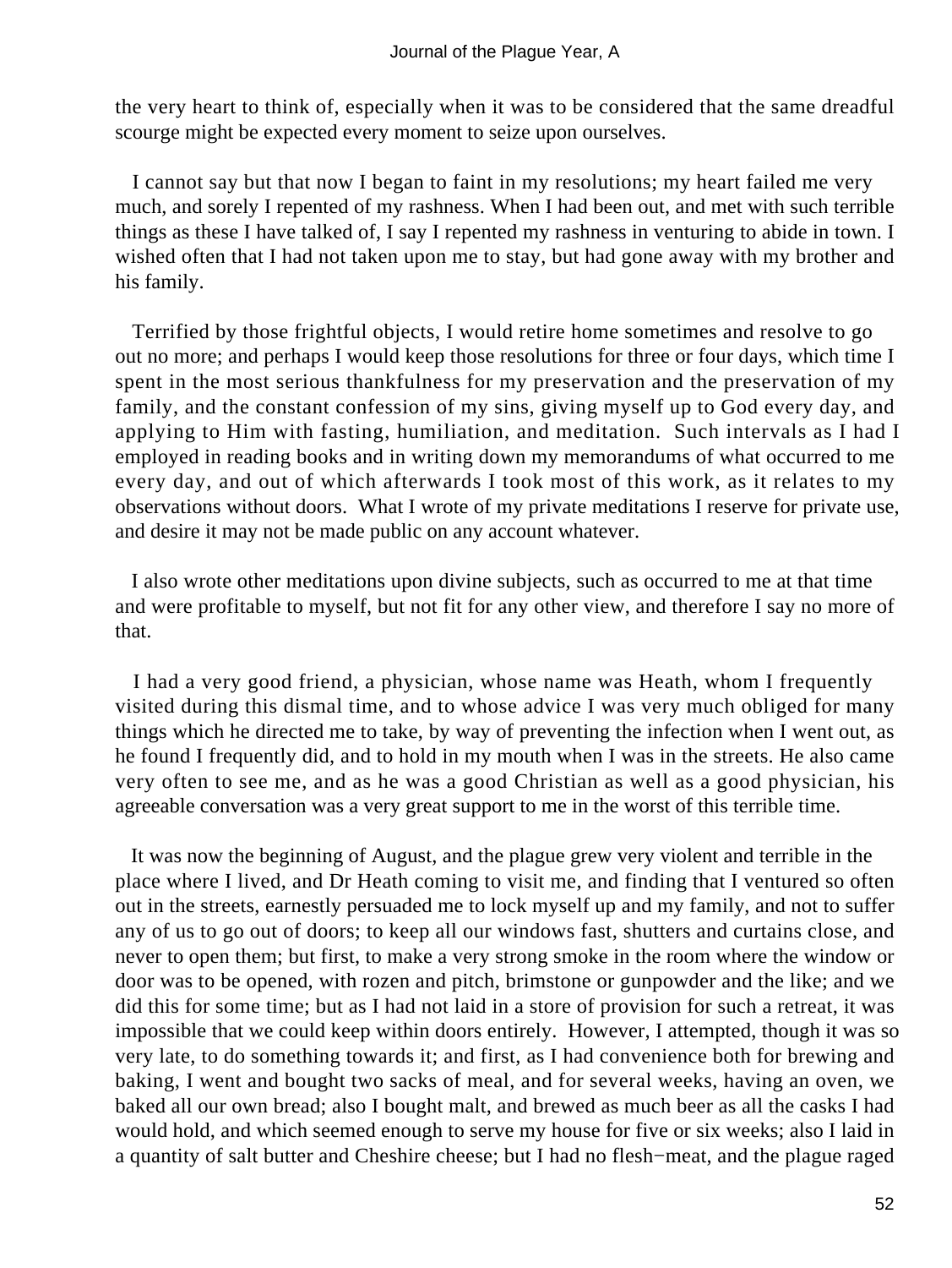the very heart to think of, especially when it was to be considered that the same dreadful scourge might be expected every moment to seize upon ourselves.

I cannot say but that now I began to faint in my resolutions; my heart failed me very much, and sorely I repented of my rashness. When I had been out, and met with such terrible things as these I have talked of, I say I repented my rashness in venturing to abide in town. I wished often that I had not taken upon me to stay, but had gone away with my brother and his family.

Terrified by those frightful objects, I would retire home sometimes and resolve to go out no more; and perhaps I would keep those resolutions for three or four days, which time I spent in the most serious thankfulness for my preservation and the preservation of my family, and the constant confession of my sins, giving myself up to God every day, and applying to Him with fasting, humiliation, and meditation. Such intervals as I had I employed in reading books and in writing down my memorandums of what occurred to me every day, and out of which afterwards I took most of this work, as it relates to my observations without doors. What I wrote of my private meditations I reserve for private use, and desire it may not be made public on any account whatever.

I also wrote other meditations upon divine subjects, such as occurred to me at that time and were profitable to myself, but not fit for any other view, and therefore I say no more of that.

I had a very good friend, a physician, whose name was Heath, whom I frequently visited during this dismal time, and to whose advice I was very much obliged for many things which he directed me to take, by way of preventing the infection when I went out, as he found I frequently did, and to hold in my mouth when I was in the streets. He also came very often to see me, and as he was a good Christian as well as a good physician, his agreeable conversation was a very great support to me in the worst of this terrible time.

It was now the beginning of August, and the plague grew very violent and terrible in the place where I lived, and Dr Heath coming to visit me, and finding that I ventured so often out in the streets, earnestly persuaded me to lock myself up and my family, and not to suffer any of us to go out of doors; to keep all our windows fast, shutters and curtains close, and never to open them; but first, to make a very strong smoke in the room where the window or door was to be opened, with rozen and pitch, brimstone or gunpowder and the like; and we did this for some time; but as I had not laid in a store of provision for such a retreat, it was impossible that we could keep within doors entirely. However, I attempted, though it was so very late, to do something towards it; and first, as I had convenience both for brewing and baking, I went and bought two sacks of meal, and for several weeks, having an oven, we baked all our own bread; also I bought malt, and brewed as much beer as all the casks I had would hold, and which seemed enough to serve my house for five or six weeks; also I laid in a quantity of salt butter and Cheshire cheese; but I had no flesh−meat, and the plague raged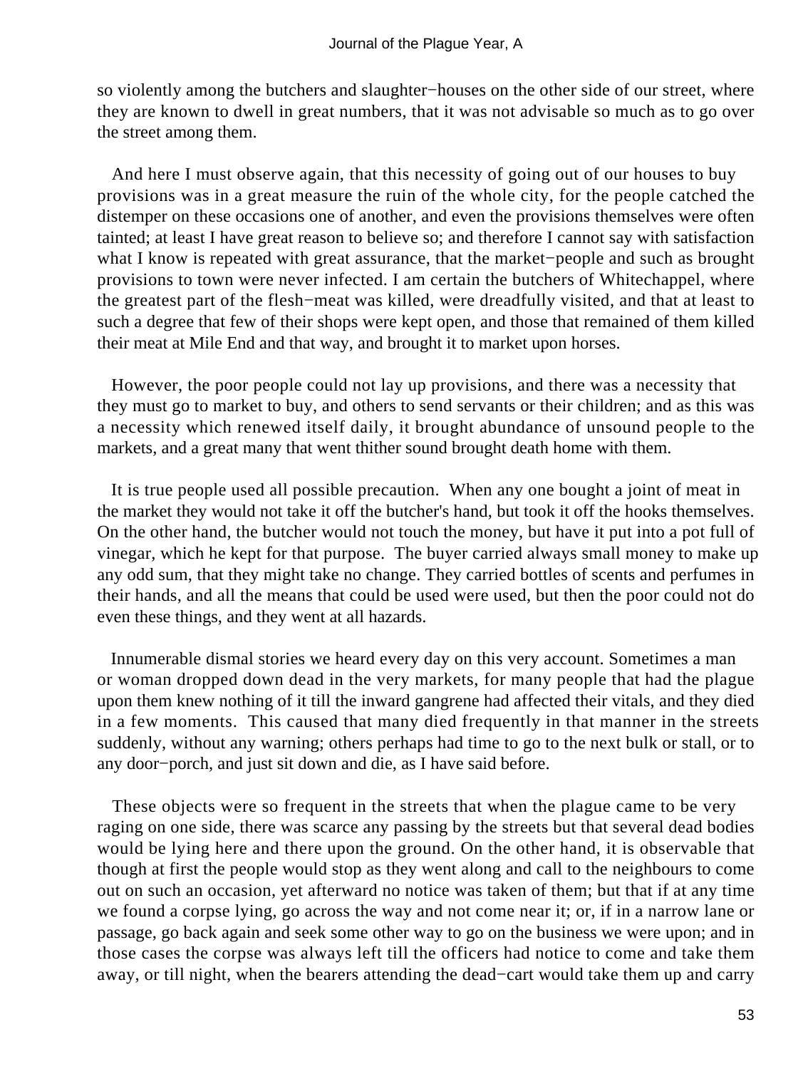so violently among the butchers and slaughter−houses on the other side of our street, where they are known to dwell in great numbers, that it was not advisable so much as to go over the street among them.

And here I must observe again, that this necessity of going out of our houses to buy provisions was in a great measure the ruin of the whole city, for the people catched the distemper on these occasions one of another, and even the provisions themselves were often tainted; at least I have great reason to believe so; and therefore I cannot say with satisfaction what I know is repeated with great assurance, that the market−people and such as brought provisions to town were never infected. I am certain the butchers of Whitechappel, where the greatest part of the flesh−meat was killed, were dreadfully visited, and that at least to such a degree that few of their shops were kept open, and those that remained of them killed their meat at Mile End and that way, and brought it to market upon horses.

However, the poor people could not lay up provisions, and there was a necessity that they must go to market to buy, and others to send servants or their children; and as this was a necessity which renewed itself daily, it brought abundance of unsound people to the markets, and a great many that went thither sound brought death home with them.

It is true people used all possible precaution. When any one bought a joint of meat in the market they would not take it off the butcher's hand, but took it off the hooks themselves. On the other hand, the butcher would not touch the money, but have it put into a pot full of vinegar, which he kept for that purpose. The buyer carried always small money to make up any odd sum, that they might take no change. They carried bottles of scents and perfumes in their hands, and all the means that could be used were used, but then the poor could not do even these things, and they went at all hazards.

Innumerable dismal stories we heard every day on this very account. Sometimes a man or woman dropped down dead in the very markets, for many people that had the plague upon them knew nothing of it till the inward gangrene had affected their vitals, and they died in a few moments. This caused that many died frequently in that manner in the streets suddenly, without any warning; others perhaps had time to go to the next bulk or stall, or to any door−porch, and just sit down and die, as I have said before.

These objects were so frequent in the streets that when the plague came to be very raging on one side, there was scarce any passing by the streets but that several dead bodies would be lying here and there upon the ground. On the other hand, it is observable that though at first the people would stop as they went along and call to the neighbours to come out on such an occasion, yet afterward no notice was taken of them; but that if at any time we found a corpse lying, go across the way and not come near it; or, if in a narrow lane or passage, go back again and seek some other way to go on the business we were upon; and in those cases the corpse was always left till the officers had notice to come and take them away, or till night, when the bearers attending the dead−cart would take them up and carry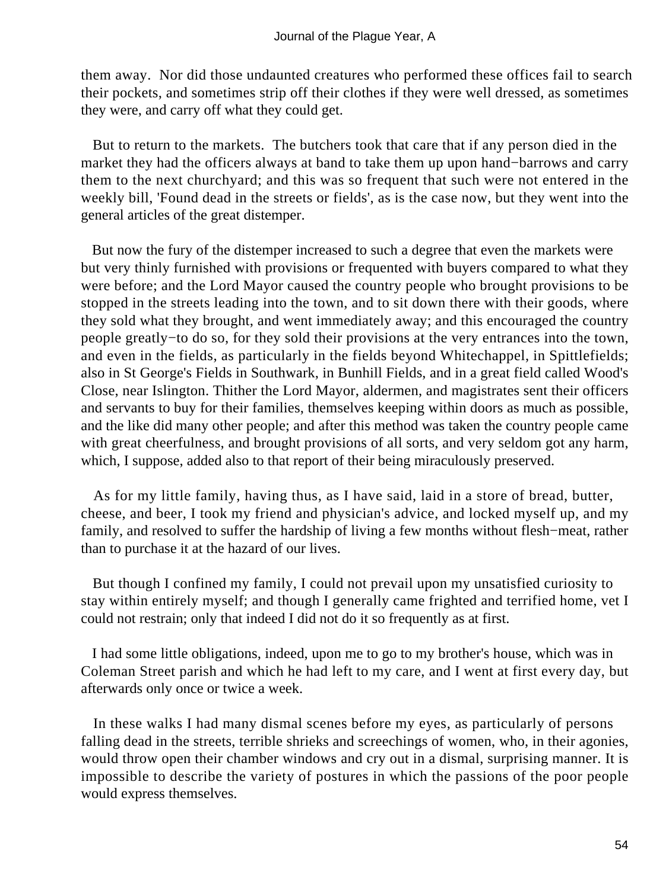them away. Nor did those undaunted creatures who performed these offices fail to search their pockets, and sometimes strip off their clothes if they were well dressed, as sometimes they were, and carry off what they could get.

But to return to the markets. The butchers took that care that if any person died in the market they had the officers always at band to take them up upon hand−barrows and carry them to the next churchyard; and this was so frequent that such were not entered in the weekly bill, 'Found dead in the streets or fields', as is the case now, but they went into the general articles of the great distemper.

But now the fury of the distemper increased to such a degree that even the markets were but very thinly furnished with provisions or frequented with buyers compared to what they were before; and the Lord Mayor caused the country people who brought provisions to be stopped in the streets leading into the town, and to sit down there with their goods, where they sold what they brought, and went immediately away; and this encouraged the country people greatly−to do so, for they sold their provisions at the very entrances into the town, and even in the fields, as particularly in the fields beyond Whitechappel, in Spittlefields; also in St George's Fields in Southwark, in Bunhill Fields, and in a great field called Wood's Close, near Islington. Thither the Lord Mayor, aldermen, and magistrates sent their officers and servants to buy for their families, themselves keeping within doors as much as possible, and the like did many other people; and after this method was taken the country people came with great cheerfulness, and brought provisions of all sorts, and very seldom got any harm, which, I suppose, added also to that report of their being miraculously preserved.

As for my little family, having thus, as I have said, laid in a store of bread, butter, cheese, and beer, I took my friend and physician's advice, and locked myself up, and my family, and resolved to suffer the hardship of living a few months without flesh−meat, rather than to purchase it at the hazard of our lives.

But though I confined my family, I could not prevail upon my unsatisfied curiosity to stay within entirely myself; and though I generally came frighted and terrified home, vet I could not restrain; only that indeed I did not do it so frequently as at first.

I had some little obligations, indeed, upon me to go to my brother's house, which was in Coleman Street parish and which he had left to my care, and I went at first every day, but afterwards only once or twice a week.

In these walks I had many dismal scenes before my eyes, as particularly of persons falling dead in the streets, terrible shrieks and screechings of women, who, in their agonies, would throw open their chamber windows and cry out in a dismal, surprising manner. It is impossible to describe the variety of postures in which the passions of the poor people would express themselves.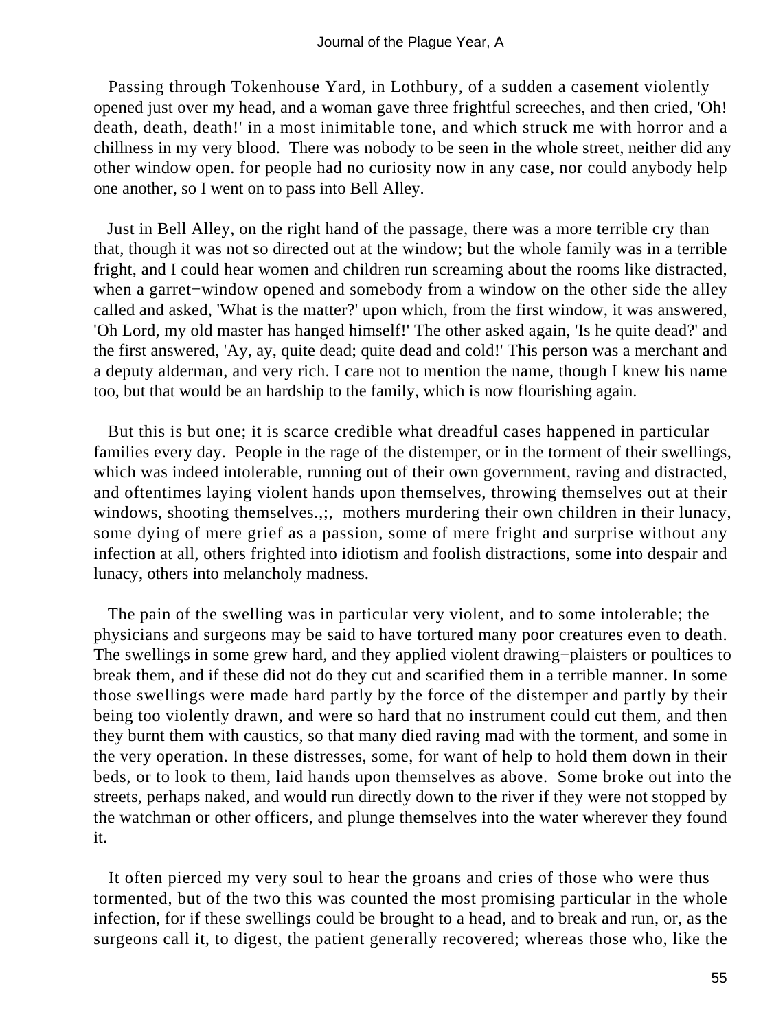Passing through Tokenhouse Yard, in Lothbury, of a sudden a casement violently opened just over my head, and a woman gave three frightful screeches, and then cried, 'Oh! death, death, death!' in a most inimitable tone, and which struck me with horror and a chillness in my very blood. There was nobody to be seen in the whole street, neither did any other window open. for people had no curiosity now in any case, nor could anybody help one another, so I went on to pass into Bell Alley.

Just in Bell Alley, on the right hand of the passage, there was a more terrible cry than that, though it was not so directed out at the window; but the whole family was in a terrible fright, and I could hear women and children run screaming about the rooms like distracted, when a garret−window opened and somebody from a window on the other side the alley called and asked, 'What is the matter?' upon which, from the first window, it was answered, 'Oh Lord, my old master has hanged himself!' The other asked again, 'Is he quite dead?' and the first answered, 'Ay, ay, quite dead; quite dead and cold!' This person was a merchant and a deputy alderman, and very rich. I care not to mention the name, though I knew his name too, but that would be an hardship to the family, which is now flourishing again.

But this is but one; it is scarce credible what dreadful cases happened in particular families every day. People in the rage of the distemper, or in the torment of their swellings, which was indeed intolerable, running out of their own government, raving and distracted, and oftentimes laying violent hands upon themselves, throwing themselves out at their windows, shooting themselves.,;, mothers murdering their own children in their lunacy, some dying of mere grief as a passion, some of mere fright and surprise without any infection at all, others frighted into idiotism and foolish distractions, some into despair and lunacy, others into melancholy madness.

The pain of the swelling was in particular very violent, and to some intolerable; the physicians and surgeons may be said to have tortured many poor creatures even to death. The swellings in some grew hard, and they applied violent drawing−plaisters or poultices to break them, and if these did not do they cut and scarified them in a terrible manner. In some those swellings were made hard partly by the force of the distemper and partly by their being too violently drawn, and were so hard that no instrument could cut them, and then they burnt them with caustics, so that many died raving mad with the torment, and some in the very operation. In these distresses, some, for want of help to hold them down in their beds, or to look to them, laid hands upon themselves as above. Some broke out into the streets, perhaps naked, and would run directly down to the river if they were not stopped by the watchman or other officers, and plunge themselves into the water wherever they found it.

It often pierced my very soul to hear the groans and cries of those who were thus tormented, but of the two this was counted the most promising particular in the whole infection, for if these swellings could be brought to a head, and to break and run, or, as the surgeons call it, to digest, the patient generally recovered; whereas those who, like the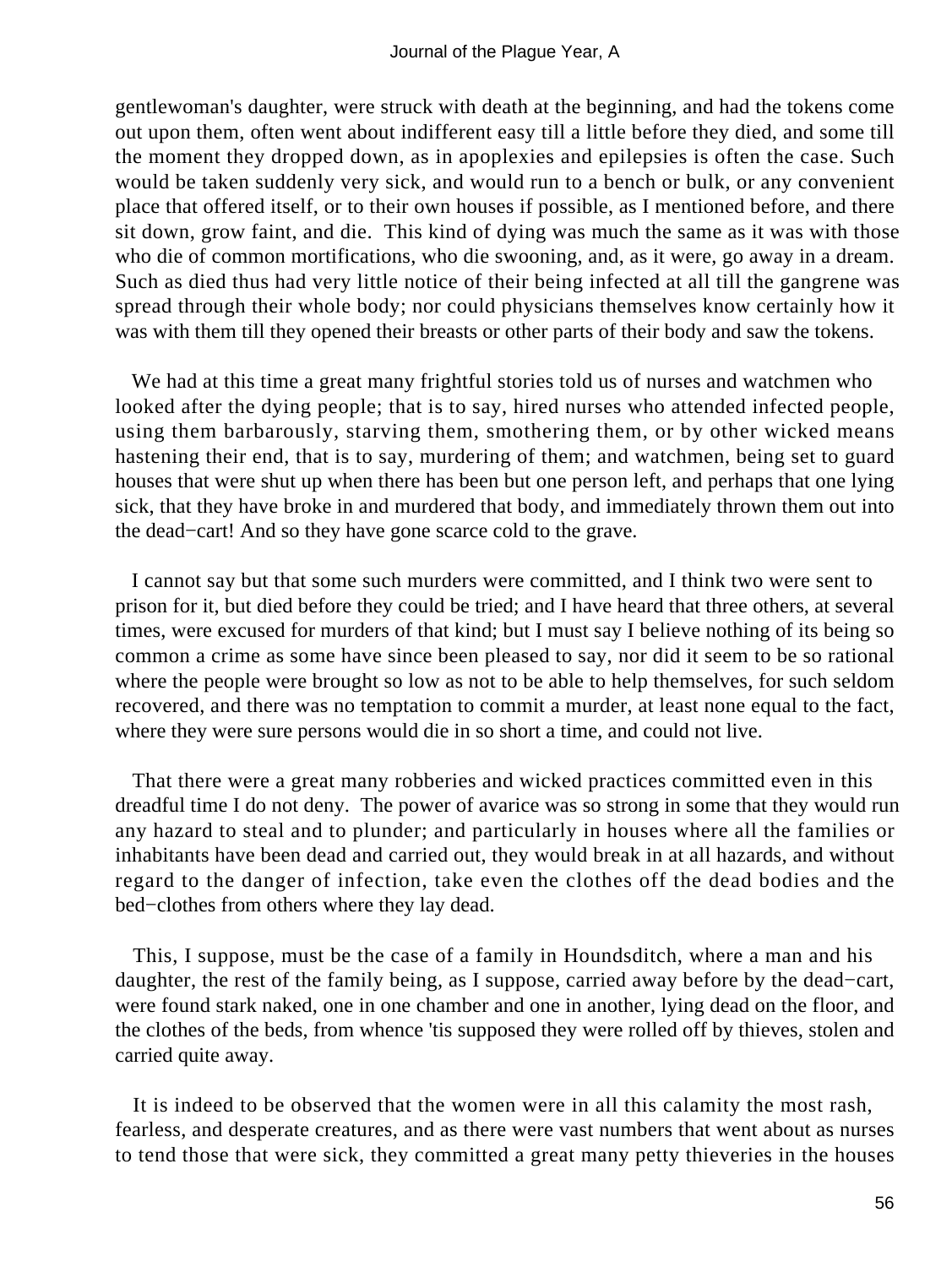gentlewoman's daughter, were struck with death at the beginning, and had the tokens come out upon them, often went about indifferent easy till a little before they died, and some till the moment they dropped down, as in apoplexies and epilepsies is often the case. Such would be taken suddenly very sick, and would run to a bench or bulk, or any convenient place that offered itself, or to their own houses if possible, as I mentioned before, and there sit down, grow faint, and die. This kind of dying was much the same as it was with those who die of common mortifications, who die swooning, and, as it were, go away in a dream. Such as died thus had very little notice of their being infected at all till the gangrene was spread through their whole body; nor could physicians themselves know certainly how it was with them till they opened their breasts or other parts of their body and saw the tokens.

We had at this time a great many frightful stories told us of nurses and watchmen who looked after the dying people; that is to say, hired nurses who attended infected people, using them barbarously, starving them, smothering them, or by other wicked means hastening their end, that is to say, murdering of them; and watchmen, being set to guard houses that were shut up when there has been but one person left, and perhaps that one lying sick, that they have broke in and murdered that body, and immediately thrown them out into the dead−cart! And so they have gone scarce cold to the grave.

I cannot say but that some such murders were committed, and I think two were sent to prison for it, but died before they could be tried; and I have heard that three others, at several times, were excused for murders of that kind; but I must say I believe nothing of its being so common a crime as some have since been pleased to say, nor did it seem to be so rational where the people were brought so low as not to be able to help themselves, for such seldom recovered, and there was no temptation to commit a murder, at least none equal to the fact, where they were sure persons would die in so short a time, and could not live.

That there were a great many robberies and wicked practices committed even in this dreadful time I do not deny. The power of avarice was so strong in some that they would run any hazard to steal and to plunder; and particularly in houses where all the families or inhabitants have been dead and carried out, they would break in at all hazards, and without regard to the danger of infection, take even the clothes off the dead bodies and the bed−clothes from others where they lay dead.

This, I suppose, must be the case of a family in Houndsditch, where a man and his daughter, the rest of the family being, as I suppose, carried away before by the dead−cart, were found stark naked, one in one chamber and one in another, lying dead on the floor, and the clothes of the beds, from whence 'tis supposed they were rolled off by thieves, stolen and carried quite away.

It is indeed to be observed that the women were in all this calamity the most rash, fearless, and desperate creatures, and as there were vast numbers that went about as nurses to tend those that were sick, they committed a great many petty thieveries in the houses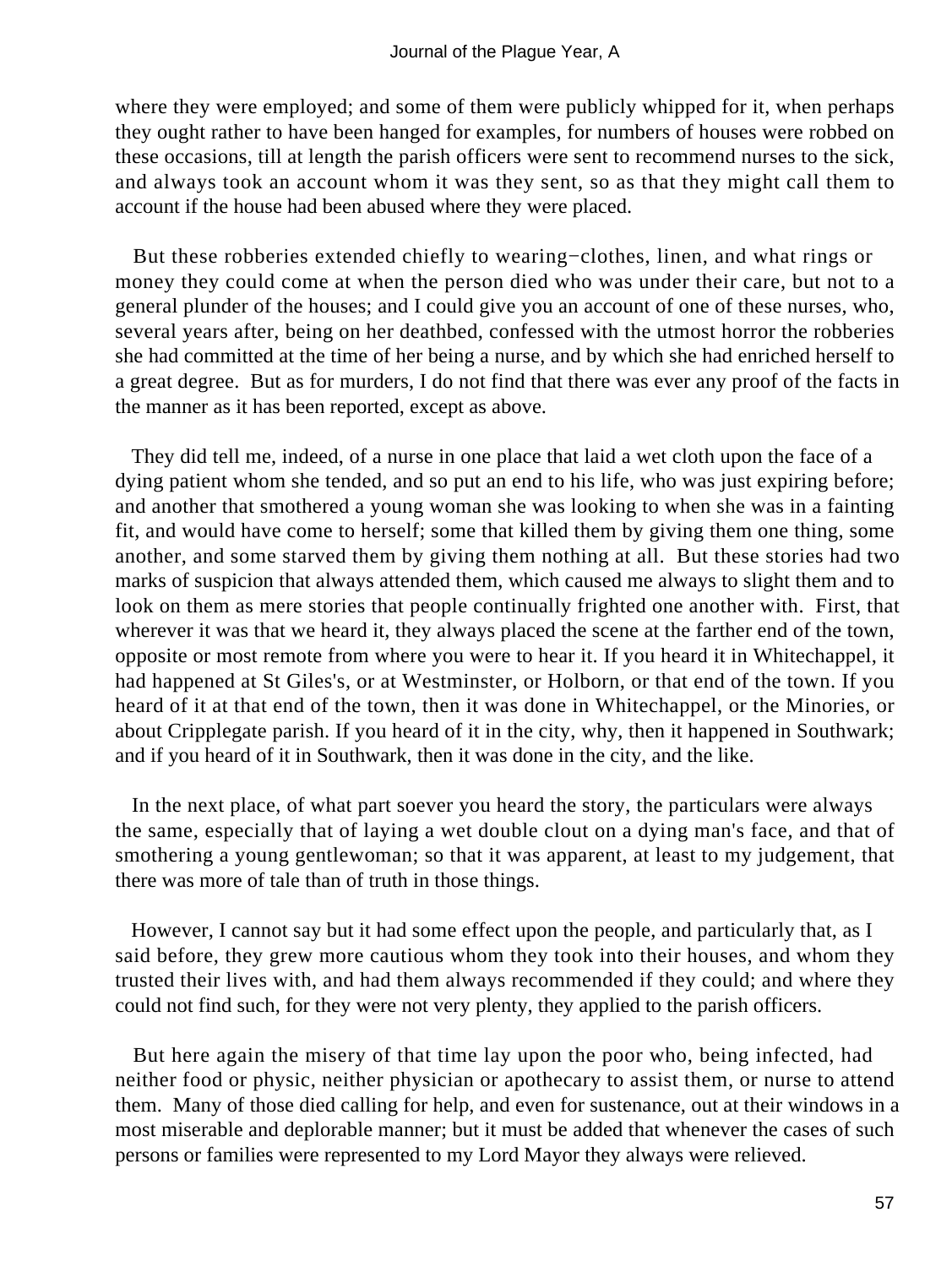where they were employed; and some of them were publicly whipped for it, when perhaps they ought rather to have been hanged for examples, for numbers of houses were robbed on these occasions, till at length the parish officers were sent to recommend nurses to the sick, and always took an account whom it was they sent, so as that they might call them to account if the house had been abused where they were placed.

But these robberies extended chiefly to wearing−clothes, linen, and what rings or money they could come at when the person died who was under their care, but not to a general plunder of the houses; and I could give you an account of one of these nurses, who, several years after, being on her deathbed, confessed with the utmost horror the robberies she had committed at the time of her being a nurse, and by which she had enriched herself to a great degree. But as for murders, I do not find that there was ever any proof of the facts in the manner as it has been reported, except as above.

They did tell me, indeed, of a nurse in one place that laid a wet cloth upon the face of a dying patient whom she tended, and so put an end to his life, who was just expiring before; and another that smothered a young woman she was looking to when she was in a fainting fit, and would have come to herself; some that killed them by giving them one thing, some another, and some starved them by giving them nothing at all. But these stories had two marks of suspicion that always attended them, which caused me always to slight them and to look on them as mere stories that people continually frighted one another with. First, that wherever it was that we heard it, they always placed the scene at the farther end of the town, opposite or most remote from where you were to hear it. If you heard it in Whitechappel, it had happened at St Giles's, or at Westminster, or Holborn, or that end of the town. If you heard of it at that end of the town, then it was done in Whitechappel, or the Minories, or about Cripplegate parish. If you heard of it in the city, why, then it happened in Southwark; and if you heard of it in Southwark, then it was done in the city, and the like.

In the next place, of what part soever you heard the story, the particulars were always the same, especially that of laying a wet double clout on a dying man's face, and that of smothering a young gentlewoman; so that it was apparent, at least to my judgement, that there was more of tale than of truth in those things.

However, I cannot say but it had some effect upon the people, and particularly that, as I said before, they grew more cautious whom they took into their houses, and whom they trusted their lives with, and had them always recommended if they could; and where they could not find such, for they were not very plenty, they applied to the parish officers.

But here again the misery of that time lay upon the poor who, being infected, had neither food or physic, neither physician or apothecary to assist them, or nurse to attend them. Many of those died calling for help, and even for sustenance, out at their windows in a most miserable and deplorable manner; but it must be added that whenever the cases of such persons or families were represented to my Lord Mayor they always were relieved.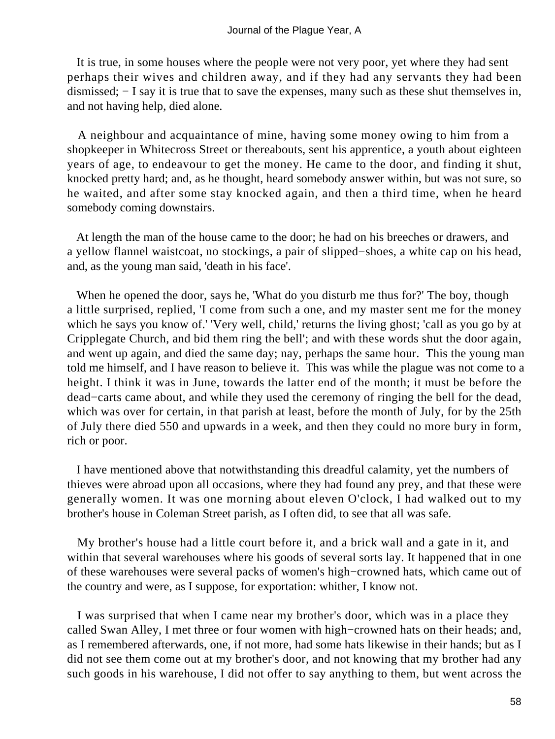It is true, in some houses where the people were not very poor, yet where they had sent perhaps their wives and children away, and if they had any servants they had been dismissed; − I say it is true that to save the expenses, many such as these shut themselves in, and not having help, died alone.

A neighbour and acquaintance of mine, having some money owing to him from a shopkeeper in Whitecross Street or thereabouts, sent his apprentice, a youth about eighteen years of age, to endeavour to get the money. He came to the door, and finding it shut, knocked pretty hard; and, as he thought, heard somebody answer within, but was not sure, so he waited, and after some stay knocked again, and then a third time, when he heard somebody coming downstairs.

At length the man of the house came to the door; he had on his breeches or drawers, and a yellow flannel waistcoat, no stockings, a pair of slipped−shoes, a white cap on his head, and, as the young man said, 'death in his face'.

When he opened the door, says he, 'What do you disturb me thus for?' The boy, though a little surprised, replied, 'I come from such a one, and my master sent me for the money which he says you know of.' 'Very well, child,' returns the living ghost; 'call as you go by at Cripplegate Church, and bid them ring the bell'; and with these words shut the door again, and went up again, and died the same day; nay, perhaps the same hour. This the young man told me himself, and I have reason to believe it. This was while the plague was not come to a height. I think it was in June, towards the latter end of the month; it must be before the dead−carts came about, and while they used the ceremony of ringing the bell for the dead, which was over for certain, in that parish at least, before the month of July, for by the 25th of July there died 550 and upwards in a week, and then they could no more bury in form, rich or poor.

I have mentioned above that notwithstanding this dreadful calamity, yet the numbers of thieves were abroad upon all occasions, where they had found any prey, and that these were generally women. It was one morning about eleven O'clock, I had walked out to my brother's house in Coleman Street parish, as I often did, to see that all was safe.

My brother's house had a little court before it, and a brick wall and a gate in it, and within that several warehouses where his goods of several sorts lay. It happened that in one of these warehouses were several packs of women's high−crowned hats, which came out of the country and were, as I suppose, for exportation: whither, I know not.

I was surprised that when I came near my brother's door, which was in a place they called Swan Alley, I met three or four women with high−crowned hats on their heads; and, as I remembered afterwards, one, if not more, had some hats likewise in their hands; but as I did not see them come out at my brother's door, and not knowing that my brother had any such goods in his warehouse, I did not offer to say anything to them, but went across the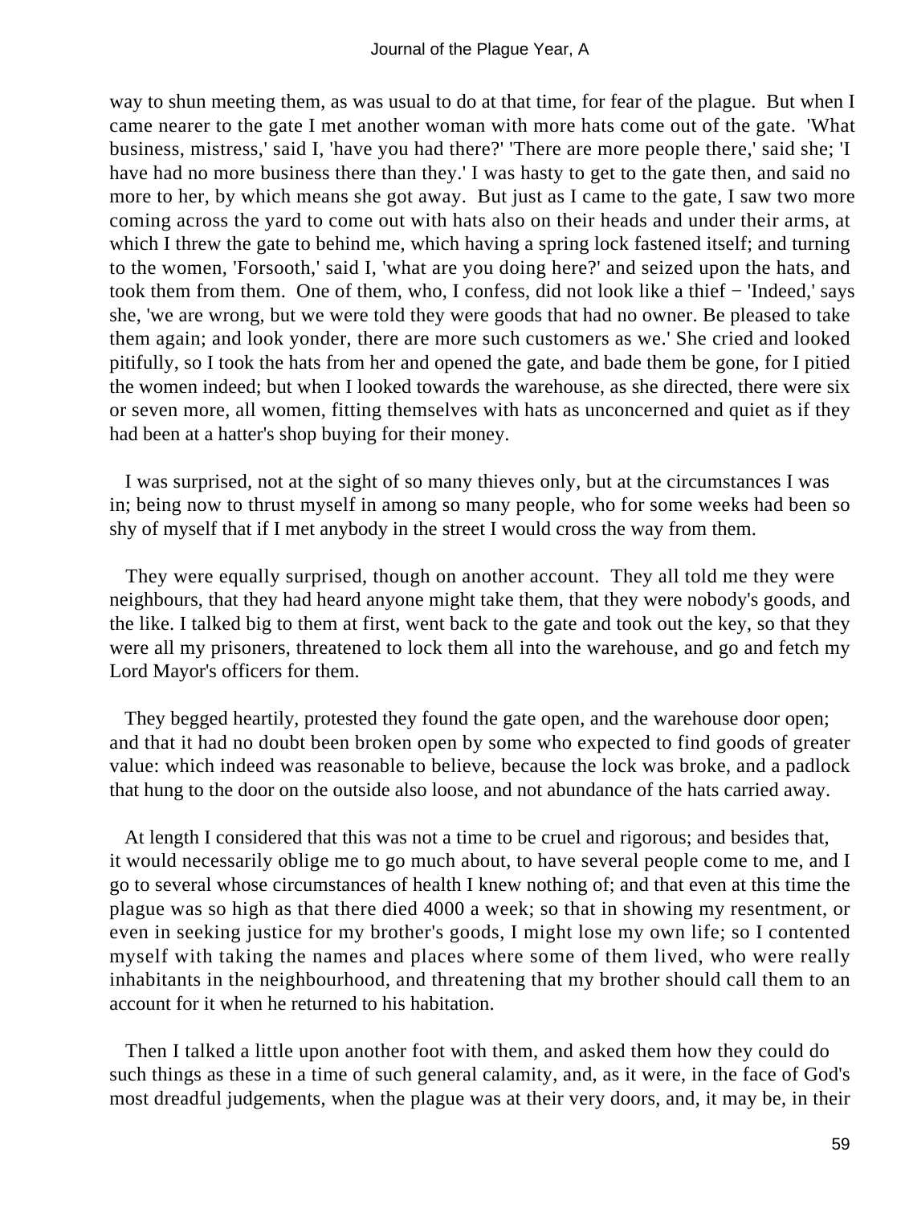way to shun meeting them, as was usual to do at that time, for fear of the plague. But when I came nearer to the gate I met another woman with more hats come out of the gate. 'What business, mistress,' said I, 'have you had there?' 'There are more people there,' said she; 'I have had no more business there than they.' I was hasty to get to the gate then, and said no more to her, by which means she got away. But just as I came to the gate, I saw two more coming across the yard to come out with hats also on their heads and under their arms, at which I threw the gate to behind me, which having a spring lock fastened itself; and turning to the women, 'Forsooth,' said I, 'what are you doing here?' and seized upon the hats, and took them from them. One of them, who, I confess, did not look like a thief − 'Indeed,' says she, 'we are wrong, but we were told they were goods that had no owner. Be pleased to take them again; and look yonder, there are more such customers as we.' She cried and looked pitifully, so I took the hats from her and opened the gate, and bade them be gone, for I pitied the women indeed; but when I looked towards the warehouse, as she directed, there were six or seven more, all women, fitting themselves with hats as unconcerned and quiet as if they had been at a hatter's shop buying for their money.

I was surprised, not at the sight of so many thieves only, but at the circumstances I was in; being now to thrust myself in among so many people, who for some weeks had been so shy of myself that if I met anybody in the street I would cross the way from them.

They were equally surprised, though on another account. They all told me they were neighbours, that they had heard anyone might take them, that they were nobody's goods, and the like. I talked big to them at first, went back to the gate and took out the key, so that they were all my prisoners, threatened to lock them all into the warehouse, and go and fetch my Lord Mayor's officers for them.

They begged heartily, protested they found the gate open, and the warehouse door open; and that it had no doubt been broken open by some who expected to find goods of greater value: which indeed was reasonable to believe, because the lock was broke, and a padlock that hung to the door on the outside also loose, and not abundance of the hats carried away.

At length I considered that this was not a time to be cruel and rigorous; and besides that, it would necessarily oblige me to go much about, to have several people come to me, and I go to several whose circumstances of health I knew nothing of; and that even at this time the plague was so high as that there died 4000 a week; so that in showing my resentment, or even in seeking justice for my brother's goods, I might lose my own life; so I contented myself with taking the names and places where some of them lived, who were really inhabitants in the neighbourhood, and threatening that my brother should call them to an account for it when he returned to his habitation.

Then I talked a little upon another foot with them, and asked them how they could do such things as these in a time of such general calamity, and, as it were, in the face of God's most dreadful judgements, when the plague was at their very doors, and, it may be, in their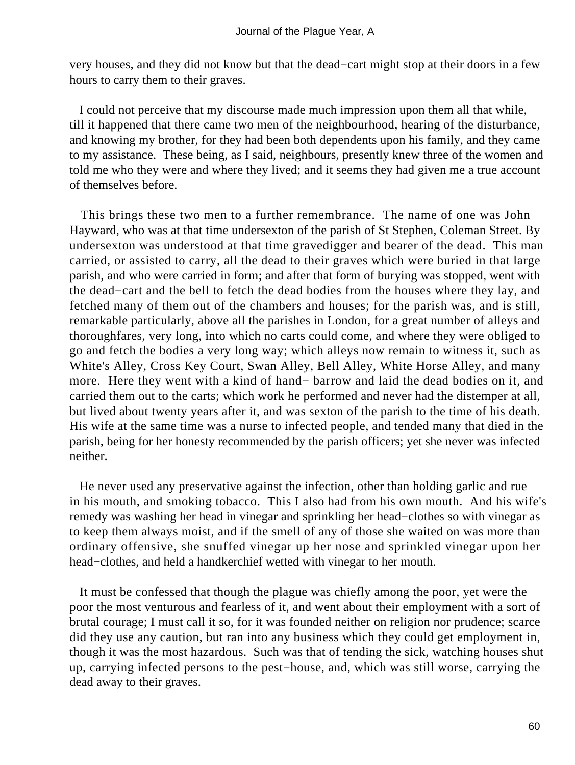very houses, and they did not know but that the dead−cart might stop at their doors in a few hours to carry them to their graves.

I could not perceive that my discourse made much impression upon them all that while, till it happened that there came two men of the neighbourhood, hearing of the disturbance, and knowing my brother, for they had been both dependents upon his family, and they came to my assistance. These being, as I said, neighbours, presently knew three of the women and told me who they were and where they lived; and it seems they had given me a true account of themselves before.

This brings these two men to a further remembrance. The name of one was John Hayward, who was at that time undersexton of the parish of St Stephen, Coleman Street. By undersexton was understood at that time gravedigger and bearer of the dead. This man carried, or assisted to carry, all the dead to their graves which were buried in that large parish, and who were carried in form; and after that form of burying was stopped, went with the dead−cart and the bell to fetch the dead bodies from the houses where they lay, and fetched many of them out of the chambers and houses; for the parish was, and is still, remarkable particularly, above all the parishes in London, for a great number of alleys and thoroughfares, very long, into which no carts could come, and where they were obliged to go and fetch the bodies a very long way; which alleys now remain to witness it, such as White's Alley, Cross Key Court, Swan Alley, Bell Alley, White Horse Alley, and many more. Here they went with a kind of hand− barrow and laid the dead bodies on it, and carried them out to the carts; which work he performed and never had the distemper at all, but lived about twenty years after it, and was sexton of the parish to the time of his death. His wife at the same time was a nurse to infected people, and tended many that died in the parish, being for her honesty recommended by the parish officers; yet she never was infected neither.

He never used any preservative against the infection, other than holding garlic and rue in his mouth, and smoking tobacco. This I also had from his own mouth. And his wife's remedy was washing her head in vinegar and sprinkling her head−clothes so with vinegar as to keep them always moist, and if the smell of any of those she waited on was more than ordinary offensive, she snuffed vinegar up her nose and sprinkled vinegar upon her head−clothes, and held a handkerchief wetted with vinegar to her mouth.

It must be confessed that though the plague was chiefly among the poor, yet were the poor the most venturous and fearless of it, and went about their employment with a sort of brutal courage; I must call it so, for it was founded neither on religion nor prudence; scarce did they use any caution, but ran into any business which they could get employment in, though it was the most hazardous. Such was that of tending the sick, watching houses shut up, carrying infected persons to the pest−house, and, which was still worse, carrying the dead away to their graves.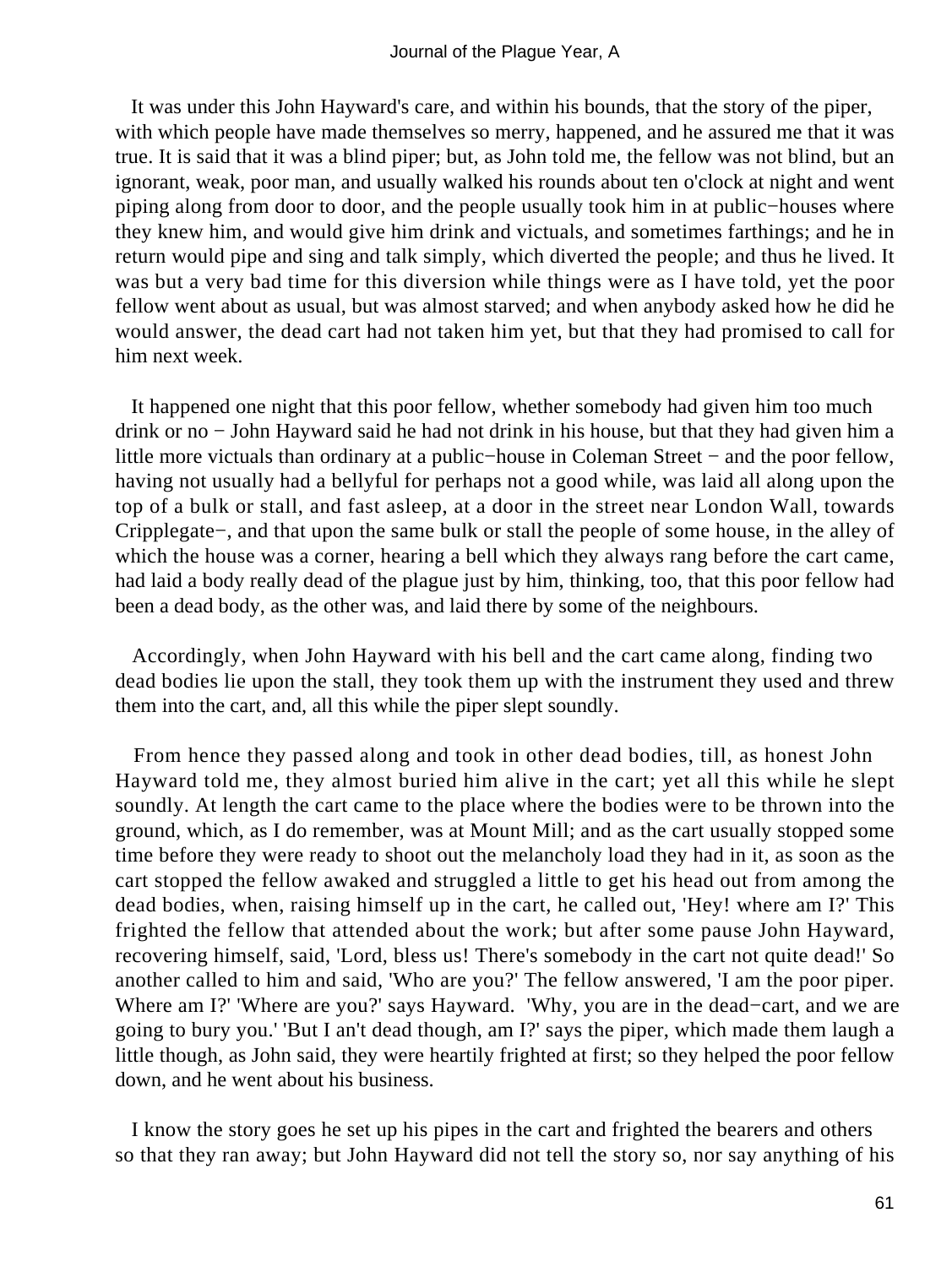It was under this John Hayward's care, and within his bounds, that the story of the piper, with which people have made themselves so merry, happened, and he assured me that it was true. It is said that it was a blind piper; but, as John told me, the fellow was not blind, but an ignorant, weak, poor man, and usually walked his rounds about ten o'clock at night and went piping along from door to door, and the people usually took him in at public−houses where they knew him, and would give him drink and victuals, and sometimes farthings; and he in return would pipe and sing and talk simply, which diverted the people; and thus he lived. It was but a very bad time for this diversion while things were as I have told, yet the poor fellow went about as usual, but was almost starved; and when anybody asked how he did he would answer, the dead cart had not taken him yet, but that they had promised to call for him next week.

It happened one night that this poor fellow, whether somebody had given him too much drink or no − John Hayward said he had not drink in his house, but that they had given him a little more victuals than ordinary at a public−house in Coleman Street − and the poor fellow, having not usually had a bellyful for perhaps not a good while, was laid all along upon the top of a bulk or stall, and fast asleep, at a door in the street near London Wall, towards Cripplegate−, and that upon the same bulk or stall the people of some house, in the alley of which the house was a corner, hearing a bell which they always rang before the cart came, had laid a body really dead of the plague just by him, thinking, too, that this poor fellow had been a dead body, as the other was, and laid there by some of the neighbours.

Accordingly, when John Hayward with his bell and the cart came along, finding two dead bodies lie upon the stall, they took them up with the instrument they used and threw them into the cart, and, all this while the piper slept soundly.

From hence they passed along and took in other dead bodies, till, as honest John Hayward told me, they almost buried him alive in the cart; yet all this while he slept soundly. At length the cart came to the place where the bodies were to be thrown into the ground, which, as I do remember, was at Mount Mill; and as the cart usually stopped some time before they were ready to shoot out the melancholy load they had in it, as soon as the cart stopped the fellow awaked and struggled a little to get his head out from among the dead bodies, when, raising himself up in the cart, he called out, 'Hey! where am I?' This frighted the fellow that attended about the work; but after some pause John Hayward, recovering himself, said, 'Lord, bless us! There's somebody in the cart not quite dead!' So another called to him and said, 'Who are you?' The fellow answered, 'I am the poor piper. Where am I?' 'Where are you?' says Hayward. 'Why, you are in the dead−cart, and we are going to bury you.' 'But I an't dead though, am I?' says the piper, which made them laugh a little though, as John said, they were heartily frighted at first; so they helped the poor fellow down, and he went about his business.

I know the story goes he set up his pipes in the cart and frighted the bearers and others so that they ran away; but John Hayward did not tell the story so, nor say anything of his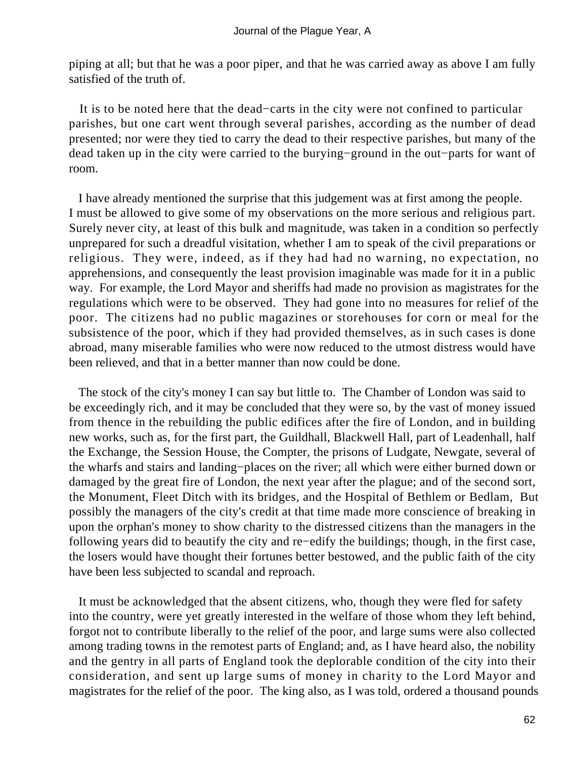piping at all; but that he was a poor piper, and that he was carried away as above I am fully satisfied of the truth of.

It is to be noted here that the dead−carts in the city were not confined to particular parishes, but one cart went through several parishes, according as the number of dead presented; nor were they tied to carry the dead to their respective parishes, but many of the dead taken up in the city were carried to the burying−ground in the out−parts for want of room.

I have already mentioned the surprise that this judgement was at first among the people. I must be allowed to give some of my observations on the more serious and religious part. Surely never city, at least of this bulk and magnitude, was taken in a condition so perfectly unprepared for such a dreadful visitation, whether I am to speak of the civil preparations or religious. They were, indeed, as if they had had no warning, no expectation, no apprehensions, and consequently the least provision imaginable was made for it in a public way. For example, the Lord Mayor and sheriffs had made no provision as magistrates for the regulations which were to be observed. They had gone into no measures for relief of the poor. The citizens had no public magazines or storehouses for corn or meal for the subsistence of the poor, which if they had provided themselves, as in such cases is done abroad, many miserable families who were now reduced to the utmost distress would have been relieved, and that in a better manner than now could be done.

The stock of the city's money I can say but little to. The Chamber of London was said to be exceedingly rich, and it may be concluded that they were so, by the vast of money issued from thence in the rebuilding the public edifices after the fire of London, and in building new works, such as, for the first part, the Guildhall, Blackwell Hall, part of Leadenhall, half the Exchange, the Session House, the Compter, the prisons of Ludgate, Newgate, several of the wharfs and stairs and landing−places on the river; all which were either burned down or damaged by the great fire of London, the next year after the plague; and of the second sort, the Monument, Fleet Ditch with its bridges, and the Hospital of Bethlem or Bedlam, But possibly the managers of the city's credit at that time made more conscience of breaking in upon the orphan's money to show charity to the distressed citizens than the managers in the following years did to beautify the city and re−edify the buildings; though, in the first case, the losers would have thought their fortunes better bestowed, and the public faith of the city have been less subjected to scandal and reproach.

It must be acknowledged that the absent citizens, who, though they were fled for safety into the country, were yet greatly interested in the welfare of those whom they left behind, forgot not to contribute liberally to the relief of the poor, and large sums were also collected among trading towns in the remotest parts of England; and, as I have heard also, the nobility and the gentry in all parts of England took the deplorable condition of the city into their consideration, and sent up large sums of money in charity to the Lord Mayor and magistrates for the relief of the poor. The king also, as I was told, ordered a thousand pounds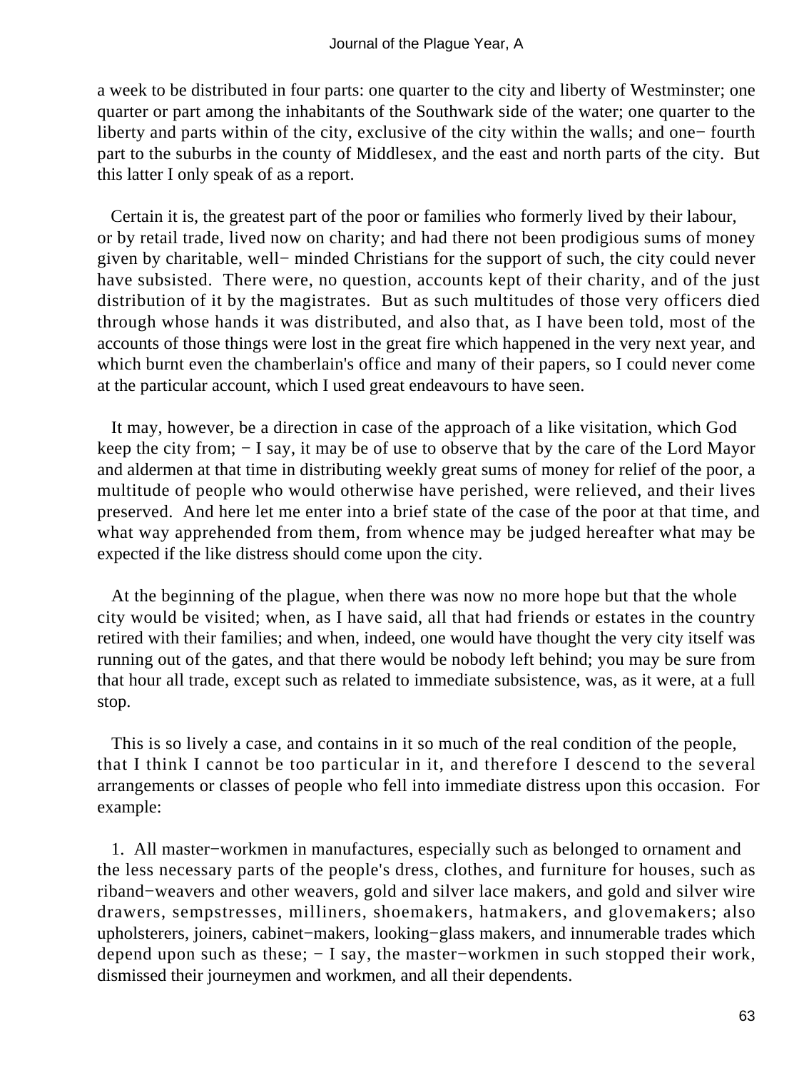a week to be distributed in four parts: one quarter to the city and liberty of Westminster; one quarter or part among the inhabitants of the Southwark side of the water; one quarter to the liberty and parts within of the city, exclusive of the city within the walls; and one− fourth part to the suburbs in the county of Middlesex, and the east and north parts of the city. But this latter I only speak of as a report.

Certain it is, the greatest part of the poor or families who formerly lived by their labour, or by retail trade, lived now on charity; and had there not been prodigious sums of money given by charitable, well− minded Christians for the support of such, the city could never have subsisted. There were, no question, accounts kept of their charity, and of the just distribution of it by the magistrates. But as such multitudes of those very officers died through whose hands it was distributed, and also that, as I have been told, most of the accounts of those things were lost in the great fire which happened in the very next year, and which burnt even the chamberlain's office and many of their papers, so I could never come at the particular account, which I used great endeavours to have seen.

It may, however, be a direction in case of the approach of a like visitation, which God keep the city from; − I say, it may be of use to observe that by the care of the Lord Mayor and aldermen at that time in distributing weekly great sums of money for relief of the poor, a multitude of people who would otherwise have perished, were relieved, and their lives preserved. And here let me enter into a brief state of the case of the poor at that time, and what way apprehended from them, from whence may be judged hereafter what may be expected if the like distress should come upon the city.

At the beginning of the plague, when there was now no more hope but that the whole city would be visited; when, as I have said, all that had friends or estates in the country retired with their families; and when, indeed, one would have thought the very city itself was running out of the gates, and that there would be nobody left behind; you may be sure from that hour all trade, except such as related to immediate subsistence, was, as it were, at a full stop.

This is so lively a case, and contains in it so much of the real condition of the people, that I think I cannot be too particular in it, and therefore I descend to the several arrangements or classes of people who fell into immediate distress upon this occasion. For example:

1. All master−workmen in manufactures, especially such as belonged to ornament and the less necessary parts of the people's dress, clothes, and furniture for houses, such as riband−weavers and other weavers, gold and silver lace makers, and gold and silver wire drawers, sempstresses, milliners, shoemakers, hatmakers, and glovemakers; also upholsterers, joiners, cabinet−makers, looking−glass makers, and innumerable trades which depend upon such as these; − I say, the master−workmen in such stopped their work, dismissed their journeymen and workmen, and all their dependents.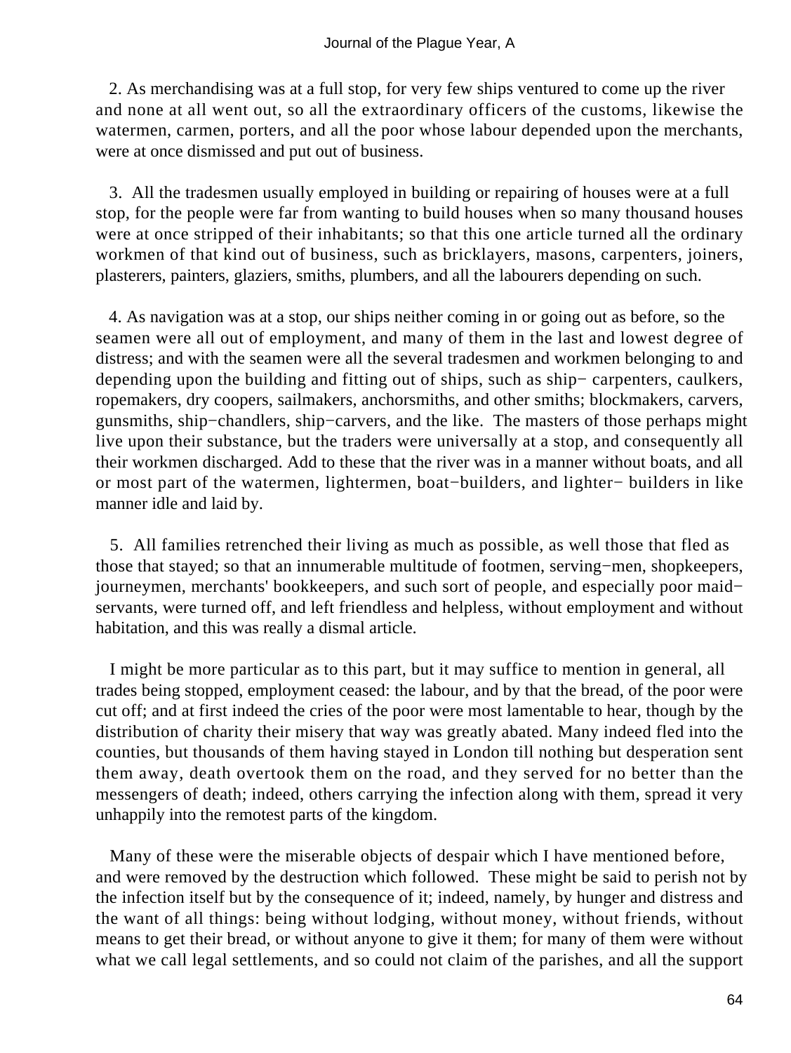2. As merchandising was at a full stop, for very few ships ventured to come up the river and none at all went out, so all the extraordinary officers of the customs, likewise the watermen, carmen, porters, and all the poor whose labour depended upon the merchants, were at once dismissed and put out of business.

3. All the tradesmen usually employed in building or repairing of houses were at a full stop, for the people were far from wanting to build houses when so many thousand houses were at once stripped of their inhabitants; so that this one article turned all the ordinary workmen of that kind out of business, such as bricklayers, masons, carpenters, joiners, plasterers, painters, glaziers, smiths, plumbers, and all the labourers depending on such.

4. As navigation was at a stop, our ships neither coming in or going out as before, so the seamen were all out of employment, and many of them in the last and lowest degree of distress; and with the seamen were all the several tradesmen and workmen belonging to and depending upon the building and fitting out of ships, such as ship− carpenters, caulkers, ropemakers, dry coopers, sailmakers, anchorsmiths, and other smiths; blockmakers, carvers, gunsmiths, ship−chandlers, ship−carvers, and the like. The masters of those perhaps might live upon their substance, but the traders were universally at a stop, and consequently all their workmen discharged. Add to these that the river was in a manner without boats, and all or most part of the watermen, lightermen, boat−builders, and lighter− builders in like manner idle and laid by.

5. All families retrenched their living as much as possible, as well those that fled as those that stayed; so that an innumerable multitude of footmen, serving−men, shopkeepers, journeymen, merchants' bookkeepers, and such sort of people, and especially poor maid−servants, were turned off, and left friendless and helpless, without employment and without habitation, and this was really a dismal article.

I might be more particular as to this part, but it may suffice to mention in general, all trades being stopped, employment ceased: the labour, and by that the bread, of the poor were cut off; and at first indeed the cries of the poor were most lamentable to hear, though by the distribution of charity their misery that way was greatly abated. Many indeed fled into the counties, but thousands of them having stayed in London till nothing but desperation sent them away, death overtook them on the road, and they served for no better than the messengers of death; indeed, others carrying the infection along with them, spread it very unhappily into the remotest parts of the kingdom.

Many of these were the miserable objects of despair which I have mentioned before, and were removed by the destruction which followed. These might be said to perish not by the infection itself but by the consequence of it; indeed, namely, by hunger and distress and the want of all things: being without lodging, without money, without friends, without means to get their bread, or without anyone to give it them; for many of them were without what we call legal settlements, and so could not claim of the parishes, and all the support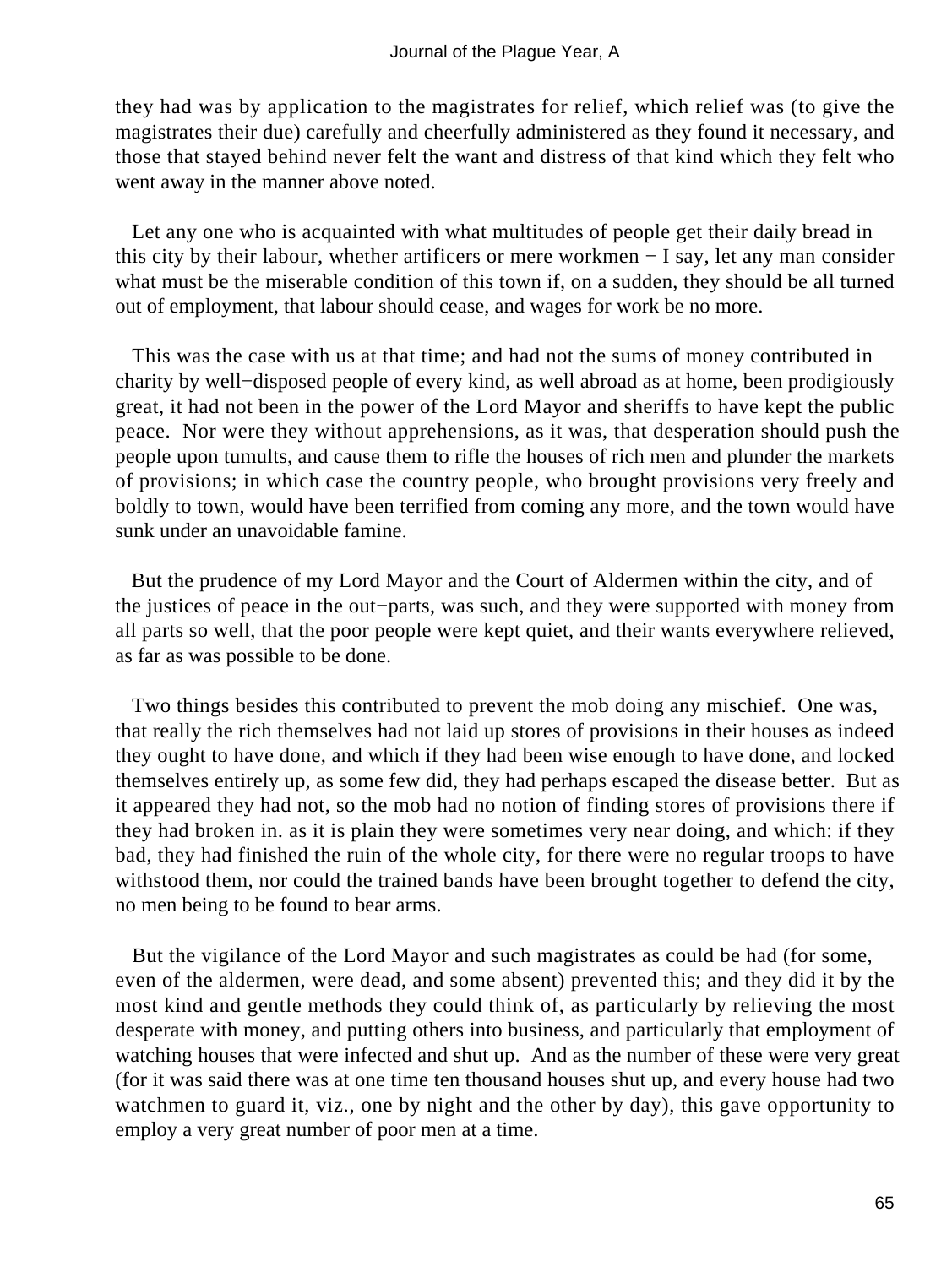they had was by application to the magistrates for relief, which relief was (to give the magistrates their due) carefully and cheerfully administered as they found it necessary, and those that stayed behind never felt the want and distress of that kind which they felt who went away in the manner above noted.

Let any one who is acquainted with what multitudes of people get their daily bread in this city by their labour, whether artificers or mere workmen − I say, let any man consider what must be the miserable condition of this town if, on a sudden, they should be all turned out of employment, that labour should cease, and wages for work be no more.

This was the case with us at that time; and had not the sums of money contributed in charity by well−disposed people of every kind, as well abroad as at home, been prodigiously great, it had not been in the power of the Lord Mayor and sheriffs to have kept the public peace. Nor were they without apprehensions, as it was, that desperation should push the people upon tumults, and cause them to rifle the houses of rich men and plunder the markets of provisions; in which case the country people, who brought provisions very freely and boldly to town, would have been terrified from coming any more, and the town would have sunk under an unavoidable famine.

But the prudence of my Lord Mayor and the Court of Aldermen within the city, and of the justices of peace in the out−parts, was such, and they were supported with money from all parts so well, that the poor people were kept quiet, and their wants everywhere relieved, as far as was possible to be done.

Two things besides this contributed to prevent the mob doing any mischief. One was, that really the rich themselves had not laid up stores of provisions in their houses as indeed they ought to have done, and which if they had been wise enough to have done, and locked themselves entirely up, as some few did, they had perhaps escaped the disease better. But as it appeared they had not, so the mob had no notion of finding stores of provisions there if they had broken in. as it is plain they were sometimes very near doing, and which: if they bad, they had finished the ruin of the whole city, for there were no regular troops to have withstood them, nor could the trained bands have been brought together to defend the city, no men being to be found to bear arms.

But the vigilance of the Lord Mayor and such magistrates as could be had (for some, even of the aldermen, were dead, and some absent) prevented this; and they did it by the most kind and gentle methods they could think of, as particularly by relieving the most desperate with money, and putting others into business, and particularly that employment of watching houses that were infected and shut up. And as the number of these were very great (for it was said there was at one time ten thousand houses shut up, and every house had two watchmen to guard it, viz., one by night and the other by day), this gave opportunity to employ a very great number of poor men at a time.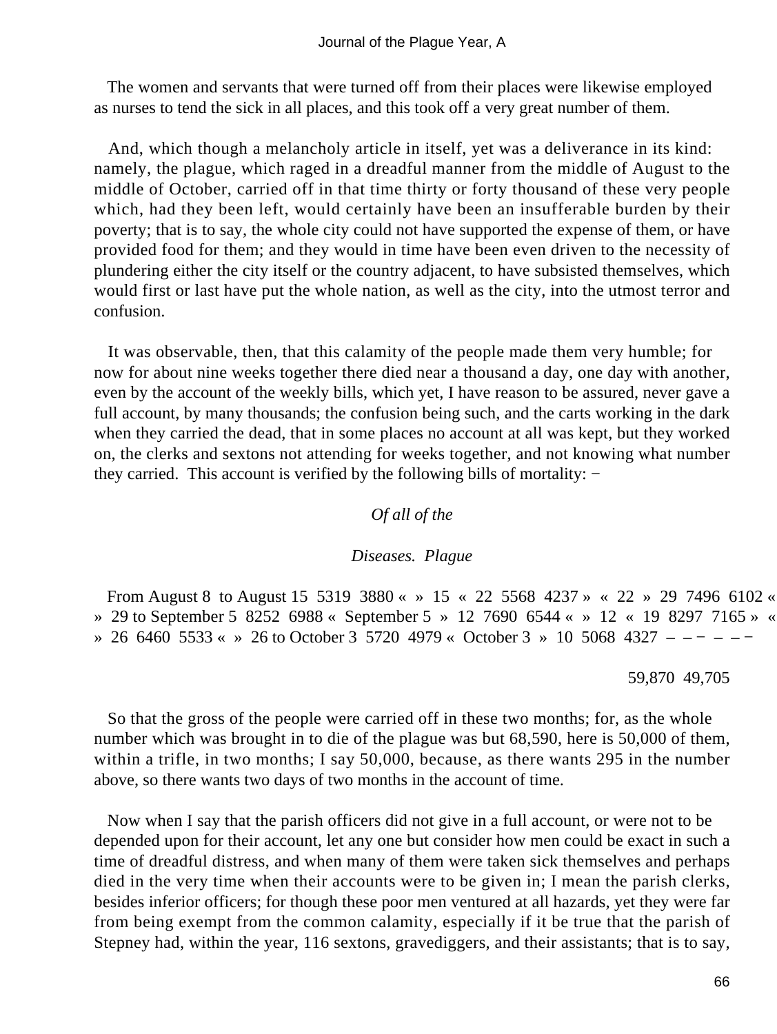The women and servants that were turned off from their places were likewise employed as nurses to tend the sick in all places, and this took off a very great number of them.

And, which though a melancholy article in itself, yet was a deliverance in its kind: namely, the plague, which raged in a dreadful manner from the middle of August to the middle of October, carried off in that time thirty or forty thousand of these very people which, had they been left, would certainly have been an insufferable burden by their poverty; that is to say, the whole city could not have supported the expense of them, or have provided food for them; and they would in time have been even driven to the necessity of plundering either the city itself or the country adjacent, to have subsisted themselves, which would first or last have put the whole nation, as well as the city, into the utmost terror and confusion.

It was observable, then, that this calamity of the people made them very humble; for now for about nine weeks together there died near a thousand a day, one day with another, even by the account of the weekly bills, which yet, I have reason to be assured, never gave a full account, by many thousands; the confusion being such, and the carts working in the dark when they carried the dead, that in some places no account at all was kept, but they worked on, the clerks and sextons not attending for weeks together, and not knowing what number they carried. This account is verified by the following bills of mortality: –

| | *Of all of the Diseases.* | *Plague* |
|---|---|---|
| From August 8 to August 15 | 5319 | 3880 |
| « » 15 « 22 | 5568 | 4237 |
| » « 22 » 29 | 7496 | 6102 |
| « » 29 to September 5 | 8252 | 6988 |
| « September 5 » 12 | 7690 | 6544 |
| « » 12 « 19 | 8297 | 7165 |
| » « » 26 | 6460 | 5533 |
| « » 26 to October 3 | 5720 | 4979 |
| « October 3 » 10 | 5068 | 4327 |
| | 59,870 | 49,705 |

So that the gross of the people were carried off in these two months; for, as the whole number which was brought in to die of the plague was but 68,590, here is 50,000 of them, within a trifle, in two months; I say 50,000, because, as there wants 295 in the number above, so there wants two days of two months in the account of time.

Now when I say that the parish officers did not give in a full account, or were not to be depended upon for their account, let any one but consider how men could be exact in such a time of dreadful distress, and when many of them were taken sick themselves and perhaps died in the very time when their accounts were to be given in; I mean the parish clerks, besides inferior officers; for though these poor men ventured at all hazards, yet they were far from being exempt from the common calamity, especially if it be true that the parish of Stepney had, within the year, 116 sextons, gravediggers, and their assistants; that is to say,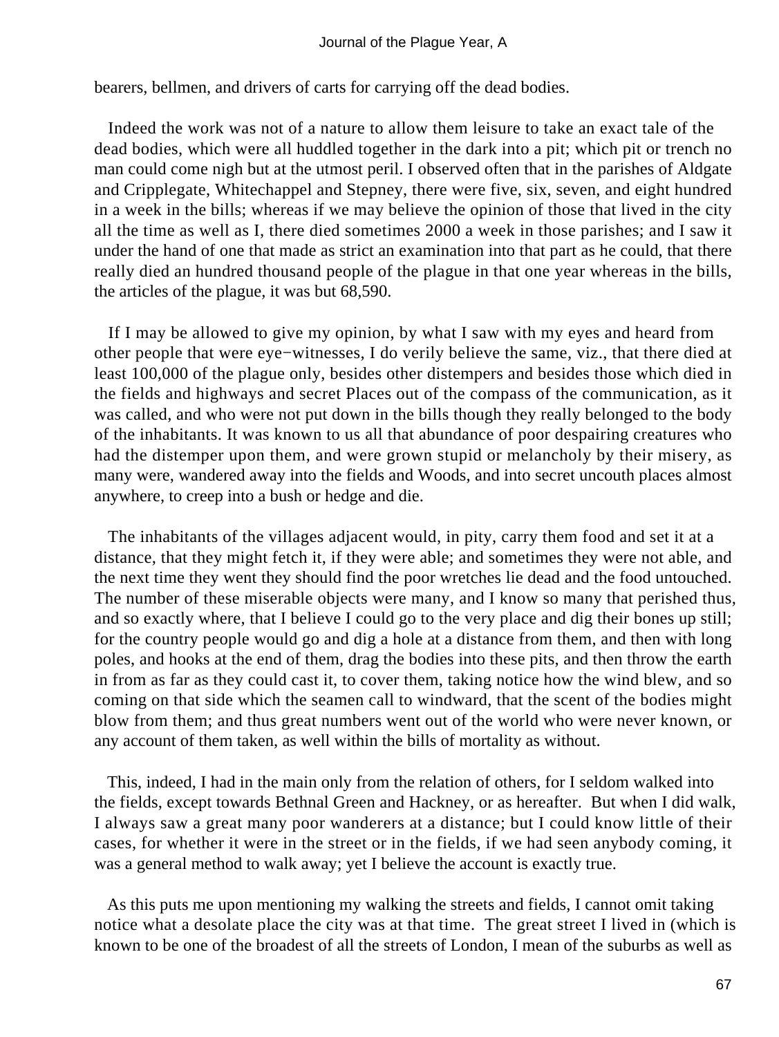bearers, bellmen, and drivers of carts for carrying off the dead bodies.

Indeed the work was not of a nature to allow them leisure to take an exact tale of the dead bodies, which were all huddled together in the dark into a pit; which pit or trench no man could come nigh but at the utmost peril. I observed often that in the parishes of Aldgate and Cripplegate, Whitechappel and Stepney, there were five, six, seven, and eight hundred in a week in the bills; whereas if we may believe the opinion of those that lived in the city all the time as well as I, there died sometimes 2000 a week in those parishes; and I saw it under the hand of one that made as strict an examination into that part as he could, that there really died an hundred thousand people of the plague in that one year whereas in the bills, the articles of the plague, it was but 68,590.

If I may be allowed to give my opinion, by what I saw with my eyes and heard from other people that were eye−witnesses, I do verily believe the same, viz., that there died at least 100,000 of the plague only, besides other distempers and besides those which died in the fields and highways and secret Places out of the compass of the communication, as it was called, and who were not put down in the bills though they really belonged to the body of the inhabitants. It was known to us all that abundance of poor despairing creatures who had the distemper upon them, and were grown stupid or melancholy by their misery, as many were, wandered away into the fields and Woods, and into secret uncouth places almost anywhere, to creep into a bush or hedge and die.

The inhabitants of the villages adjacent would, in pity, carry them food and set it at a distance, that they might fetch it, if they were able; and sometimes they were not able, and the next time they went they should find the poor wretches lie dead and the food untouched. The number of these miserable objects were many, and I know so many that perished thus, and so exactly where, that I believe I could go to the very place and dig their bones up still; for the country people would go and dig a hole at a distance from them, and then with long poles, and hooks at the end of them, drag the bodies into these pits, and then throw the earth in from as far as they could cast it, to cover them, taking notice how the wind blew, and so coming on that side which the seamen call to windward, that the scent of the bodies might blow from them; and thus great numbers went out of the world who were never known, or any account of them taken, as well within the bills of mortality as without.

This, indeed, I had in the main only from the relation of others, for I seldom walked into the fields, except towards Bethnal Green and Hackney, or as hereafter. But when I did walk, I always saw a great many poor wanderers at a distance; but I could know little of their cases, for whether it were in the street or in the fields, if we had seen anybody coming, it was a general method to walk away; yet I believe the account is exactly true.

As this puts me upon mentioning my walking the streets and fields, I cannot omit taking notice what a desolate place the city was at that time. The great street I lived in (which is known to be one of the broadest of all the streets of London, I mean of the suburbs as well as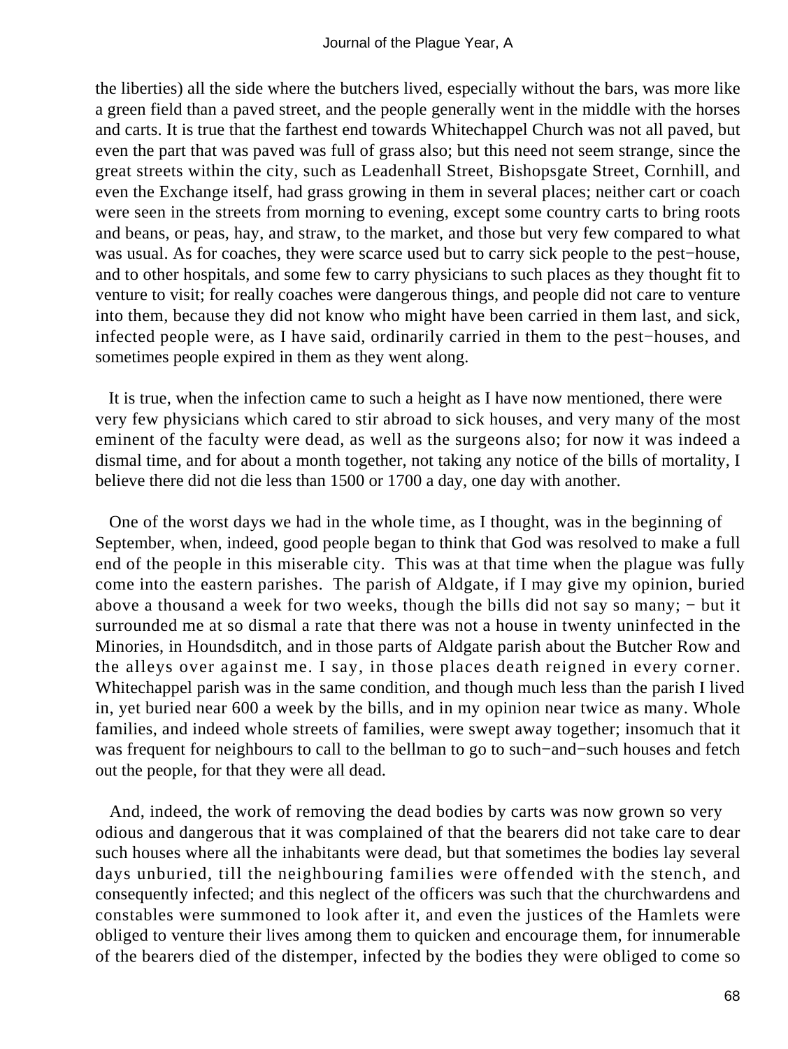the liberties) all the side where the butchers lived, especially without the bars, was more like a green field than a paved street, and the people generally went in the middle with the horses and carts. It is true that the farthest end towards Whitechappel Church was not all paved, but even the part that was paved was full of grass also; but this need not seem strange, since the great streets within the city, such as Leadenhall Street, Bishopsgate Street, Cornhill, and even the Exchange itself, had grass growing in them in several places; neither cart or coach were seen in the streets from morning to evening, except some country carts to bring roots and beans, or peas, hay, and straw, to the market, and those but very few compared to what was usual. As for coaches, they were scarce used but to carry sick people to the pest−house, and to other hospitals, and some few to carry physicians to such places as they thought fit to venture to visit; for really coaches were dangerous things, and people did not care to venture into them, because they did not know who might have been carried in them last, and sick, infected people were, as I have said, ordinarily carried in them to the pest−houses, and sometimes people expired in them as they went along.

It is true, when the infection came to such a height as I have now mentioned, there were very few physicians which cared to stir abroad to sick houses, and very many of the most eminent of the faculty were dead, as well as the surgeons also; for now it was indeed a dismal time, and for about a month together, not taking any notice of the bills of mortality, I believe there did not die less than 1500 or 1700 a day, one day with another.

One of the worst days we had in the whole time, as I thought, was in the beginning of September, when, indeed, good people began to think that God was resolved to make a full end of the people in this miserable city. This was at that time when the plague was fully come into the eastern parishes. The parish of Aldgate, if I may give my opinion, buried above a thousand a week for two weeks, though the bills did not say so many; − but it surrounded me at so dismal a rate that there was not a house in twenty uninfected in the Minories, in Houndsditch, and in those parts of Aldgate parish about the Butcher Row and the alleys over against me. I say, in those places death reigned in every corner. Whitechappel parish was in the same condition, and though much less than the parish I lived in, yet buried near 600 a week by the bills, and in my opinion near twice as many. Whole families, and indeed whole streets of families, were swept away together; insomuch that it was frequent for neighbours to call to the bellman to go to such−and−such houses and fetch out the people, for that they were all dead.

And, indeed, the work of removing the dead bodies by carts was now grown so very odious and dangerous that it was complained of that the bearers did not take care to dear such houses where all the inhabitants were dead, but that sometimes the bodies lay several days unburied, till the neighbouring families were offended with the stench, and consequently infected; and this neglect of the officers was such that the churchwardens and constables were summoned to look after it, and even the justices of the Hamlets were obliged to venture their lives among them to quicken and encourage them, for innumerable of the bearers died of the distemper, infected by the bodies they were obliged to come so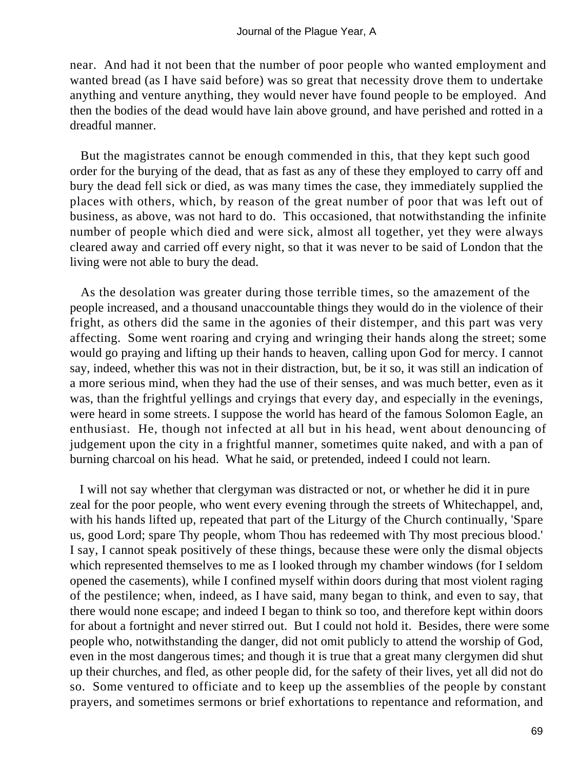near. And had it not been that the number of poor people who wanted employment and wanted bread (as I have said before) was so great that necessity drove them to undertake anything and venture anything, they would never have found people to be employed. And then the bodies of the dead would have lain above ground, and have perished and rotted in a dreadful manner.

But the magistrates cannot be enough commended in this, that they kept such good order for the burying of the dead, that as fast as any of these they employed to carry off and bury the dead fell sick or died, as was many times the case, they immediately supplied the places with others, which, by reason of the great number of poor that was left out of business, as above, was not hard to do. This occasioned, that notwithstanding the infinite number of people which died and were sick, almost all together, yet they were always cleared away and carried off every night, so that it was never to be said of London that the living were not able to bury the dead.

As the desolation was greater during those terrible times, so the amazement of the people increased, and a thousand unaccountable things they would do in the violence of their fright, as others did the same in the agonies of their distemper, and this part was very affecting. Some went roaring and crying and wringing their hands along the street; some would go praying and lifting up their hands to heaven, calling upon God for mercy. I cannot say, indeed, whether this was not in their distraction, but, be it so, it was still an indication of a more serious mind, when they had the use of their senses, and was much better, even as it was, than the frightful yellings and cryings that every day, and especially in the evenings, were heard in some streets. I suppose the world has heard of the famous Solomon Eagle, an enthusiast. He, though not infected at all but in his head, went about denouncing of judgement upon the city in a frightful manner, sometimes quite naked, and with a pan of burning charcoal on his head. What he said, or pretended, indeed I could not learn.

I will not say whether that clergyman was distracted or not, or whether he did it in pure zeal for the poor people, who went every evening through the streets of Whitechappel, and, with his hands lifted up, repeated that part of the Liturgy of the Church continually, 'Spare us, good Lord; spare Thy people, whom Thou has redeemed with Thy most precious blood.' I say, I cannot speak positively of these things, because these were only the dismal objects which represented themselves to me as I looked through my chamber windows (for I seldom opened the casements), while I confined myself within doors during that most violent raging of the pestilence; when, indeed, as I have said, many began to think, and even to say, that there would none escape; and indeed I began to think so too, and therefore kept within doors for about a fortnight and never stirred out. But I could not hold it. Besides, there were some people who, notwithstanding the danger, did not omit publicly to attend the worship of God, even in the most dangerous times; and though it is true that a great many clergymen did shut up their churches, and fled, as other people did, for the safety of their lives, yet all did not do so. Some ventured to officiate and to keep up the assemblies of the people by constant prayers, and sometimes sermons or brief exhortations to repentance and reformation, and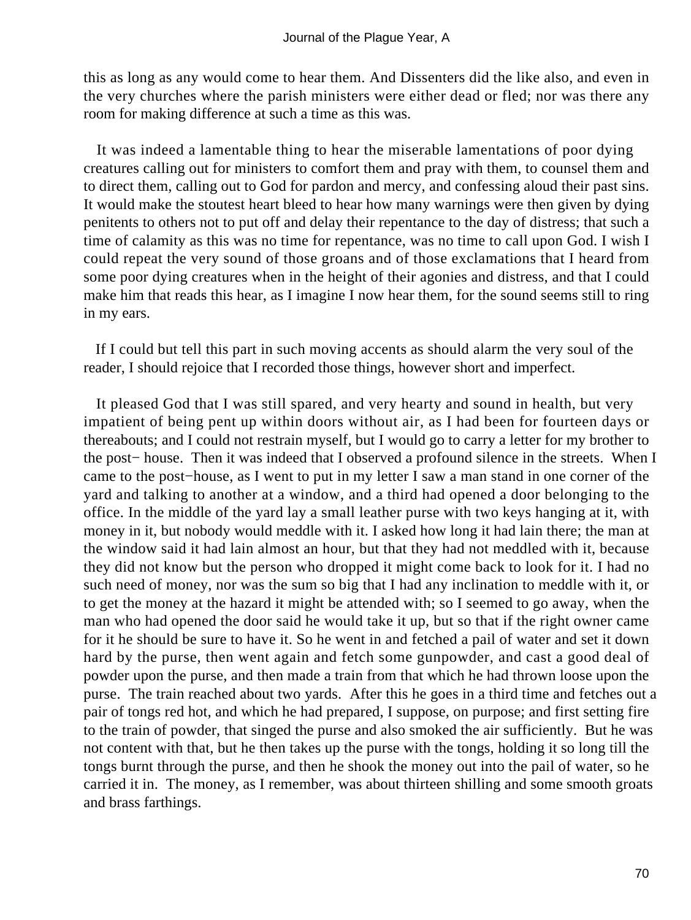this as long as any would come to hear them. And Dissenters did the like also, and even in the very churches where the parish ministers were either dead or fled; nor was there any room for making difference at such a time as this was.

It was indeed a lamentable thing to hear the miserable lamentations of poor dying creatures calling out for ministers to comfort them and pray with them, to counsel them and to direct them, calling out to God for pardon and mercy, and confessing aloud their past sins. It would make the stoutest heart bleed to hear how many warnings were then given by dying penitents to others not to put off and delay their repentance to the day of distress; that such a time of calamity as this was no time for repentance, was no time to call upon God. I wish I could repeat the very sound of those groans and of those exclamations that I heard from some poor dying creatures when in the height of their agonies and distress, and that I could make him that reads this hear, as I imagine I now hear them, for the sound seems still to ring in my ears.

If I could but tell this part in such moving accents as should alarm the very soul of the reader, I should rejoice that I recorded those things, however short and imperfect.

It pleased God that I was still spared, and very hearty and sound in health, but very impatient of being pent up within doors without air, as I had been for fourteen days or thereabouts; and I could not restrain myself, but I would go to carry a letter for my brother to the post− house. Then it was indeed that I observed a profound silence in the streets. When I came to the post−house, as I went to put in my letter I saw a man stand in one corner of the yard and talking to another at a window, and a third had opened a door belonging to the office. In the middle of the yard lay a small leather purse with two keys hanging at it, with money in it, but nobody would meddle with it. I asked how long it had lain there; the man at the window said it had lain almost an hour, but that they had not meddled with it, because they did not know but the person who dropped it might come back to look for it. I had no such need of money, nor was the sum so big that I had any inclination to meddle with it, or to get the money at the hazard it might be attended with; so I seemed to go away, when the man who had opened the door said he would take it up, but so that if the right owner came for it he should be sure to have it. So he went in and fetched a pail of water and set it down hard by the purse, then went again and fetch some gunpowder, and cast a good deal of powder upon the purse, and then made a train from that which he had thrown loose upon the purse. The train reached about two yards. After this he goes in a third time and fetches out a pair of tongs red hot, and which he had prepared, I suppose, on purpose; and first setting fire to the train of powder, that singed the purse and also smoked the air sufficiently. But he was not content with that, but he then takes up the purse with the tongs, holding it so long till the tongs burnt through the purse, and then he shook the money out into the pail of water, so he carried it in. The money, as I remember, was about thirteen shilling and some smooth groats and brass farthings.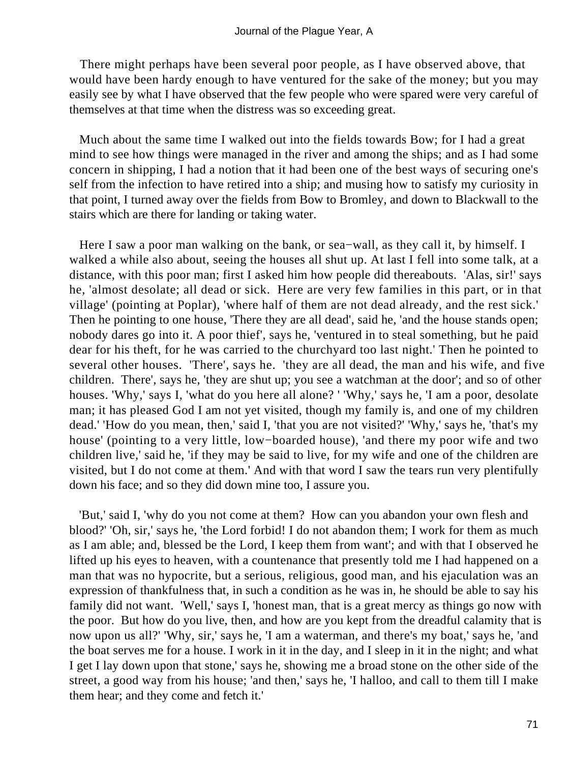There might perhaps have been several poor people, as I have observed above, that would have been hardy enough to have ventured for the sake of the money; but you may easily see by what I have observed that the few people who were spared were very careful of themselves at that time when the distress was so exceeding great.

Much about the same time I walked out into the fields towards Bow; for I had a great mind to see how things were managed in the river and among the ships; and as I had some concern in shipping, I had a notion that it had been one of the best ways of securing one's self from the infection to have retired into a ship; and musing how to satisfy my curiosity in that point, I turned away over the fields from Bow to Bromley, and down to Blackwall to the stairs which are there for landing or taking water.

Here I saw a poor man walking on the bank, or sea−wall, as they call it, by himself. I walked a while also about, seeing the houses all shut up. At last I fell into some talk, at a distance, with this poor man; first I asked him how people did thereabouts. 'Alas, sir!' says he, 'almost desolate; all dead or sick. Here are very few families in this part, or in that village' (pointing at Poplar), 'where half of them are not dead already, and the rest sick.' Then he pointing to one house, 'There they are all dead', said he, 'and the house stands open; nobody dares go into it. A poor thief', says he, 'ventured in to steal something, but he paid dear for his theft, for he was carried to the churchyard too last night.' Then he pointed to several other houses. 'There', says he. 'they are all dead, the man and his wife, and five children. There', says he, 'they are shut up; you see a watchman at the door'; and so of other houses. 'Why,' says I, 'what do you here all alone? ' 'Why,' says he, 'I am a poor, desolate man; it has pleased God I am not yet visited, though my family is, and one of my children dead.' 'How do you mean, then,' said I, 'that you are not visited?' 'Why,' says he, 'that's my house' (pointing to a very little, low−boarded house), 'and there my poor wife and two children live,' said he, 'if they may be said to live, for my wife and one of the children are visited, but I do not come at them.' And with that word I saw the tears run very plentifully down his face; and so they did down mine too, I assure you.

'But,' said I, 'why do you not come at them? How can you abandon your own flesh and blood?' 'Oh, sir,' says he, 'the Lord forbid! I do not abandon them; I work for them as much as I am able; and, blessed be the Lord, I keep them from want'; and with that I observed he lifted up his eyes to heaven, with a countenance that presently told me I had happened on a man that was no hypocrite, but a serious, religious, good man, and his ejaculation was an expression of thankfulness that, in such a condition as he was in, he should be able to say his family did not want. 'Well,' says I, 'honest man, that is a great mercy as things go now with the poor. But how do you live, then, and how are you kept from the dreadful calamity that is now upon us all?' 'Why, sir,' says he, 'I am a waterman, and there's my boat,' says he, 'and the boat serves me for a house. I work in it in the day, and I sleep in it in the night; and what I get I lay down upon that stone,' says he, showing me a broad stone on the other side of the street, a good way from his house; 'and then,' says he, 'I halloo, and call to them till I make them hear; and they come and fetch it.'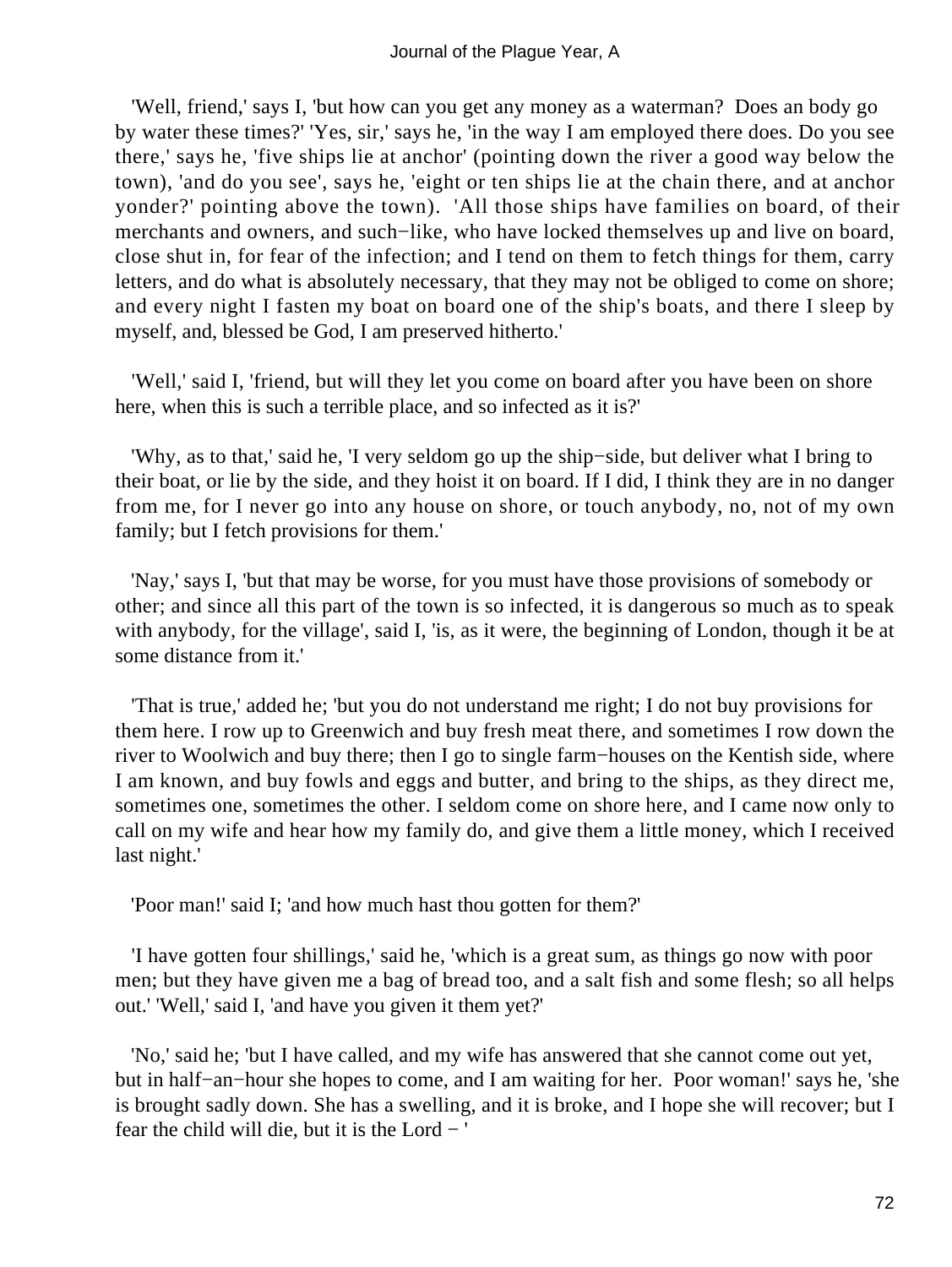'Well, friend,' says I, 'but how can you get any money as a waterman? Does an body go by water these times?' 'Yes, sir,' says he, 'in the way I am employed there does. Do you see there,' says he, 'five ships lie at anchor' (pointing down the river a good way below the town), 'and do you see', says he, 'eight or ten ships lie at the chain there, and at anchor yonder?' pointing above the town). 'All those ships have families on board, of their merchants and owners, and such−like, who have locked themselves up and live on board, close shut in, for fear of the infection; and I tend on them to fetch things for them, carry letters, and do what is absolutely necessary, that they may not be obliged to come on shore; and every night I fasten my boat on board one of the ship's boats, and there I sleep by myself, and, blessed be God, I am preserved hitherto.'

'Well,' said I, 'friend, but will they let you come on board after you have been on shore here, when this is such a terrible place, and so infected as it is?'

'Why, as to that,' said he, 'I very seldom go up the ship−side, but deliver what I bring to their boat, or lie by the side, and they hoist it on board. If I did, I think they are in no danger from me, for I never go into any house on shore, or touch anybody, no, not of my own family; but I fetch provisions for them.'

'Nay,' says I, 'but that may be worse, for you must have those provisions of somebody or other; and since all this part of the town is so infected, it is dangerous so much as to speak with anybody, for the village', said I, 'is, as it were, the beginning of London, though it be at some distance from it.'

'That is true,' added he; 'but you do not understand me right; I do not buy provisions for them here. I row up to Greenwich and buy fresh meat there, and sometimes I row down the river to Woolwich and buy there; then I go to single farm−houses on the Kentish side, where I am known, and buy fowls and eggs and butter, and bring to the ships, as they direct me, sometimes one, sometimes the other. I seldom come on shore here, and I came now only to call on my wife and hear how my family do, and give them a little money, which I received last night.'

'Poor man!' said I; 'and how much hast thou gotten for them?'

'I have gotten four shillings,' said he, 'which is a great sum, as things go now with poor men; but they have given me a bag of bread too, and a salt fish and some flesh; so all helps out.' 'Well,' said I, 'and have you given it them yet?'

'No,' said he; 'but I have called, and my wife has answered that she cannot come out yet, but in half−an−hour she hopes to come, and I am waiting for her. Poor woman!' says he, 'she is brought sadly down. She has a swelling, and it is broke, and I hope she will recover; but I fear the child will die, but it is the Lord − '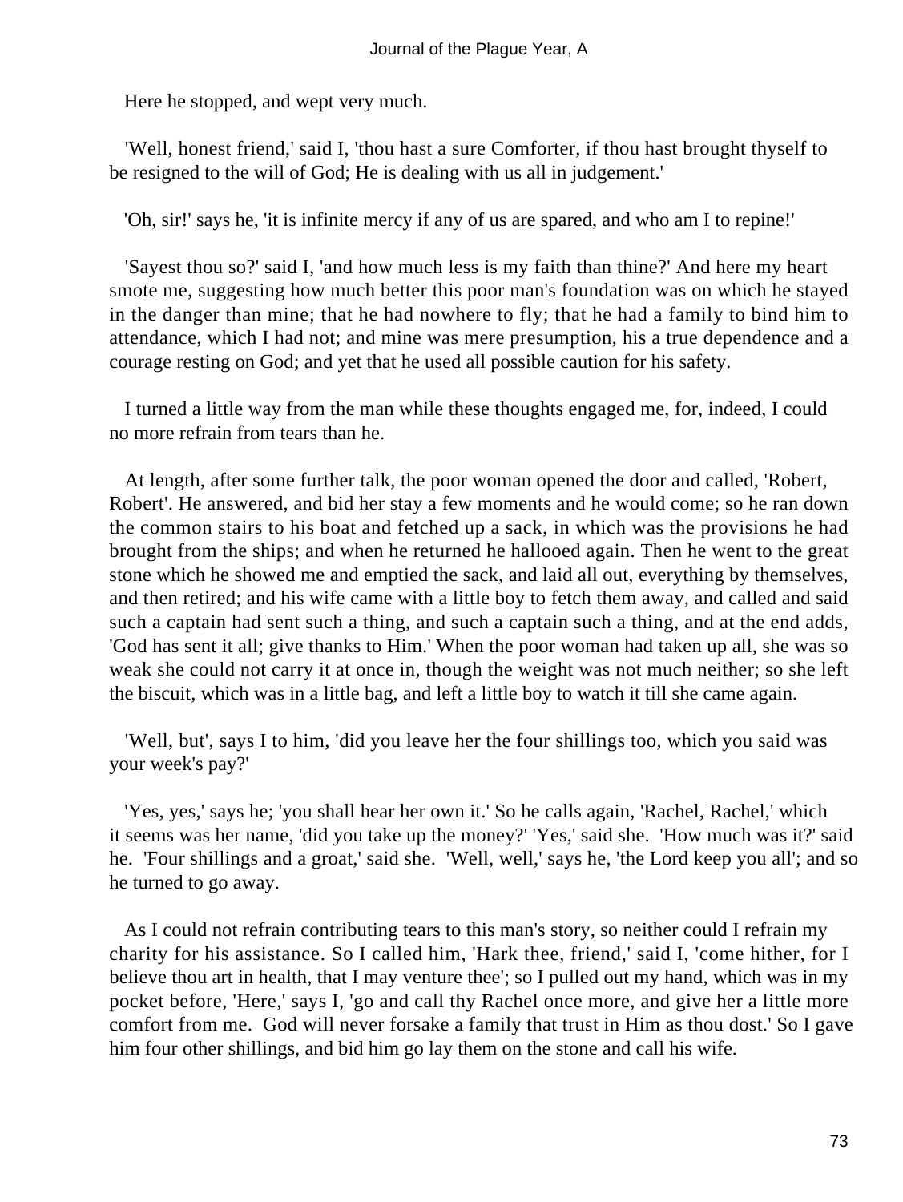Here he stopped, and wept very much.

'Well, honest friend,' said I, 'thou hast a sure Comforter, if thou hast brought thyself to be resigned to the will of God; He is dealing with us all in judgement.'

'Oh, sir!' says he, 'it is infinite mercy if any of us are spared, and who am I to repine!'

'Sayest thou so?' said I, 'and how much less is my faith than thine?' And here my heart smote me, suggesting how much better this poor man's foundation was on which he stayed in the danger than mine; that he had nowhere to fly; that he had a family to bind him to attendance, which I had not; and mine was mere presumption, his a true dependence and a courage resting on God; and yet that he used all possible caution for his safety.

I turned a little way from the man while these thoughts engaged me, for, indeed, I could no more refrain from tears than he.

At length, after some further talk, the poor woman opened the door and called, 'Robert, Robert'. He answered, and bid her stay a few moments and he would come; so he ran down the common stairs to his boat and fetched up a sack, in which was the provisions he had brought from the ships; and when he returned he hallooed again. Then he went to the great stone which he showed me and emptied the sack, and laid all out, everything by themselves, and then retired; and his wife came with a little boy to fetch them away, and called and said such a captain had sent such a thing, and such a captain such a thing, and at the end adds, 'God has sent it all; give thanks to Him.' When the poor woman had taken up all, she was so weak she could not carry it at once in, though the weight was not much neither; so she left the biscuit, which was in a little bag, and left a little boy to watch it till she came again.

'Well, but', says I to him, 'did you leave her the four shillings too, which you said was your week's pay?'

'Yes, yes,' says he; 'you shall hear her own it.' So he calls again, 'Rachel, Rachel,' which it seems was her name, 'did you take up the money?' 'Yes,' said she. 'How much was it?' said he. 'Four shillings and a groat,' said she. 'Well, well,' says he, 'the Lord keep you all'; and so he turned to go away.

As I could not refrain contributing tears to this man's story, so neither could I refrain my charity for his assistance. So I called him, 'Hark thee, friend,' said I, 'come hither, for I believe thou art in health, that I may venture thee'; so I pulled out my hand, which was in my pocket before, 'Here,' says I, 'go and call thy Rachel once more, and give her a little more comfort from me. God will never forsake a family that trust in Him as thou dost.' So I gave him four other shillings, and bid him go lay them on the stone and call his wife.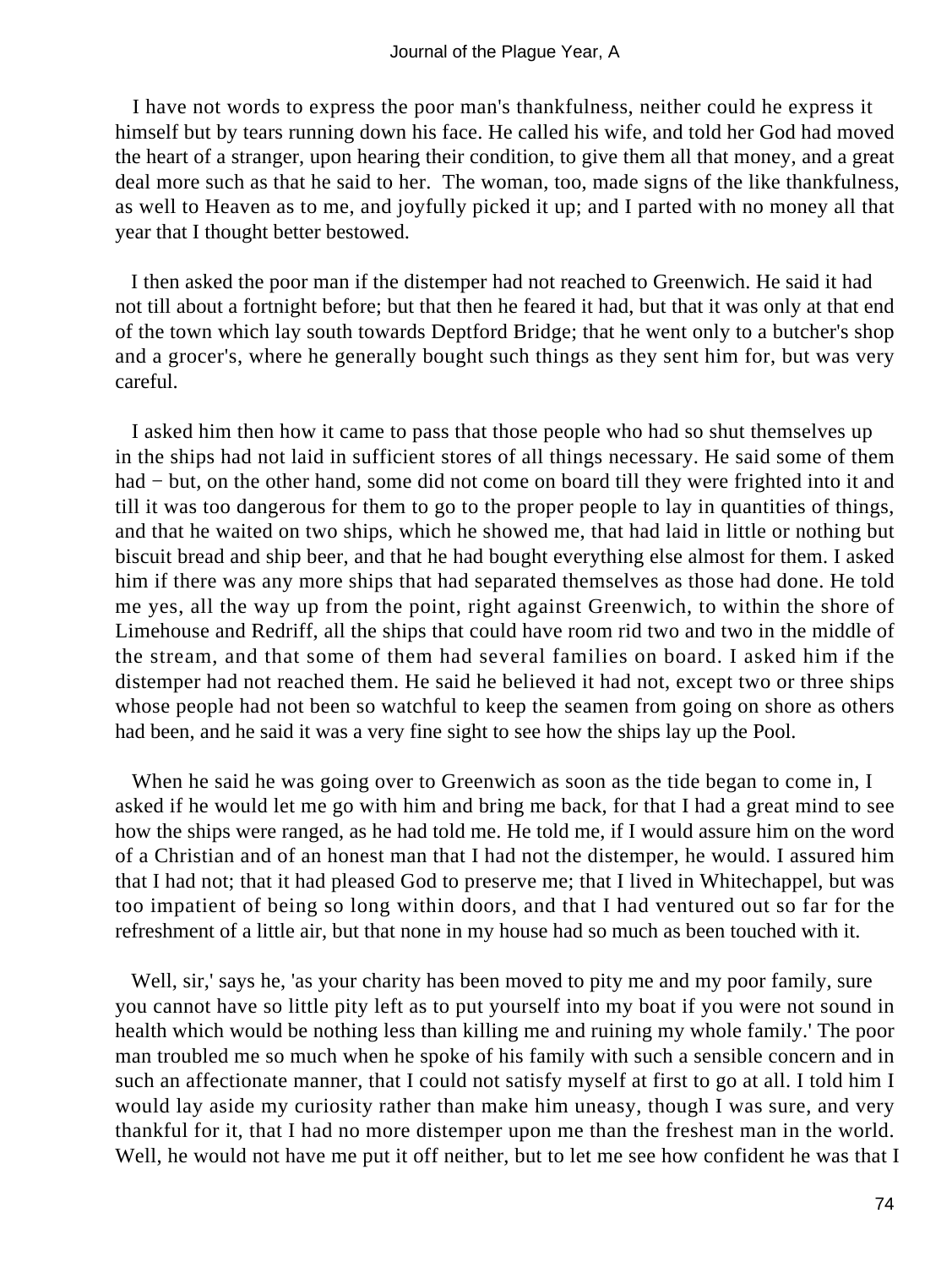I have not words to express the poor man's thankfulness, neither could he express it himself but by tears running down his face. He called his wife, and told her God had moved the heart of a stranger, upon hearing their condition, to give them all that money, and a great deal more such as that he said to her. The woman, too, made signs of the like thankfulness, as well to Heaven as to me, and joyfully picked it up; and I parted with no money all that year that I thought better bestowed.

I then asked the poor man if the distemper had not reached to Greenwich. He said it had not till about a fortnight before; but that then he feared it had, but that it was only at that end of the town which lay south towards Deptford Bridge; that he went only to a butcher's shop and a grocer's, where he generally bought such things as they sent him for, but was very careful.

I asked him then how it came to pass that those people who had so shut themselves up in the ships had not laid in sufficient stores of all things necessary. He said some of them had − but, on the other hand, some did not come on board till they were frighted into it and till it was too dangerous for them to go to the proper people to lay in quantities of things, and that he waited on two ships, which he showed me, that had laid in little or nothing but biscuit bread and ship beer, and that he had bought everything else almost for them. I asked him if there was any more ships that had separated themselves as those had done. He told me yes, all the way up from the point, right against Greenwich, to within the shore of Limehouse and Redriff, all the ships that could have room rid two and two in the middle of the stream, and that some of them had several families on board. I asked him if the distemper had not reached them. He said he believed it had not, except two or three ships whose people had not been so watchful to keep the seamen from going on shore as others had been, and he said it was a very fine sight to see how the ships lay up the Pool.

When he said he was going over to Greenwich as soon as the tide began to come in, I asked if he would let me go with him and bring me back, for that I had a great mind to see how the ships were ranged, as he had told me. He told me, if I would assure him on the word of a Christian and of an honest man that I had not the distemper, he would. I assured him that I had not; that it had pleased God to preserve me; that I lived in Whitechappel, but was too impatient of being so long within doors, and that I had ventured out so far for the refreshment of a little air, but that none in my house had so much as been touched with it.

Well, sir,' says he, 'as your charity has been moved to pity me and my poor family, sure you cannot have so little pity left as to put yourself into my boat if you were not sound in health which would be nothing less than killing me and ruining my whole family.' The poor man troubled me so much when he spoke of his family with such a sensible concern and in such an affectionate manner, that I could not satisfy myself at first to go at all. I told him I would lay aside my curiosity rather than make him uneasy, though I was sure, and very thankful for it, that I had no more distemper upon me than the freshest man in the world. Well, he would not have me put it off neither, but to let me see how confident he was that I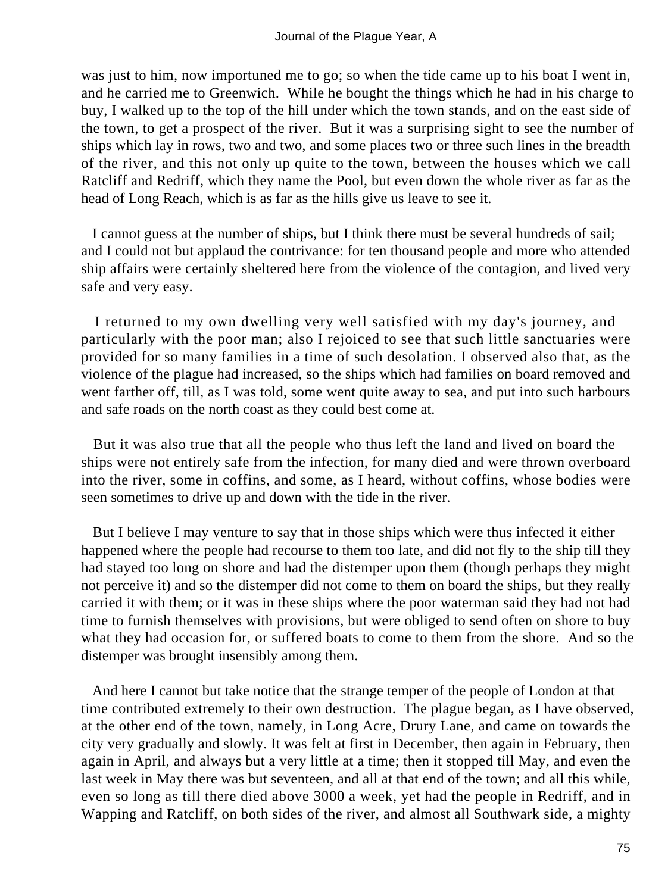was just to him, now importuned me to go; so when the tide came up to his boat I went in, and he carried me to Greenwich. While he bought the things which he had in his charge to buy, I walked up to the top of the hill under which the town stands, and on the east side of the town, to get a prospect of the river. But it was a surprising sight to see the number of ships which lay in rows, two and two, and some places two or three such lines in the breadth of the river, and this not only up quite to the town, between the houses which we call Ratcliff and Redriff, which they name the Pool, but even down the whole river as far as the head of Long Reach, which is as far as the hills give us leave to see it.

I cannot guess at the number of ships, but I think there must be several hundreds of sail; and I could not but applaud the contrivance: for ten thousand people and more who attended ship affairs were certainly sheltered here from the violence of the contagion, and lived very safe and very easy.

I returned to my own dwelling very well satisfied with my day's journey, and particularly with the poor man; also I rejoiced to see that such little sanctuaries were provided for so many families in a time of such desolation. I observed also that, as the violence of the plague had increased, so the ships which had families on board removed and went farther off, till, as I was told, some went quite away to sea, and put into such harbours and safe roads on the north coast as they could best come at.

But it was also true that all the people who thus left the land and lived on board the ships were not entirely safe from the infection, for many died and were thrown overboard into the river, some in coffins, and some, as I heard, without coffins, whose bodies were seen sometimes to drive up and down with the tide in the river.

But I believe I may venture to say that in those ships which were thus infected it either happened where the people had recourse to them too late, and did not fly to the ship till they had stayed too long on shore and had the distemper upon them (though perhaps they might not perceive it) and so the distemper did not come to them on board the ships, but they really carried it with them; or it was in these ships where the poor waterman said they had not had time to furnish themselves with provisions, but were obliged to send often on shore to buy what they had occasion for, or suffered boats to come to them from the shore. And so the distemper was brought insensibly among them.

And here I cannot but take notice that the strange temper of the people of London at that time contributed extremely to their own destruction. The plague began, as I have observed, at the other end of the town, namely, in Long Acre, Drury Lane, and came on towards the city very gradually and slowly. It was felt at first in December, then again in February, then again in April, and always but a very little at a time; then it stopped till May, and even the last week in May there was but seventeen, and all at that end of the town; and all this while, even so long as till there died above 3000 a week, yet had the people in Redriff, and in Wapping and Ratcliff, on both sides of the river, and almost all Southwark side, a mighty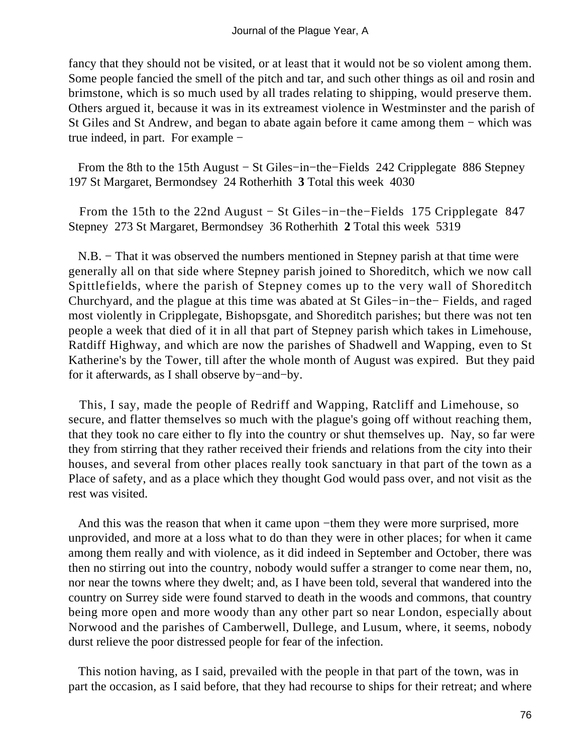fancy that they should not be visited, or at least that it would not be so violent among them. Some people fancied the smell of the pitch and tar, and such other things as oil and rosin and brimstone, which is so much used by all trades relating to shipping, would preserve them. Others argued it, because it was in its extreamest violence in Westminster and the parish of St Giles and St Andrew, and began to abate again before it came among them − which was true indeed, in part. For example −

From the 8th to the 15th August − St Giles−in−the−Fields 242 Cripplegate 886 Stepney 197 St Margaret, Bermondsey 24 Rotherhith **3** Total this week 4030

From the 15th to the 22nd August − St Giles−in−the−Fields 175 Cripplegate 847 Stepney 273 St Margaret, Bermondsey 36 Rotherhith **2** Total this week 5319

N.B. − That it was observed the numbers mentioned in Stepney parish at that time were generally all on that side where Stepney parish joined to Shoreditch, which we now call Spittlefields, where the parish of Stepney comes up to the very wall of Shoreditch Churchyard, and the plague at this time was abated at St Giles−in−the− Fields, and raged most violently in Cripplegate, Bishopsgate, and Shoreditch parishes; but there was not ten people a week that died of it in all that part of Stepney parish which takes in Limehouse, Ratdiff Highway, and which are now the parishes of Shadwell and Wapping, even to St Katherine's by the Tower, till after the whole month of August was expired. But they paid for it afterwards, as I shall observe by−and−by.

This, I say, made the people of Redriff and Wapping, Ratcliff and Limehouse, so secure, and flatter themselves so much with the plague's going off without reaching them, that they took no care either to fly into the country or shut themselves up. Nay, so far were they from stirring that they rather received their friends and relations from the city into their houses, and several from other places really took sanctuary in that part of the town as a Place of safety, and as a place which they thought God would pass over, and not visit as the rest was visited.

And this was the reason that when it came upon −them they were more surprised, more unprovided, and more at a loss what to do than they were in other places; for when it came among them really and with violence, as it did indeed in September and October, there was then no stirring out into the country, nobody would suffer a stranger to come near them, no, nor near the towns where they dwelt; and, as I have been told, several that wandered into the country on Surrey side were found starved to death in the woods and commons, that country being more open and more woody than any other part so near London, especially about Norwood and the parishes of Camberwell, Dullege, and Lusum, where, it seems, nobody durst relieve the poor distressed people for fear of the infection.

This notion having, as I said, prevailed with the people in that part of the town, was in part the occasion, as I said before, that they had recourse to ships for their retreat; and where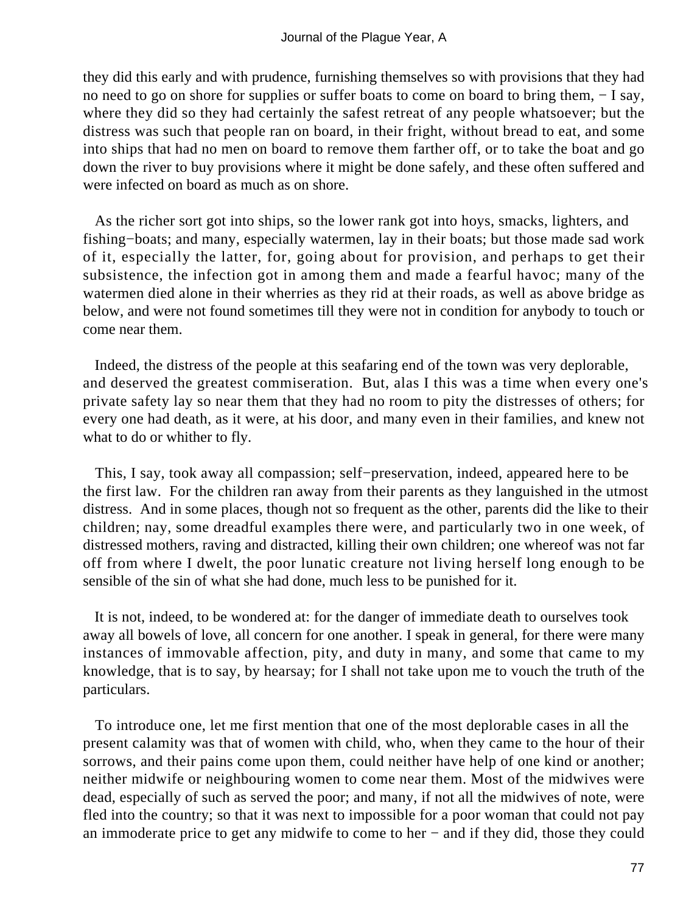they did this early and with prudence, furnishing themselves so with provisions that they had no need to go on shore for supplies or suffer boats to come on board to bring them, − I say, where they did so they had certainly the safest retreat of any people whatsoever; but the distress was such that people ran on board, in their fright, without bread to eat, and some into ships that had no men on board to remove them farther off, or to take the boat and go down the river to buy provisions where it might be done safely, and these often suffered and were infected on board as much as on shore.

As the richer sort got into ships, so the lower rank got into hoys, smacks, lighters, and fishing−boats; and many, especially watermen, lay in their boats; but those made sad work of it, especially the latter, for, going about for provision, and perhaps to get their subsistence, the infection got in among them and made a fearful havoc; many of the watermen died alone in their wherries as they rid at their roads, as well as above bridge as below, and were not found sometimes till they were not in condition for anybody to touch or come near them.

Indeed, the distress of the people at this seafaring end of the town was very deplorable, and deserved the greatest commiseration. But, alas I this was a time when every one's private safety lay so near them that they had no room to pity the distresses of others; for every one had death, as it were, at his door, and many even in their families, and knew not what to do or whither to fly.

This, I say, took away all compassion; self−preservation, indeed, appeared here to be the first law. For the children ran away from their parents as they languished in the utmost distress. And in some places, though not so frequent as the other, parents did the like to their children; nay, some dreadful examples there were, and particularly two in one week, of distressed mothers, raving and distracted, killing their own children; one whereof was not far off from where I dwelt, the poor lunatic creature not living herself long enough to be sensible of the sin of what she had done, much less to be punished for it.

It is not, indeed, to be wondered at: for the danger of immediate death to ourselves took away all bowels of love, all concern for one another. I speak in general, for there were many instances of immovable affection, pity, and duty in many, and some that came to my knowledge, that is to say, by hearsay; for I shall not take upon me to vouch the truth of the particulars.

To introduce one, let me first mention that one of the most deplorable cases in all the present calamity was that of women with child, who, when they came to the hour of their sorrows, and their pains come upon them, could neither have help of one kind or another; neither midwife or neighbouring women to come near them. Most of the midwives were dead, especially of such as served the poor; and many, if not all the midwives of note, were fled into the country; so that it was next to impossible for a poor woman that could not pay an immoderate price to get any midwife to come to her − and if they did, those they could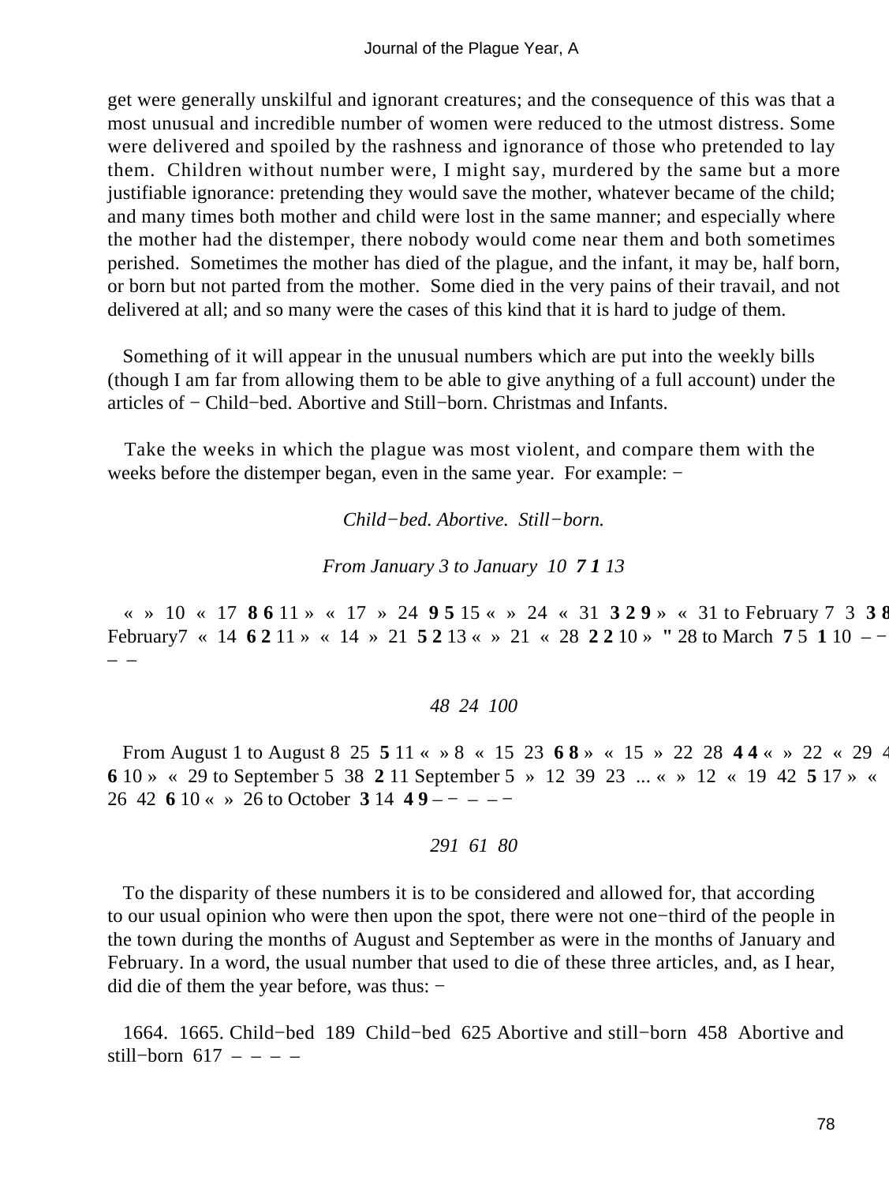get were generally unskilful and ignorant creatures; and the consequence of this was that a most unusual and incredible number of women were reduced to the utmost distress. Some were delivered and spoiled by the rashness and ignorance of those who pretended to lay them. Children without number were, I might say, murdered by the same but a more justifiable ignorance: pretending they would save the mother, whatever became of the child; and many times both mother and child were lost in the same manner; and especially where the mother had the distemper, there nobody would come near them and both sometimes perished. Sometimes the mother has died of the plague, and the infant, it may be, half born, or born but not parted from the mother. Some died in the very pains of their travail, and not delivered at all; and so many were the cases of this kind that it is hard to judge of them.

Something of it will appear in the unusual numbers which are put into the weekly bills (though I am far from allowing them to be able to give anything of a full account) under the articles of − Child−bed. Abortive and Still−born. Christmas and Infants.

Take the weeks in which the plague was most violent, and compare them with the weeks before the distemper began, even in the same year. For example: −

*Child−bed. Abortive. Still−born.*

*From January 3 to January 10* ***7 1*** *13*

« » 10 « 17 **8 6** 11 » « 17 » 24 **9 5** 15 « » 24 « 31 **3 2 9** » « 31 to February 7 3 **3 8** February7 « 14 **6 2** 11 » « 14 » 21 **5 2** 13 « » 21 « 28 **2 2** 10 » " 28 to March **7** 5 **1** 10 – – – –

*48 24 100*

From August 1 to August 8 25 **5** 11 « » 8 « 15 23 **6 8** » « 15 » 22 28 **4 4** « » 22 « 29 4 **6** 10 » « 29 to September 5 38 **2** 11 September 5 » 12 39 23 ... « » 12 « 19 42 **5** 17 » « 26 42 **6** 10 « » 26 to October **3** 14 **4 9** – − – – −

*291 61 80*

To the disparity of these numbers it is to be considered and allowed for, that according to our usual opinion who were then upon the spot, there were not one−third of the people in the town during the months of August and September as were in the months of January and February. In a word, the usual number that used to die of these three articles, and, as I hear, did die of them the year before, was thus: −

1664. 1665. Child−bed 189 Child−bed 625 Abortive and still−born 458 Abortive and still−born 617 – – – –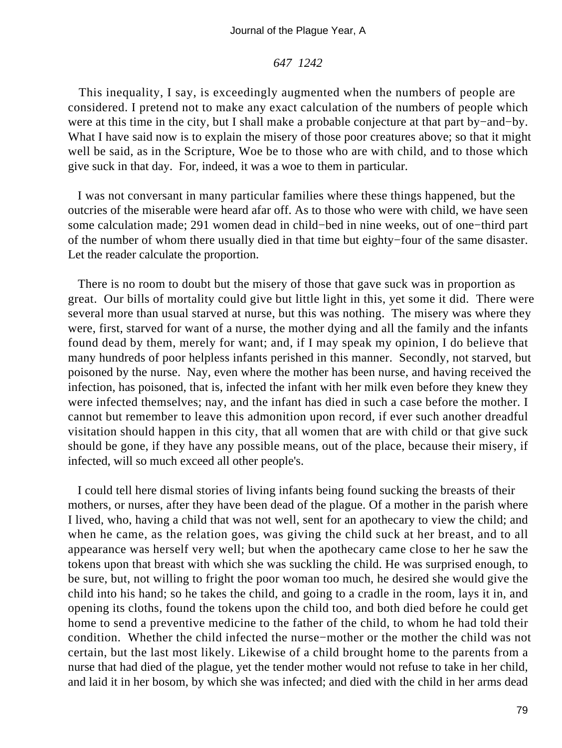*647 1242*

This inequality, I say, is exceedingly augmented when the numbers of people are considered. I pretend not to make any exact calculation of the numbers of people which were at this time in the city, but I shall make a probable conjecture at that part by−and−by. What I have said now is to explain the misery of those poor creatures above; so that it might well be said, as in the Scripture, Woe be to those who are with child, and to those which give suck in that day. For, indeed, it was a woe to them in particular.

I was not conversant in many particular families where these things happened, but the outcries of the miserable were heard afar off. As to those who were with child, we have seen some calculation made; 291 women dead in child−bed in nine weeks, out of one−third part of the number of whom there usually died in that time but eighty−four of the same disaster. Let the reader calculate the proportion.

There is no room to doubt but the misery of those that gave suck was in proportion as great. Our bills of mortality could give but little light in this, yet some it did. There were several more than usual starved at nurse, but this was nothing. The misery was where they were, first, starved for want of a nurse, the mother dying and all the family and the infants found dead by them, merely for want; and, if I may speak my opinion, I do believe that many hundreds of poor helpless infants perished in this manner. Secondly, not starved, but poisoned by the nurse. Nay, even where the mother has been nurse, and having received the infection, has poisoned, that is, infected the infant with her milk even before they knew they were infected themselves; nay, and the infant has died in such a case before the mother. I cannot but remember to leave this admonition upon record, if ever such another dreadful visitation should happen in this city, that all women that are with child or that give suck should be gone, if they have any possible means, out of the place, because their misery, if infected, will so much exceed all other people's.

I could tell here dismal stories of living infants being found sucking the breasts of their mothers, or nurses, after they have been dead of the plague. Of a mother in the parish where I lived, who, having a child that was not well, sent for an apothecary to view the child; and when he came, as the relation goes, was giving the child suck at her breast, and to all appearance was herself very well; but when the apothecary came close to her he saw the tokens upon that breast with which she was suckling the child. He was surprised enough, to be sure, but, not willing to fright the poor woman too much, he desired she would give the child into his hand; so he takes the child, and going to a cradle in the room, lays it in, and opening its cloths, found the tokens upon the child too, and both died before he could get home to send a preventive medicine to the father of the child, to whom he had told their condition. Whether the child infected the nurse−mother or the mother the child was not certain, but the last most likely. Likewise of a child brought home to the parents from a nurse that had died of the plague, yet the tender mother would not refuse to take in her child, and laid it in her bosom, by which she was infected; and died with the child in her arms dead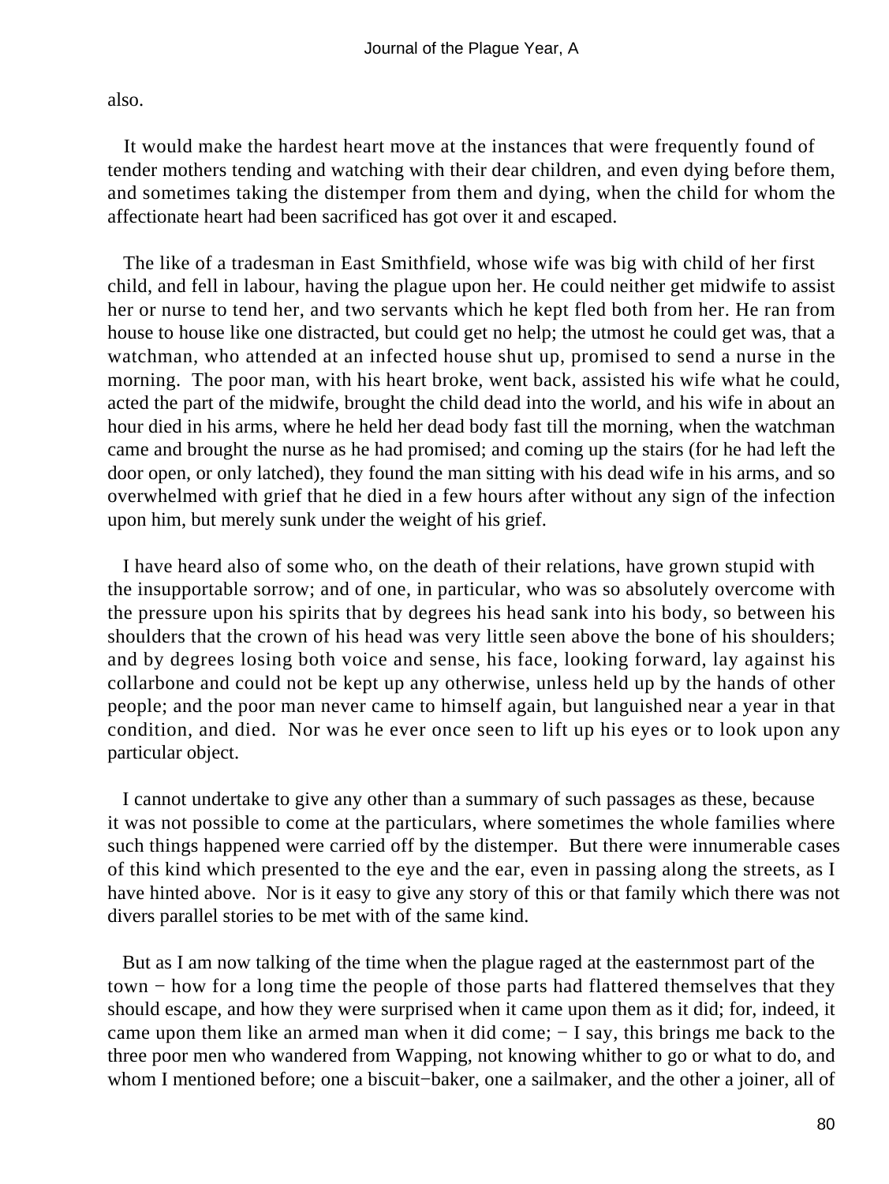also.

It would make the hardest heart move at the instances that were frequently found of tender mothers tending and watching with their dear children, and even dying before them, and sometimes taking the distemper from them and dying, when the child for whom the affectionate heart had been sacrificed has got over it and escaped.

The like of a tradesman in East Smithfield, whose wife was big with child of her first child, and fell in labour, having the plague upon her. He could neither get midwife to assist her or nurse to tend her, and two servants which he kept fled both from her. He ran from house to house like one distracted, but could get no help; the utmost he could get was, that a watchman, who attended at an infected house shut up, promised to send a nurse in the morning. The poor man, with his heart broke, went back, assisted his wife what he could, acted the part of the midwife, brought the child dead into the world, and his wife in about an hour died in his arms, where he held her dead body fast till the morning, when the watchman came and brought the nurse as he had promised; and coming up the stairs (for he had left the door open, or only latched), they found the man sitting with his dead wife in his arms, and so overwhelmed with grief that he died in a few hours after without any sign of the infection upon him, but merely sunk under the weight of his grief.

I have heard also of some who, on the death of their relations, have grown stupid with the insupportable sorrow; and of one, in particular, who was so absolutely overcome with the pressure upon his spirits that by degrees his head sank into his body, so between his shoulders that the crown of his head was very little seen above the bone of his shoulders; and by degrees losing both voice and sense, his face, looking forward, lay against his collarbone and could not be kept up any otherwise, unless held up by the hands of other people; and the poor man never came to himself again, but languished near a year in that condition, and died. Nor was he ever once seen to lift up his eyes or to look upon any particular object.

I cannot undertake to give any other than a summary of such passages as these, because it was not possible to come at the particulars, where sometimes the whole families where such things happened were carried off by the distemper. But there were innumerable cases of this kind which presented to the eye and the ear, even in passing along the streets, as I have hinted above. Nor is it easy to give any story of this or that family which there was not divers parallel stories to be met with of the same kind.

But as I am now talking of the time when the plague raged at the easternmost part of the town − how for a long time the people of those parts had flattered themselves that they should escape, and how they were surprised when it came upon them as it did; for, indeed, it came upon them like an armed man when it did come; − I say, this brings me back to the three poor men who wandered from Wapping, not knowing whither to go or what to do, and whom I mentioned before; one a biscuit−baker, one a sailmaker, and the other a joiner, all of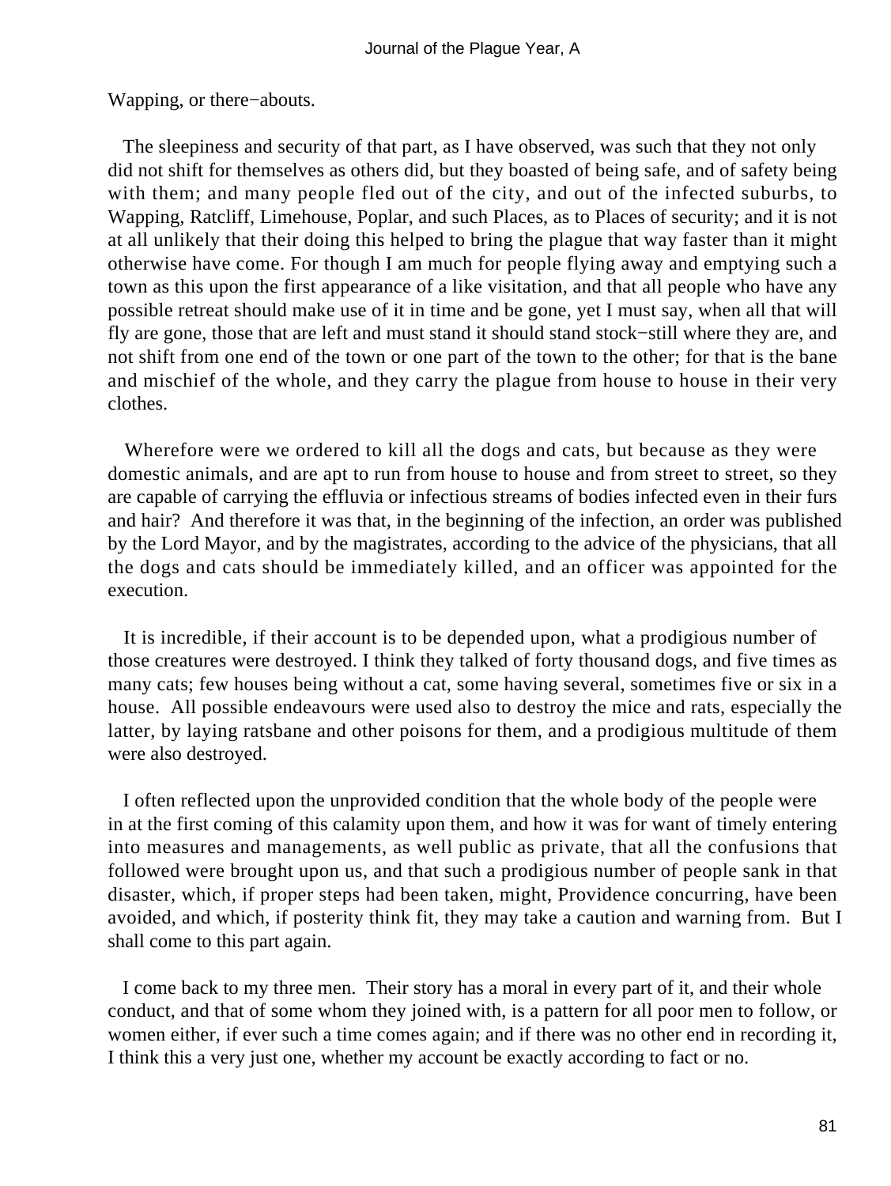Wapping, or there−abouts.

The sleepiness and security of that part, as I have observed, was such that they not only did not shift for themselves as others did, but they boasted of being safe, and of safety being with them; and many people fled out of the city, and out of the infected suburbs, to Wapping, Ratcliff, Limehouse, Poplar, and such Places, as to Places of security; and it is not at all unlikely that their doing this helped to bring the plague that way faster than it might otherwise have come. For though I am much for people flying away and emptying such a town as this upon the first appearance of a like visitation, and that all people who have any possible retreat should make use of it in time and be gone, yet I must say, when all that will fly are gone, those that are left and must stand it should stand stock−still where they are, and not shift from one end of the town or one part of the town to the other; for that is the bane and mischief of the whole, and they carry the plague from house to house in their very clothes.

Wherefore were we ordered to kill all the dogs and cats, but because as they were domestic animals, and are apt to run from house to house and from street to street, so they are capable of carrying the effluvia or infectious streams of bodies infected even in their furs and hair? And therefore it was that, in the beginning of the infection, an order was published by the Lord Mayor, and by the magistrates, according to the advice of the physicians, that all the dogs and cats should be immediately killed, and an officer was appointed for the execution.

It is incredible, if their account is to be depended upon, what a prodigious number of those creatures were destroyed. I think they talked of forty thousand dogs, and five times as many cats; few houses being without a cat, some having several, sometimes five or six in a house. All possible endeavours were used also to destroy the mice and rats, especially the latter, by laying ratsbane and other poisons for them, and a prodigious multitude of them were also destroyed.

I often reflected upon the unprovided condition that the whole body of the people were in at the first coming of this calamity upon them, and how it was for want of timely entering into measures and managements, as well public as private, that all the confusions that followed were brought upon us, and that such a prodigious number of people sank in that disaster, which, if proper steps had been taken, might, Providence concurring, have been avoided, and which, if posterity think fit, they may take a caution and warning from. But I shall come to this part again.

I come back to my three men. Their story has a moral in every part of it, and their whole conduct, and that of some whom they joined with, is a pattern for all poor men to follow, or women either, if ever such a time comes again; and if there was no other end in recording it, I think this a very just one, whether my account be exactly according to fact or no.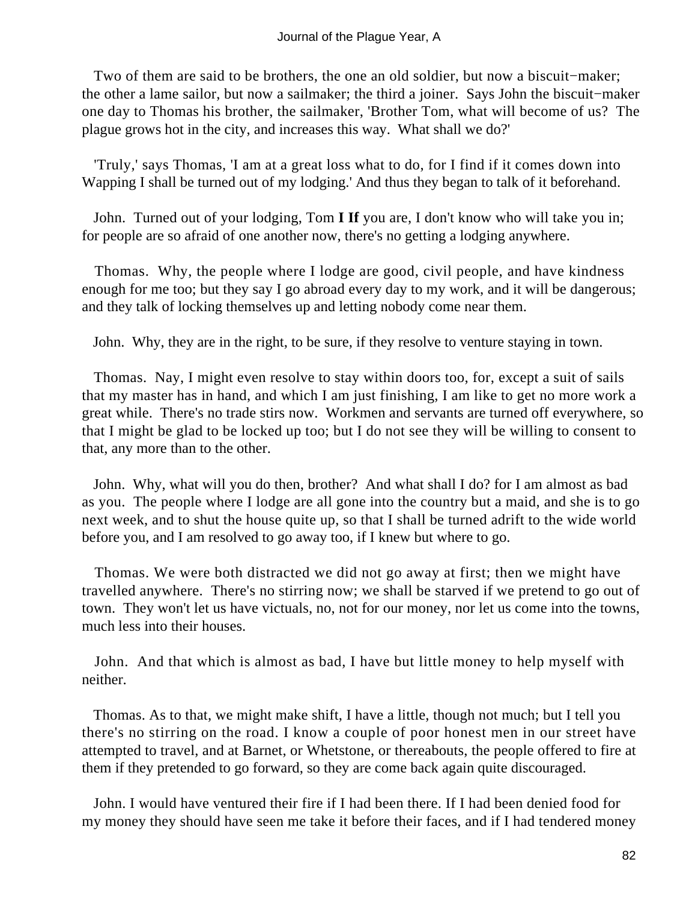Two of them are said to be brothers, the one an old soldier, but now a biscuit−maker; the other a lame sailor, but now a sailmaker; the third a joiner. Says John the biscuit−maker one day to Thomas his brother, the sailmaker, 'Brother Tom, what will become of us? The plague grows hot in the city, and increases this way. What shall we do?'

'Truly,' says Thomas, 'I am at a great loss what to do, for I find if it comes down into Wapping I shall be turned out of my lodging.' And thus they began to talk of it beforehand.

John. Turned out of your lodging, Tom **I If** you are, I don't know who will take you in; for people are so afraid of one another now, there's no getting a lodging anywhere.

Thomas. Why, the people where I lodge are good, civil people, and have kindness enough for me too; but they say I go abroad every day to my work, and it will be dangerous; and they talk of locking themselves up and letting nobody come near them.

John. Why, they are in the right, to be sure, if they resolve to venture staying in town.

Thomas. Nay, I might even resolve to stay within doors too, for, except a suit of sails that my master has in hand, and which I am just finishing, I am like to get no more work a great while. There's no trade stirs now. Workmen and servants are turned off everywhere, so that I might be glad to be locked up too; but I do not see they will be willing to consent to that, any more than to the other.

John. Why, what will you do then, brother? And what shall I do? for I am almost as bad as you. The people where I lodge are all gone into the country but a maid, and she is to go next week, and to shut the house quite up, so that I shall be turned adrift to the wide world before you, and I am resolved to go away too, if I knew but where to go.

Thomas. We were both distracted we did not go away at first; then we might have travelled anywhere. There's no stirring now; we shall be starved if we pretend to go out of town. They won't let us have victuals, no, not for our money, nor let us come into the towns, much less into their houses.

John. And that which is almost as bad, I have but little money to help myself with neither.

Thomas. As to that, we might make shift, I have a little, though not much; but I tell you there's no stirring on the road. I know a couple of poor honest men in our street have attempted to travel, and at Barnet, or Whetstone, or thereabouts, the people offered to fire at them if they pretended to go forward, so they are come back again quite discouraged.

John. I would have ventured their fire if I had been there. If I had been denied food for my money they should have seen me take it before their faces, and if I had tendered money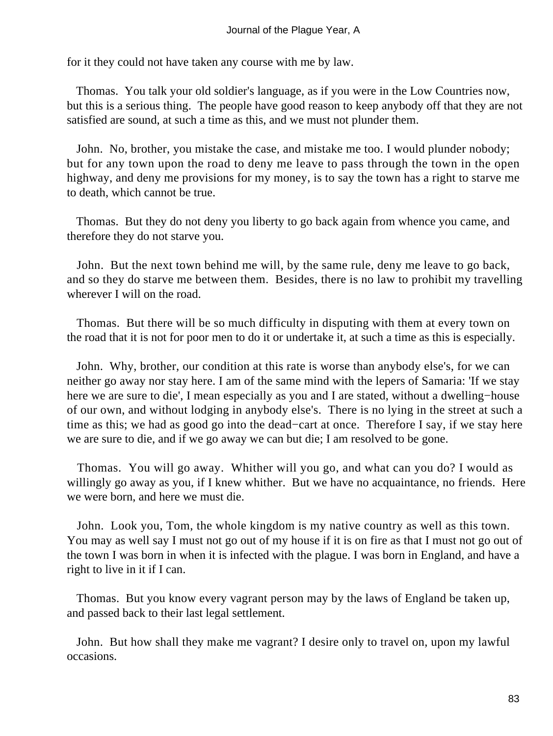for it they could not have taken any course with me by law.

Thomas. You talk your old soldier's language, as if you were in the Low Countries now, but this is a serious thing. The people have good reason to keep anybody off that they are not satisfied are sound, at such a time as this, and we must not plunder them.

John. No, brother, you mistake the case, and mistake me too. I would plunder nobody; but for any town upon the road to deny me leave to pass through the town in the open highway, and deny me provisions for my money, is to say the town has a right to starve me to death, which cannot be true.

Thomas. But they do not deny you liberty to go back again from whence you came, and therefore they do not starve you.

John. But the next town behind me will, by the same rule, deny me leave to go back, and so they do starve me between them. Besides, there is no law to prohibit my travelling wherever I will on the road.

Thomas. But there will be so much difficulty in disputing with them at every town on the road that it is not for poor men to do it or undertake it, at such a time as this is especially.

John. Why, brother, our condition at this rate is worse than anybody else's, for we can neither go away nor stay here. I am of the same mind with the lepers of Samaria: 'If we stay here we are sure to die', I mean especially as you and I are stated, without a dwelling−house of our own, and without lodging in anybody else's. There is no lying in the street at such a time as this; we had as good go into the dead−cart at once. Therefore I say, if we stay here we are sure to die, and if we go away we can but die; I am resolved to be gone.

Thomas. You will go away. Whither will you go, and what can you do? I would as willingly go away as you, if I knew whither. But we have no acquaintance, no friends. Here we were born, and here we must die.

John. Look you, Tom, the whole kingdom is my native country as well as this town. You may as well say I must not go out of my house if it is on fire as that I must not go out of the town I was born in when it is infected with the plague. I was born in England, and have a right to live in it if I can.

Thomas. But you know every vagrant person may by the laws of England be taken up, and passed back to their last legal settlement.

John. But how shall they make me vagrant? I desire only to travel on, upon my lawful occasions.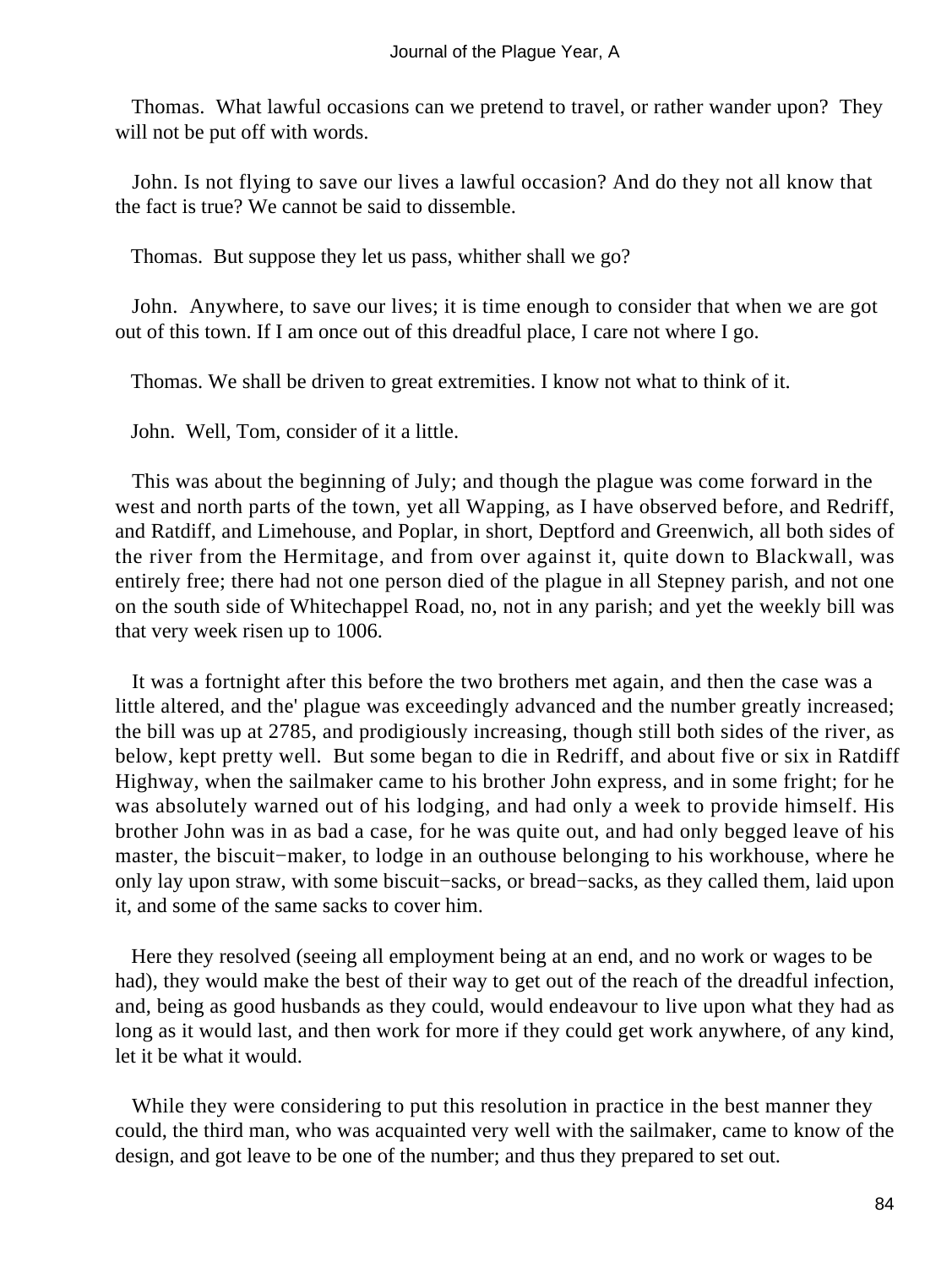Thomas. What lawful occasions can we pretend to travel, or rather wander upon? They will not be put off with words.

John. Is not flying to save our lives a lawful occasion? And do they not all know that the fact is true? We cannot be said to dissemble.

Thomas. But suppose they let us pass, whither shall we go?

John. Anywhere, to save our lives; it is time enough to consider that when we are got out of this town. If I am once out of this dreadful place, I care not where I go.

Thomas. We shall be driven to great extremities. I know not what to think of it.

John. Well, Tom, consider of it a little.

This was about the beginning of July; and though the plague was come forward in the west and north parts of the town, yet all Wapping, as I have observed before, and Redriff, and Ratdiff, and Limehouse, and Poplar, in short, Deptford and Greenwich, all both sides of the river from the Hermitage, and from over against it, quite down to Blackwall, was entirely free; there had not one person died of the plague in all Stepney parish, and not one on the south side of Whitechappel Road, no, not in any parish; and yet the weekly bill was that very week risen up to 1006.

It was a fortnight after this before the two brothers met again, and then the case was a little altered, and the' plague was exceedingly advanced and the number greatly increased; the bill was up at 2785, and prodigiously increasing, though still both sides of the river, as below, kept pretty well. But some began to die in Redriff, and about five or six in Ratdiff Highway, when the sailmaker came to his brother John express, and in some fright; for he was absolutely warned out of his lodging, and had only a week to provide himself. His brother John was in as bad a case, for he was quite out, and had only begged leave of his master, the biscuit−maker, to lodge in an outhouse belonging to his workhouse, where he only lay upon straw, with some biscuit−sacks, or bread−sacks, as they called them, laid upon it, and some of the same sacks to cover him.

Here they resolved (seeing all employment being at an end, and no work or wages to be had), they would make the best of their way to get out of the reach of the dreadful infection, and, being as good husbands as they could, would endeavour to live upon what they had as long as it would last, and then work for more if they could get work anywhere, of any kind, let it be what it would.

While they were considering to put this resolution in practice in the best manner they could, the third man, who was acquainted very well with the sailmaker, came to know of the design, and got leave to be one of the number; and thus they prepared to set out.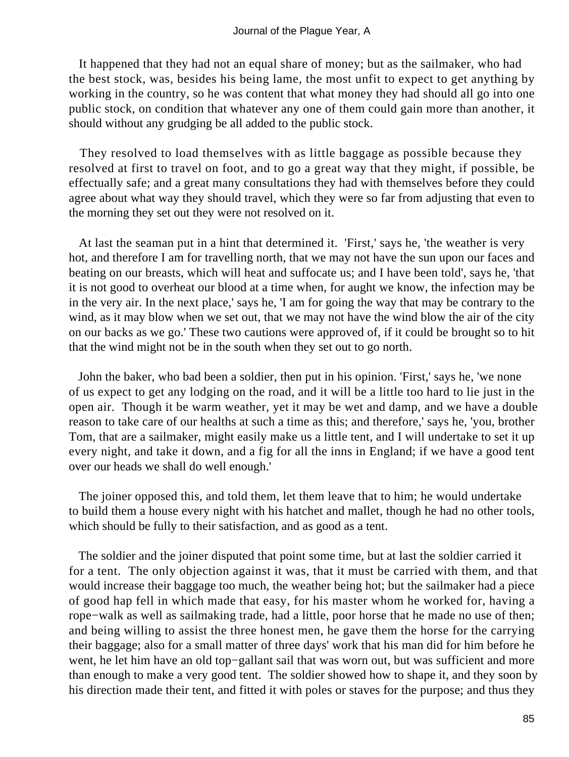It happened that they had not an equal share of money; but as the sailmaker, who had the best stock, was, besides his being lame, the most unfit to expect to get anything by working in the country, so he was content that what money they had should all go into one public stock, on condition that whatever any one of them could gain more than another, it should without any grudging be all added to the public stock.

They resolved to load themselves with as little baggage as possible because they resolved at first to travel on foot, and to go a great way that they might, if possible, be effectually safe; and a great many consultations they had with themselves before they could agree about what way they should travel, which they were so far from adjusting that even to the morning they set out they were not resolved on it.

At last the seaman put in a hint that determined it. 'First,' says he, 'the weather is very hot, and therefore I am for travelling north, that we may not have the sun upon our faces and beating on our breasts, which will heat and suffocate us; and I have been told', says he, 'that it is not good to overheat our blood at a time when, for aught we know, the infection may be in the very air. In the next place,' says he, 'I am for going the way that may be contrary to the wind, as it may blow when we set out, that we may not have the wind blow the air of the city on our backs as we go.' These two cautions were approved of, if it could be brought so to hit that the wind might not be in the south when they set out to go north.

John the baker, who bad been a soldier, then put in his opinion. 'First,' says he, 'we none of us expect to get any lodging on the road, and it will be a little too hard to lie just in the open air. Though it be warm weather, yet it may be wet and damp, and we have a double reason to take care of our healths at such a time as this; and therefore,' says he, 'you, brother Tom, that are a sailmaker, might easily make us a little tent, and I will undertake to set it up every night, and take it down, and a fig for all the inns in England; if we have a good tent over our heads we shall do well enough.'

The joiner opposed this, and told them, let them leave that to him; he would undertake to build them a house every night with his hatchet and mallet, though he had no other tools, which should be fully to their satisfaction, and as good as a tent.

The soldier and the joiner disputed that point some time, but at last the soldier carried it for a tent. The only objection against it was, that it must be carried with them, and that would increase their baggage too much, the weather being hot; but the sailmaker had a piece of good hap fell in which made that easy, for his master whom he worked for, having a rope−walk as well as sailmaking trade, had a little, poor horse that he made no use of then; and being willing to assist the three honest men, he gave them the horse for the carrying their baggage; also for a small matter of three days' work that his man did for him before he went, he let him have an old top−gallant sail that was worn out, but was sufficient and more than enough to make a very good tent. The soldier showed how to shape it, and they soon by his direction made their tent, and fitted it with poles or staves for the purpose; and thus they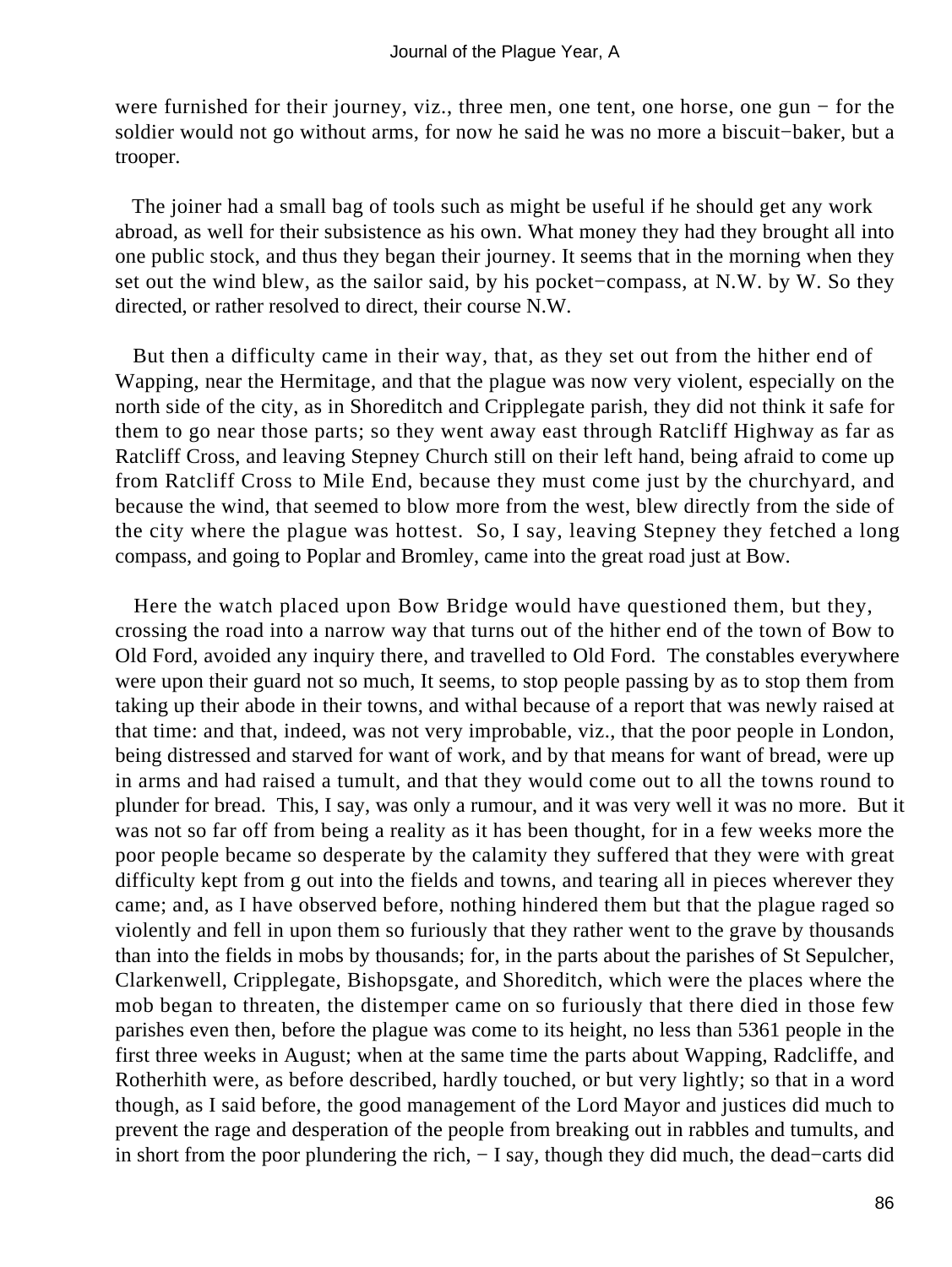were furnished for their journey, viz., three men, one tent, one horse, one gun − for the soldier would not go without arms, for now he said he was no more a biscuit−baker, but a trooper.

The joiner had a small bag of tools such as might be useful if he should get any work abroad, as well for their subsistence as his own. What money they had they brought all into one public stock, and thus they began their journey. It seems that in the morning when they set out the wind blew, as the sailor said, by his pocket−compass, at N.W. by W. So they directed, or rather resolved to direct, their course N.W.

But then a difficulty came in their way, that, as they set out from the hither end of Wapping, near the Hermitage, and that the plague was now very violent, especially on the north side of the city, as in Shoreditch and Cripplegate parish, they did not think it safe for them to go near those parts; so they went away east through Ratcliff Highway as far as Ratcliff Cross, and leaving Stepney Church still on their left hand, being afraid to come up from Ratcliff Cross to Mile End, because they must come just by the churchyard, and because the wind, that seemed to blow more from the west, blew directly from the side of the city where the plague was hottest. So, I say, leaving Stepney they fetched a long compass, and going to Poplar and Bromley, came into the great road just at Bow.

Here the watch placed upon Bow Bridge would have questioned them, but they, crossing the road into a narrow way that turns out of the hither end of the town of Bow to Old Ford, avoided any inquiry there, and travelled to Old Ford. The constables everywhere were upon their guard not so much, It seems, to stop people passing by as to stop them from taking up their abode in their towns, and withal because of a report that was newly raised at that time: and that, indeed, was not very improbable, viz., that the poor people in London, being distressed and starved for want of work, and by that means for want of bread, were up in arms and had raised a tumult, and that they would come out to all the towns round to plunder for bread. This, I say, was only a rumour, and it was very well it was no more. But it was not so far off from being a reality as it has been thought, for in a few weeks more the poor people became so desperate by the calamity they suffered that they were with great difficulty kept from g out into the fields and towns, and tearing all in pieces wherever they came; and, as I have observed before, nothing hindered them but that the plague raged so violently and fell in upon them so furiously that they rather went to the grave by thousands than into the fields in mobs by thousands; for, in the parts about the parishes of St Sepulcher, Clarkenwell, Cripplegate, Bishopsgate, and Shoreditch, which were the places where the mob began to threaten, the distemper came on so furiously that there died in those few parishes even then, before the plague was come to its height, no less than 5361 people in the first three weeks in August; when at the same time the parts about Wapping, Radcliffe, and Rotherhith were, as before described, hardly touched, or but very lightly; so that in a word though, as I said before, the good management of the Lord Mayor and justices did much to prevent the rage and desperation of the people from breaking out in rabbles and tumults, and in short from the poor plundering the rich, − I say, though they did much, the dead−carts did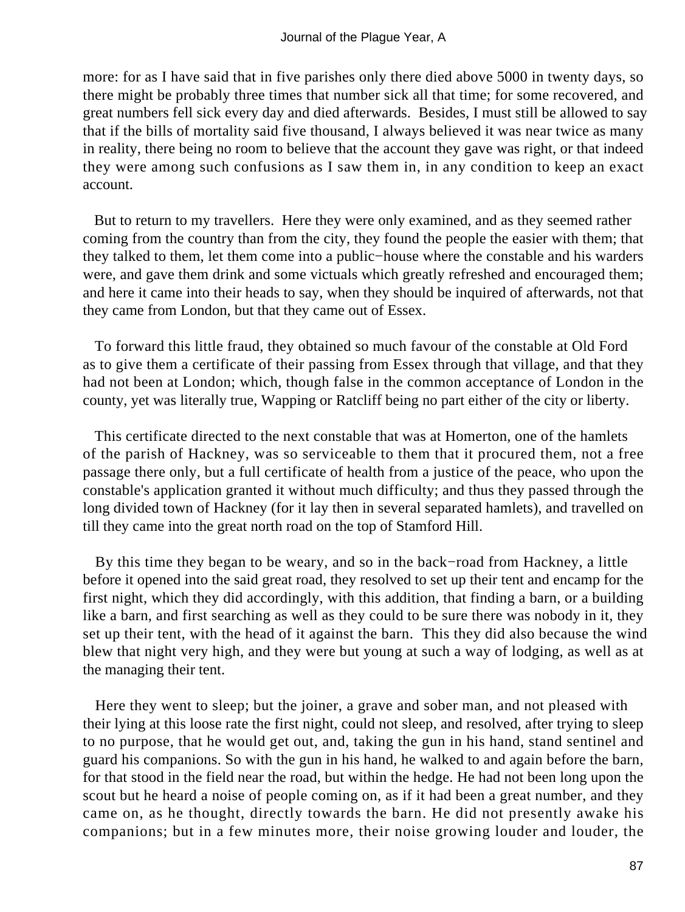more: for as I have said that in five parishes only there died above 5000 in twenty days, so there might be probably three times that number sick all that time; for some recovered, and great numbers fell sick every day and died afterwards. Besides, I must still be allowed to say that if the bills of mortality said five thousand, I always believed it was near twice as many in reality, there being no room to believe that the account they gave was right, or that indeed they were among such confusions as I saw them in, in any condition to keep an exact account.

But to return to my travellers. Here they were only examined, and as they seemed rather coming from the country than from the city, they found the people the easier with them; that they talked to them, let them come into a public−house where the constable and his warders were, and gave them drink and some victuals which greatly refreshed and encouraged them; and here it came into their heads to say, when they should be inquired of afterwards, not that they came from London, but that they came out of Essex.

To forward this little fraud, they obtained so much favour of the constable at Old Ford as to give them a certificate of their passing from Essex through that village, and that they had not been at London; which, though false in the common acceptance of London in the county, yet was literally true, Wapping or Ratcliff being no part either of the city or liberty.

This certificate directed to the next constable that was at Homerton, one of the hamlets of the parish of Hackney, was so serviceable to them that it procured them, not a free passage there only, but a full certificate of health from a justice of the peace, who upon the constable's application granted it without much difficulty; and thus they passed through the long divided town of Hackney (for it lay then in several separated hamlets), and travelled on till they came into the great north road on the top of Stamford Hill.

By this time they began to be weary, and so in the back−road from Hackney, a little before it opened into the said great road, they resolved to set up their tent and encamp for the first night, which they did accordingly, with this addition, that finding a barn, or a building like a barn, and first searching as well as they could to be sure there was nobody in it, they set up their tent, with the head of it against the barn. This they did also because the wind blew that night very high, and they were but young at such a way of lodging, as well as at the managing their tent.

Here they went to sleep; but the joiner, a grave and sober man, and not pleased with their lying at this loose rate the first night, could not sleep, and resolved, after trying to sleep to no purpose, that he would get out, and, taking the gun in his hand, stand sentinel and guard his companions. So with the gun in his hand, he walked to and again before the barn, for that stood in the field near the road, but within the hedge. He had not been long upon the scout but he heard a noise of people coming on, as if it had been a great number, and they came on, as he thought, directly towards the barn. He did not presently awake his companions; but in a few minutes more, their noise growing louder and louder, the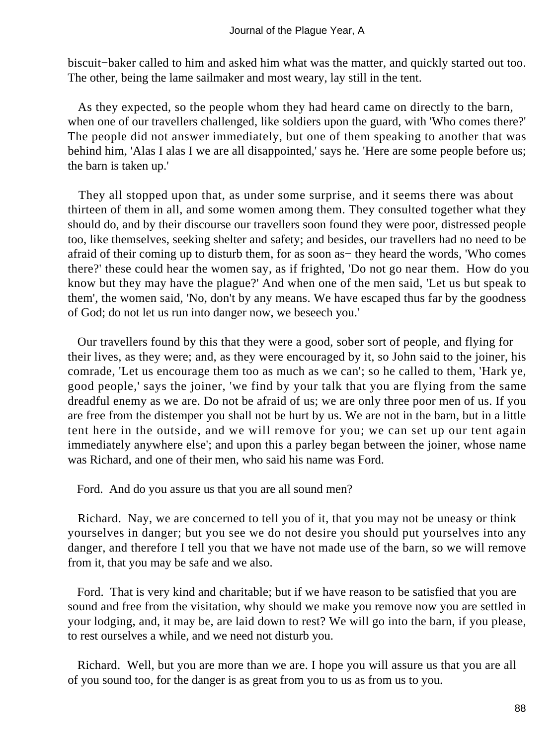biscuit−baker called to him and asked him what was the matter, and quickly started out too. The other, being the lame sailmaker and most weary, lay still in the tent.

As they expected, so the people whom they had heard came on directly to the barn, when one of our travellers challenged, like soldiers upon the guard, with 'Who comes there?' The people did not answer immediately, but one of them speaking to another that was behind him, 'Alas I alas I we are all disappointed,' says he. 'Here are some people before us; the barn is taken up.'

They all stopped upon that, as under some surprise, and it seems there was about thirteen of them in all, and some women among them. They consulted together what they should do, and by their discourse our travellers soon found they were poor, distressed people too, like themselves, seeking shelter and safety; and besides, our travellers had no need to be afraid of their coming up to disturb them, for as soon as− they heard the words, 'Who comes there?' these could hear the women say, as if frighted, 'Do not go near them. How do you know but they may have the plague?' And when one of the men said, 'Let us but speak to them', the women said, 'No, don't by any means. We have escaped thus far by the goodness of God; do not let us run into danger now, we beseech you.'

Our travellers found by this that they were a good, sober sort of people, and flying for their lives, as they were; and, as they were encouraged by it, so John said to the joiner, his comrade, 'Let us encourage them too as much as we can'; so he called to them, 'Hark ye, good people,' says the joiner, 'we find by your talk that you are flying from the same dreadful enemy as we are. Do not be afraid of us; we are only three poor men of us. If you are free from the distemper you shall not be hurt by us. We are not in the barn, but in a little tent here in the outside, and we will remove for you; we can set up our tent again immediately anywhere else'; and upon this a parley began between the joiner, whose name was Richard, and one of their men, who said his name was Ford.

Ford. And do you assure us that you are all sound men?

Richard. Nay, we are concerned to tell you of it, that you may not be uneasy or think yourselves in danger; but you see we do not desire you should put yourselves into any danger, and therefore I tell you that we have not made use of the barn, so we will remove from it, that you may be safe and we also.

Ford. That is very kind and charitable; but if we have reason to be satisfied that you are sound and free from the visitation, why should we make you remove now you are settled in your lodging, and, it may be, are laid down to rest? We will go into the barn, if you please, to rest ourselves a while, and we need not disturb you.

Richard. Well, but you are more than we are. I hope you will assure us that you are all of you sound too, for the danger is as great from you to us as from us to you.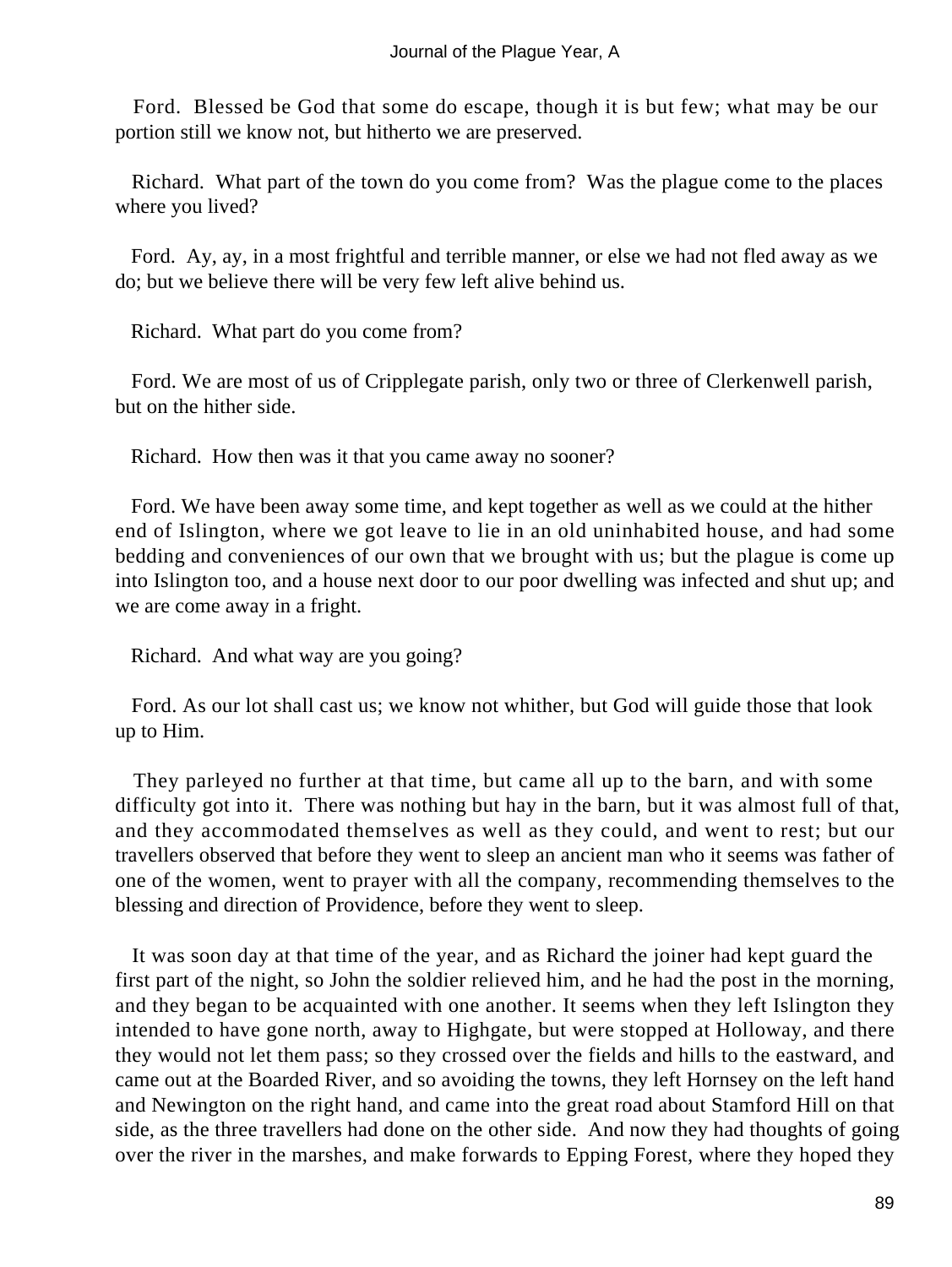Ford. Blessed be God that some do escape, though it is but few; what may be our portion still we know not, but hitherto we are preserved.

Richard. What part of the town do you come from? Was the plague come to the places where you lived?

Ford. Ay, ay, in a most frightful and terrible manner, or else we had not fled away as we do; but we believe there will be very few left alive behind us.

Richard. What part do you come from?

Ford. We are most of us of Cripplegate parish, only two or three of Clerkenwell parish, but on the hither side.

Richard. How then was it that you came away no sooner?

Ford. We have been away some time, and kept together as well as we could at the hither end of Islington, where we got leave to lie in an old uninhabited house, and had some bedding and conveniences of our own that we brought with us; but the plague is come up into Islington too, and a house next door to our poor dwelling was infected and shut up; and we are come away in a fright.

Richard. And what way are you going?

Ford. As our lot shall cast us; we know not whither, but God will guide those that look up to Him.

They parleyed no further at that time, but came all up to the barn, and with some difficulty got into it. There was nothing but hay in the barn, but it was almost full of that, and they accommodated themselves as well as they could, and went to rest; but our travellers observed that before they went to sleep an ancient man who it seems was father of one of the women, went to prayer with all the company, recommending themselves to the blessing and direction of Providence, before they went to sleep.

It was soon day at that time of the year, and as Richard the joiner had kept guard the first part of the night, so John the soldier relieved him, and he had the post in the morning, and they began to be acquainted with one another. It seems when they left Islington they intended to have gone north, away to Highgate, but were stopped at Holloway, and there they would not let them pass; so they crossed over the fields and hills to the eastward, and came out at the Boarded River, and so avoiding the towns, they left Hornsey on the left hand and Newington on the right hand, and came into the great road about Stamford Hill on that side, as the three travellers had done on the other side. And now they had thoughts of going over the river in the marshes, and make forwards to Epping Forest, where they hoped they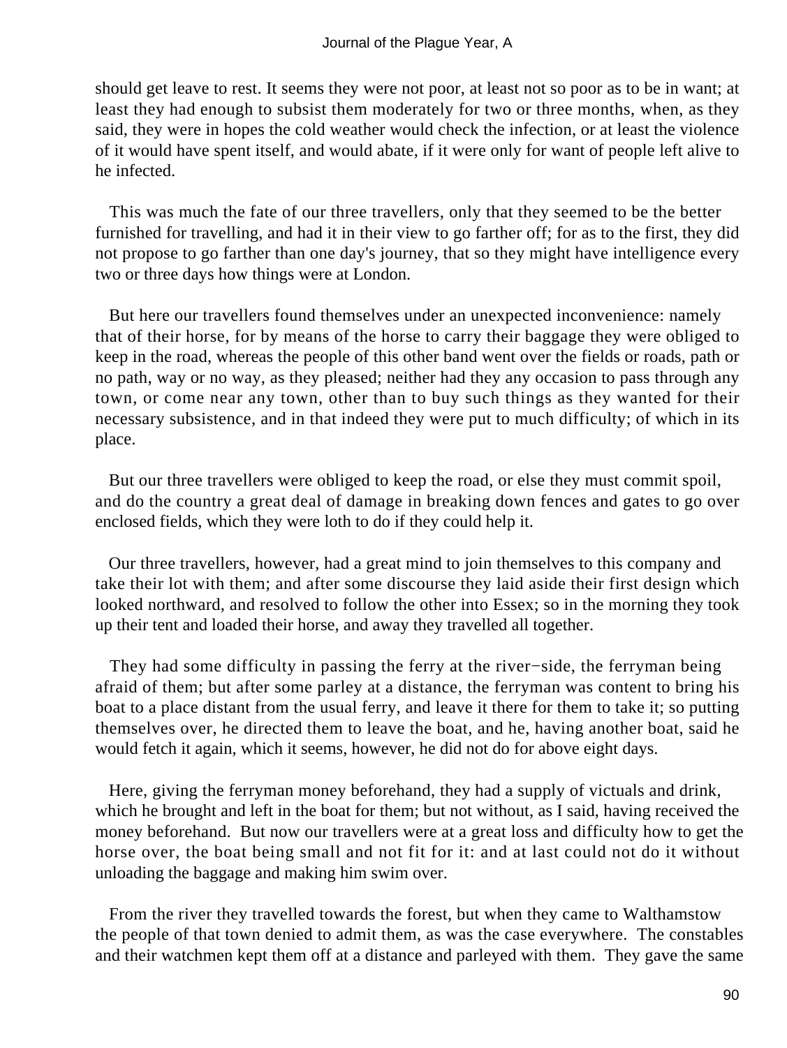should get leave to rest. It seems they were not poor, at least not so poor as to be in want; at least they had enough to subsist them moderately for two or three months, when, as they said, they were in hopes the cold weather would check the infection, or at least the violence of it would have spent itself, and would abate, if it were only for want of people left alive to he infected.

This was much the fate of our three travellers, only that they seemed to be the better furnished for travelling, and had it in their view to go farther off; for as to the first, they did not propose to go farther than one day's journey, that so they might have intelligence every two or three days how things were at London.

But here our travellers found themselves under an unexpected inconvenience: namely that of their horse, for by means of the horse to carry their baggage they were obliged to keep in the road, whereas the people of this other band went over the fields or roads, path or no path, way or no way, as they pleased; neither had they any occasion to pass through any town, or come near any town, other than to buy such things as they wanted for their necessary subsistence, and in that indeed they were put to much difficulty; of which in its place.

But our three travellers were obliged to keep the road, or else they must commit spoil, and do the country a great deal of damage in breaking down fences and gates to go over enclosed fields, which they were loth to do if they could help it.

Our three travellers, however, had a great mind to join themselves to this company and take their lot with them; and after some discourse they laid aside their first design which looked northward, and resolved to follow the other into Essex; so in the morning they took up their tent and loaded their horse, and away they travelled all together.

They had some difficulty in passing the ferry at the river−side, the ferryman being afraid of them; but after some parley at a distance, the ferryman was content to bring his boat to a place distant from the usual ferry, and leave it there for them to take it; so putting themselves over, he directed them to leave the boat, and he, having another boat, said he would fetch it again, which it seems, however, he did not do for above eight days.

Here, giving the ferryman money beforehand, they had a supply of victuals and drink, which he brought and left in the boat for them; but not without, as I said, having received the money beforehand. But now our travellers were at a great loss and difficulty how to get the horse over, the boat being small and not fit for it: and at last could not do it without unloading the baggage and making him swim over.

From the river they travelled towards the forest, but when they came to Walthamstow the people of that town denied to admit them, as was the case everywhere. The constables and their watchmen kept them off at a distance and parleyed with them. They gave the same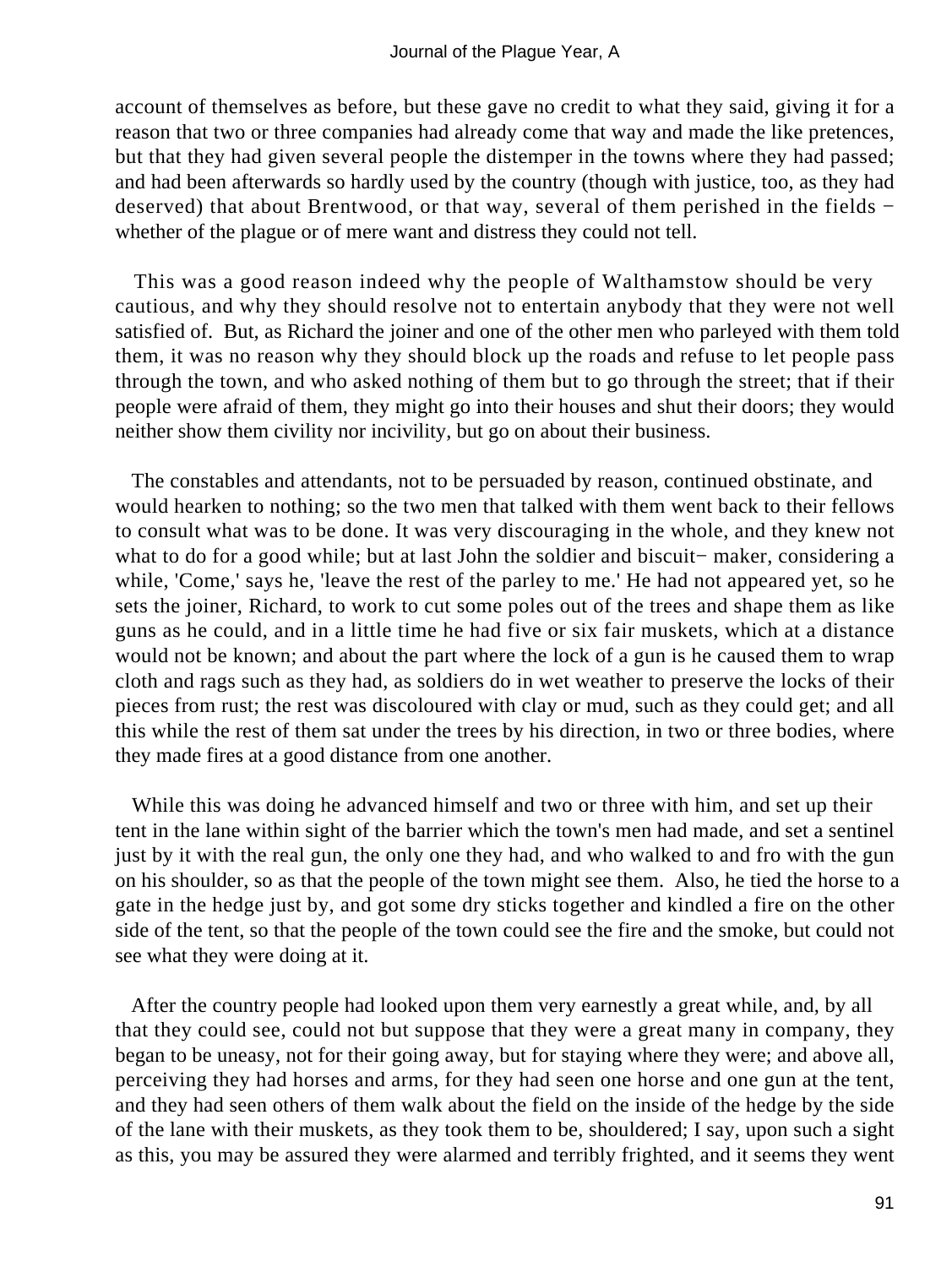account of themselves as before, but these gave no credit to what they said, giving it for a reason that two or three companies had already come that way and made the like pretences, but that they had given several people the distemper in the towns where they had passed; and had been afterwards so hardly used by the country (though with justice, too, as they had deserved) that about Brentwood, or that way, several of them perished in the fields − whether of the plague or of mere want and distress they could not tell.

This was a good reason indeed why the people of Walthamstow should be very cautious, and why they should resolve not to entertain anybody that they were not well satisfied of. But, as Richard the joiner and one of the other men who parleyed with them told them, it was no reason why they should block up the roads and refuse to let people pass through the town, and who asked nothing of them but to go through the street; that if their people were afraid of them, they might go into their houses and shut their doors; they would neither show them civility nor incivility, but go on about their business.

The constables and attendants, not to be persuaded by reason, continued obstinate, and would hearken to nothing; so the two men that talked with them went back to their fellows to consult what was to be done. It was very discouraging in the whole, and they knew not what to do for a good while; but at last John the soldier and biscuit− maker, considering a while, 'Come,' says he, 'leave the rest of the parley to me.' He had not appeared yet, so he sets the joiner, Richard, to work to cut some poles out of the trees and shape them as like guns as he could, and in a little time he had five or six fair muskets, which at a distance would not be known; and about the part where the lock of a gun is he caused them to wrap cloth and rags such as they had, as soldiers do in wet weather to preserve the locks of their pieces from rust; the rest was discoloured with clay or mud, such as they could get; and all this while the rest of them sat under the trees by his direction, in two or three bodies, where they made fires at a good distance from one another.

While this was doing he advanced himself and two or three with him, and set up their tent in the lane within sight of the barrier which the town's men had made, and set a sentinel just by it with the real gun, the only one they had, and who walked to and fro with the gun on his shoulder, so as that the people of the town might see them. Also, he tied the horse to a gate in the hedge just by, and got some dry sticks together and kindled a fire on the other side of the tent, so that the people of the town could see the fire and the smoke, but could not see what they were doing at it.

After the country people had looked upon them very earnestly a great while, and, by all that they could see, could not but suppose that they were a great many in company, they began to be uneasy, not for their going away, but for staying where they were; and above all, perceiving they had horses and arms, for they had seen one horse and one gun at the tent, and they had seen others of them walk about the field on the inside of the hedge by the side of the lane with their muskets, as they took them to be, shouldered; I say, upon such a sight as this, you may be assured they were alarmed and terribly frighted, and it seems they went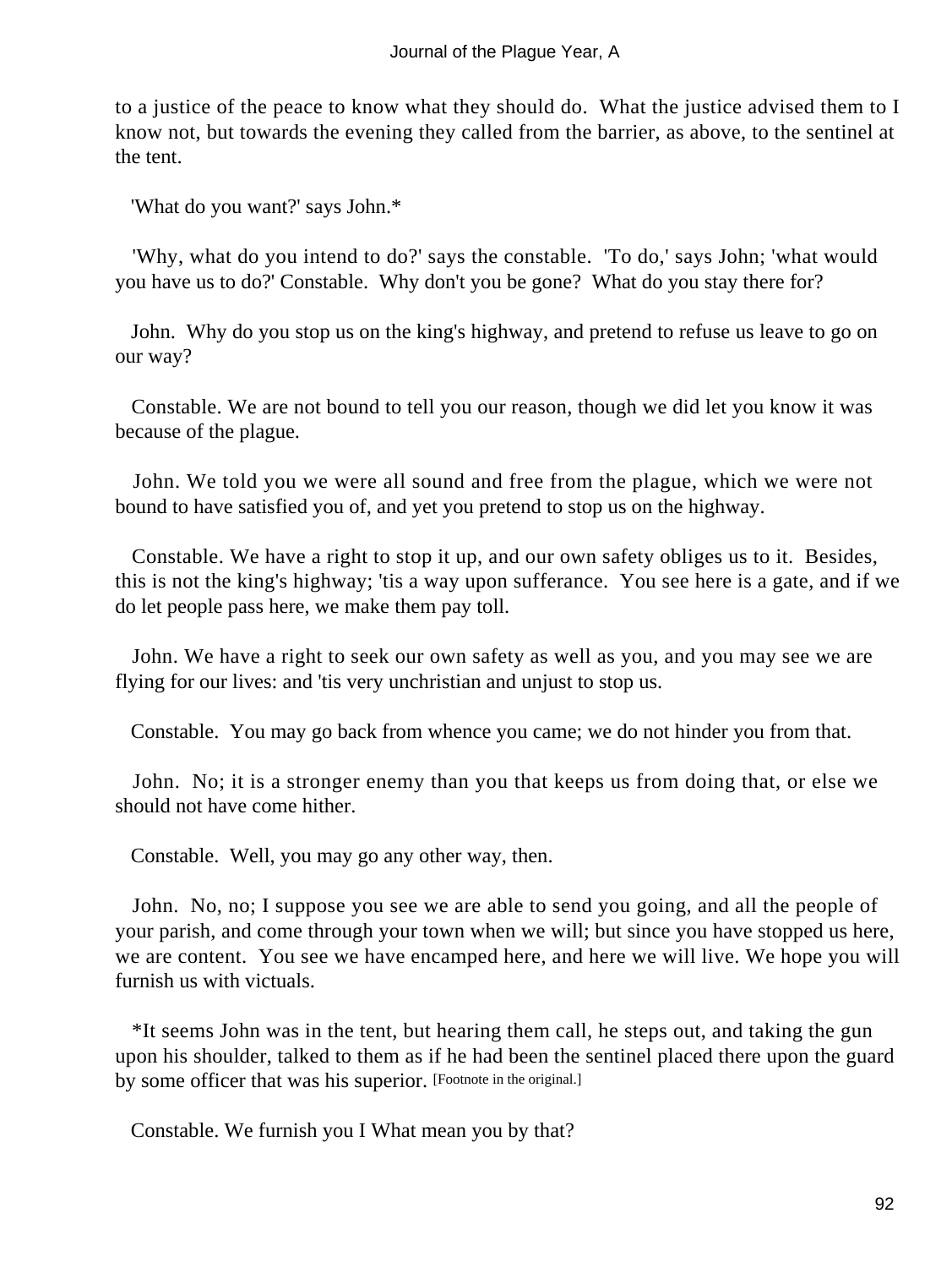to a justice of the peace to know what they should do. What the justice advised them to I know not, but towards the evening they called from the barrier, as above, to the sentinel at the tent.

'What do you want?' says John.*

'Why, what do you intend to do?' says the constable. 'To do,' says John; 'what would you have us to do?' Constable. Why don't you be gone? What do you stay there for?

John. Why do you stop us on the king's highway, and pretend to refuse us leave to go on our way?

Constable. We are not bound to tell you our reason, though we did let you know it was because of the plague.

John. We told you we were all sound and free from the plague, which we were not bound to have satisfied you of, and yet you pretend to stop us on the highway.

Constable. We have a right to stop it up, and our own safety obliges us to it. Besides, this is not the king's highway; 'tis a way upon sufferance. You see here is a gate, and if we do let people pass here, we make them pay toll.

John. We have a right to seek our own safety as well as you, and you may see we are flying for our lives: and 'tis very unchristian and unjust to stop us.

Constable. You may go back from whence you came; we do not hinder you from that.

John. No; it is a stronger enemy than you that keeps us from doing that, or else we should not have come hither.

Constable. Well, you may go any other way, then.

John. No, no; I suppose you see we are able to send you going, and all the people of your parish, and come through your town when we will; but since you have stopped us here, we are content. You see we have encamped here, and here we will live. We hope you will furnish us with victuals.

*It seems John was in the tent, but hearing them call, he steps out, and taking the gun upon his shoulder, talked to them as if he had been the sentinel placed there upon the guard by some officer that was his superior. [Footnote in the original.]

Constable. We furnish you I What mean you by that?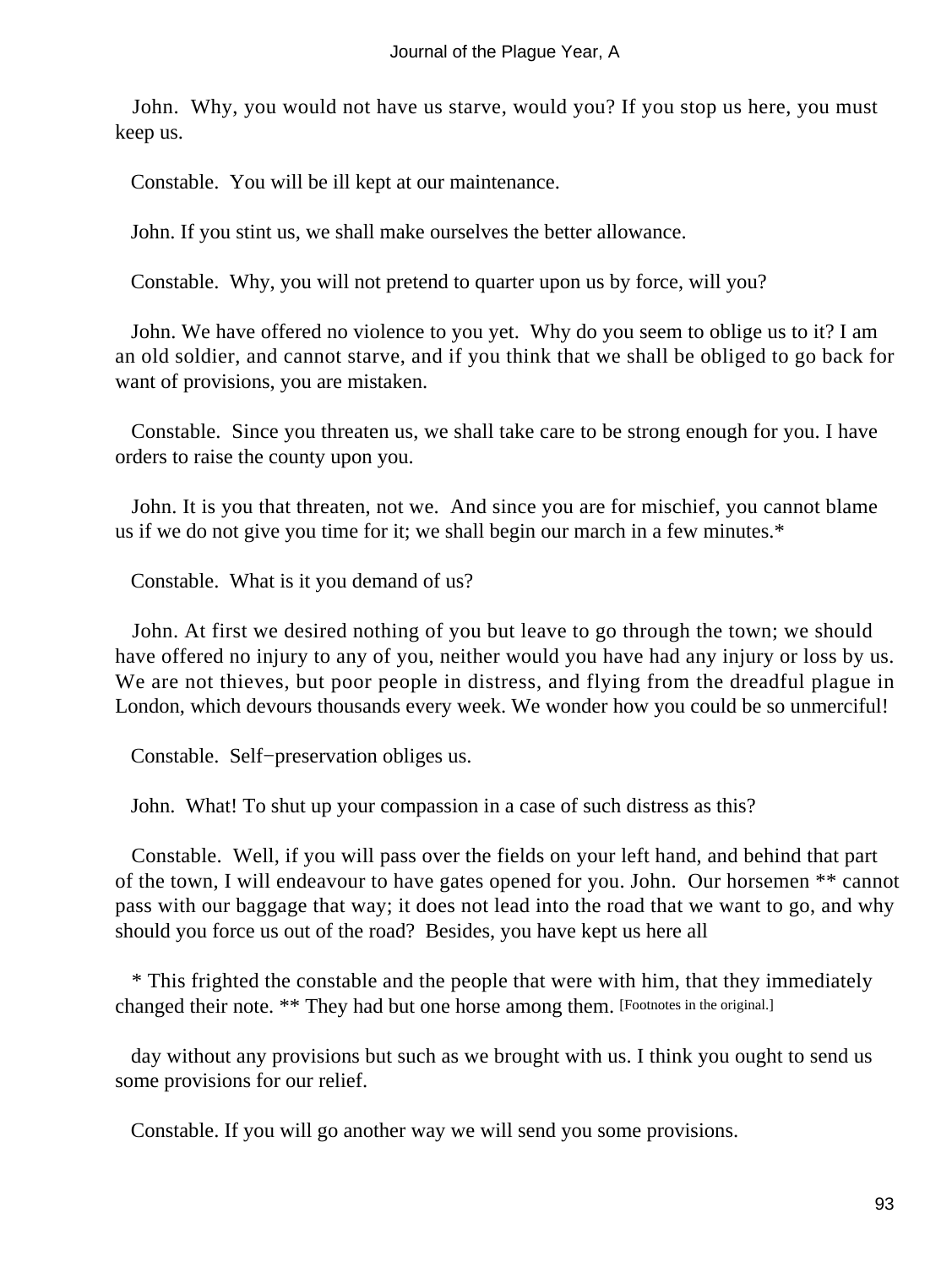John.  Why, you would not have us starve, would you? If you stop us here, you must keep us.

Constable.  You will be ill kept at our maintenance.

John. If you stint us, we shall make ourselves the better allowance.

Constable.  Why, you will not pretend to quarter upon us by force, will you?

John. We have offered no violence to you yet.  Why do you seem to oblige us to it? I am an old soldier, and cannot starve, and if you think that we shall be obliged to go back for want of provisions, you are mistaken.

Constable.  Since you threaten us, we shall take care to be strong enough for you. I have orders to raise the county upon you.

John. It is you that threaten, not we.  And since you are for mischief, you cannot blame us if we do not give you time for it; we shall begin our march in a few minutes.*

Constable.  What is it you demand of us?

John. At first we desired nothing of you but leave to go through the town; we should have offered no injury to any of you, neither would you have had any injury or loss by us. We are not thieves, but poor people in distress, and flying from the dreadful plague in London, which devours thousands every week. We wonder how you could be so unmerciful!

Constable.  Self−preservation obliges us.

John.  What! To shut up your compassion in a case of such distress as this?

Constable.  Well, if you will pass over the fields on your left hand, and behind that part of the town, I will endeavour to have gates opened for you. John.  Our horsemen ** cannot pass with our baggage that way; it does not lead into the road that we want to go, and why should you force us out of the road?  Besides, you have kept us here all day without any provisions but such as we brought with us. I think you ought to send us some provisions for our relief.

Constable. If you will go another way we will send you some provisions.

* This frighted the constable and the people that were with him, that they immediately changed their note. ** They had but one horse among them. [Footnotes in the original.]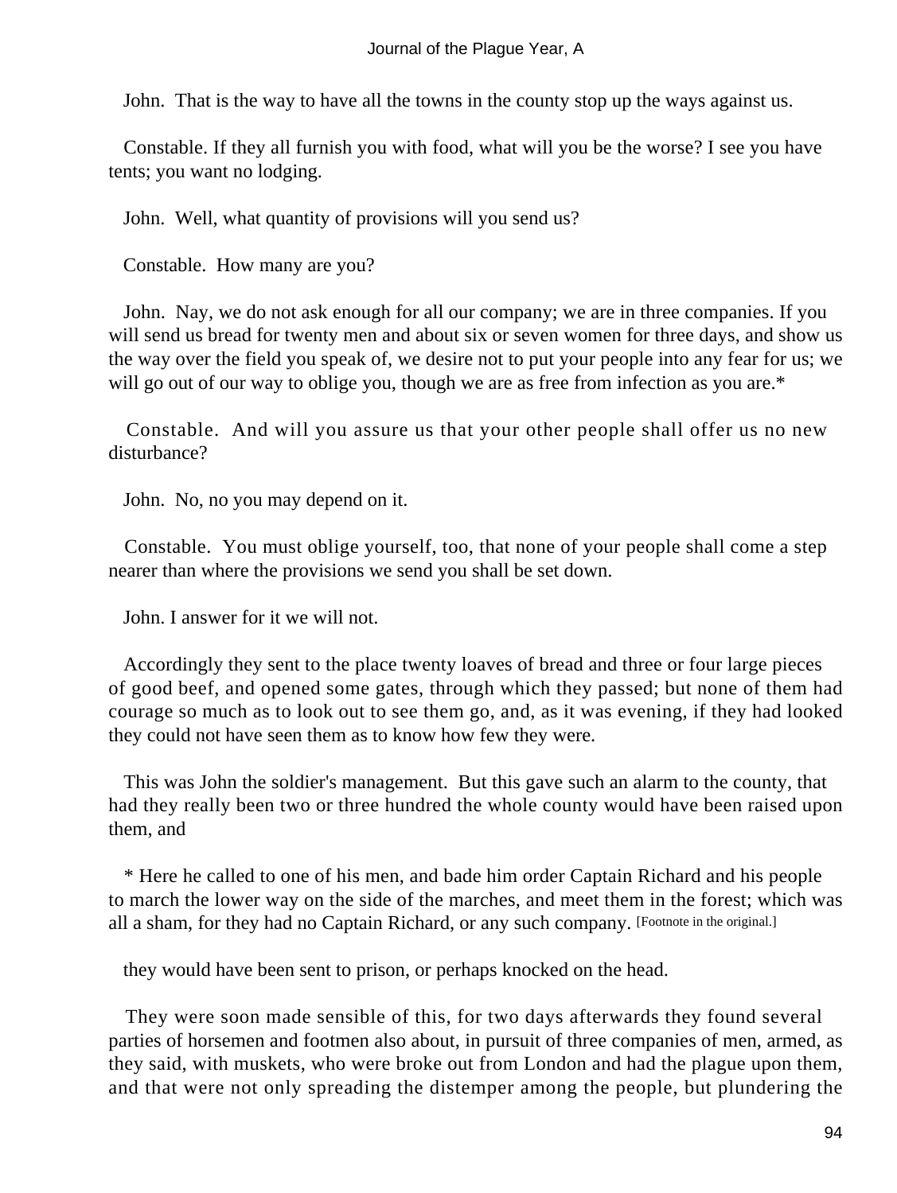John. That is the way to have all the towns in the county stop up the ways against us.

Constable. If they all furnish you with food, what will you be the worse? I see you have tents; you want no lodging.

John. Well, what quantity of provisions will you send us?

Constable. How many are you?

John. Nay, we do not ask enough for all our company; we are in three companies. If you will send us bread for twenty men and about six or seven women for three days, and show us the way over the field you speak of, we desire not to put your people into any fear for us; we will go out of our way to oblige you, though we are as free from infection as you are.*

Constable. And will you assure us that your other people shall offer us no new disturbance?

John. No, no you may depend on it.

Constable. You must oblige yourself, too, that none of your people shall come a step nearer than where the provisions we send you shall be set down.

John. I answer for it we will not.

Accordingly they sent to the place twenty loaves of bread and three or four large pieces of good beef, and opened some gates, through which they passed; but none of them had courage so much as to look out to see them go, and, as it was evening, if they had looked they could not have seen them as to know how few they were.

This was John the soldier's management. But this gave such an alarm to the county, that had they really been two or three hundred the whole county would have been raised upon them, and they would have been sent to prison, or perhaps knocked on the head.

They were soon made sensible of this, for two days afterwards they found several parties of horsemen and footmen also about, in pursuit of three companies of men, armed, as they said, with muskets, who were broke out from London and had the plague upon them, and that were not only spreading the distemper among the people, but plundering the

* Here he called to one of his men, and bade him order Captain Richard and his people to march the lower way on the side of the marches, and meet them in the forest; which was all a sham, for they had no Captain Richard, or any such company. [Footnote in the original.]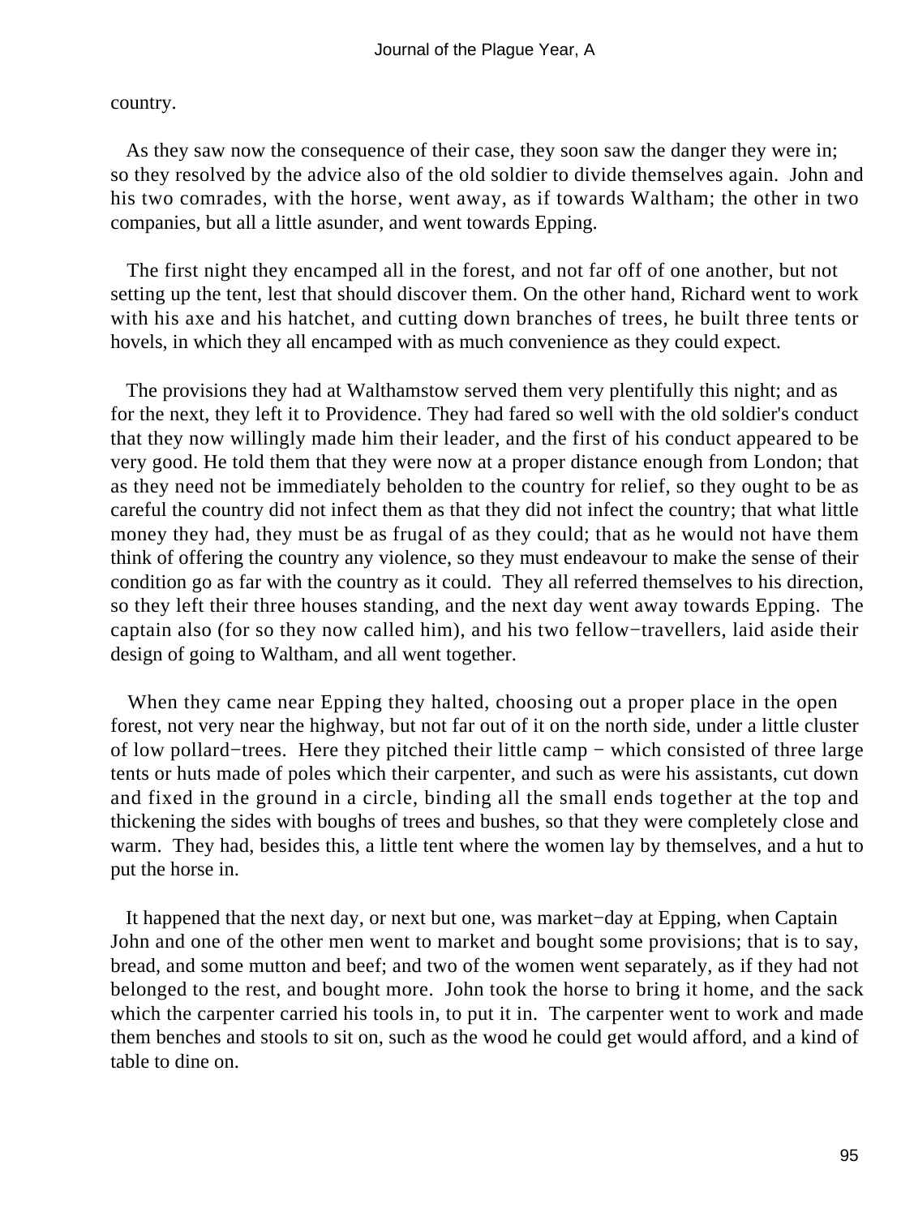country.

As they saw now the consequence of their case, they soon saw the danger they were in; so they resolved by the advice also of the old soldier to divide themselves again. John and his two comrades, with the horse, went away, as if towards Waltham; the other in two companies, but all a little asunder, and went towards Epping.

The first night they encamped all in the forest, and not far off of one another, but not setting up the tent, lest that should discover them. On the other hand, Richard went to work with his axe and his hatchet, and cutting down branches of trees, he built three tents or hovels, in which they all encamped with as much convenience as they could expect.

The provisions they had at Walthamstow served them very plentifully this night; and as for the next, they left it to Providence. They had fared so well with the old soldier's conduct that they now willingly made him their leader, and the first of his conduct appeared to be very good. He told them that they were now at a proper distance enough from London; that as they need not be immediately beholden to the country for relief, so they ought to be as careful the country did not infect them as that they did not infect the country; that what little money they had, they must be as frugal of as they could; that as he would not have them think of offering the country any violence, so they must endeavour to make the sense of their condition go as far with the country as it could. They all referred themselves to his direction, so they left their three houses standing, and the next day went away towards Epping. The captain also (for so they now called him), and his two fellow−travellers, laid aside their design of going to Waltham, and all went together.

When they came near Epping they halted, choosing out a proper place in the open forest, not very near the highway, but not far out of it on the north side, under a little cluster of low pollard−trees. Here they pitched their little camp − which consisted of three large tents or huts made of poles which their carpenter, and such as were his assistants, cut down and fixed in the ground in a circle, binding all the small ends together at the top and thickening the sides with boughs of trees and bushes, so that they were completely close and warm. They had, besides this, a little tent where the women lay by themselves, and a hut to put the horse in.

It happened that the next day, or next but one, was market−day at Epping, when Captain John and one of the other men went to market and bought some provisions; that is to say, bread, and some mutton and beef; and two of the women went separately, as if they had not belonged to the rest, and bought more. John took the horse to bring it home, and the sack which the carpenter carried his tools in, to put it in. The carpenter went to work and made them benches and stools to sit on, such as the wood he could get would afford, and a kind of table to dine on.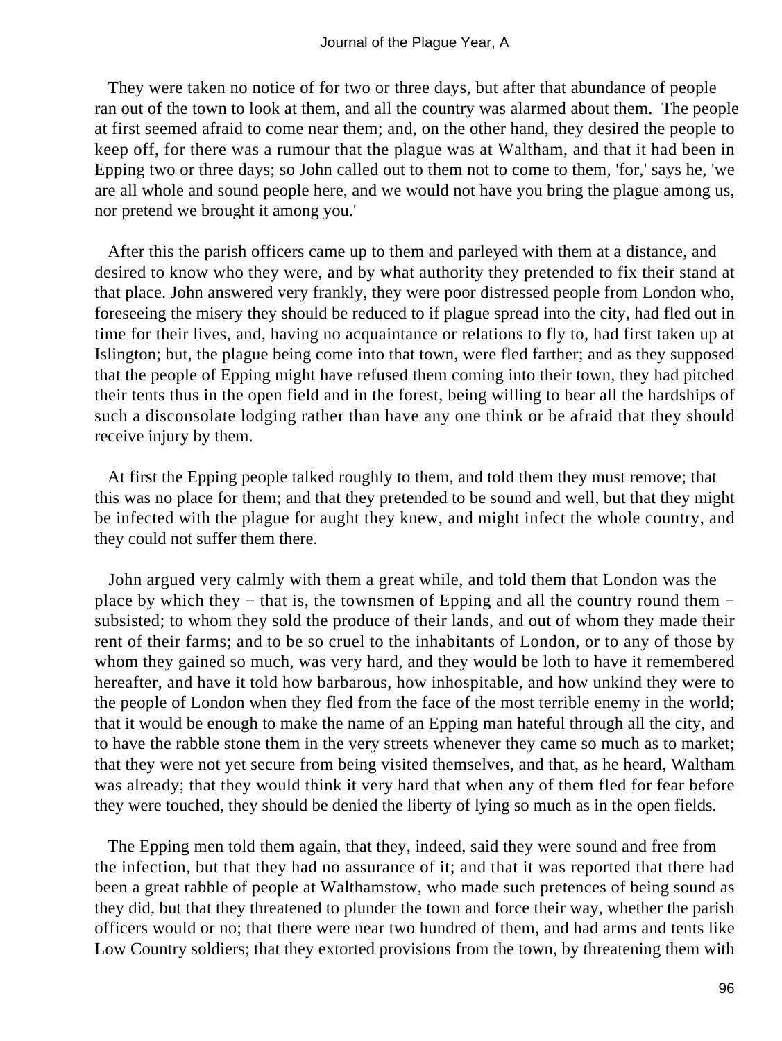They were taken no notice of for two or three days, but after that abundance of people ran out of the town to look at them, and all the country was alarmed about them. The people at first seemed afraid to come near them; and, on the other hand, they desired the people to keep off, for there was a rumour that the plague was at Waltham, and that it had been in Epping two or three days; so John called out to them not to come to them, 'for,' says he, 'we are all whole and sound people here, and we would not have you bring the plague among us, nor pretend we brought it among you.'

After this the parish officers came up to them and parleyed with them at a distance, and desired to know who they were, and by what authority they pretended to fix their stand at that place. John answered very frankly, they were poor distressed people from London who, foreseeing the misery they should be reduced to if plague spread into the city, had fled out in time for their lives, and, having no acquaintance or relations to fly to, had first taken up at Islington; but, the plague being come into that town, were fled farther; and as they supposed that the people of Epping might have refused them coming into their town, they had pitched their tents thus in the open field and in the forest, being willing to bear all the hardships of such a disconsolate lodging rather than have any one think or be afraid that they should receive injury by them.

At first the Epping people talked roughly to them, and told them they must remove; that this was no place for them; and that they pretended to be sound and well, but that they might be infected with the plague for aught they knew, and might infect the whole country, and they could not suffer them there.

John argued very calmly with them a great while, and told them that London was the place by which they − that is, the townsmen of Epping and all the country round them − subsisted; to whom they sold the produce of their lands, and out of whom they made their rent of their farms; and to be so cruel to the inhabitants of London, or to any of those by whom they gained so much, was very hard, and they would be loth to have it remembered hereafter, and have it told how barbarous, how inhospitable, and how unkind they were to the people of London when they fled from the face of the most terrible enemy in the world; that it would be enough to make the name of an Epping man hateful through all the city, and to have the rabble stone them in the very streets whenever they came so much as to market; that they were not yet secure from being visited themselves, and that, as he heard, Waltham was already; that they would think it very hard that when any of them fled for fear before they were touched, they should be denied the liberty of lying so much as in the open fields.

The Epping men told them again, that they, indeed, said they were sound and free from the infection, but that they had no assurance of it; and that it was reported that there had been a great rabble of people at Walthamstow, who made such pretences of being sound as they did, but that they threatened to plunder the town and force their way, whether the parish officers would or no; that there were near two hundred of them, and had arms and tents like Low Country soldiers; that they extorted provisions from the town, by threatening them with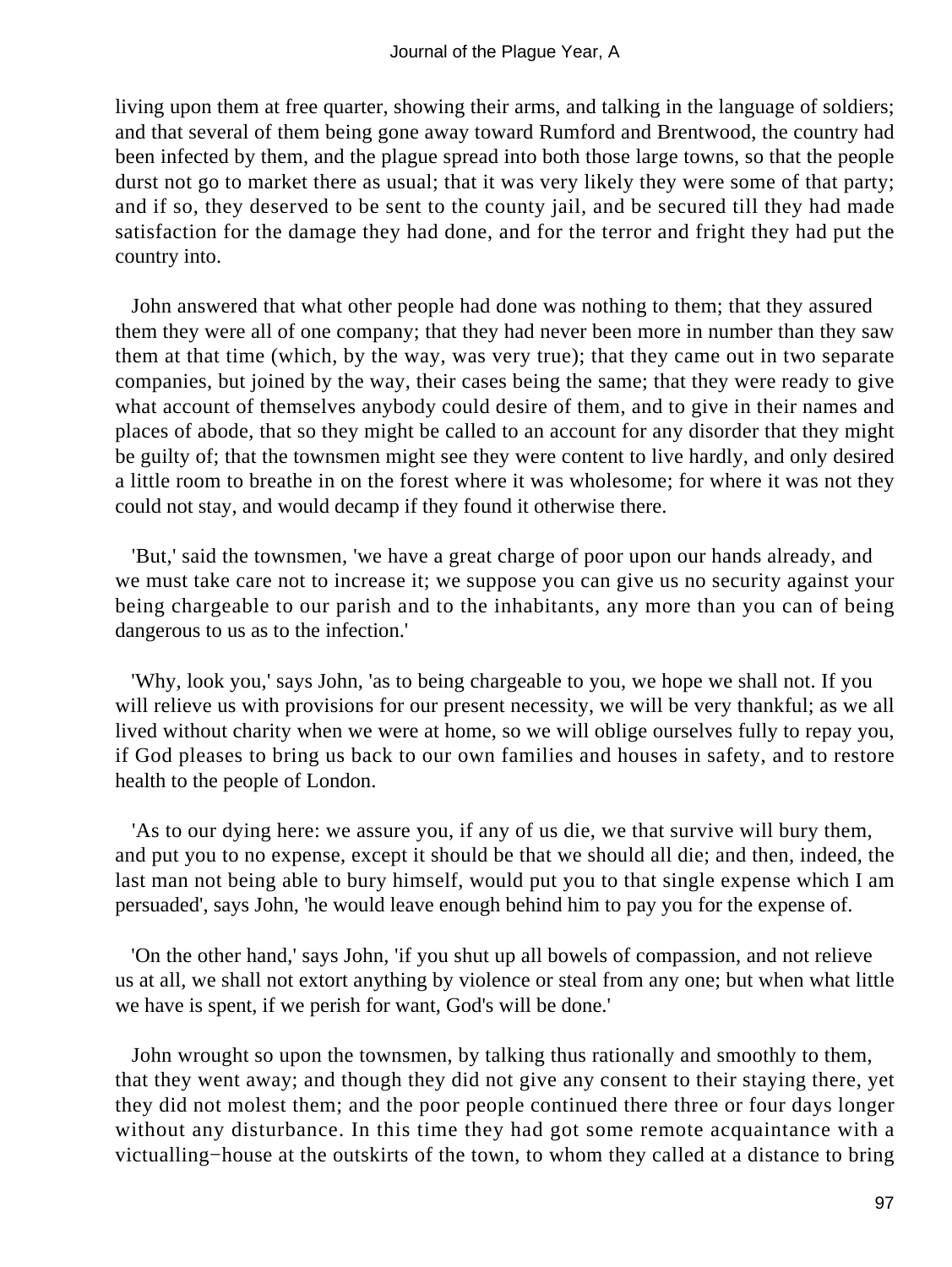living upon them at free quarter, showing their arms, and talking in the language of soldiers; and that several of them being gone away toward Rumford and Brentwood, the country had been infected by them, and the plague spread into both those large towns, so that the people durst not go to market there as usual; that it was very likely they were some of that party; and if so, they deserved to be sent to the county jail, and be secured till they had made satisfaction for the damage they had done, and for the terror and fright they had put the country into.

John answered that what other people had done was nothing to them; that they assured them they were all of one company; that they had never been more in number than they saw them at that time (which, by the way, was very true); that they came out in two separate companies, but joined by the way, their cases being the same; that they were ready to give what account of themselves anybody could desire of them, and to give in their names and places of abode, that so they might be called to an account for any disorder that they might be guilty of; that the townsmen might see they were content to live hardly, and only desired a little room to breathe in on the forest where it was wholesome; for where it was not they could not stay, and would decamp if they found it otherwise there.

'But,' said the townsmen, 'we have a great charge of poor upon our hands already, and we must take care not to increase it; we suppose you can give us no security against your being chargeable to our parish and to the inhabitants, any more than you can of being dangerous to us as to the infection.'

'Why, look you,' says John, 'as to being chargeable to you, we hope we shall not. If you will relieve us with provisions for our present necessity, we will be very thankful; as we all lived without charity when we were at home, so we will oblige ourselves fully to repay you, if God pleases to bring us back to our own families and houses in safety, and to restore health to the people of London.

'As to our dying here: we assure you, if any of us die, we that survive will bury them, and put you to no expense, except it should be that we should all die; and then, indeed, the last man not being able to bury himself, would put you to that single expense which I am persuaded', says John, 'he would leave enough behind him to pay you for the expense of.

'On the other hand,' says John, 'if you shut up all bowels of compassion, and not relieve us at all, we shall not extort anything by violence or steal from any one; but when what little we have is spent, if we perish for want, God's will be done.'

John wrought so upon the townsmen, by talking thus rationally and smoothly to them, that they went away; and though they did not give any consent to their staying there, yet they did not molest them; and the poor people continued there three or four days longer without any disturbance. In this time they had got some remote acquaintance with a victualling-house at the outskirts of the town, to whom they called at a distance to bring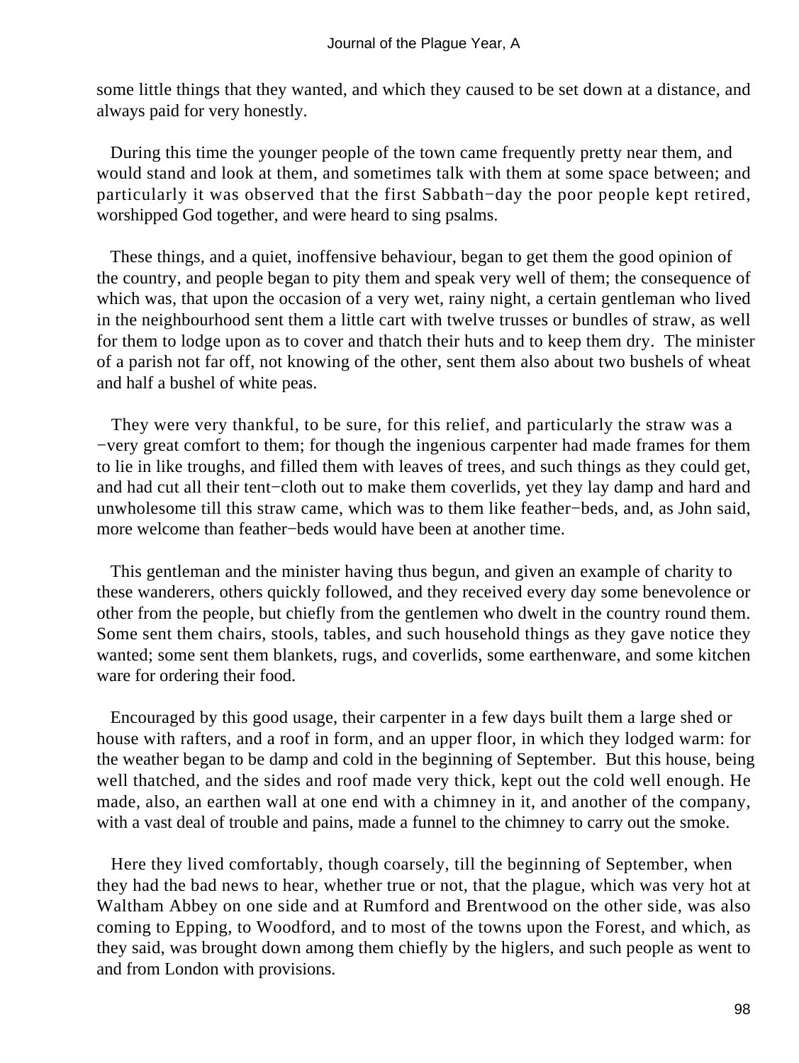some little things that they wanted, and which they caused to be set down at a distance, and always paid for very honestly.

During this time the younger people of the town came frequently pretty near them, and would stand and look at them, and sometimes talk with them at some space between; and particularly it was observed that the first Sabbath−day the poor people kept retired, worshipped God together, and were heard to sing psalms.

These things, and a quiet, inoffensive behaviour, began to get them the good opinion of the country, and people began to pity them and speak very well of them; the consequence of which was, that upon the occasion of a very wet, rainy night, a certain gentleman who lived in the neighbourhood sent them a little cart with twelve trusses or bundles of straw, as well for them to lodge upon as to cover and thatch their huts and to keep them dry. The minister of a parish not far off, not knowing of the other, sent them also about two bushels of wheat and half a bushel of white peas.

They were very thankful, to be sure, for this relief, and particularly the straw was a −very great comfort to them; for though the ingenious carpenter had made frames for them to lie in like troughs, and filled them with leaves of trees, and such things as they could get, and had cut all their tent−cloth out to make them coverlids, yet they lay damp and hard and unwholesome till this straw came, which was to them like feather−beds, and, as John said, more welcome than feather−beds would have been at another time.

This gentleman and the minister having thus begun, and given an example of charity to these wanderers, others quickly followed, and they received every day some benevolence or other from the people, but chiefly from the gentlemen who dwelt in the country round them. Some sent them chairs, stools, tables, and such household things as they gave notice they wanted; some sent them blankets, rugs, and coverlids, some earthenware, and some kitchen ware for ordering their food.

Encouraged by this good usage, their carpenter in a few days built them a large shed or house with rafters, and a roof in form, and an upper floor, in which they lodged warm: for the weather began to be damp and cold in the beginning of September. But this house, being well thatched, and the sides and roof made very thick, kept out the cold well enough. He made, also, an earthen wall at one end with a chimney in it, and another of the company, with a vast deal of trouble and pains, made a funnel to the chimney to carry out the smoke.

Here they lived comfortably, though coarsely, till the beginning of September, when they had the bad news to hear, whether true or not, that the plague, which was very hot at Waltham Abbey on one side and at Rumford and Brentwood on the other side, was also coming to Epping, to Woodford, and to most of the towns upon the Forest, and which, as they said, was brought down among them chiefly by the higlers, and such people as went to and from London with provisions.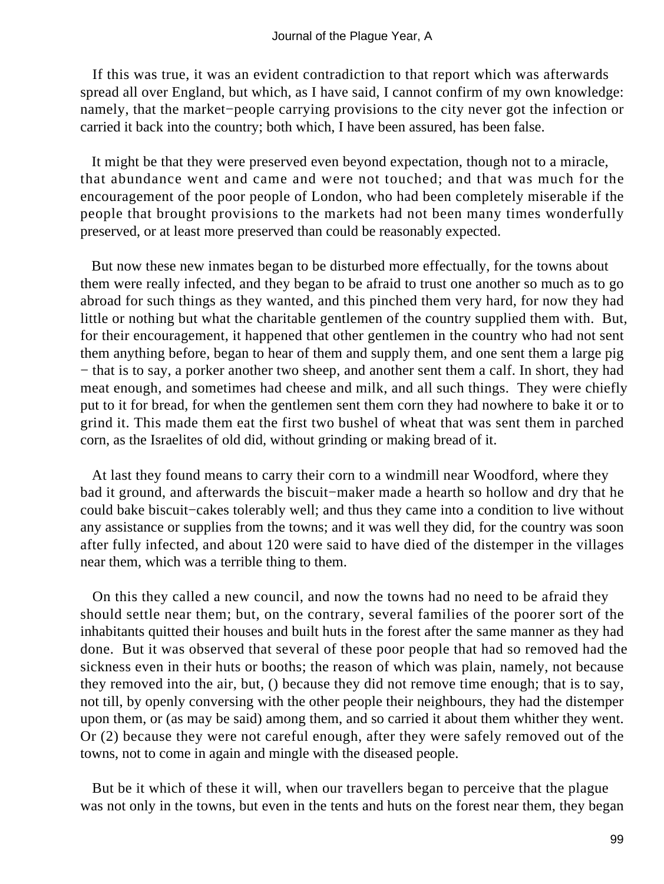If this was true, it was an evident contradiction to that report which was afterwards spread all over England, but which, as I have said, I cannot confirm of my own knowledge: namely, that the market−people carrying provisions to the city never got the infection or carried it back into the country; both which, I have been assured, has been false.

It might be that they were preserved even beyond expectation, though not to a miracle, that abundance went and came and were not touched; and that was much for the encouragement of the poor people of London, who had been completely miserable if the people that brought provisions to the markets had not been many times wonderfully preserved, or at least more preserved than could be reasonably expected.

But now these new inmates began to be disturbed more effectually, for the towns about them were really infected, and they began to be afraid to trust one another so much as to go abroad for such things as they wanted, and this pinched them very hard, for now they had little or nothing but what the charitable gentlemen of the country supplied them with. But, for their encouragement, it happened that other gentlemen in the country who had not sent them anything before, began to hear of them and supply them, and one sent them a large pig − that is to say, a porker another two sheep, and another sent them a calf. In short, they had meat enough, and sometimes had cheese and milk, and all such things. They were chiefly put to it for bread, for when the gentlemen sent them corn they had nowhere to bake it or to grind it. This made them eat the first two bushel of wheat that was sent them in parched corn, as the Israelites of old did, without grinding or making bread of it.

At last they found means to carry their corn to a windmill near Woodford, where they bad it ground, and afterwards the biscuit−maker made a hearth so hollow and dry that he could bake biscuit−cakes tolerably well; and thus they came into a condition to live without any assistance or supplies from the towns; and it was well they did, for the country was soon after fully infected, and about 120 were said to have died of the distemper in the villages near them, which was a terrible thing to them.

On this they called a new council, and now the towns had no need to be afraid they should settle near them; but, on the contrary, several families of the poorer sort of the inhabitants quitted their houses and built huts in the forest after the same manner as they had done. But it was observed that several of these poor people that had so removed had the sickness even in their huts or booths; the reason of which was plain, namely, not because they removed into the air, but, () because they did not remove time enough; that is to say, not till, by openly conversing with the other people their neighbours, they had the distemper upon them, or (as may be said) among them, and so carried it about them whither they went. Or (2) because they were not careful enough, after they were safely removed out of the towns, not to come in again and mingle with the diseased people.

But be it which of these it will, when our travellers began to perceive that the plague was not only in the towns, but even in the tents and huts on the forest near them, they began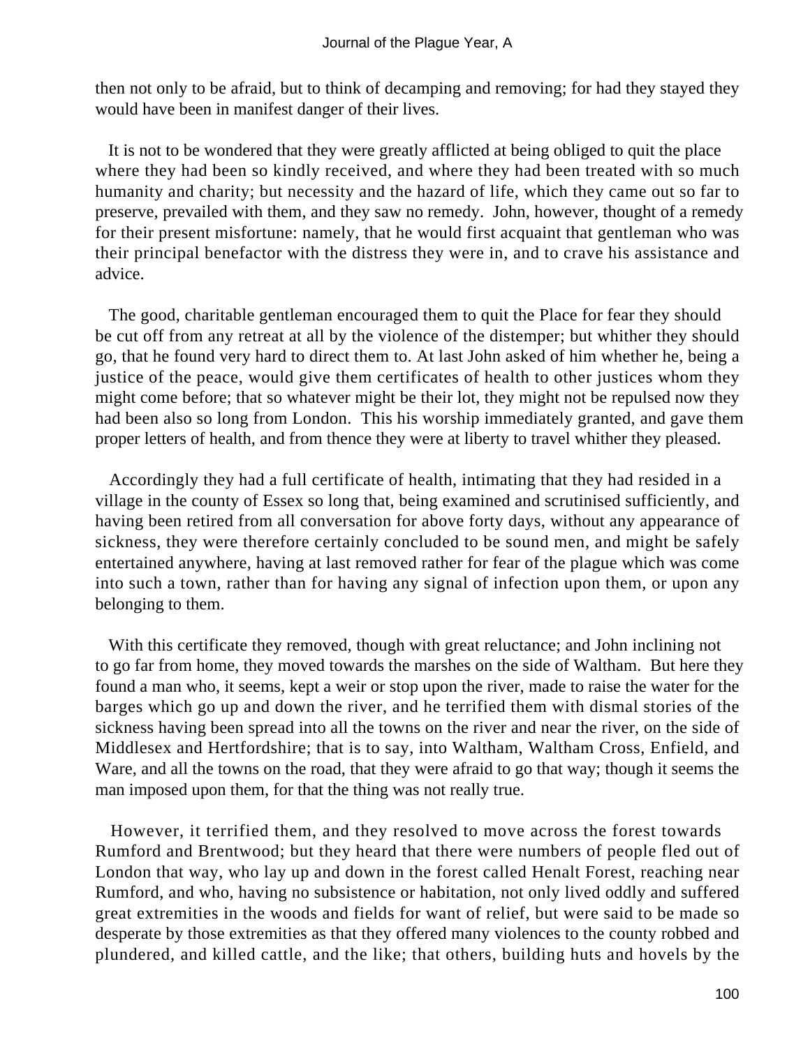then not only to be afraid, but to think of decamping and removing; for had they stayed they would have been in manifest danger of their lives.

It is not to be wondered that they were greatly afflicted at being obliged to quit the place where they had been so kindly received, and where they had been treated with so much humanity and charity; but necessity and the hazard of life, which they came out so far to preserve, prevailed with them, and they saw no remedy. John, however, thought of a remedy for their present misfortune: namely, that he would first acquaint that gentleman who was their principal benefactor with the distress they were in, and to crave his assistance and advice.

The good, charitable gentleman encouraged them to quit the Place for fear they should be cut off from any retreat at all by the violence of the distemper; but whither they should go, that he found very hard to direct them to. At last John asked of him whether he, being a justice of the peace, would give them certificates of health to other justices whom they might come before; that so whatever might be their lot, they might not be repulsed now they had been also so long from London. This his worship immediately granted, and gave them proper letters of health, and from thence they were at liberty to travel whither they pleased.

Accordingly they had a full certificate of health, intimating that they had resided in a village in the county of Essex so long that, being examined and scrutinised sufficiently, and having been retired from all conversation for above forty days, without any appearance of sickness, they were therefore certainly concluded to be sound men, and might be safely entertained anywhere, having at last removed rather for fear of the plague which was come into such a town, rather than for having any signal of infection upon them, or upon any belonging to them.

With this certificate they removed, though with great reluctance; and John inclining not to go far from home, they moved towards the marshes on the side of Waltham. But here they found a man who, it seems, kept a weir or stop upon the river, made to raise the water for the barges which go up and down the river, and he terrified them with dismal stories of the sickness having been spread into all the towns on the river and near the river, on the side of Middlesex and Hertfordshire; that is to say, into Waltham, Waltham Cross, Enfield, and Ware, and all the towns on the road, that they were afraid to go that way; though it seems the man imposed upon them, for that the thing was not really true.

However, it terrified them, and they resolved to move across the forest towards Rumford and Brentwood; but they heard that there were numbers of people fled out of London that way, who lay up and down in the forest called Henalt Forest, reaching near Rumford, and who, having no subsistence or habitation, not only lived oddly and suffered great extremities in the woods and fields for want of relief, but were said to be made so desperate by those extremities as that they offered many violences to the county robbed and plundered, and killed cattle, and the like; that others, building huts and hovels by the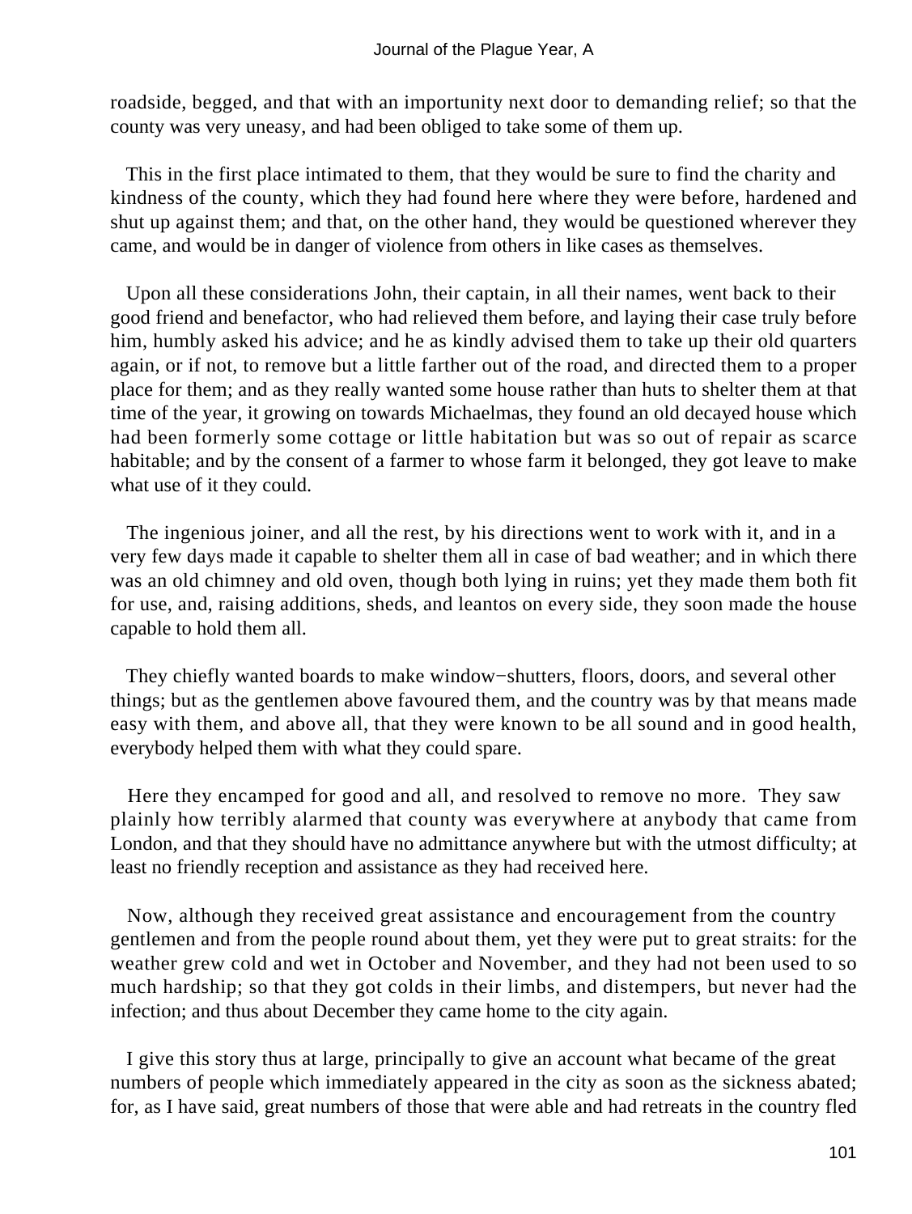roadside, begged, and that with an importunity next door to demanding relief; so that the county was very uneasy, and had been obliged to take some of them up.

This in the first place intimated to them, that they would be sure to find the charity and kindness of the county, which they had found here where they were before, hardened and shut up against them; and that, on the other hand, they would be questioned wherever they came, and would be in danger of violence from others in like cases as themselves.

Upon all these considerations John, their captain, in all their names, went back to their good friend and benefactor, who had relieved them before, and laying their case truly before him, humbly asked his advice; and he as kindly advised them to take up their old quarters again, or if not, to remove but a little farther out of the road, and directed them to a proper place for them; and as they really wanted some house rather than huts to shelter them at that time of the year, it growing on towards Michaelmas, they found an old decayed house which had been formerly some cottage or little habitation but was so out of repair as scarce habitable; and by the consent of a farmer to whose farm it belonged, they got leave to make what use of it they could.

The ingenious joiner, and all the rest, by his directions went to work with it, and in a very few days made it capable to shelter them all in case of bad weather; and in which there was an old chimney and old oven, though both lying in ruins; yet they made them both fit for use, and, raising additions, sheds, and leantos on every side, they soon made the house capable to hold them all.

They chiefly wanted boards to make window−shutters, floors, doors, and several other things; but as the gentlemen above favoured them, and the country was by that means made easy with them, and above all, that they were known to be all sound and in good health, everybody helped them with what they could spare.

Here they encamped for good and all, and resolved to remove no more. They saw plainly how terribly alarmed that county was everywhere at anybody that came from London, and that they should have no admittance anywhere but with the utmost difficulty; at least no friendly reception and assistance as they had received here.

Now, although they received great assistance and encouragement from the country gentlemen and from the people round about them, yet they were put to great straits: for the weather grew cold and wet in October and November, and they had not been used to so much hardship; so that they got colds in their limbs, and distempers, but never had the infection; and thus about December they came home to the city again.

I give this story thus at large, principally to give an account what became of the great numbers of people which immediately appeared in the city as soon as the sickness abated; for, as I have said, great numbers of those that were able and had retreats in the country fled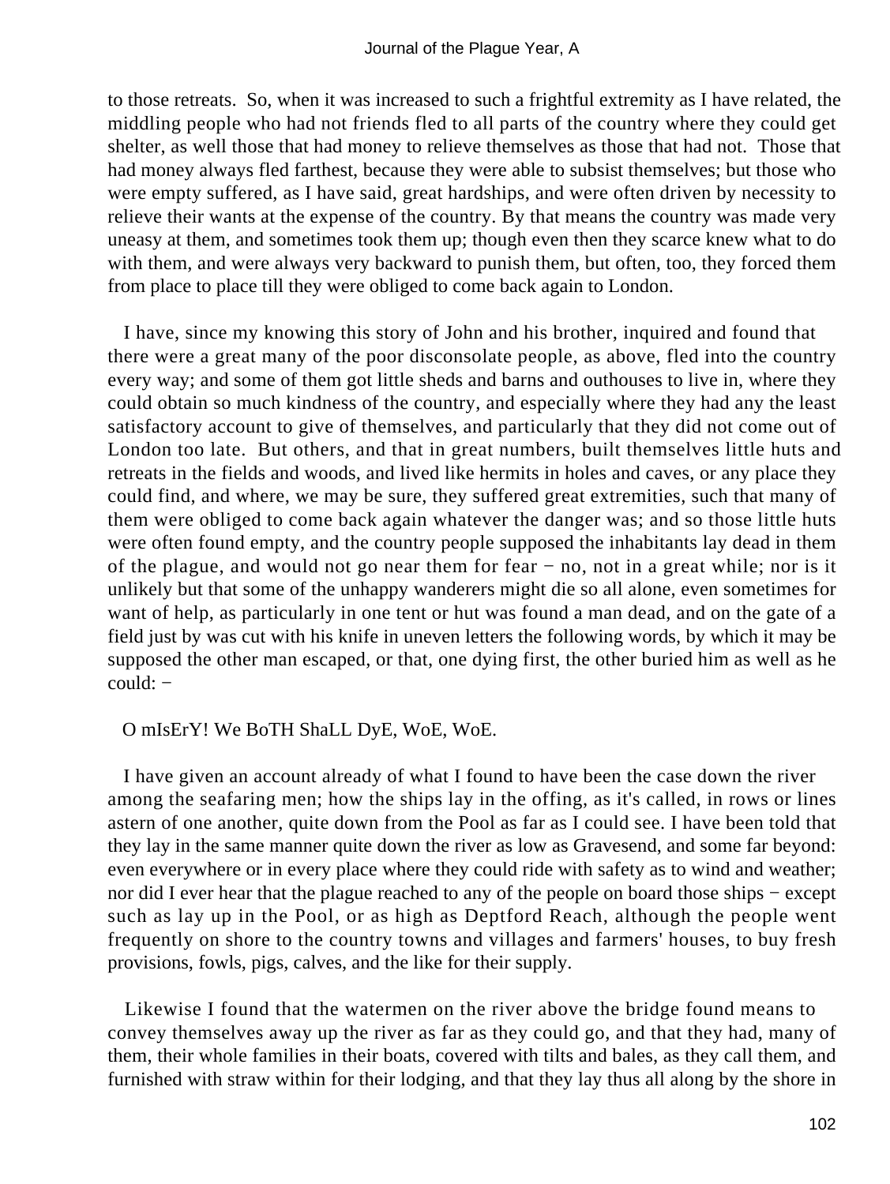to those retreats. So, when it was increased to such a frightful extremity as I have related, the middling people who had not friends fled to all parts of the country where they could get shelter, as well those that had money to relieve themselves as those that had not. Those that had money always fled farthest, because they were able to subsist themselves; but those who were empty suffered, as I have said, great hardships, and were often driven by necessity to relieve their wants at the expense of the country. By that means the country was made very uneasy at them, and sometimes took them up; though even then they scarce knew what to do with them, and were always very backward to punish them, but often, too, they forced them from place to place till they were obliged to come back again to London.

I have, since my knowing this story of John and his brother, inquired and found that there were a great many of the poor disconsolate people, as above, fled into the country every way; and some of them got little sheds and barns and outhouses to live in, where they could obtain so much kindness of the country, and especially where they had any the least satisfactory account to give of themselves, and particularly that they did not come out of London too late. But others, and that in great numbers, built themselves little huts and retreats in the fields and woods, and lived like hermits in holes and caves, or any place they could find, and where, we may be sure, they suffered great extremities, such that many of them were obliged to come back again whatever the danger was; and so those little huts were often found empty, and the country people supposed the inhabitants lay dead in them of the plague, and would not go near them for fear − no, not in a great while; nor is it unlikely but that some of the unhappy wanderers might die so all alone, even sometimes for want of help, as particularly in one tent or hut was found a man dead, and on the gate of a field just by was cut with his knife in uneven letters the following words, by which it may be supposed the other man escaped, or that, one dying first, the other buried him as well as he could: −

O mIsErY! We BoTH ShaLL DyE, WoE, WoE.

I have given an account already of what I found to have been the case down the river among the seafaring men; how the ships lay in the offing, as it's called, in rows or lines astern of one another, quite down from the Pool as far as I could see. I have been told that they lay in the same manner quite down the river as low as Gravesend, and some far beyond: even everywhere or in every place where they could ride with safety as to wind and weather; nor did I ever hear that the plague reached to any of the people on board those ships − except such as lay up in the Pool, or as high as Deptford Reach, although the people went frequently on shore to the country towns and villages and farmers' houses, to buy fresh provisions, fowls, pigs, calves, and the like for their supply.

Likewise I found that the watermen on the river above the bridge found means to convey themselves away up the river as far as they could go, and that they had, many of them, their whole families in their boats, covered with tilts and bales, as they call them, and furnished with straw within for their lodging, and that they lay thus all along by the shore in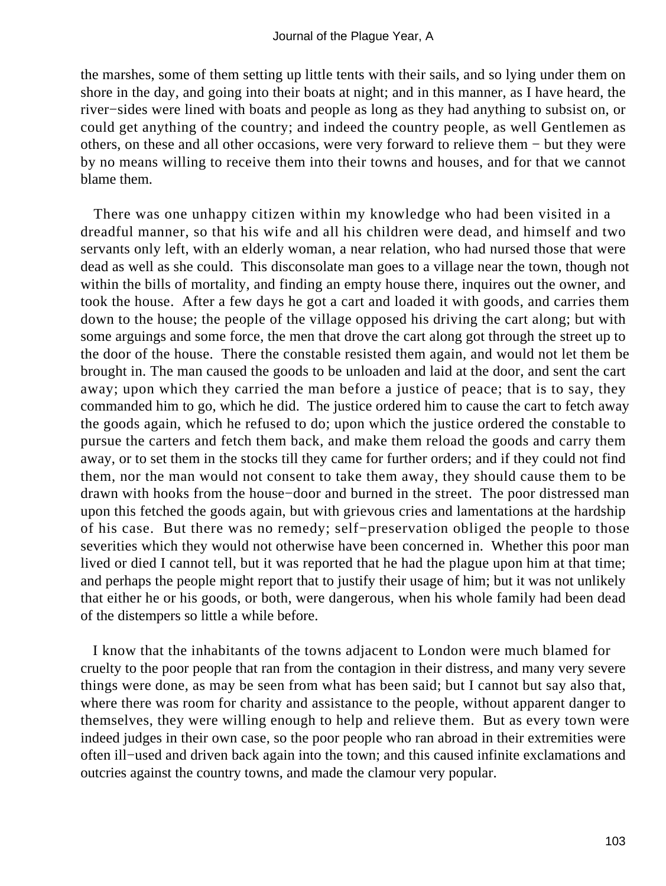the marshes, some of them setting up little tents with their sails, and so lying under them on shore in the day, and going into their boats at night; and in this manner, as I have heard, the river−sides were lined with boats and people as long as they had anything to subsist on, or could get anything of the country; and indeed the country people, as well Gentlemen as others, on these and all other occasions, were very forward to relieve them − but they were by no means willing to receive them into their towns and houses, and for that we cannot blame them.

There was one unhappy citizen within my knowledge who had been visited in a dreadful manner, so that his wife and all his children were dead, and himself and two servants only left, with an elderly woman, a near relation, who had nursed those that were dead as well as she could. This disconsolate man goes to a village near the town, though not within the bills of mortality, and finding an empty house there, inquires out the owner, and took the house. After a few days he got a cart and loaded it with goods, and carries them down to the house; the people of the village opposed his driving the cart along; but with some arguings and some force, the men that drove the cart along got through the street up to the door of the house. There the constable resisted them again, and would not let them be brought in. The man caused the goods to be unloaden and laid at the door, and sent the cart away; upon which they carried the man before a justice of peace; that is to say, they commanded him to go, which he did. The justice ordered him to cause the cart to fetch away the goods again, which he refused to do; upon which the justice ordered the constable to pursue the carters and fetch them back, and make them reload the goods and carry them away, or to set them in the stocks till they came for further orders; and if they could not find them, nor the man would not consent to take them away, they should cause them to be drawn with hooks from the house−door and burned in the street. The poor distressed man upon this fetched the goods again, but with grievous cries and lamentations at the hardship of his case. But there was no remedy; self−preservation obliged the people to those severities which they would not otherwise have been concerned in. Whether this poor man lived or died I cannot tell, but it was reported that he had the plague upon him at that time; and perhaps the people might report that to justify their usage of him; but it was not unlikely that either he or his goods, or both, were dangerous, when his whole family had been dead of the distempers so little a while before.

I know that the inhabitants of the towns adjacent to London were much blamed for cruelty to the poor people that ran from the contagion in their distress, and many very severe things were done, as may be seen from what has been said; but I cannot but say also that, where there was room for charity and assistance to the people, without apparent danger to themselves, they were willing enough to help and relieve them. But as every town were indeed judges in their own case, so the poor people who ran abroad in their extremities were often ill−used and driven back again into the town; and this caused infinite exclamations and outcries against the country towns, and made the clamour very popular.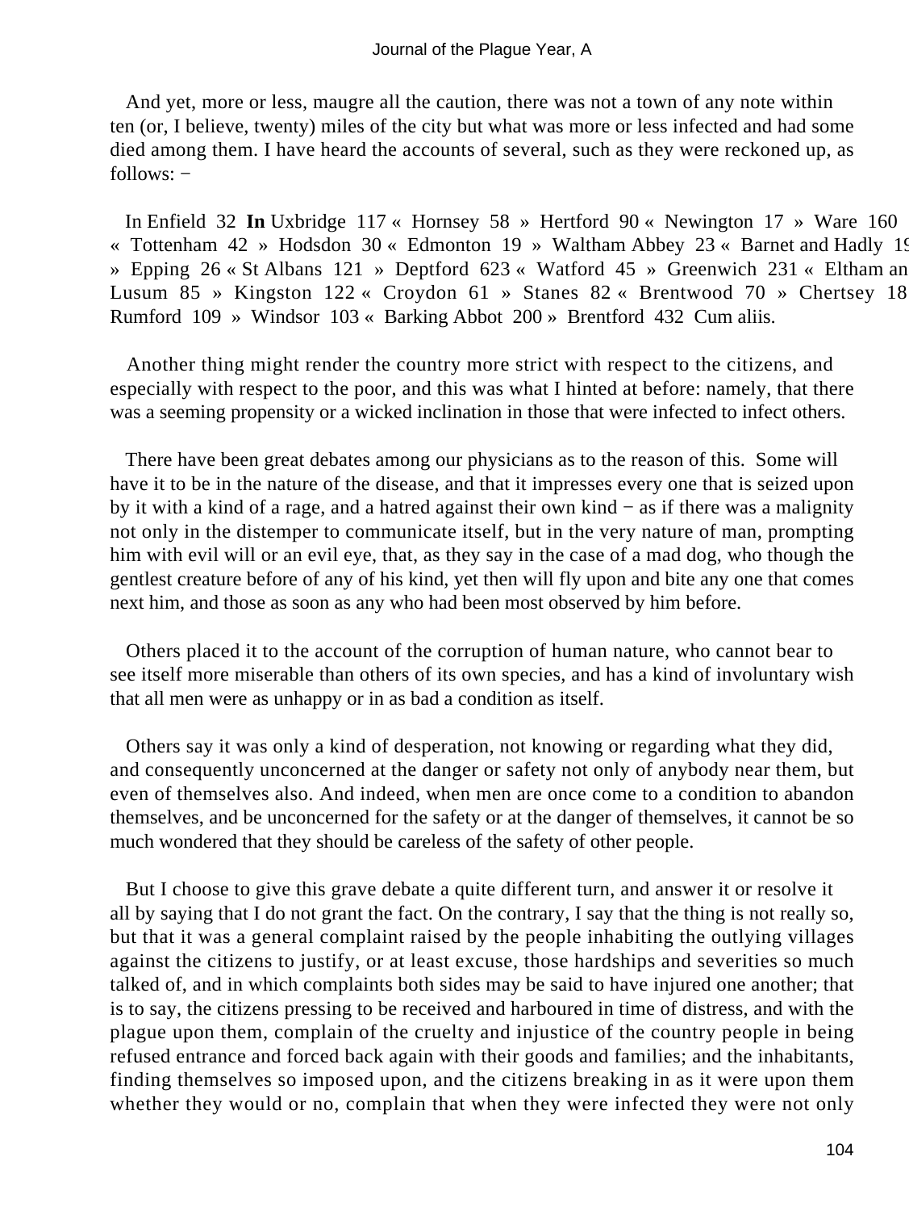And yet, more or less, maugre all the caution, there was not a town of any note within ten (or, I believe, twenty) miles of the city but what was more or less infected and had some died among them. I have heard the accounts of several, such as they were reckoned up, as follows: −

| | | | |
|---|---|---|---|
| In Enfield | 32 | In Uxbridge | 117 |
| Hornsey | 58 | Hertford | 90 |
| Newington | 17 | Ware | 160 |
| Tottenham | 42 | Hodsdon | 30 |
| Edmonton | 19 | Waltham Abbey | 23 |
| Barnet and Hadly | 19 | Epping | 26 |
| St Albans | 121 | Deptford | 623 |
| Watford | 45 | Greenwich | 231 |
| Eltham and Lusum | 85 | Kingston | 122 |
| Croydon | 61 | Stanes | 82 |
| Brentwood | 70 | Chertsey | 18 |
| Rumford | 109 | Windsor | 103 |
| Barking Abbot | 200 | Brentford | 432 |

Cum aliis.

Another thing might render the country more strict with respect to the citizens, and especially with respect to the poor, and this was what I hinted at before: namely, that there was a seeming propensity or a wicked inclination in those that were infected to infect others.

There have been great debates among our physicians as to the reason of this. Some will have it to be in the nature of the disease, and that it impresses every one that is seized upon by it with a kind of a rage, and a hatred against their own kind − as if there was a malignity not only in the distemper to communicate itself, but in the very nature of man, prompting him with evil will or an evil eye, that, as they say in the case of a mad dog, who though the gentlest creature before of any of his kind, yet then will fly upon and bite any one that comes next him, and those as soon as any who had been most observed by him before.

Others placed it to the account of the corruption of human nature, who cannot bear to see itself more miserable than others of its own species, and has a kind of involuntary wish that all men were as unhappy or in as bad a condition as itself.

Others say it was only a kind of desperation, not knowing or regarding what they did, and consequently unconcerned at the danger or safety not only of anybody near them, but even of themselves also. And indeed, when men are once come to a condition to abandon themselves, and be unconcerned for the safety or at the danger of themselves, it cannot be so much wondered that they should be careless of the safety of other people.

But I choose to give this grave debate a quite different turn, and answer it or resolve it all by saying that I do not grant the fact. On the contrary, I say that the thing is not really so, but that it was a general complaint raised by the people inhabiting the outlying villages against the citizens to justify, or at least excuse, those hardships and severities so much talked of, and in which complaints both sides may be said to have injured one another; that is to say, the citizens pressing to be received and harboured in time of distress, and with the plague upon them, complain of the cruelty and injustice of the country people in being refused entrance and forced back again with their goods and families; and the inhabitants, finding themselves so imposed upon, and the citizens breaking in as it were upon them whether they would or no, complain that when they were infected they were not only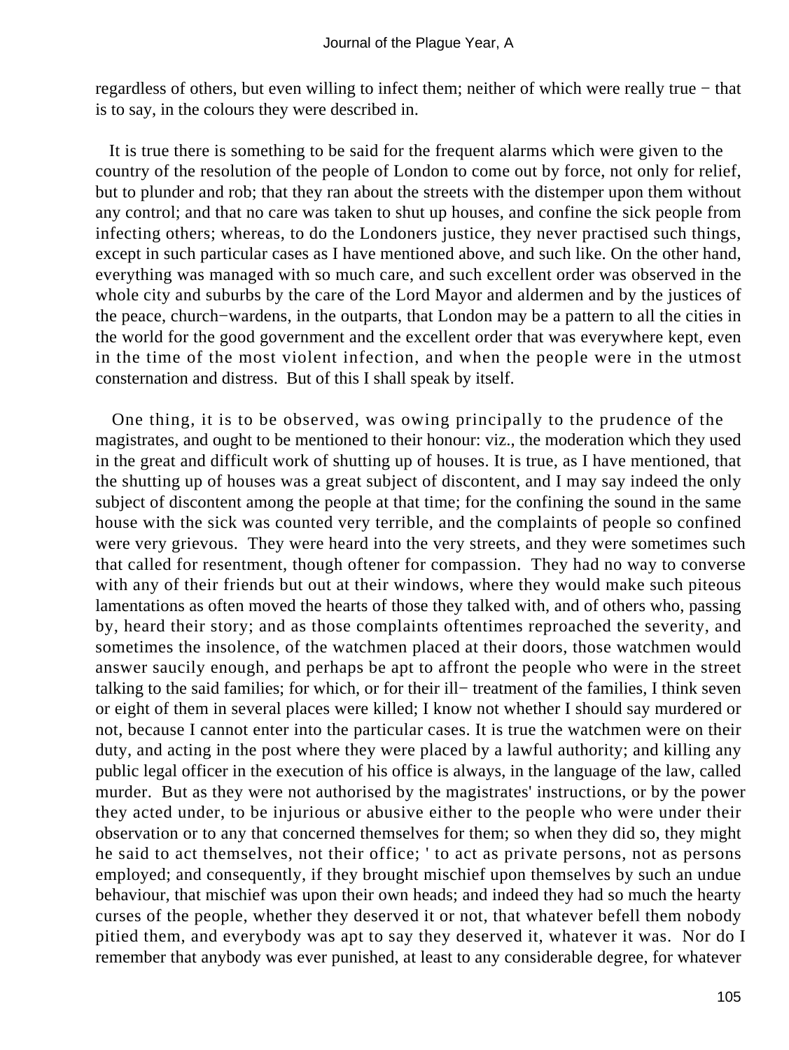regardless of others, but even willing to infect them; neither of which were really true − that is to say, in the colours they were described in.

It is true there is something to be said for the frequent alarms which were given to the country of the resolution of the people of London to come out by force, not only for relief, but to plunder and rob; that they ran about the streets with the distemper upon them without any control; and that no care was taken to shut up houses, and confine the sick people from infecting others; whereas, to do the Londoners justice, they never practised such things, except in such particular cases as I have mentioned above, and such like. On the other hand, everything was managed with so much care, and such excellent order was observed in the whole city and suburbs by the care of the Lord Mayor and aldermen and by the justices of the peace, church−wardens, in the outparts, that London may be a pattern to all the cities in the world for the good government and the excellent order that was everywhere kept, even in the time of the most violent infection, and when the people were in the utmost consternation and distress. But of this I shall speak by itself.

One thing, it is to be observed, was owing principally to the prudence of the magistrates, and ought to be mentioned to their honour: viz., the moderation which they used in the great and difficult work of shutting up of houses. It is true, as I have mentioned, that the shutting up of houses was a great subject of discontent, and I may say indeed the only subject of discontent among the people at that time; for the confining the sound in the same house with the sick was counted very terrible, and the complaints of people so confined were very grievous. They were heard into the very streets, and they were sometimes such that called for resentment, though oftener for compassion. They had no way to converse with any of their friends but out at their windows, where they would make such piteous lamentations as often moved the hearts of those they talked with, and of others who, passing by, heard their story; and as those complaints oftentimes reproached the severity, and sometimes the insolence, of the watchmen placed at their doors, those watchmen would answer saucily enough, and perhaps be apt to affront the people who were in the street talking to the said families; for which, or for their ill− treatment of the families, I think seven or eight of them in several places were killed; I know not whether I should say murdered or not, because I cannot enter into the particular cases. It is true the watchmen were on their duty, and acting in the post where they were placed by a lawful authority; and killing any public legal officer in the execution of his office is always, in the language of the law, called murder. But as they were not authorised by the magistrates' instructions, or by the power they acted under, to be injurious or abusive either to the people who were under their observation or to any that concerned themselves for them; so when they did so, they might he said to act themselves, not their office; ' to act as private persons, not as persons employed; and consequently, if they brought mischief upon themselves by such an undue behaviour, that mischief was upon their own heads; and indeed they had so much the hearty curses of the people, whether they deserved it or not, that whatever befell them nobody pitied them, and everybody was apt to say they deserved it, whatever it was. Nor do I remember that anybody was ever punished, at least to any considerable degree, for whatever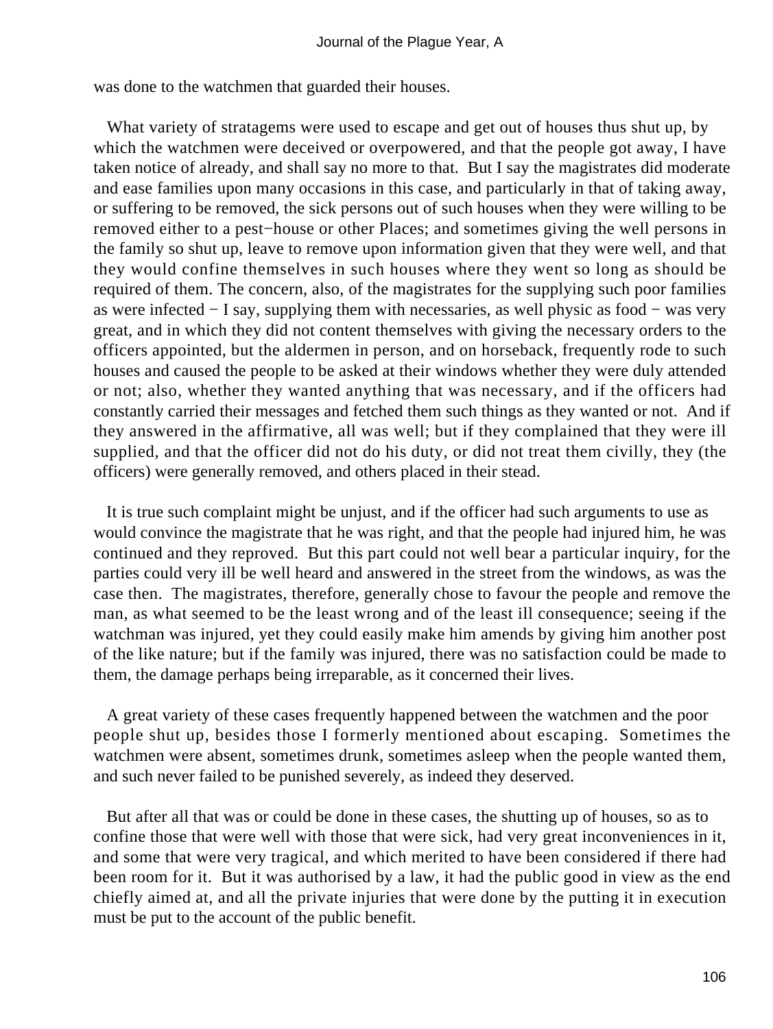was done to the watchmen that guarded their houses.

What variety of stratagems were used to escape and get out of houses thus shut up, by which the watchmen were deceived or overpowered, and that the people got away, I have taken notice of already, and shall say no more to that. But I say the magistrates did moderate and ease families upon many occasions in this case, and particularly in that of taking away, or suffering to be removed, the sick persons out of such houses when they were willing to be removed either to a pest−house or other Places; and sometimes giving the well persons in the family so shut up, leave to remove upon information given that they were well, and that they would confine themselves in such houses where they went so long as should be required of them. The concern, also, of the magistrates for the supplying such poor families as were infected − I say, supplying them with necessaries, as well physic as food − was very great, and in which they did not content themselves with giving the necessary orders to the officers appointed, but the aldermen in person, and on horseback, frequently rode to such houses and caused the people to be asked at their windows whether they were duly attended or not; also, whether they wanted anything that was necessary, and if the officers had constantly carried their messages and fetched them such things as they wanted or not. And if they answered in the affirmative, all was well; but if they complained that they were ill supplied, and that the officer did not do his duty, or did not treat them civilly, they (the officers) were generally removed, and others placed in their stead.

It is true such complaint might be unjust, and if the officer had such arguments to use as would convince the magistrate that he was right, and that the people had injured him, he was continued and they reproved. But this part could not well bear a particular inquiry, for the parties could very ill be well heard and answered in the street from the windows, as was the case then. The magistrates, therefore, generally chose to favour the people and remove the man, as what seemed to be the least wrong and of the least ill consequence; seeing if the watchman was injured, yet they could easily make him amends by giving him another post of the like nature; but if the family was injured, there was no satisfaction could be made to them, the damage perhaps being irreparable, as it concerned their lives.

A great variety of these cases frequently happened between the watchmen and the poor people shut up, besides those I formerly mentioned about escaping. Sometimes the watchmen were absent, sometimes drunk, sometimes asleep when the people wanted them, and such never failed to be punished severely, as indeed they deserved.

But after all that was or could be done in these cases, the shutting up of houses, so as to confine those that were well with those that were sick, had very great inconveniences in it, and some that were very tragical, and which merited to have been considered if there had been room for it. But it was authorised by a law, it had the public good in view as the end chiefly aimed at, and all the private injuries that were done by the putting it in execution must be put to the account of the public benefit.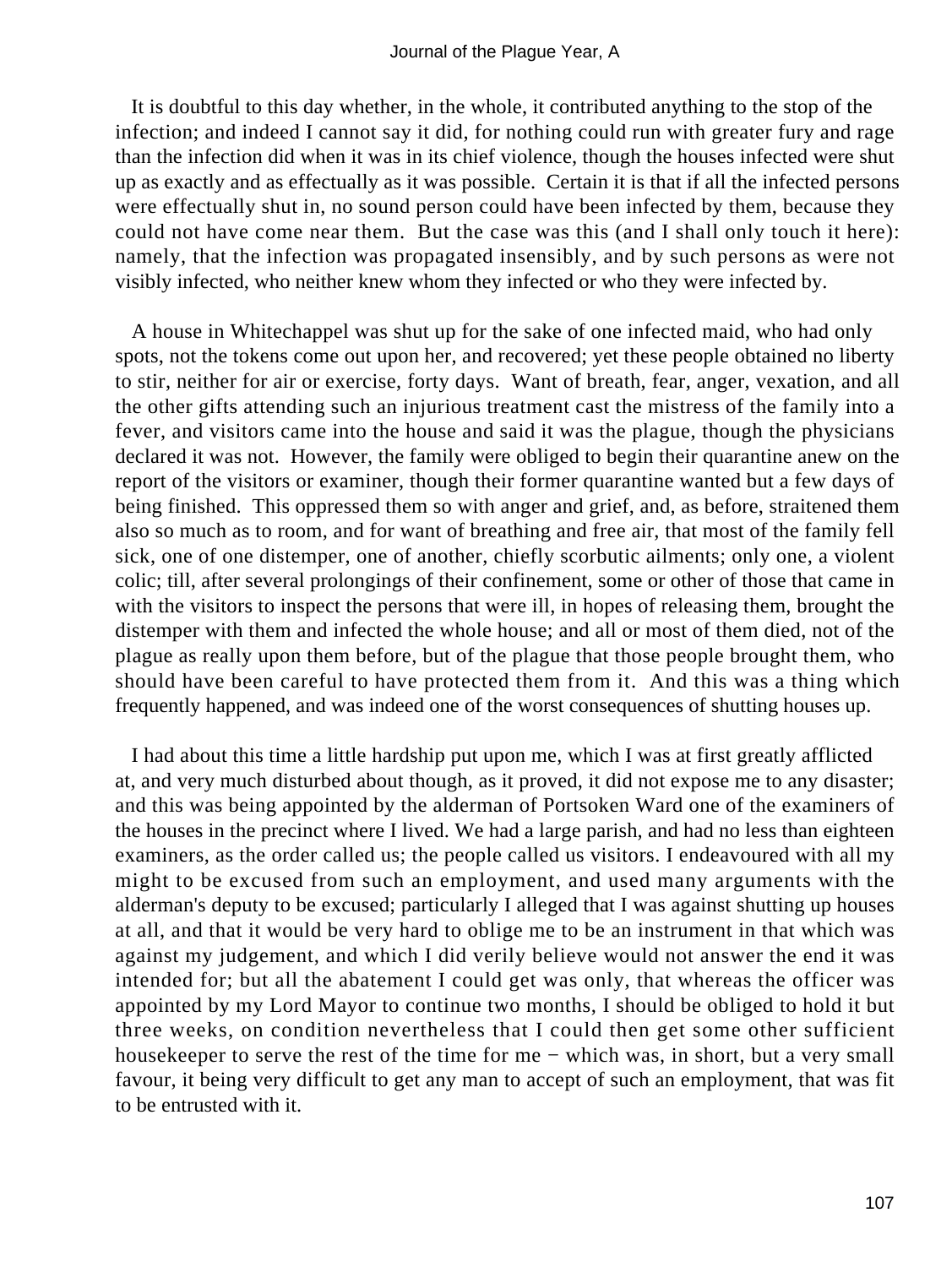It is doubtful to this day whether, in the whole, it contributed anything to the stop of the infection; and indeed I cannot say it did, for nothing could run with greater fury and rage than the infection did when it was in its chief violence, though the houses infected were shut up as exactly and as effectually as it was possible. Certain it is that if all the infected persons were effectually shut in, no sound person could have been infected by them, because they could not have come near them. But the case was this (and I shall only touch it here): namely, that the infection was propagated insensibly, and by such persons as were not visibly infected, who neither knew whom they infected or who they were infected by.

A house in Whitechappel was shut up for the sake of one infected maid, who had only spots, not the tokens come out upon her, and recovered; yet these people obtained no liberty to stir, neither for air or exercise, forty days. Want of breath, fear, anger, vexation, and all the other gifts attending such an injurious treatment cast the mistress of the family into a fever, and visitors came into the house and said it was the plague, though the physicians declared it was not. However, the family were obliged to begin their quarantine anew on the report of the visitors or examiner, though their former quarantine wanted but a few days of being finished. This oppressed them so with anger and grief, and, as before, straitened them also so much as to room, and for want of breathing and free air, that most of the family fell sick, one of one distemper, one of another, chiefly scorbutic ailments; only one, a violent colic; till, after several prolongings of their confinement, some or other of those that came in with the visitors to inspect the persons that were ill, in hopes of releasing them, brought the distemper with them and infected the whole house; and all or most of them died, not of the plague as really upon them before, but of the plague that those people brought them, who should have been careful to have protected them from it. And this was a thing which frequently happened, and was indeed one of the worst consequences of shutting houses up.

I had about this time a little hardship put upon me, which I was at first greatly afflicted at, and very much disturbed about though, as it proved, it did not expose me to any disaster; and this was being appointed by the alderman of Portsoken Ward one of the examiners of the houses in the precinct where I lived. We had a large parish, and had no less than eighteen examiners, as the order called us; the people called us visitors. I endeavoured with all my might to be excused from such an employment, and used many arguments with the alderman's deputy to be excused; particularly I alleged that I was against shutting up houses at all, and that it would be very hard to oblige me to be an instrument in that which was against my judgement, and which I did verily believe would not answer the end it was intended for; but all the abatement I could get was only, that whereas the officer was appointed by my Lord Mayor to continue two months, I should be obliged to hold it but three weeks, on condition nevertheless that I could then get some other sufficient housekeeper to serve the rest of the time for me − which was, in short, but a very small favour, it being very difficult to get any man to accept of such an employment, that was fit to be entrusted with it.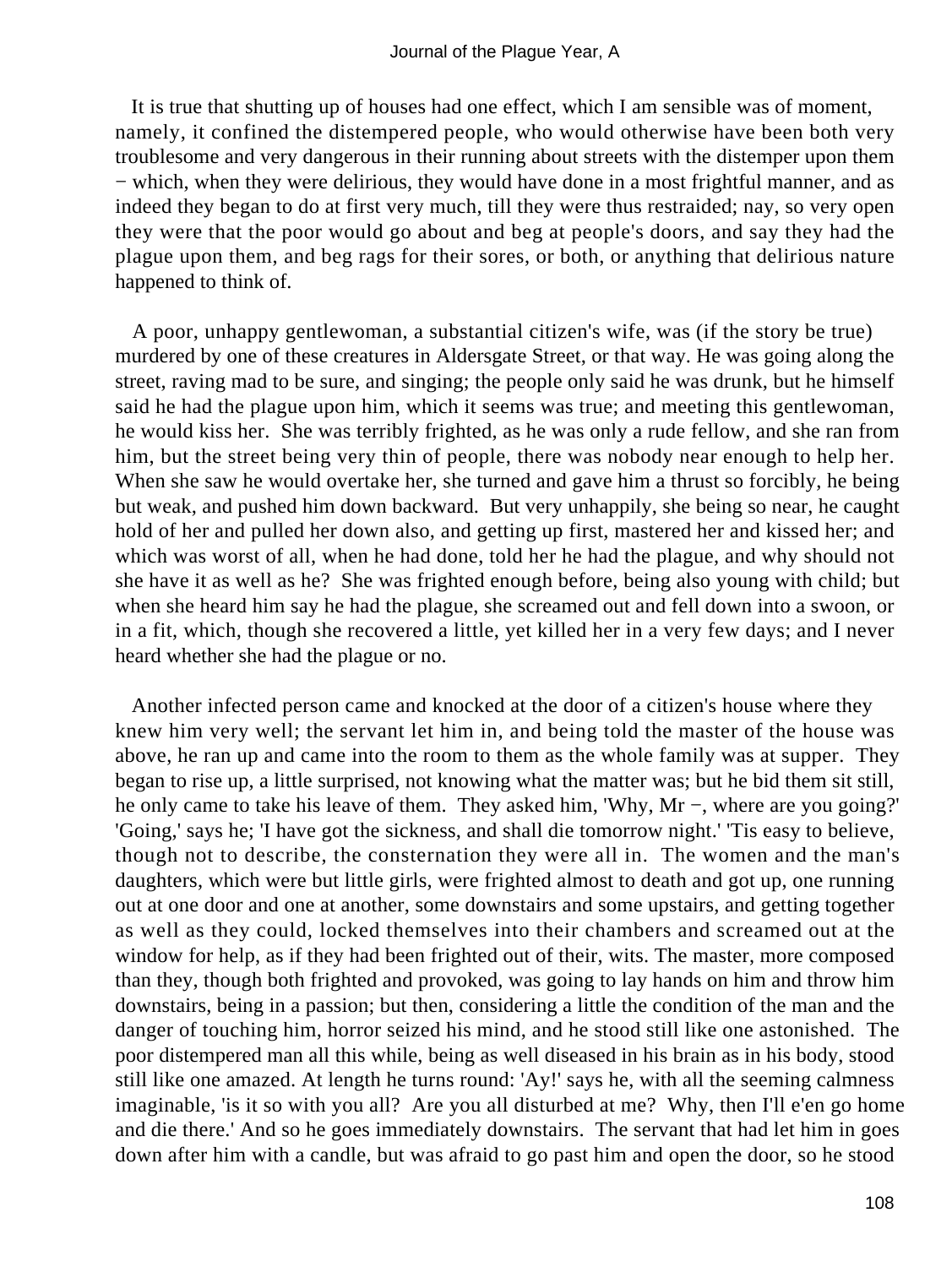It is true that shutting up of houses had one effect, which I am sensible was of moment, namely, it confined the distempered people, who would otherwise have been both very troublesome and very dangerous in their running about streets with the distemper upon them − which, when they were delirious, they would have done in a most frightful manner, and as indeed they began to do at first very much, till they were thus restraided; nay, so very open they were that the poor would go about and beg at people's doors, and say they had the plague upon them, and beg rags for their sores, or both, or anything that delirious nature happened to think of.

A poor, unhappy gentlewoman, a substantial citizen's wife, was (if the story be true) murdered by one of these creatures in Aldersgate Street, or that way. He was going along the street, raving mad to be sure, and singing; the people only said he was drunk, but he himself said he had the plague upon him, which it seems was true; and meeting this gentlewoman, he would kiss her. She was terribly frighted, as he was only a rude fellow, and she ran from him, but the street being very thin of people, there was nobody near enough to help her. When she saw he would overtake her, she turned and gave him a thrust so forcibly, he being but weak, and pushed him down backward. But very unhappily, she being so near, he caught hold of her and pulled her down also, and getting up first, mastered her and kissed her; and which was worst of all, when he had done, told her he had the plague, and why should not she have it as well as he? She was frighted enough before, being also young with child; but when she heard him say he had the plague, she screamed out and fell down into a swoon, or in a fit, which, though she recovered a little, yet killed her in a very few days; and I never heard whether she had the plague or no.

Another infected person came and knocked at the door of a citizen's house where they knew him very well; the servant let him in, and being told the master of the house was above, he ran up and came into the room to them as the whole family was at supper. They began to rise up, a little surprised, not knowing what the matter was; but he bid them sit still, he only came to take his leave of them. They asked him, 'Why, Mr −, where are you going?' 'Going,' says he; 'I have got the sickness, and shall die tomorrow night.' 'Tis easy to believe, though not to describe, the consternation they were all in. The women and the man's daughters, which were but little girls, were frighted almost to death and got up, one running out at one door and one at another, some downstairs and some upstairs, and getting together as well as they could, locked themselves into their chambers and screamed out at the window for help, as if they had been frighted out of their, wits. The master, more composed than they, though both frighted and provoked, was going to lay hands on him and throw him downstairs, being in a passion; but then, considering a little the condition of the man and the danger of touching him, horror seized his mind, and he stood still like one astonished. The poor distempered man all this while, being as well diseased in his brain as in his body, stood still like one amazed. At length he turns round: 'Ay!' says he, with all the seeming calmness imaginable, 'is it so with you all? Are you all disturbed at me? Why, then I'll e'en go home and die there.' And so he goes immediately downstairs. The servant that had let him in goes down after him with a candle, but was afraid to go past him and open the door, so he stood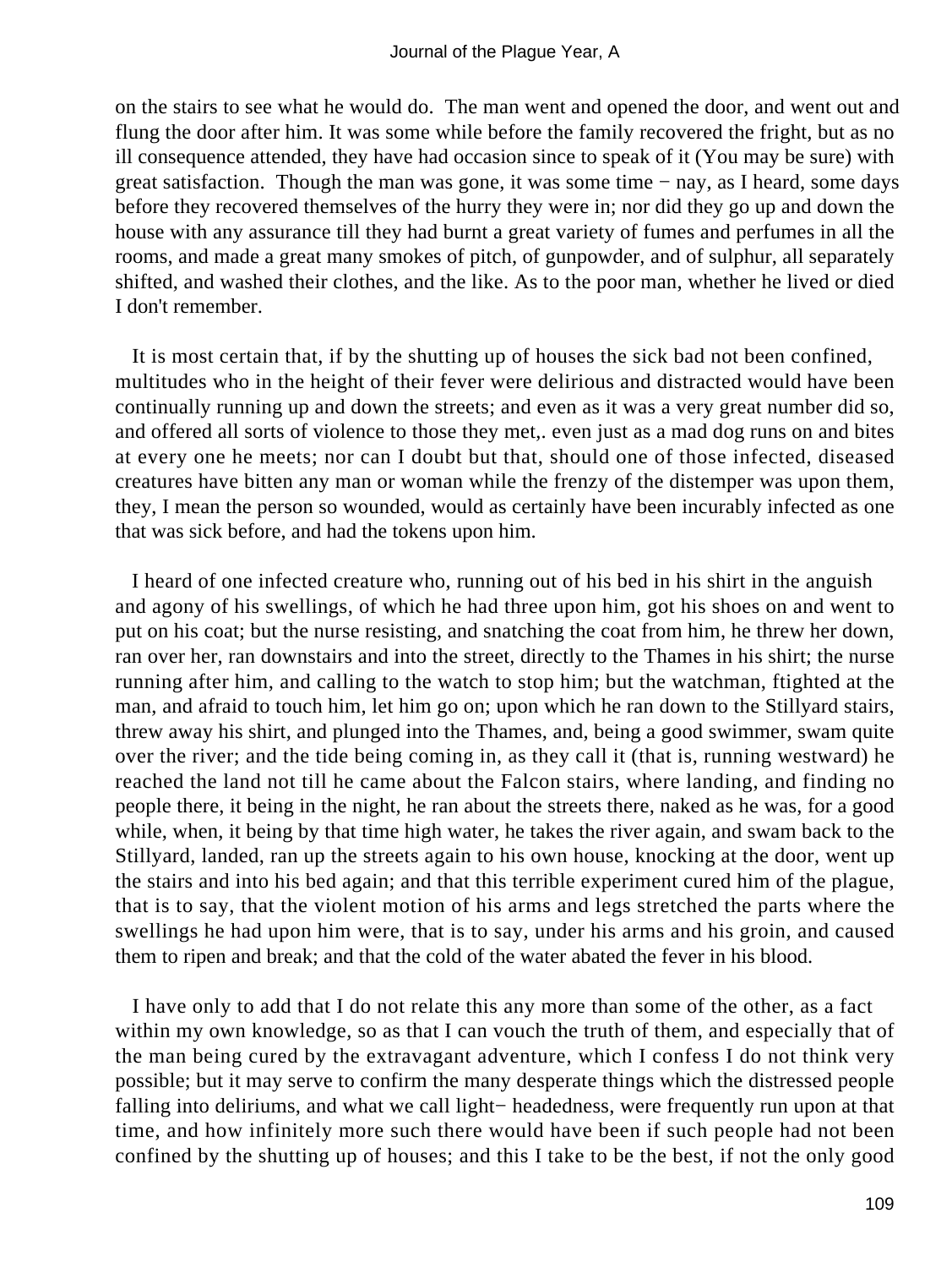on the stairs to see what he would do. The man went and opened the door, and went out and flung the door after him. It was some while before the family recovered the fright, but as no ill consequence attended, they have had occasion since to speak of it (You may be sure) with great satisfaction. Though the man was gone, it was some time − nay, as I heard, some days before they recovered themselves of the hurry they were in; nor did they go up and down the house with any assurance till they had burnt a great variety of fumes and perfumes in all the rooms, and made a great many smokes of pitch, of gunpowder, and of sulphur, all separately shifted, and washed their clothes, and the like. As to the poor man, whether he lived or died I don't remember.

It is most certain that, if by the shutting up of houses the sick bad not been confined, multitudes who in the height of their fever were delirious and distracted would have been continually running up and down the streets; and even as it was a very great number did so, and offered all sorts of violence to those they met,. even just as a mad dog runs on and bites at every one he meets; nor can I doubt but that, should one of those infected, diseased creatures have bitten any man or woman while the frenzy of the distemper was upon them, they, I mean the person so wounded, would as certainly have been incurably infected as one that was sick before, and had the tokens upon him.

I heard of one infected creature who, running out of his bed in his shirt in the anguish and agony of his swellings, of which he had three upon him, got his shoes on and went to put on his coat; but the nurse resisting, and snatching the coat from him, he threw her down, ran over her, ran downstairs and into the street, directly to the Thames in his shirt; the nurse running after him, and calling to the watch to stop him; but the watchman, ftighted at the man, and afraid to touch him, let him go on; upon which he ran down to the Stillyard stairs, threw away his shirt, and plunged into the Thames, and, being a good swimmer, swam quite over the river; and the tide being coming in, as they call it (that is, running westward) he reached the land not till he came about the Falcon stairs, where landing, and finding no people there, it being in the night, he ran about the streets there, naked as he was, for a good while, when, it being by that time high water, he takes the river again, and swam back to the Stillyard, landed, ran up the streets again to his own house, knocking at the door, went up the stairs and into his bed again; and that this terrible experiment cured him of the plague, that is to say, that the violent motion of his arms and legs stretched the parts where the swellings he had upon him were, that is to say, under his arms and his groin, and caused them to ripen and break; and that the cold of the water abated the fever in his blood.

I have only to add that I do not relate this any more than some of the other, as a fact within my own knowledge, so as that I can vouch the truth of them, and especially that of the man being cured by the extravagant adventure, which I confess I do not think very possible; but it may serve to confirm the many desperate things which the distressed people falling into deliriums, and what we call light− headedness, were frequently run upon at that time, and how infinitely more such there would have been if such people had not been confined by the shutting up of houses; and this I take to be the best, if not the only good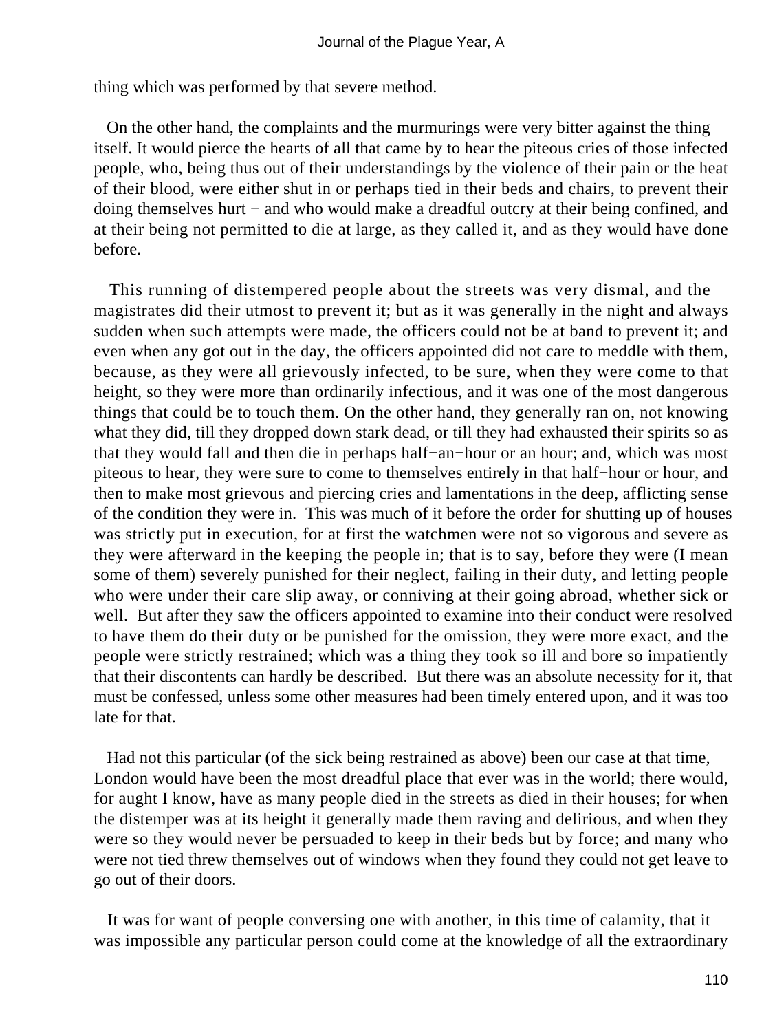thing which was performed by that severe method.

On the other hand, the complaints and the murmurings were very bitter against the thing itself. It would pierce the hearts of all that came by to hear the piteous cries of those infected people, who, being thus out of their understandings by the violence of their pain or the heat of their blood, were either shut in or perhaps tied in their beds and chairs, to prevent their doing themselves hurt − and who would make a dreadful outcry at their being confined, and at their being not permitted to die at large, as they called it, and as they would have done before.

This running of distempered people about the streets was very dismal, and the magistrates did their utmost to prevent it; but as it was generally in the night and always sudden when such attempts were made, the officers could not be at band to prevent it; and even when any got out in the day, the officers appointed did not care to meddle with them, because, as they were all grievously infected, to be sure, when they were come to that height, so they were more than ordinarily infectious, and it was one of the most dangerous things that could be to touch them. On the other hand, they generally ran on, not knowing what they did, till they dropped down stark dead, or till they had exhausted their spirits so as that they would fall and then die in perhaps half−an−hour or an hour; and, which was most piteous to hear, they were sure to come to themselves entirely in that half−hour or hour, and then to make most grievous and piercing cries and lamentations in the deep, afflicting sense of the condition they were in. This was much of it before the order for shutting up of houses was strictly put in execution, for at first the watchmen were not so vigorous and severe as they were afterward in the keeping the people in; that is to say, before they were (I mean some of them) severely punished for their neglect, failing in their duty, and letting people who were under their care slip away, or conniving at their going abroad, whether sick or well. But after they saw the officers appointed to examine into their conduct were resolved to have them do their duty or be punished for the omission, they were more exact, and the people were strictly restrained; which was a thing they took so ill and bore so impatiently that their discontents can hardly be described. But there was an absolute necessity for it, that must be confessed, unless some other measures had been timely entered upon, and it was too late for that.

Had not this particular (of the sick being restrained as above) been our case at that time, London would have been the most dreadful place that ever was in the world; there would, for aught I know, have as many people died in the streets as died in their houses; for when the distemper was at its height it generally made them raving and delirious, and when they were so they would never be persuaded to keep in their beds but by force; and many who were not tied threw themselves out of windows when they found they could not get leave to go out of their doors.

It was for want of people conversing one with another, in this time of calamity, that it was impossible any particular person could come at the knowledge of all the extraordinary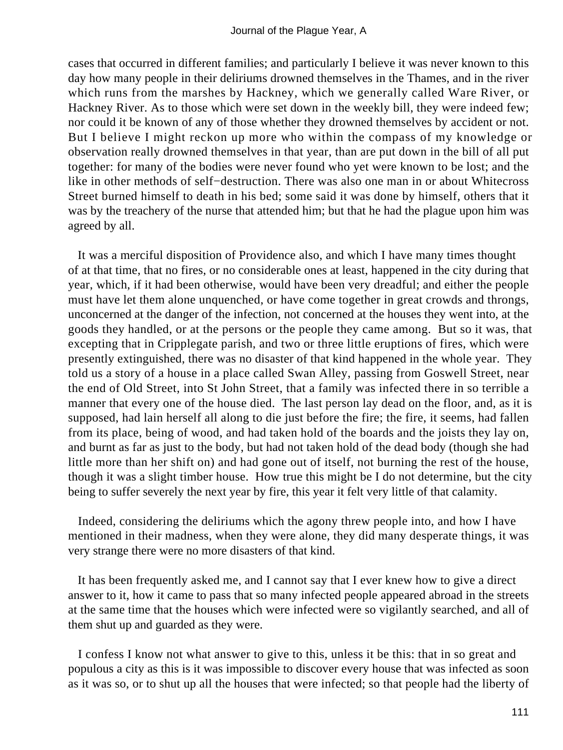cases that occurred in different families; and particularly I believe it was never known to this day how many people in their deliriums drowned themselves in the Thames, and in the river which runs from the marshes by Hackney, which we generally called Ware River, or Hackney River. As to those which were set down in the weekly bill, they were indeed few; nor could it be known of any of those whether they drowned themselves by accident or not. But I believe I might reckon up more who within the compass of my knowledge or observation really drowned themselves in that year, than are put down in the bill of all put together: for many of the bodies were never found who yet were known to be lost; and the like in other methods of self−destruction. There was also one man in or about Whitecross Street burned himself to death in his bed; some said it was done by himself, others that it was by the treachery of the nurse that attended him; but that he had the plague upon him was agreed by all.

It was a merciful disposition of Providence also, and which I have many times thought of at that time, that no fires, or no considerable ones at least, happened in the city during that year, which, if it had been otherwise, would have been very dreadful; and either the people must have let them alone unquenched, or have come together in great crowds and throngs, unconcerned at the danger of the infection, not concerned at the houses they went into, at the goods they handled, or at the persons or the people they came among. But so it was, that excepting that in Cripplegate parish, and two or three little eruptions of fires, which were presently extinguished, there was no disaster of that kind happened in the whole year. They told us a story of a house in a place called Swan Alley, passing from Goswell Street, near the end of Old Street, into St John Street, that a family was infected there in so terrible a manner that every one of the house died. The last person lay dead on the floor, and, as it is supposed, had lain herself all along to die just before the fire; the fire, it seems, had fallen from its place, being of wood, and had taken hold of the boards and the joists they lay on, and burnt as far as just to the body, but had not taken hold of the dead body (though she had little more than her shift on) and had gone out of itself, not burning the rest of the house, though it was a slight timber house. How true this might be I do not determine, but the city being to suffer severely the next year by fire, this year it felt very little of that calamity.

Indeed, considering the deliriums which the agony threw people into, and how I have mentioned in their madness, when they were alone, they did many desperate things, it was very strange there were no more disasters of that kind.

It has been frequently asked me, and I cannot say that I ever knew how to give a direct answer to it, how it came to pass that so many infected people appeared abroad in the streets at the same time that the houses which were infected were so vigilantly searched, and all of them shut up and guarded as they were.

I confess I know not what answer to give to this, unless it be this: that in so great and populous a city as this is it was impossible to discover every house that was infected as soon as it was so, or to shut up all the houses that were infected; so that people had the liberty of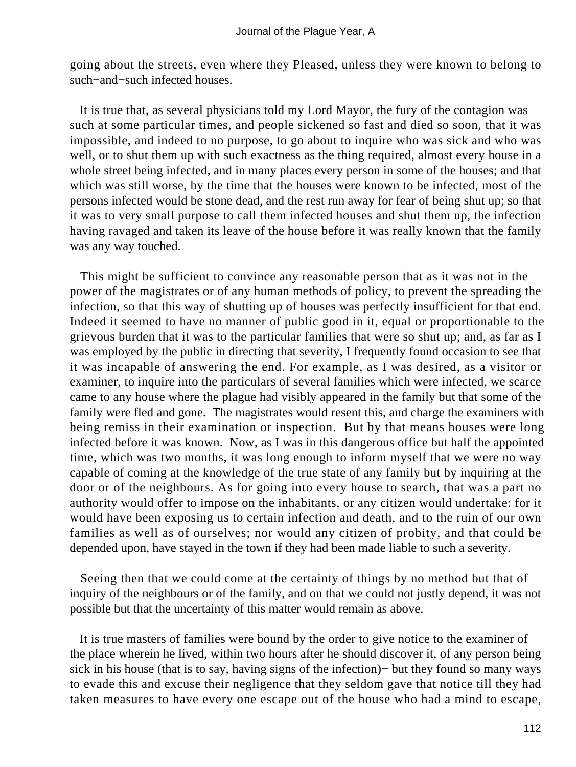going about the streets, even where they Pleased, unless they were known to belong to such−and−such infected houses.

It is true that, as several physicians told my Lord Mayor, the fury of the contagion was such at some particular times, and people sickened so fast and died so soon, that it was impossible, and indeed to no purpose, to go about to inquire who was sick and who was well, or to shut them up with such exactness as the thing required, almost every house in a whole street being infected, and in many places every person in some of the houses; and that which was still worse, by the time that the houses were known to be infected, most of the persons infected would be stone dead, and the rest run away for fear of being shut up; so that it was to very small purpose to call them infected houses and shut them up, the infection having ravaged and taken its leave of the house before it was really known that the family was any way touched.

This might be sufficient to convince any reasonable person that as it was not in the power of the magistrates or of any human methods of policy, to prevent the spreading the infection, so that this way of shutting up of houses was perfectly insufficient for that end. Indeed it seemed to have no manner of public good in it, equal or proportionable to the grievous burden that it was to the particular families that were so shut up; and, as far as I was employed by the public in directing that severity, I frequently found occasion to see that it was incapable of answering the end. For example, as I was desired, as a visitor or examiner, to inquire into the particulars of several families which were infected, we scarce came to any house where the plague had visibly appeared in the family but that some of the family were fled and gone. The magistrates would resent this, and charge the examiners with being remiss in their examination or inspection. But by that means houses were long infected before it was known. Now, as I was in this dangerous office but half the appointed time, which was two months, it was long enough to inform myself that we were no way capable of coming at the knowledge of the true state of any family but by inquiring at the door or of the neighbours. As for going into every house to search, that was a part no authority would offer to impose on the inhabitants, or any citizen would undertake: for it would have been exposing us to certain infection and death, and to the ruin of our own families as well as of ourselves; nor would any citizen of probity, and that could be depended upon, have stayed in the town if they had been made liable to such a severity.

Seeing then that we could come at the certainty of things by no method but that of inquiry of the neighbours or of the family, and on that we could not justly depend, it was not possible but that the uncertainty of this matter would remain as above.

It is true masters of families were bound by the order to give notice to the examiner of the place wherein he lived, within two hours after he should discover it, of any person being sick in his house (that is to say, having signs of the infection)− but they found so many ways to evade this and excuse their negligence that they seldom gave that notice till they had taken measures to have every one escape out of the house who had a mind to escape,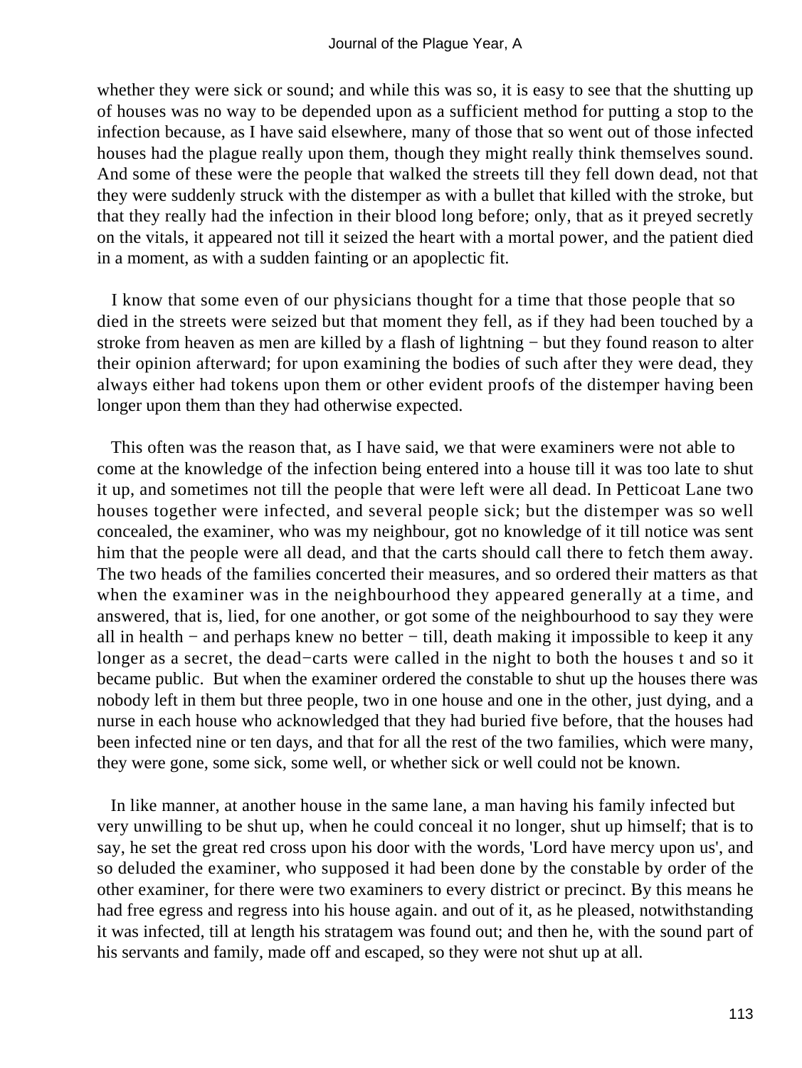whether they were sick or sound; and while this was so, it is easy to see that the shutting up of houses was no way to be depended upon as a sufficient method for putting a stop to the infection because, as I have said elsewhere, many of those that so went out of those infected houses had the plague really upon them, though they might really think themselves sound. And some of these were the people that walked the streets till they fell down dead, not that they were suddenly struck with the distemper as with a bullet that killed with the stroke, but that they really had the infection in their blood long before; only, that as it preyed secretly on the vitals, it appeared not till it seized the heart with a mortal power, and the patient died in a moment, as with a sudden fainting or an apoplectic fit.

I know that some even of our physicians thought for a time that those people that so died in the streets were seized but that moment they fell, as if they had been touched by a stroke from heaven as men are killed by a flash of lightning − but they found reason to alter their opinion afterward; for upon examining the bodies of such after they were dead, they always either had tokens upon them or other evident proofs of the distemper having been longer upon them than they had otherwise expected.

This often was the reason that, as I have said, we that were examiners were not able to come at the knowledge of the infection being entered into a house till it was too late to shut it up, and sometimes not till the people that were left were all dead. In Petticoat Lane two houses together were infected, and several people sick; but the distemper was so well concealed, the examiner, who was my neighbour, got no knowledge of it till notice was sent him that the people were all dead, and that the carts should call there to fetch them away. The two heads of the families concerted their measures, and so ordered their matters as that when the examiner was in the neighbourhood they appeared generally at a time, and answered, that is, lied, for one another, or got some of the neighbourhood to say they were all in health − and perhaps knew no better − till, death making it impossible to keep it any longer as a secret, the dead−carts were called in the night to both the houses t and so it became public. But when the examiner ordered the constable to shut up the houses there was nobody left in them but three people, two in one house and one in the other, just dying, and a nurse in each house who acknowledged that they had buried five before, that the houses had been infected nine or ten days, and that for all the rest of the two families, which were many, they were gone, some sick, some well, or whether sick or well could not be known.

In like manner, at another house in the same lane, a man having his family infected but very unwilling to be shut up, when he could conceal it no longer, shut up himself; that is to say, he set the great red cross upon his door with the words, 'Lord have mercy upon us', and so deluded the examiner, who supposed it had been done by the constable by order of the other examiner, for there were two examiners to every district or precinct. By this means he had free egress and regress into his house again. and out of it, as he pleased, notwithstanding it was infected, till at length his stratagem was found out; and then he, with the sound part of his servants and family, made off and escaped, so they were not shut up at all.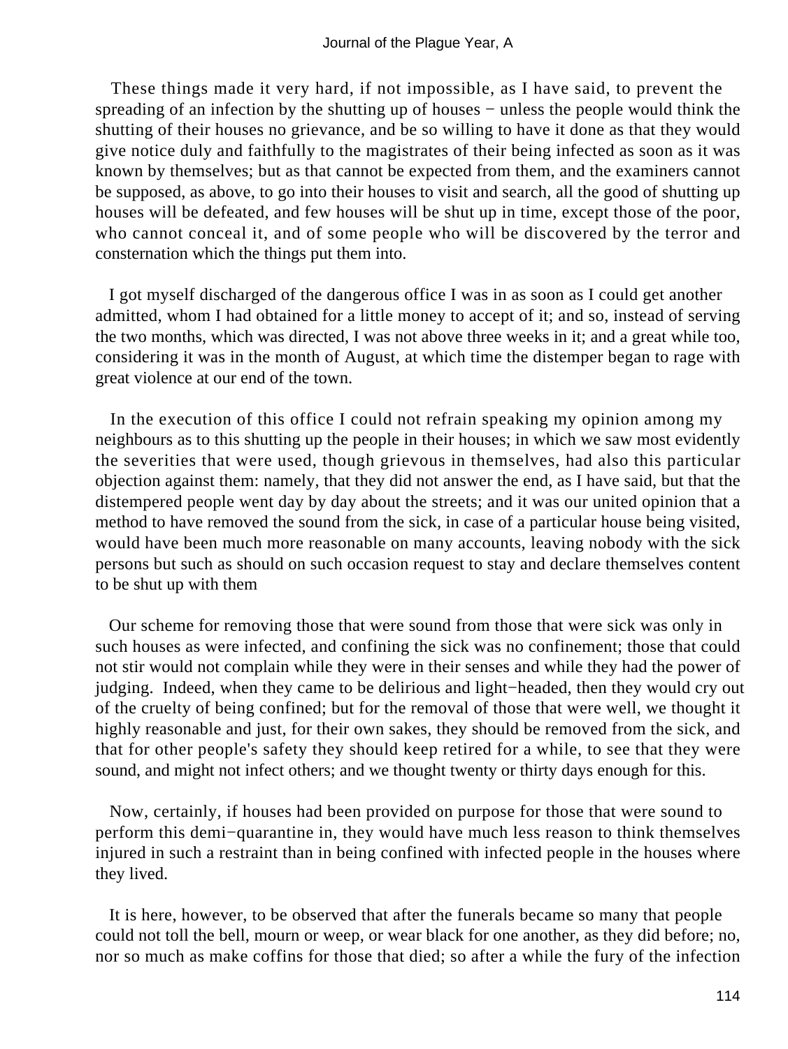These things made it very hard, if not impossible, as I have said, to prevent the spreading of an infection by the shutting up of houses − unless the people would think the shutting of their houses no grievance, and be so willing to have it done as that they would give notice duly and faithfully to the magistrates of their being infected as soon as it was known by themselves; but as that cannot be expected from them, and the examiners cannot be supposed, as above, to go into their houses to visit and search, all the good of shutting up houses will be defeated, and few houses will be shut up in time, except those of the poor, who cannot conceal it, and of some people who will be discovered by the terror and consternation which the things put them into.

I got myself discharged of the dangerous office I was in as soon as I could get another admitted, whom I had obtained for a little money to accept of it; and so, instead of serving the two months, which was directed, I was not above three weeks in it; and a great while too, considering it was in the month of August, at which time the distemper began to rage with great violence at our end of the town.

In the execution of this office I could not refrain speaking my opinion among my neighbours as to this shutting up the people in their houses; in which we saw most evidently the severities that were used, though grievous in themselves, had also this particular objection against them: namely, that they did not answer the end, as I have said, but that the distempered people went day by day about the streets; and it was our united opinion that a method to have removed the sound from the sick, in case of a particular house being visited, would have been much more reasonable on many accounts, leaving nobody with the sick persons but such as should on such occasion request to stay and declare themselves content to be shut up with them

Our scheme for removing those that were sound from those that were sick was only in such houses as were infected, and confining the sick was no confinement; those that could not stir would not complain while they were in their senses and while they had the power of judging. Indeed, when they came to be delirious and light−headed, then they would cry out of the cruelty of being confined; but for the removal of those that were well, we thought it highly reasonable and just, for their own sakes, they should be removed from the sick, and that for other people's safety they should keep retired for a while, to see that they were sound, and might not infect others; and we thought twenty or thirty days enough for this.

Now, certainly, if houses had been provided on purpose for those that were sound to perform this demi−quarantine in, they would have much less reason to think themselves injured in such a restraint than in being confined with infected people in the houses where they lived.

It is here, however, to be observed that after the funerals became so many that people could not toll the bell, mourn or weep, or wear black for one another, as they did before; no, nor so much as make coffins for those that died; so after a while the fury of the infection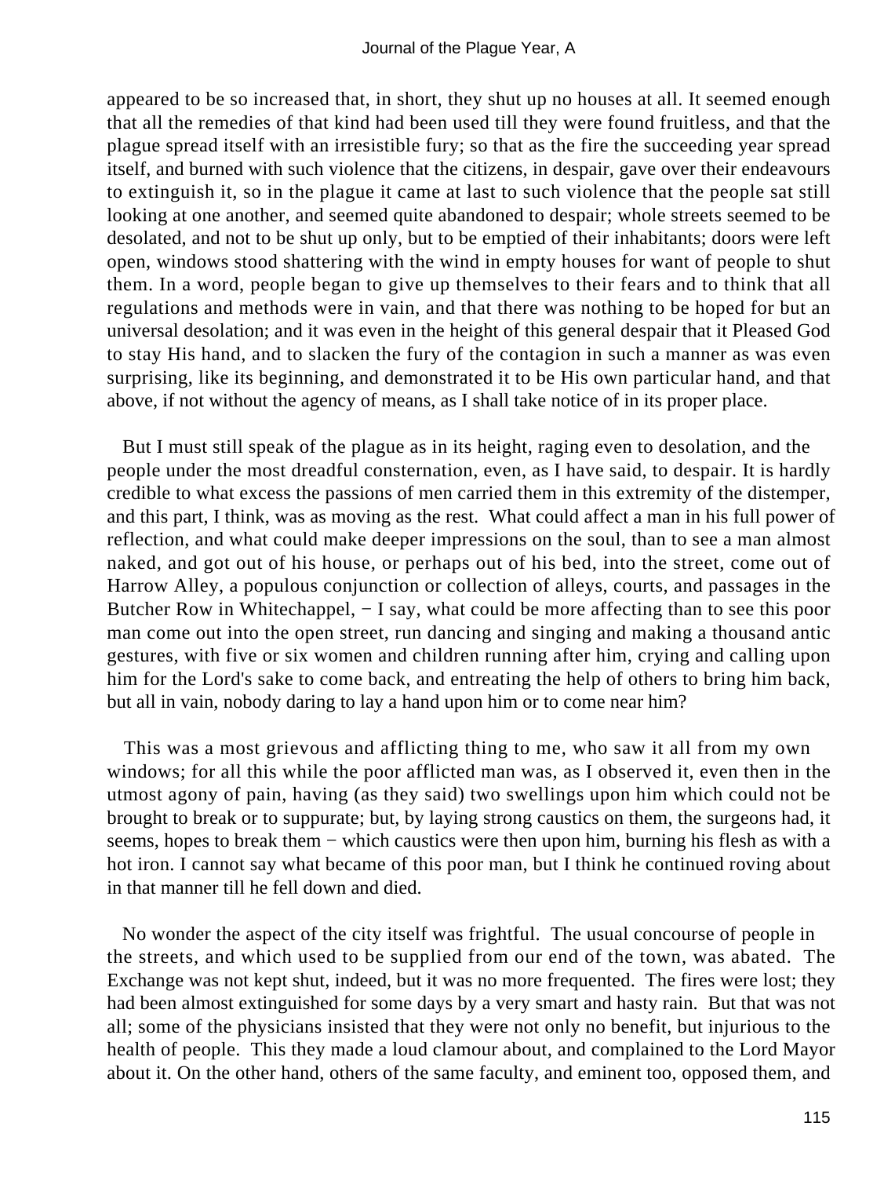appeared to be so increased that, in short, they shut up no houses at all. It seemed enough that all the remedies of that kind had been used till they were found fruitless, and that the plague spread itself with an irresistible fury; so that as the fire the succeeding year spread itself, and burned with such violence that the citizens, in despair, gave over their endeavours to extinguish it, so in the plague it came at last to such violence that the people sat still looking at one another, and seemed quite abandoned to despair; whole streets seemed to be desolated, and not to be shut up only, but to be emptied of their inhabitants; doors were left open, windows stood shattering with the wind in empty houses for want of people to shut them. In a word, people began to give up themselves to their fears and to think that all regulations and methods were in vain, and that there was nothing to be hoped for but an universal desolation; and it was even in the height of this general despair that it Pleased God to stay His hand, and to slacken the fury of the contagion in such a manner as was even surprising, like its beginning, and demonstrated it to be His own particular hand, and that above, if not without the agency of means, as I shall take notice of in its proper place.

But I must still speak of the plague as in its height, raging even to desolation, and the people under the most dreadful consternation, even, as I have said, to despair. It is hardly credible to what excess the passions of men carried them in this extremity of the distemper, and this part, I think, was as moving as the rest. What could affect a man in his full power of reflection, and what could make deeper impressions on the soul, than to see a man almost naked, and got out of his house, or perhaps out of his bed, into the street, come out of Harrow Alley, a populous conjunction or collection of alleys, courts, and passages in the Butcher Row in Whitechappel, − I say, what could be more affecting than to see this poor man come out into the open street, run dancing and singing and making a thousand antic gestures, with five or six women and children running after him, crying and calling upon him for the Lord's sake to come back, and entreating the help of others to bring him back, but all in vain, nobody daring to lay a hand upon him or to come near him?

This was a most grievous and afflicting thing to me, who saw it all from my own windows; for all this while the poor afflicted man was, as I observed it, even then in the utmost agony of pain, having (as they said) two swellings upon him which could not be brought to break or to suppurate; but, by laying strong caustics on them, the surgeons had, it seems, hopes to break them − which caustics were then upon him, burning his flesh as with a hot iron. I cannot say what became of this poor man, but I think he continued roving about in that manner till he fell down and died.

No wonder the aspect of the city itself was frightful. The usual concourse of people in the streets, and which used to be supplied from our end of the town, was abated. The Exchange was not kept shut, indeed, but it was no more frequented. The fires were lost; they had been almost extinguished for some days by a very smart and hasty rain. But that was not all; some of the physicians insisted that they were not only no benefit, but injurious to the health of people. This they made a loud clamour about, and complained to the Lord Mayor about it. On the other hand, others of the same faculty, and eminent too, opposed them, and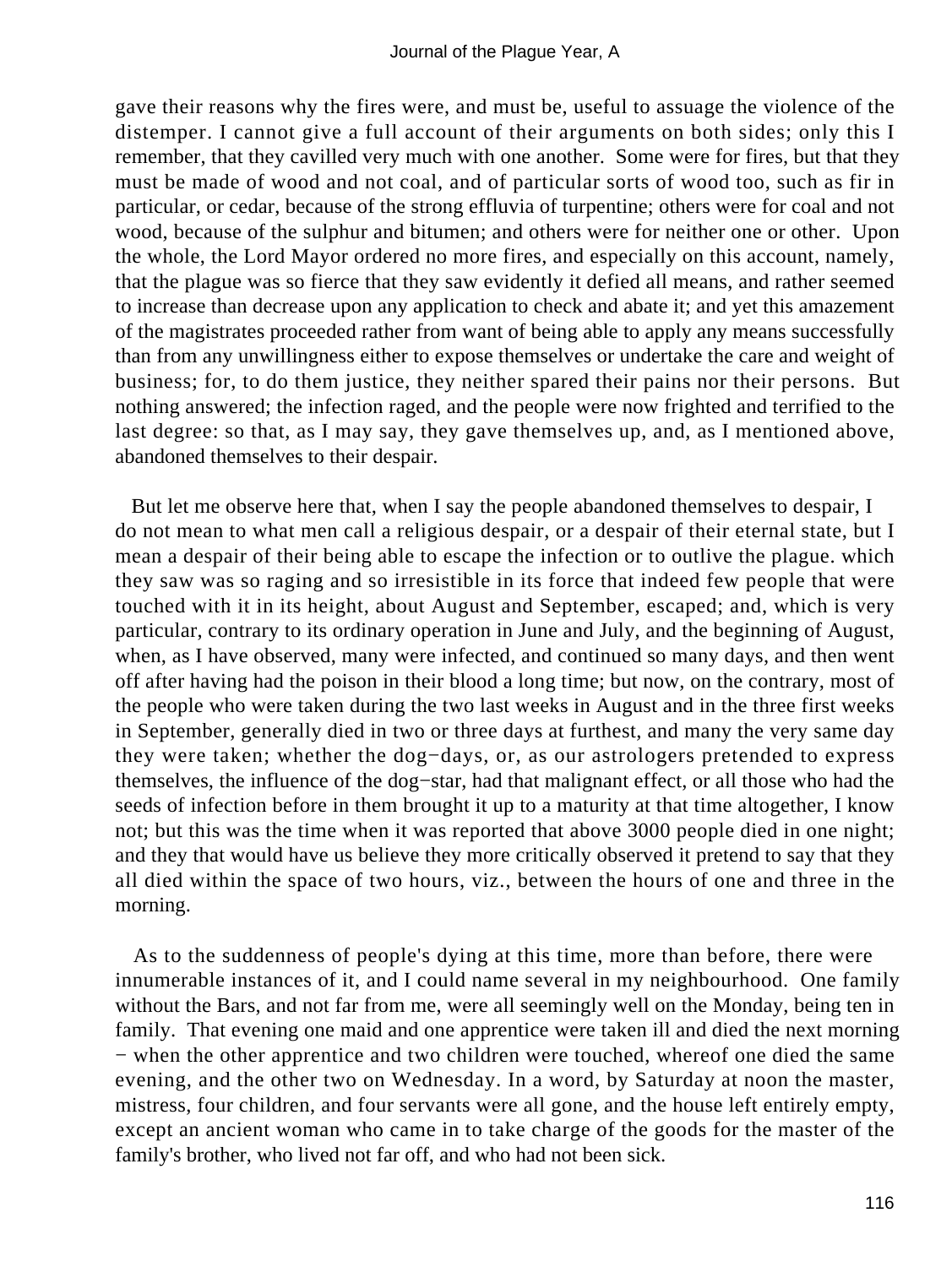gave their reasons why the fires were, and must be, useful to assuage the violence of the distemper. I cannot give a full account of their arguments on both sides; only this I remember, that they cavilled very much with one another. Some were for fires, but that they must be made of wood and not coal, and of particular sorts of wood too, such as fir in particular, or cedar, because of the strong effluvia of turpentine; others were for coal and not wood, because of the sulphur and bitumen; and others were for neither one or other. Upon the whole, the Lord Mayor ordered no more fires, and especially on this account, namely, that the plague was so fierce that they saw evidently it defied all means, and rather seemed to increase than decrease upon any application to check and abate it; and yet this amazement of the magistrates proceeded rather from want of being able to apply any means successfully than from any unwillingness either to expose themselves or undertake the care and weight of business; for, to do them justice, they neither spared their pains nor their persons. But nothing answered; the infection raged, and the people were now frighted and terrified to the last degree: so that, as I may say, they gave themselves up, and, as I mentioned above, abandoned themselves to their despair.

But let me observe here that, when I say the people abandoned themselves to despair, I do not mean to what men call a religious despair, or a despair of their eternal state, but I mean a despair of their being able to escape the infection or to outlive the plague. which they saw was so raging and so irresistible in its force that indeed few people that were touched with it in its height, about August and September, escaped; and, which is very particular, contrary to its ordinary operation in June and July, and the beginning of August, when, as I have observed, many were infected, and continued so many days, and then went off after having had the poison in their blood a long time; but now, on the contrary, most of the people who were taken during the two last weeks in August and in the three first weeks in September, generally died in two or three days at furthest, and many the very same day they were taken; whether the dog−days, or, as our astrologers pretended to express themselves, the influence of the dog−star, had that malignant effect, or all those who had the seeds of infection before in them brought it up to a maturity at that time altogether, I know not; but this was the time when it was reported that above 3000 people died in one night; and they that would have us believe they more critically observed it pretend to say that they all died within the space of two hours, viz., between the hours of one and three in the morning.

As to the suddenness of people's dying at this time, more than before, there were innumerable instances of it, and I could name several in my neighbourhood. One family without the Bars, and not far from me, were all seemingly well on the Monday, being ten in family. That evening one maid and one apprentice were taken ill and died the next morning − when the other apprentice and two children were touched, whereof one died the same evening, and the other two on Wednesday. In a word, by Saturday at noon the master, mistress, four children, and four servants were all gone, and the house left entirely empty, except an ancient woman who came in to take charge of the goods for the master of the family's brother, who lived not far off, and who had not been sick.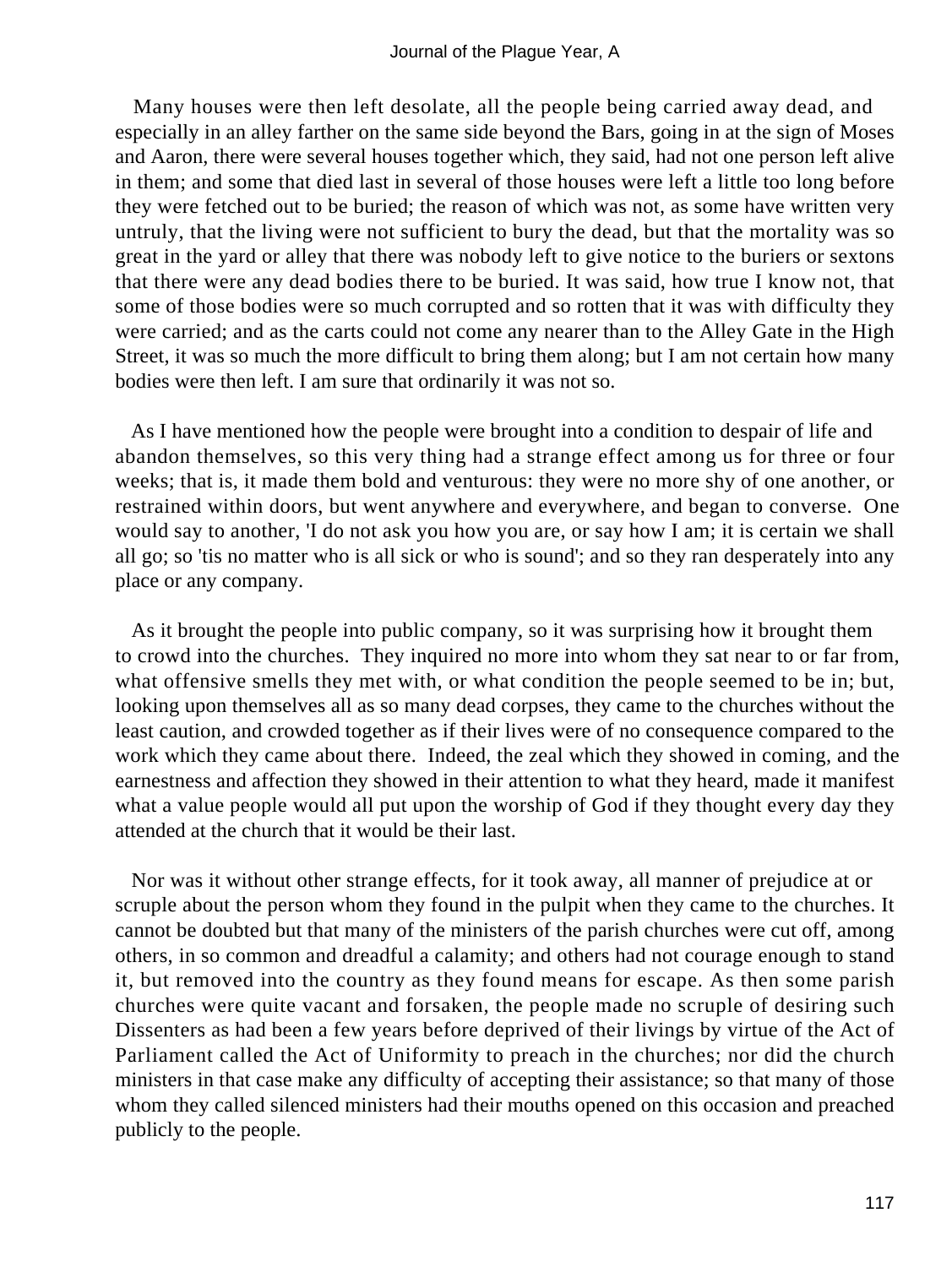Many houses were then left desolate, all the people being carried away dead, and especially in an alley farther on the same side beyond the Bars, going in at the sign of Moses and Aaron, there were several houses together which, they said, had not one person left alive in them; and some that died last in several of those houses were left a little too long before they were fetched out to be buried; the reason of which was not, as some have written very untruly, that the living were not sufficient to bury the dead, but that the mortality was so great in the yard or alley that there was nobody left to give notice to the buriers or sextons that there were any dead bodies there to be buried. It was said, how true I know not, that some of those bodies were so much corrupted and so rotten that it was with difficulty they were carried; and as the carts could not come any nearer than to the Alley Gate in the High Street, it was so much the more difficult to bring them along; but I am not certain how many bodies were then left. I am sure that ordinarily it was not so.

As I have mentioned how the people were brought into a condition to despair of life and abandon themselves, so this very thing had a strange effect among us for three or four weeks; that is, it made them bold and venturous: they were no more shy of one another, or restrained within doors, but went anywhere and everywhere, and began to converse. One would say to another, 'I do not ask you how you are, or say how I am; it is certain we shall all go; so 'tis no matter who is all sick or who is sound'; and so they ran desperately into any place or any company.

As it brought the people into public company, so it was surprising how it brought them to crowd into the churches. They inquired no more into whom they sat near to or far from, what offensive smells they met with, or what condition the people seemed to be in; but, looking upon themselves all as so many dead corpses, they came to the churches without the least caution, and crowded together as if their lives were of no consequence compared to the work which they came about there. Indeed, the zeal which they showed in coming, and the earnestness and affection they showed in their attention to what they heard, made it manifest what a value people would all put upon the worship of God if they thought every day they attended at the church that it would be their last.

Nor was it without other strange effects, for it took away, all manner of prejudice at or scruple about the person whom they found in the pulpit when they came to the churches. It cannot be doubted but that many of the ministers of the parish churches were cut off, among others, in so common and dreadful a calamity; and others had not courage enough to stand it, but removed into the country as they found means for escape. As then some parish churches were quite vacant and forsaken, the people made no scruple of desiring such Dissenters as had been a few years before deprived of their livings by virtue of the Act of Parliament called the Act of Uniformity to preach in the churches; nor did the church ministers in that case make any difficulty of accepting their assistance; so that many of those whom they called silenced ministers had their mouths opened on this occasion and preached publicly to the people.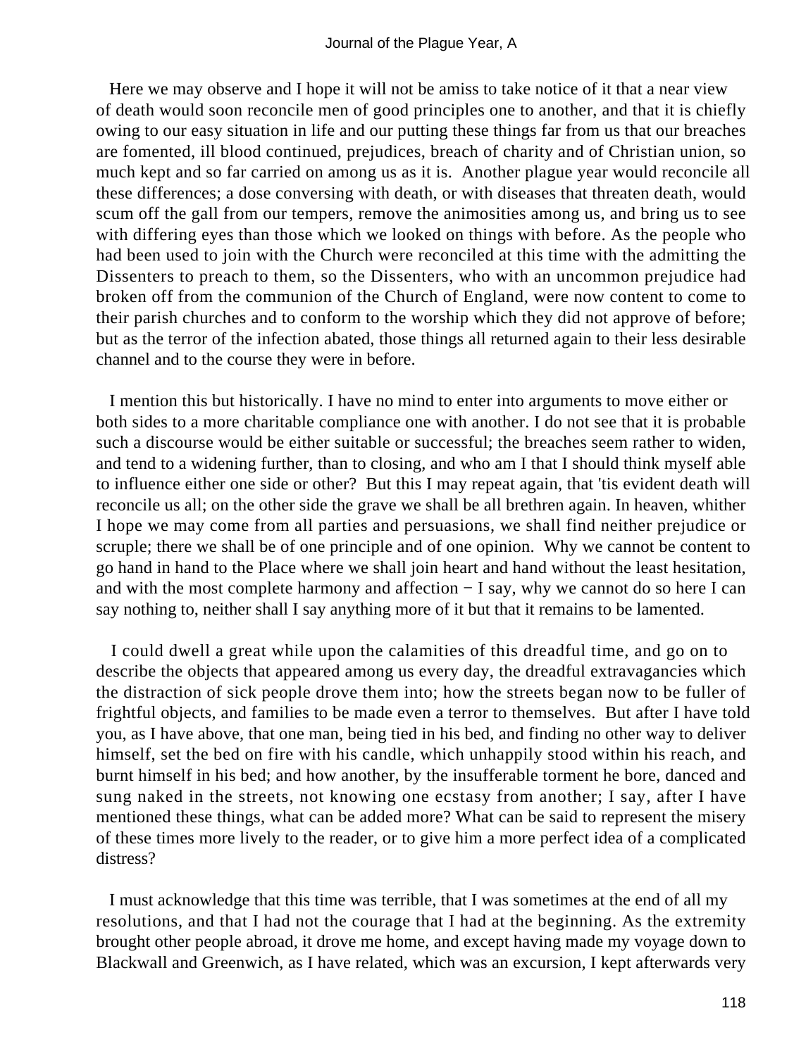Here we may observe and I hope it will not be amiss to take notice of it that a near view of death would soon reconcile men of good principles one to another, and that it is chiefly owing to our easy situation in life and our putting these things far from us that our breaches are fomented, ill blood continued, prejudices, breach of charity and of Christian union, so much kept and so far carried on among us as it is. Another plague year would reconcile all these differences; a dose conversing with death, or with diseases that threaten death, would scum off the gall from our tempers, remove the animosities among us, and bring us to see with differing eyes than those which we looked on things with before. As the people who had been used to join with the Church were reconciled at this time with the admitting the Dissenters to preach to them, so the Dissenters, who with an uncommon prejudice had broken off from the communion of the Church of England, were now content to come to their parish churches and to conform to the worship which they did not approve of before; but as the terror of the infection abated, those things all returned again to their less desirable channel and to the course they were in before.

I mention this but historically. I have no mind to enter into arguments to move either or both sides to a more charitable compliance one with another. I do not see that it is probable such a discourse would be either suitable or successful; the breaches seem rather to widen, and tend to a widening further, than to closing, and who am I that I should think myself able to influence either one side or other? But this I may repeat again, that 'tis evident death will reconcile us all; on the other side the grave we shall be all brethren again. In heaven, whither I hope we may come from all parties and persuasions, we shall find neither prejudice or scruple; there we shall be of one principle and of one opinion. Why we cannot be content to go hand in hand to the Place where we shall join heart and hand without the least hesitation, and with the most complete harmony and affection − I say, why we cannot do so here I can say nothing to, neither shall I say anything more of it but that it remains to be lamented.

I could dwell a great while upon the calamities of this dreadful time, and go on to describe the objects that appeared among us every day, the dreadful extravagancies which the distraction of sick people drove them into; how the streets began now to be fuller of frightful objects, and families to be made even a terror to themselves. But after I have told you, as I have above, that one man, being tied in his bed, and finding no other way to deliver himself, set the bed on fire with his candle, which unhappily stood within his reach, and burnt himself in his bed; and how another, by the insufferable torment he bore, danced and sung naked in the streets, not knowing one ecstasy from another; I say, after I have mentioned these things, what can be added more? What can be said to represent the misery of these times more lively to the reader, or to give him a more perfect idea of a complicated distress?

I must acknowledge that this time was terrible, that I was sometimes at the end of all my resolutions, and that I had not the courage that I had at the beginning. As the extremity brought other people abroad, it drove me home, and except having made my voyage down to Blackwall and Greenwich, as I have related, which was an excursion, I kept afterwards very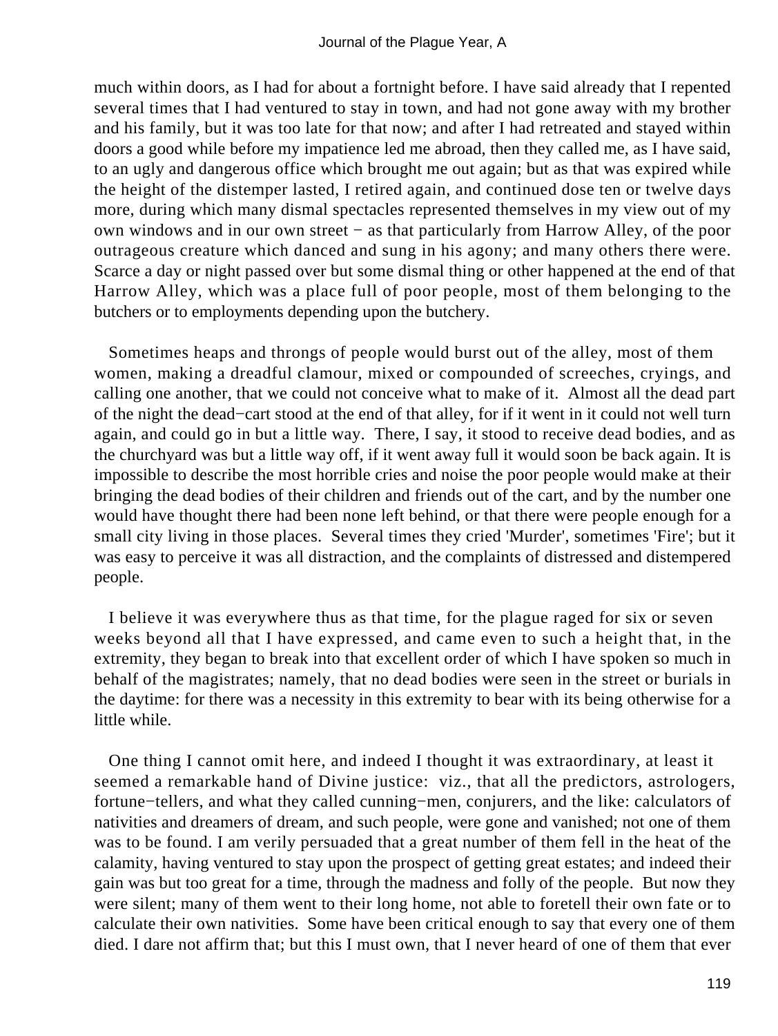much within doors, as I had for about a fortnight before. I have said already that I repented several times that I had ventured to stay in town, and had not gone away with my brother and his family, but it was too late for that now; and after I had retreated and stayed within doors a good while before my impatience led me abroad, then they called me, as I have said, to an ugly and dangerous office which brought me out again; but as that was expired while the height of the distemper lasted, I retired again, and continued dose ten or twelve days more, during which many dismal spectacles represented themselves in my view out of my own windows and in our own street − as that particularly from Harrow Alley, of the poor outrageous creature which danced and sung in his agony; and many others there were. Scarce a day or night passed over but some dismal thing or other happened at the end of that Harrow Alley, which was a place full of poor people, most of them belonging to the butchers or to employments depending upon the butchery.

Sometimes heaps and throngs of people would burst out of the alley, most of them women, making a dreadful clamour, mixed or compounded of screeches, cryings, and calling one another, that we could not conceive what to make of it. Almost all the dead part of the night the dead−cart stood at the end of that alley, for if it went in it could not well turn again, and could go in but a little way. There, I say, it stood to receive dead bodies, and as the churchyard was but a little way off, if it went away full it would soon be back again. It is impossible to describe the most horrible cries and noise the poor people would make at their bringing the dead bodies of their children and friends out of the cart, and by the number one would have thought there had been none left behind, or that there were people enough for a small city living in those places. Several times they cried 'Murder', sometimes 'Fire'; but it was easy to perceive it was all distraction, and the complaints of distressed and distempered people.

I believe it was everywhere thus as that time, for the plague raged for six or seven weeks beyond all that I have expressed, and came even to such a height that, in the extremity, they began to break into that excellent order of which I have spoken so much in behalf of the magistrates; namely, that no dead bodies were seen in the street or burials in the daytime: for there was a necessity in this extremity to bear with its being otherwise for a little while.

One thing I cannot omit here, and indeed I thought it was extraordinary, at least it seemed a remarkable hand of Divine justice: viz., that all the predictors, astrologers, fortune−tellers, and what they called cunning−men, conjurers, and the like: calculators of nativities and dreamers of dream, and such people, were gone and vanished; not one of them was to be found. I am verily persuaded that a great number of them fell in the heat of the calamity, having ventured to stay upon the prospect of getting great estates; and indeed their gain was but too great for a time, through the madness and folly of the people. But now they were silent; many of them went to their long home, not able to foretell their own fate or to calculate their own nativities. Some have been critical enough to say that every one of them died. I dare not affirm that; but this I must own, that I never heard of one of them that ever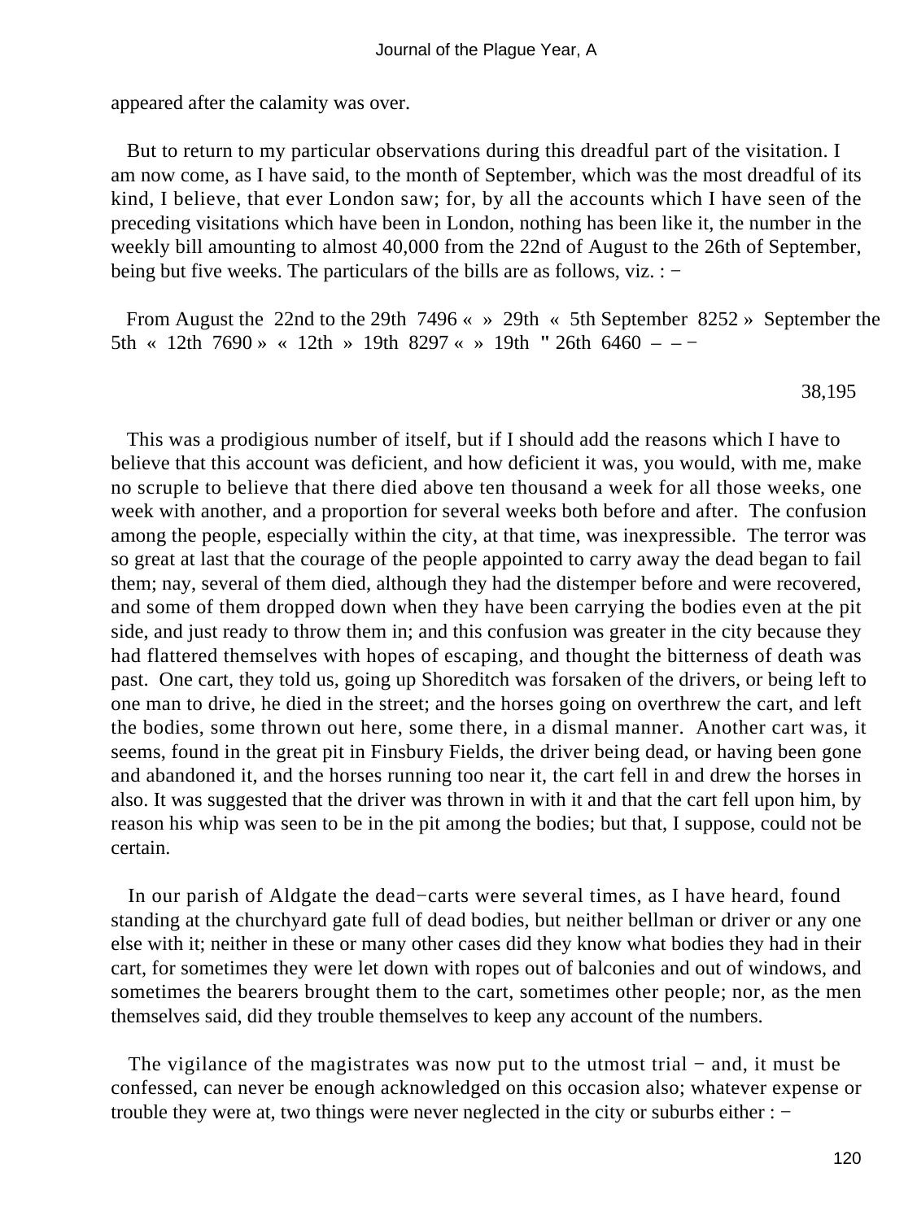appeared after the calamity was over.

But to return to my particular observations during this dreadful part of the visitation. I am now come, as I have said, to the month of September, which was the most dreadful of its kind, I believe, that ever London saw; for, by all the accounts which I have seen of the preceding visitations which have been in London, nothing has been like it, the number in the weekly bill amounting to almost 40,000 from the 22nd of August to the 26th of September, being but five weeks. The particulars of the bills are as follows, viz. : −

From August the 22nd to the 29th 7496 « » 29th « 5th September 8252 » September the 5th « 12th 7690 » « 12th » 19th 8297 « » 19th " 26th 6460 – – −

38,195

This was a prodigious number of itself, but if I should add the reasons which I have to believe that this account was deficient, and how deficient it was, you would, with me, make no scruple to believe that there died above ten thousand a week for all those weeks, one week with another, and a proportion for several weeks both before and after. The confusion among the people, especially within the city, at that time, was inexpressible. The terror was so great at last that the courage of the people appointed to carry away the dead began to fail them; nay, several of them died, although they had the distemper before and were recovered, and some of them dropped down when they have been carrying the bodies even at the pit side, and just ready to throw them in; and this confusion was greater in the city because they had flattered themselves with hopes of escaping, and thought the bitterness of death was past. One cart, they told us, going up Shoreditch was forsaken of the drivers, or being left to one man to drive, he died in the street; and the horses going on overthrew the cart, and left the bodies, some thrown out here, some there, in a dismal manner. Another cart was, it seems, found in the great pit in Finsbury Fields, the driver being dead, or having been gone and abandoned it, and the horses running too near it, the cart fell in and drew the horses in also. It was suggested that the driver was thrown in with it and that the cart fell upon him, by reason his whip was seen to be in the pit among the bodies; but that, I suppose, could not be certain.

In our parish of Aldgate the dead−carts were several times, as I have heard, found standing at the churchyard gate full of dead bodies, but neither bellman or driver or any one else with it; neither in these or many other cases did they know what bodies they had in their cart, for sometimes they were let down with ropes out of balconies and out of windows, and sometimes the bearers brought them to the cart, sometimes other people; nor, as the men themselves said, did they trouble themselves to keep any account of the numbers.

The vigilance of the magistrates was now put to the utmost trial − and, it must be confessed, can never be enough acknowledged on this occasion also; whatever expense or trouble they were at, two things were never neglected in the city or suburbs either : −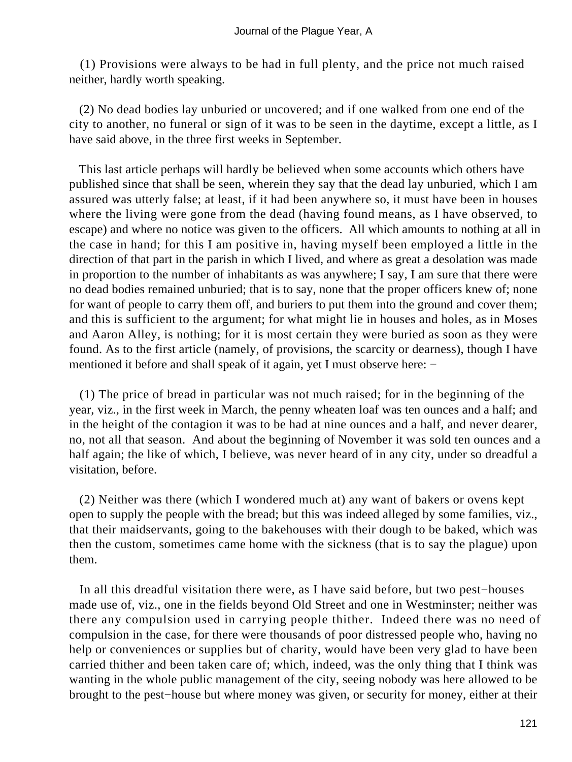(1) Provisions were always to be had in full plenty, and the price not much raised neither, hardly worth speaking.

(2) No dead bodies lay unburied or uncovered; and if one walked from one end of the city to another, no funeral or sign of it was to be seen in the daytime, except a little, as I have said above, in the three first weeks in September.

This last article perhaps will hardly be believed when some accounts which others have published since that shall be seen, wherein they say that the dead lay unburied, which I am assured was utterly false; at least, if it had been anywhere so, it must have been in houses where the living were gone from the dead (having found means, as I have observed, to escape) and where no notice was given to the officers. All which amounts to nothing at all in the case in hand; for this I am positive in, having myself been employed a little in the direction of that part in the parish in which I lived, and where as great a desolation was made in proportion to the number of inhabitants as was anywhere; I say, I am sure that there were no dead bodies remained unburied; that is to say, none that the proper officers knew of; none for want of people to carry them off, and buriers to put them into the ground and cover them; and this is sufficient to the argument; for what might lie in houses and holes, as in Moses and Aaron Alley, is nothing; for it is most certain they were buried as soon as they were found. As to the first article (namely, of provisions, the scarcity or dearness), though I have mentioned it before and shall speak of it again, yet I must observe here: −

(1) The price of bread in particular was not much raised; for in the beginning of the year, viz., in the first week in March, the penny wheaten loaf was ten ounces and a half; and in the height of the contagion it was to be had at nine ounces and a half, and never dearer, no, not all that season. And about the beginning of November it was sold ten ounces and a half again; the like of which, I believe, was never heard of in any city, under so dreadful a visitation, before.

(2) Neither was there (which I wondered much at) any want of bakers or ovens kept open to supply the people with the bread; but this was indeed alleged by some families, viz., that their maidservants, going to the bakehouses with their dough to be baked, which was then the custom, sometimes came home with the sickness (that is to say the plague) upon them.

In all this dreadful visitation there were, as I have said before, but two pest−houses made use of, viz., one in the fields beyond Old Street and one in Westminster; neither was there any compulsion used in carrying people thither. Indeed there was no need of compulsion in the case, for there were thousands of poor distressed people who, having no help or conveniences or supplies but of charity, would have been very glad to have been carried thither and been taken care of; which, indeed, was the only thing that I think was wanting in the whole public management of the city, seeing nobody was here allowed to be brought to the pest−house but where money was given, or security for money, either at their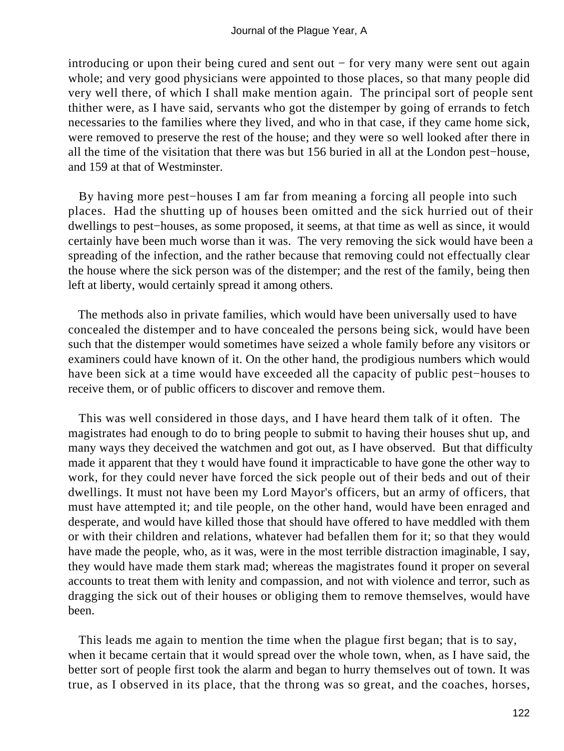introducing or upon their being cured and sent out − for very many were sent out again whole; and very good physicians were appointed to those places, so that many people did very well there, of which I shall make mention again. The principal sort of people sent thither were, as I have said, servants who got the distemper by going of errands to fetch necessaries to the families where they lived, and who in that case, if they came home sick, were removed to preserve the rest of the house; and they were so well looked after there in all the time of the visitation that there was but 156 buried in all at the London pest−house, and 159 at that of Westminster.

By having more pest−houses I am far from meaning a forcing all people into such places. Had the shutting up of houses been omitted and the sick hurried out of their dwellings to pest−houses, as some proposed, it seems, at that time as well as since, it would certainly have been much worse than it was. The very removing the sick would have been a spreading of the infection, and the rather because that removing could not effectually clear the house where the sick person was of the distemper; and the rest of the family, being then left at liberty, would certainly spread it among others.

The methods also in private families, which would have been universally used to have concealed the distemper and to have concealed the persons being sick, would have been such that the distemper would sometimes have seized a whole family before any visitors or examiners could have known of it. On the other hand, the prodigious numbers which would have been sick at a time would have exceeded all the capacity of public pest−houses to receive them, or of public officers to discover and remove them.

This was well considered in those days, and I have heard them talk of it often. The magistrates had enough to do to bring people to submit to having their houses shut up, and many ways they deceived the watchmen and got out, as I have observed. But that difficulty made it apparent that they t would have found it impracticable to have gone the other way to work, for they could never have forced the sick people out of their beds and out of their dwellings. It must not have been my Lord Mayor's officers, but an army of officers, that must have attempted it; and tile people, on the other hand, would have been enraged and desperate, and would have killed those that should have offered to have meddled with them or with their children and relations, whatever had befallen them for it; so that they would have made the people, who, as it was, were in the most terrible distraction imaginable, I say, they would have made them stark mad; whereas the magistrates found it proper on several accounts to treat them with lenity and compassion, and not with violence and terror, such as dragging the sick out of their houses or obliging them to remove themselves, would have been.

This leads me again to mention the time when the plague first began; that is to say, when it became certain that it would spread over the whole town, when, as I have said, the better sort of people first took the alarm and began to hurry themselves out of town. It was true, as I observed in its place, that the throng was so great, and the coaches, horses,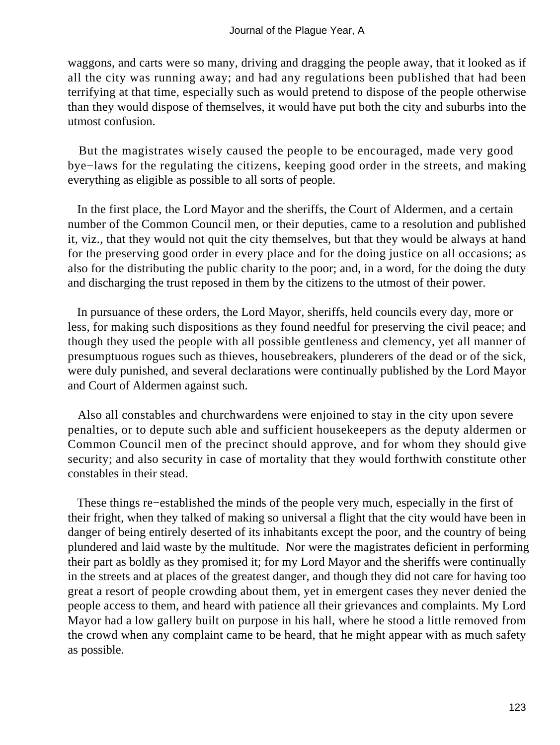waggons, and carts were so many, driving and dragging the people away, that it looked as if all the city was running away; and had any regulations been published that had been terrifying at that time, especially such as would pretend to dispose of the people otherwise than they would dispose of themselves, it would have put both the city and suburbs into the utmost confusion.

But the magistrates wisely caused the people to be encouraged, made very good bye−laws for the regulating the citizens, keeping good order in the streets, and making everything as eligible as possible to all sorts of people.

In the first place, the Lord Mayor and the sheriffs, the Court of Aldermen, and a certain number of the Common Council men, or their deputies, came to a resolution and published it, viz., that they would not quit the city themselves, but that they would be always at hand for the preserving good order in every place and for the doing justice on all occasions; as also for the distributing the public charity to the poor; and, in a word, for the doing the duty and discharging the trust reposed in them by the citizens to the utmost of their power.

In pursuance of these orders, the Lord Mayor, sheriffs, held councils every day, more or less, for making such dispositions as they found needful for preserving the civil peace; and though they used the people with all possible gentleness and clemency, yet all manner of presumptuous rogues such as thieves, housebreakers, plunderers of the dead or of the sick, were duly punished, and several declarations were continually published by the Lord Mayor and Court of Aldermen against such.

Also all constables and churchwardens were enjoined to stay in the city upon severe penalties, or to depute such able and sufficient housekeepers as the deputy aldermen or Common Council men of the precinct should approve, and for whom they should give security; and also security in case of mortality that they would forthwith constitute other constables in their stead.

These things re−established the minds of the people very much, especially in the first of their fright, when they talked of making so universal a flight that the city would have been in danger of being entirely deserted of its inhabitants except the poor, and the country of being plundered and laid waste by the multitude. Nor were the magistrates deficient in performing their part as boldly as they promised it; for my Lord Mayor and the sheriffs were continually in the streets and at places of the greatest danger, and though they did not care for having too great a resort of people crowding about them, yet in emergent cases they never denied the people access to them, and heard with patience all their grievances and complaints. My Lord Mayor had a low gallery built on purpose in his hall, where he stood a little removed from the crowd when any complaint came to be heard, that he might appear with as much safety as possible.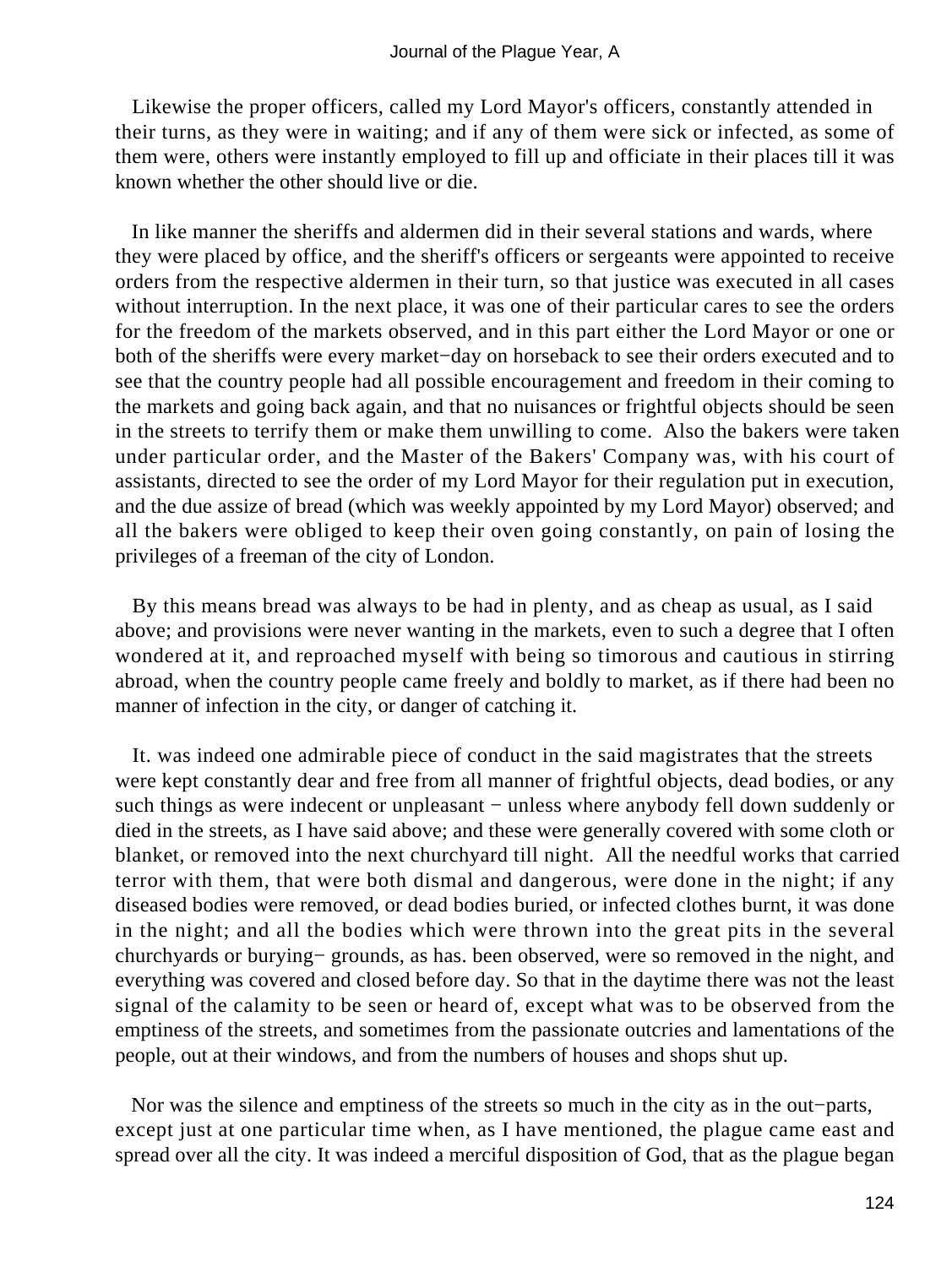Likewise the proper officers, called my Lord Mayor's officers, constantly attended in their turns, as they were in waiting; and if any of them were sick or infected, as some of them were, others were instantly employed to fill up and officiate in their places till it was known whether the other should live or die.

In like manner the sheriffs and aldermen did in their several stations and wards, where they were placed by office, and the sheriff's officers or sergeants were appointed to receive orders from the respective aldermen in their turn, so that justice was executed in all cases without interruption. In the next place, it was one of their particular cares to see the orders for the freedom of the markets observed, and in this part either the Lord Mayor or one or both of the sheriffs were every market−day on horseback to see their orders executed and to see that the country people had all possible encouragement and freedom in their coming to the markets and going back again, and that no nuisances or frightful objects should be seen in the streets to terrify them or make them unwilling to come. Also the bakers were taken under particular order, and the Master of the Bakers' Company was, with his court of assistants, directed to see the order of my Lord Mayor for their regulation put in execution, and the due assize of bread (which was weekly appointed by my Lord Mayor) observed; and all the bakers were obliged to keep their oven going constantly, on pain of losing the privileges of a freeman of the city of London.

By this means bread was always to be had in plenty, and as cheap as usual, as I said above; and provisions were never wanting in the markets, even to such a degree that I often wondered at it, and reproached myself with being so timorous and cautious in stirring abroad, when the country people came freely and boldly to market, as if there had been no manner of infection in the city, or danger of catching it.

It. was indeed one admirable piece of conduct in the said magistrates that the streets were kept constantly dear and free from all manner of frightful objects, dead bodies, or any such things as were indecent or unpleasant − unless where anybody fell down suddenly or died in the streets, as I have said above; and these were generally covered with some cloth or blanket, or removed into the next churchyard till night. All the needful works that carried terror with them, that were both dismal and dangerous, were done in the night; if any diseased bodies were removed, or dead bodies buried, or infected clothes burnt, it was done in the night; and all the bodies which were thrown into the great pits in the several churchyards or burying− grounds, as has. been observed, were so removed in the night, and everything was covered and closed before day. So that in the daytime there was not the least signal of the calamity to be seen or heard of, except what was to be observed from the emptiness of the streets, and sometimes from the passionate outcries and lamentations of the people, out at their windows, and from the numbers of houses and shops shut up.

Nor was the silence and emptiness of the streets so much in the city as in the out−parts, except just at one particular time when, as I have mentioned, the plague came east and spread over all the city. It was indeed a merciful disposition of God, that as the plague began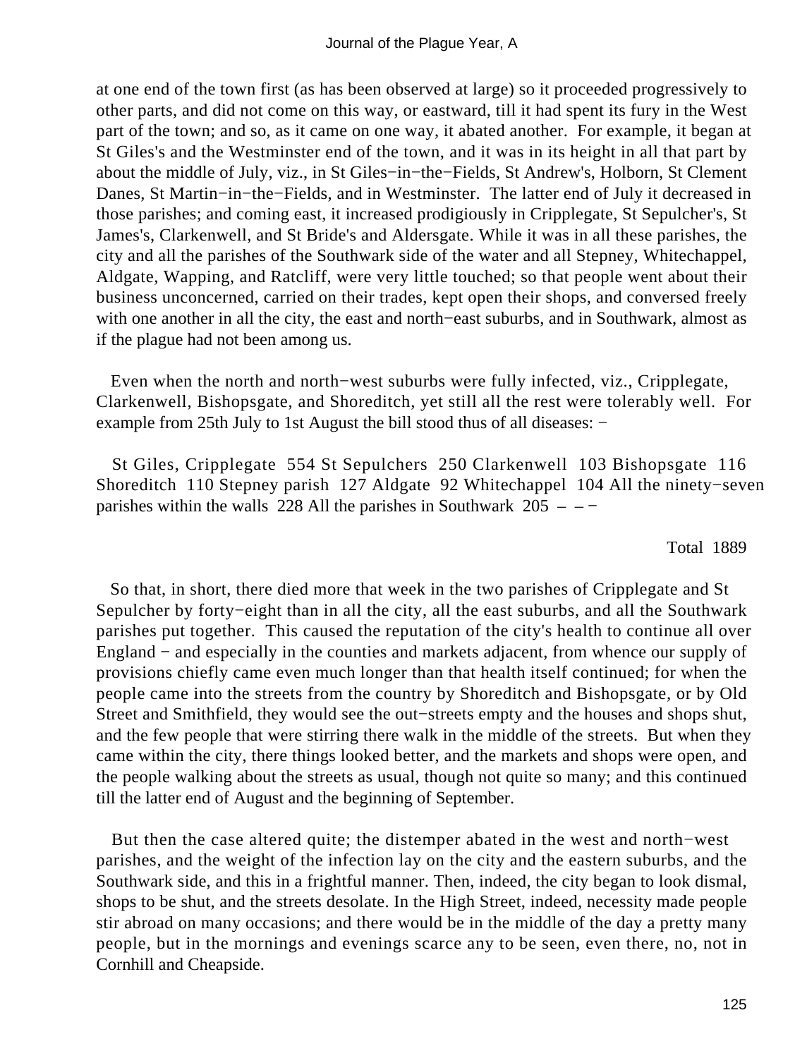at one end of the town first (as has been observed at large) so it proceeded progressively to other parts, and did not come on this way, or eastward, till it had spent its fury in the West part of the town; and so, as it came on one way, it abated another. For example, it began at St Giles's and the Westminster end of the town, and it was in its height in all that part by about the middle of July, viz., in St Giles−in−the−Fields, St Andrew's, Holborn, St Clement Danes, St Martin−in−the−Fields, and in Westminster. The latter end of July it decreased in those parishes; and coming east, it increased prodigiously in Cripplegate, St Sepulcher's, St James's, Clarkenwell, and St Bride's and Aldersgate. While it was in all these parishes, the city and all the parishes of the Southwark side of the water and all Stepney, Whitechappel, Aldgate, Wapping, and Ratcliff, were very little touched; so that people went about their business unconcerned, carried on their trades, kept open their shops, and conversed freely with one another in all the city, the east and north−east suburbs, and in Southwark, almost as if the plague had not been among us.

Even when the north and north−west suburbs were fully infected, viz., Cripplegate, Clarkenwell, Bishopsgate, and Shoreditch, yet still all the rest were tolerably well. For example from 25th July to 1st August the bill stood thus of all diseases: −

St Giles, Cripplegate 554 St Sepulchers 250 Clarkenwell 103 Bishopsgate 116 Shoreditch 110 Stepney parish 127 Aldgate 92 Whitechappel 104 All the ninety−seven parishes within the walls 228 All the parishes in Southwark 205 – – −

Total 1889

So that, in short, there died more that week in the two parishes of Cripplegate and St Sepulcher by forty−eight than in all the city, all the east suburbs, and all the Southwark parishes put together. This caused the reputation of the city's health to continue all over England − and especially in the counties and markets adjacent, from whence our supply of provisions chiefly came even much longer than that health itself continued; for when the people came into the streets from the country by Shoreditch and Bishopsgate, or by Old Street and Smithfield, they would see the out−streets empty and the houses and shops shut, and the few people that were stirring there walk in the middle of the streets. But when they came within the city, there things looked better, and the markets and shops were open, and the people walking about the streets as usual, though not quite so many; and this continued till the latter end of August and the beginning of September.

But then the case altered quite; the distemper abated in the west and north−west parishes, and the weight of the infection lay on the city and the eastern suburbs, and the Southwark side, and this in a frightful manner. Then, indeed, the city began to look dismal, shops to be shut, and the streets desolate. In the High Street, indeed, necessity made people stir abroad on many occasions; and there would be in the middle of the day a pretty many people, but in the mornings and evenings scarce any to be seen, even there, no, not in Cornhill and Cheapside.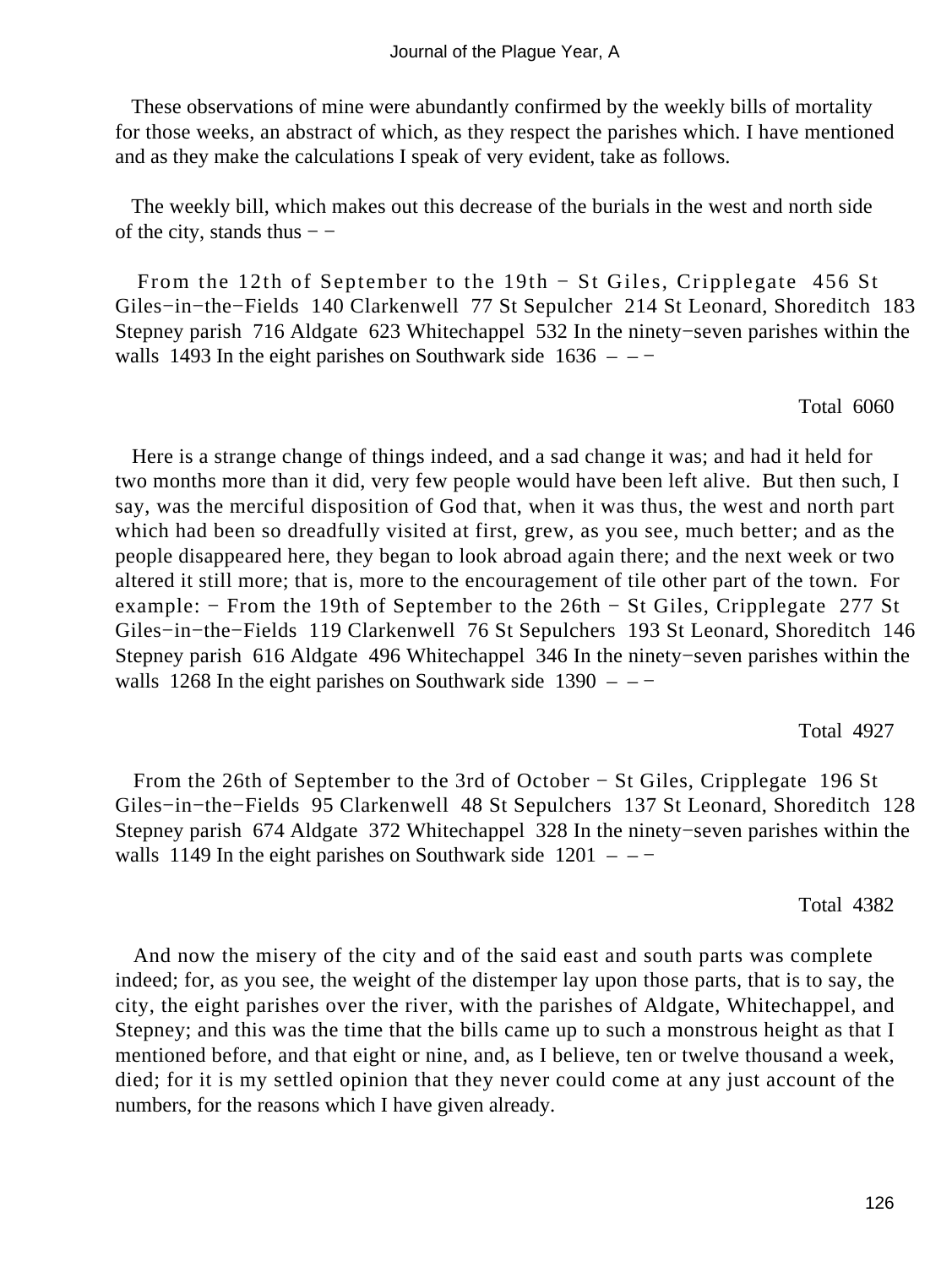These observations of mine were abundantly confirmed by the weekly bills of mortality for those weeks, an abstract of which, as they respect the parishes which. I have mentioned and as they make the calculations I speak of very evident, take as follows.

The weekly bill, which makes out this decrease of the burials in the west and north side of the city, stands thus − −

From the 12th of September to the 19th − St Giles, Cripplegate 456 St Giles−in−the−Fields 140 Clarkenwell 77 St Sepulcher 214 St Leonard, Shoreditch 183 Stepney parish 716 Aldgate 623 Whitechappel 532 In the ninety−seven parishes within the walls 1493 In the eight parishes on Southwark side 1636 – – −

Total 6060

Here is a strange change of things indeed, and a sad change it was; and had it held for two months more than it did, very few people would have been left alive. But then such, I say, was the merciful disposition of God that, when it was thus, the west and north part which had been so dreadfully visited at first, grew, as you see, much better; and as the people disappeared here, they began to look abroad again there; and the next week or two altered it still more; that is, more to the encouragement of tile other part of the town. For example: − From the 19th of September to the 26th − St Giles, Cripplegate 277 St Giles−in−the−Fields 119 Clarkenwell 76 St Sepulchers 193 St Leonard, Shoreditch 146 Stepney parish 616 Aldgate 496 Whitechappel 346 In the ninety−seven parishes within the walls 1268 In the eight parishes on Southwark side 1390 – – −

Total 4927

From the 26th of September to the 3rd of October − St Giles, Cripplegate 196 St Giles−in−the−Fields 95 Clarkenwell 48 St Sepulchers 137 St Leonard, Shoreditch 128 Stepney parish 674 Aldgate 372 Whitechappel 328 In the ninety−seven parishes within the walls 1149 In the eight parishes on Southwark side 1201 – – −

Total 4382

And now the misery of the city and of the said east and south parts was complete indeed; for, as you see, the weight of the distemper lay upon those parts, that is to say, the city, the eight parishes over the river, with the parishes of Aldgate, Whitechappel, and Stepney; and this was the time that the bills came up to such a monstrous height as that I mentioned before, and that eight or nine, and, as I believe, ten or twelve thousand a week, died; for it is my settled opinion that they never could come at any just account of the numbers, for the reasons which I have given already.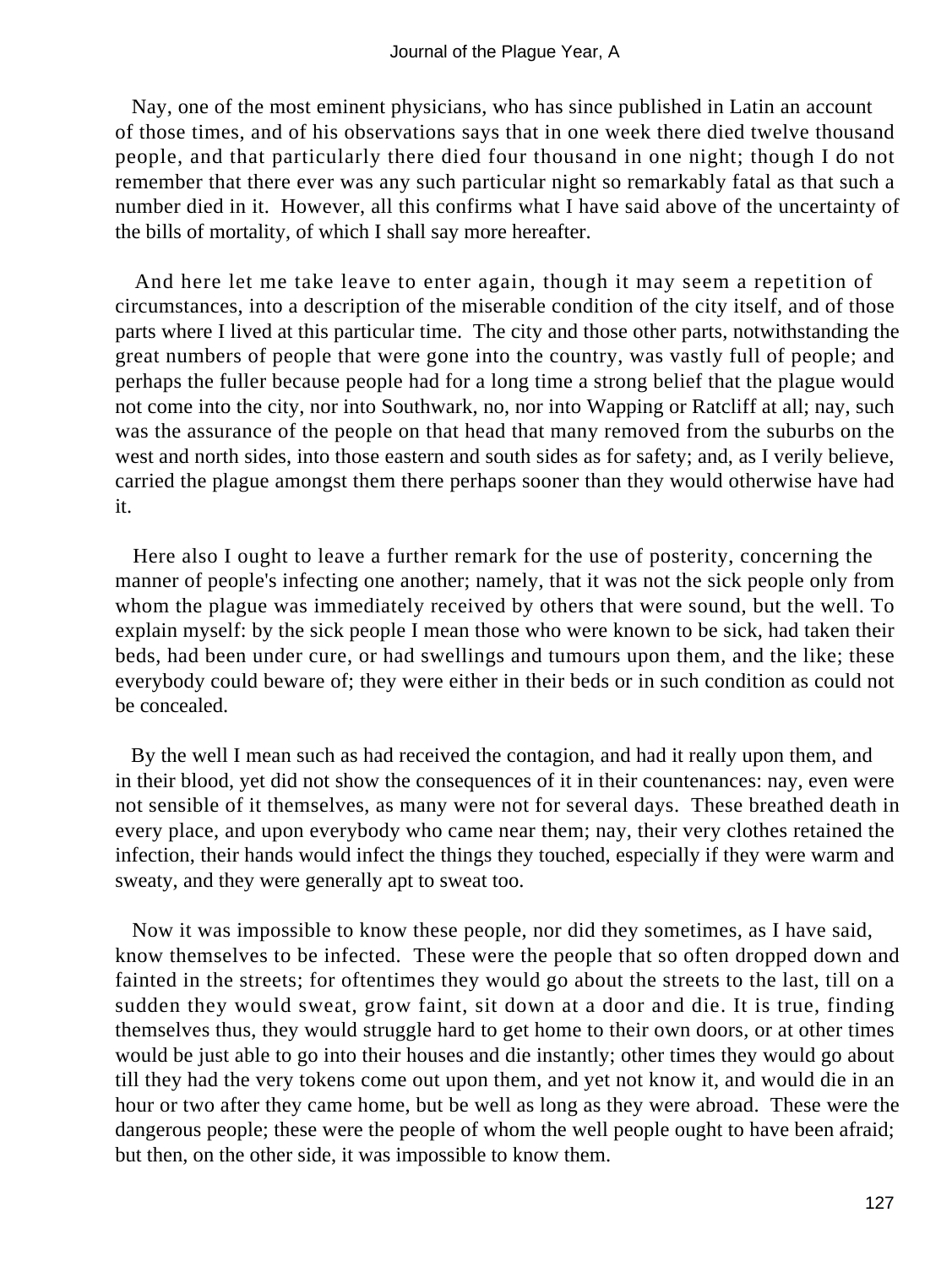Nay, one of the most eminent physicians, who has since published in Latin an account of those times, and of his observations says that in one week there died twelve thousand people, and that particularly there died four thousand in one night; though I do not remember that there ever was any such particular night so remarkably fatal as that such a number died in it. However, all this confirms what I have said above of the uncertainty of the bills of mortality, of which I shall say more hereafter.

And here let me take leave to enter again, though it may seem a repetition of circumstances, into a description of the miserable condition of the city itself, and of those parts where I lived at this particular time. The city and those other parts, notwithstanding the great numbers of people that were gone into the country, was vastly full of people; and perhaps the fuller because people had for a long time a strong belief that the plague would not come into the city, nor into Southwark, no, nor into Wapping or Ratcliff at all; nay, such was the assurance of the people on that head that many removed from the suburbs on the west and north sides, into those eastern and south sides as for safety; and, as I verily believe, carried the plague amongst them there perhaps sooner than they would otherwise have had it.

Here also I ought to leave a further remark for the use of posterity, concerning the manner of people's infecting one another; namely, that it was not the sick people only from whom the plague was immediately received by others that were sound, but the well. To explain myself: by the sick people I mean those who were known to be sick, had taken their beds, had been under cure, or had swellings and tumours upon them, and the like; these everybody could beware of; they were either in their beds or in such condition as could not be concealed.

By the well I mean such as had received the contagion, and had it really upon them, and in their blood, yet did not show the consequences of it in their countenances: nay, even were not sensible of it themselves, as many were not for several days. These breathed death in every place, and upon everybody who came near them; nay, their very clothes retained the infection, their hands would infect the things they touched, especially if they were warm and sweaty, and they were generally apt to sweat too.

Now it was impossible to know these people, nor did they sometimes, as I have said, know themselves to be infected. These were the people that so often dropped down and fainted in the streets; for oftentimes they would go about the streets to the last, till on a sudden they would sweat, grow faint, sit down at a door and die. It is true, finding themselves thus, they would struggle hard to get home to their own doors, or at other times would be just able to go into their houses and die instantly; other times they would go about till they had the very tokens come out upon them, and yet not know it, and would die in an hour or two after they came home, but be well as long as they were abroad. These were the dangerous people; these were the people of whom the well people ought to have been afraid; but then, on the other side, it was impossible to know them.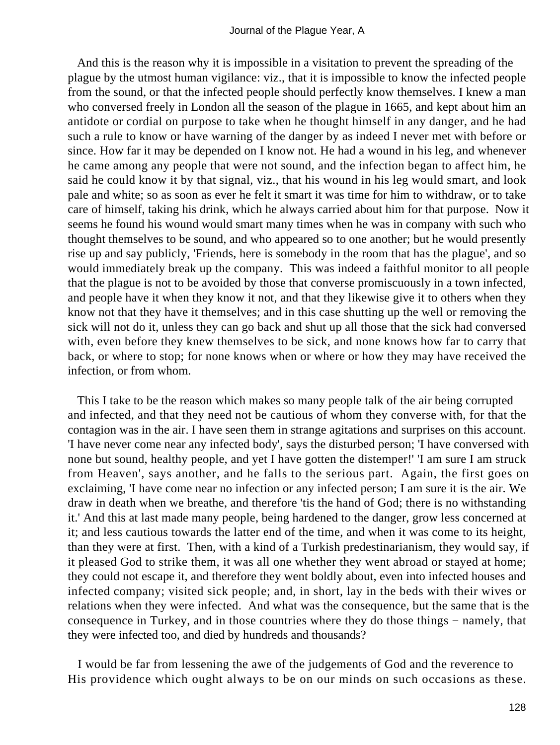And this is the reason why it is impossible in a visitation to prevent the spreading of the plague by the utmost human vigilance: viz., that it is impossible to know the infected people from the sound, or that the infected people should perfectly know themselves. I knew a man who conversed freely in London all the season of the plague in 1665, and kept about him an antidote or cordial on purpose to take when he thought himself in any danger, and he had such a rule to know or have warning of the danger by as indeed I never met with before or since. How far it may be depended on I know not. He had a wound in his leg, and whenever he came among any people that were not sound, and the infection began to affect him, he said he could know it by that signal, viz., that his wound in his leg would smart, and look pale and white; so as soon as ever he felt it smart it was time for him to withdraw, or to take care of himself, taking his drink, which he always carried about him for that purpose. Now it seems he found his wound would smart many times when he was in company with such who thought themselves to be sound, and who appeared so to one another; but he would presently rise up and say publicly, 'Friends, here is somebody in the room that has the plague', and so would immediately break up the company. This was indeed a faithful monitor to all people that the plague is not to be avoided by those that converse promiscuously in a town infected, and people have it when they know it not, and that they likewise give it to others when they know not that they have it themselves; and in this case shutting up the well or removing the sick will not do it, unless they can go back and shut up all those that the sick had conversed with, even before they knew themselves to be sick, and none knows how far to carry that back, or where to stop; for none knows when or where or how they may have received the infection, or from whom.

This I take to be the reason which makes so many people talk of the air being corrupted and infected, and that they need not be cautious of whom they converse with, for that the contagion was in the air. I have seen them in strange agitations and surprises on this account. 'I have never come near any infected body', says the disturbed person; 'I have conversed with none but sound, healthy people, and yet I have gotten the distemper!' 'I am sure I am struck from Heaven', says another, and he falls to the serious part. Again, the first goes on exclaiming, 'I have come near no infection or any infected person; I am sure it is the air. We draw in death when we breathe, and therefore 'tis the hand of God; there is no withstanding it.' And this at last made many people, being hardened to the danger, grow less concerned at it; and less cautious towards the latter end of the time, and when it was come to its height, than they were at first. Then, with a kind of a Turkish predestinarianism, they would say, if it pleased God to strike them, it was all one whether they went abroad or stayed at home; they could not escape it, and therefore they went boldly about, even into infected houses and infected company; visited sick people; and, in short, lay in the beds with their wives or relations when they were infected. And what was the consequence, but the same that is the consequence in Turkey, and in those countries where they do those things − namely, that they were infected too, and died by hundreds and thousands?

I would be far from lessening the awe of the judgements of God and the reverence to His providence which ought always to be on our minds on such occasions as these.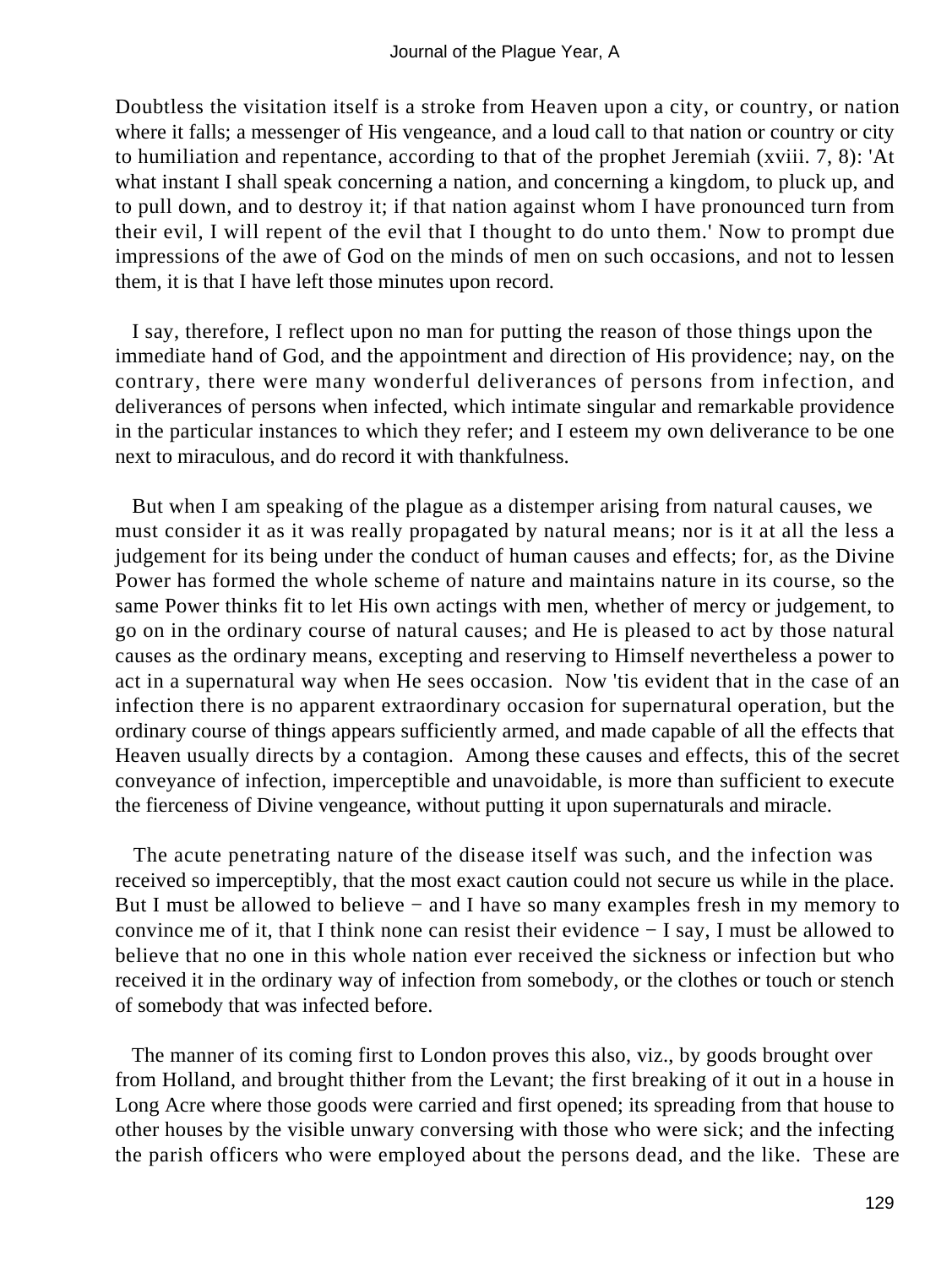Doubtless the visitation itself is a stroke from Heaven upon a city, or country, or nation where it falls; a messenger of His vengeance, and a loud call to that nation or country or city to humiliation and repentance, according to that of the prophet Jeremiah (xviii. 7, 8): 'At what instant I shall speak concerning a nation, and concerning a kingdom, to pluck up, and to pull down, and to destroy it; if that nation against whom I have pronounced turn from their evil, I will repent of the evil that I thought to do unto them.' Now to prompt due impressions of the awe of God on the minds of men on such occasions, and not to lessen them, it is that I have left those minutes upon record.

I say, therefore, I reflect upon no man for putting the reason of those things upon the immediate hand of God, and the appointment and direction of His providence; nay, on the contrary, there were many wonderful deliverances of persons from infection, and deliverances of persons when infected, which intimate singular and remarkable providence in the particular instances to which they refer; and I esteem my own deliverance to be one next to miraculous, and do record it with thankfulness.

But when I am speaking of the plague as a distemper arising from natural causes, we must consider it as it was really propagated by natural means; nor is it at all the less a judgement for its being under the conduct of human causes and effects; for, as the Divine Power has formed the whole scheme of nature and maintains nature in its course, so the same Power thinks fit to let His own actings with men, whether of mercy or judgement, to go on in the ordinary course of natural causes; and He is pleased to act by those natural causes as the ordinary means, excepting and reserving to Himself nevertheless a power to act in a supernatural way when He sees occasion. Now 'tis evident that in the case of an infection there is no apparent extraordinary occasion for supernatural operation, but the ordinary course of things appears sufficiently armed, and made capable of all the effects that Heaven usually directs by a contagion. Among these causes and effects, this of the secret conveyance of infection, imperceptible and unavoidable, is more than sufficient to execute the fierceness of Divine vengeance, without putting it upon supernaturals and miracle.

The acute penetrating nature of the disease itself was such, and the infection was received so imperceptibly, that the most exact caution could not secure us while in the place. But I must be allowed to believe − and I have so many examples fresh in my memory to convince me of it, that I think none can resist their evidence − I say, I must be allowed to believe that no one in this whole nation ever received the sickness or infection but who received it in the ordinary way of infection from somebody, or the clothes or touch or stench of somebody that was infected before.

The manner of its coming first to London proves this also, viz., by goods brought over from Holland, and brought thither from the Levant; the first breaking of it out in a house in Long Acre where those goods were carried and first opened; its spreading from that house to other houses by the visible unwary conversing with those who were sick; and the infecting the parish officers who were employed about the persons dead, and the like. These are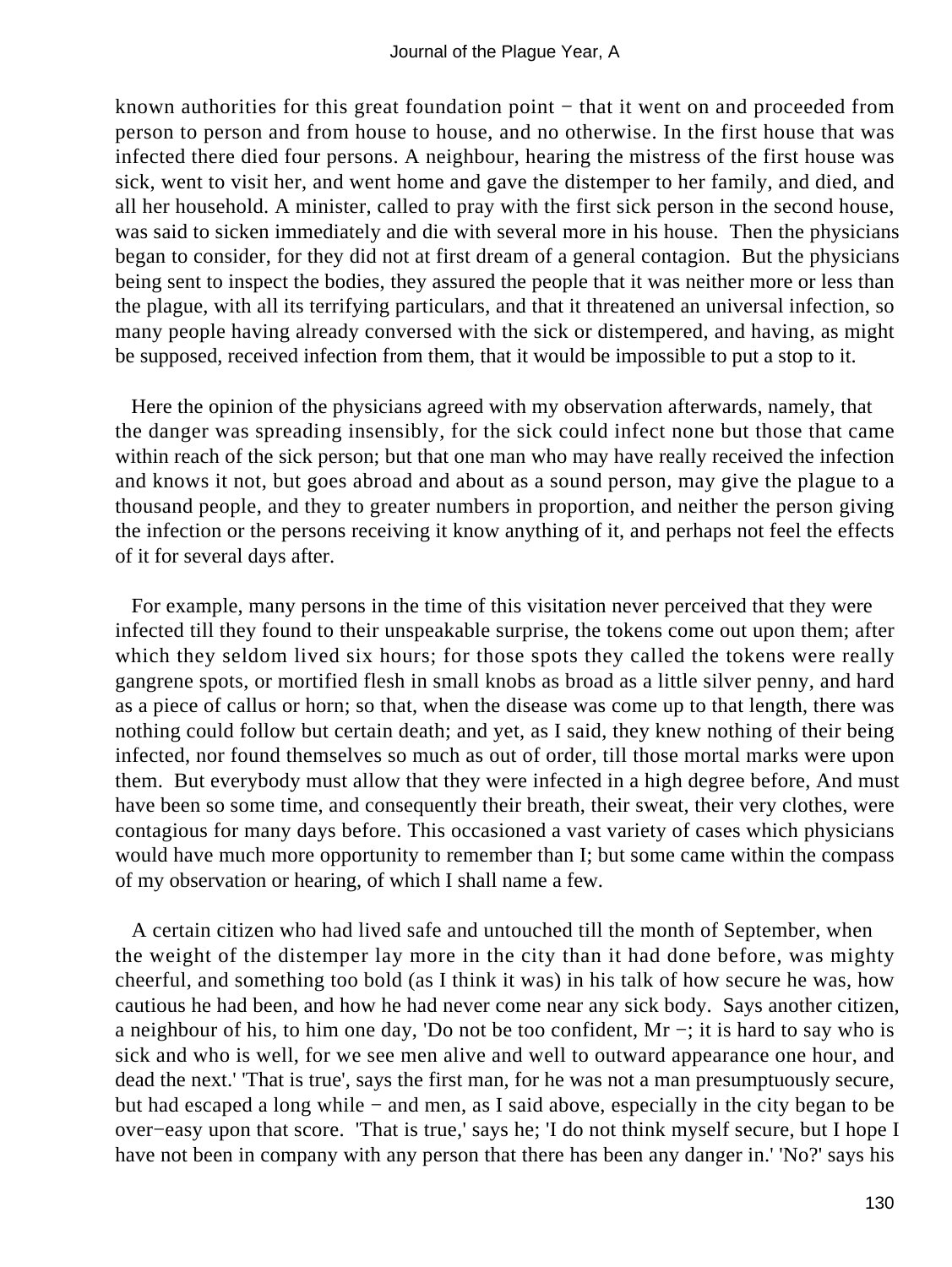known authorities for this great foundation point − that it went on and proceeded from person to person and from house to house, and no otherwise. In the first house that was infected there died four persons. A neighbour, hearing the mistress of the first house was sick, went to visit her, and went home and gave the distemper to her family, and died, and all her household. A minister, called to pray with the first sick person in the second house, was said to sicken immediately and die with several more in his house. Then the physicians began to consider, for they did not at first dream of a general contagion. But the physicians being sent to inspect the bodies, they assured the people that it was neither more or less than the plague, with all its terrifying particulars, and that it threatened an universal infection, so many people having already conversed with the sick or distempered, and having, as might be supposed, received infection from them, that it would be impossible to put a stop to it.

Here the opinion of the physicians agreed with my observation afterwards, namely, that the danger was spreading insensibly, for the sick could infect none but those that came within reach of the sick person; but that one man who may have really received the infection and knows it not, but goes abroad and about as a sound person, may give the plague to a thousand people, and they to greater numbers in proportion, and neither the person giving the infection or the persons receiving it know anything of it, and perhaps not feel the effects of it for several days after.

For example, many persons in the time of this visitation never perceived that they were infected till they found to their unspeakable surprise, the tokens come out upon them; after which they seldom lived six hours; for those spots they called the tokens were really gangrene spots, or mortified flesh in small knobs as broad as a little silver penny, and hard as a piece of callus or horn; so that, when the disease was come up to that length, there was nothing could follow but certain death; and yet, as I said, they knew nothing of their being infected, nor found themselves so much as out of order, till those mortal marks were upon them. But everybody must allow that they were infected in a high degree before, And must have been so some time, and consequently their breath, their sweat, their very clothes, were contagious for many days before. This occasioned a vast variety of cases which physicians would have much more opportunity to remember than I; but some came within the compass of my observation or hearing, of which I shall name a few.

A certain citizen who had lived safe and untouched till the month of September, when the weight of the distemper lay more in the city than it had done before, was mighty cheerful, and something too bold (as I think it was) in his talk of how secure he was, how cautious he had been, and how he had never come near any sick body. Says another citizen, a neighbour of his, to him one day, 'Do not be too confident, Mr −; it is hard to say who is sick and who is well, for we see men alive and well to outward appearance one hour, and dead the next.' 'That is true', says the first man, for he was not a man presumptuously secure, but had escaped a long while − and men, as I said above, especially in the city began to be over−easy upon that score. 'That is true,' says he; 'I do not think myself secure, but I hope I have not been in company with any person that there has been any danger in.' 'No?' says his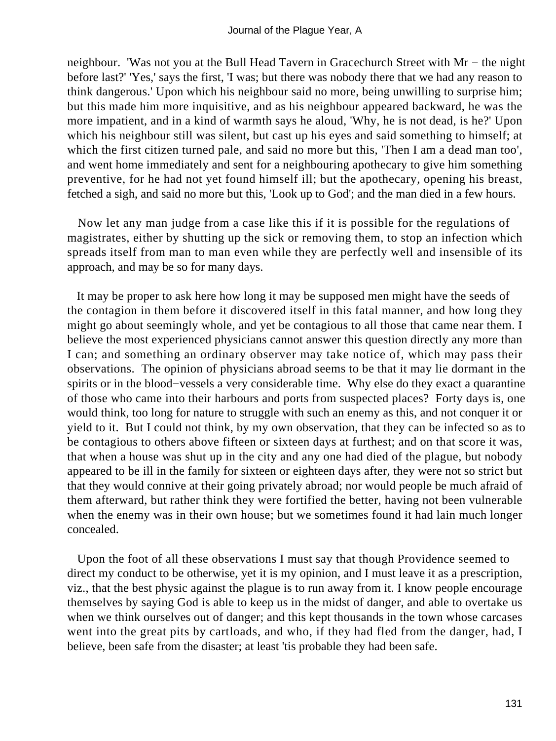neighbour. 'Was not you at the Bull Head Tavern in Gracechurch Street with Mr − the night before last?' 'Yes,' says the first, 'I was; but there was nobody there that we had any reason to think dangerous.' Upon which his neighbour said no more, being unwilling to surprise him; but this made him more inquisitive, and as his neighbour appeared backward, he was the more impatient, and in a kind of warmth says he aloud, 'Why, he is not dead, is he?' Upon which his neighbour still was silent, but cast up his eyes and said something to himself; at which the first citizen turned pale, and said no more but this, 'Then I am a dead man too', and went home immediately and sent for a neighbouring apothecary to give him something preventive, for he had not yet found himself ill; but the apothecary, opening his breast, fetched a sigh, and said no more but this, 'Look up to God'; and the man died in a few hours.

Now let any man judge from a case like this if it is possible for the regulations of magistrates, either by shutting up the sick or removing them, to stop an infection which spreads itself from man to man even while they are perfectly well and insensible of its approach, and may be so for many days.

It may be proper to ask here how long it may be supposed men might have the seeds of the contagion in them before it discovered itself in this fatal manner, and how long they might go about seemingly whole, and yet be contagious to all those that came near them. I believe the most experienced physicians cannot answer this question directly any more than I can; and something an ordinary observer may take notice of, which may pass their observations. The opinion of physicians abroad seems to be that it may lie dormant in the spirits or in the blood−vessels a very considerable time. Why else do they exact a quarantine of those who came into their harbours and ports from suspected places? Forty days is, one would think, too long for nature to struggle with such an enemy as this, and not conquer it or yield to it. But I could not think, by my own observation, that they can be infected so as to be contagious to others above fifteen or sixteen days at furthest; and on that score it was, that when a house was shut up in the city and any one had died of the plague, but nobody appeared to be ill in the family for sixteen or eighteen days after, they were not so strict but that they would connive at their going privately abroad; nor would people be much afraid of them afterward, but rather think they were fortified the better, having not been vulnerable when the enemy was in their own house; but we sometimes found it had lain much longer concealed.

Upon the foot of all these observations I must say that though Providence seemed to direct my conduct to be otherwise, yet it is my opinion, and I must leave it as a prescription, viz., that the best physic against the plague is to run away from it. I know people encourage themselves by saying God is able to keep us in the midst of danger, and able to overtake us when we think ourselves out of danger; and this kept thousands in the town whose carcases went into the great pits by cartloads, and who, if they had fled from the danger, had, I believe, been safe from the disaster; at least 'tis probable they had been safe.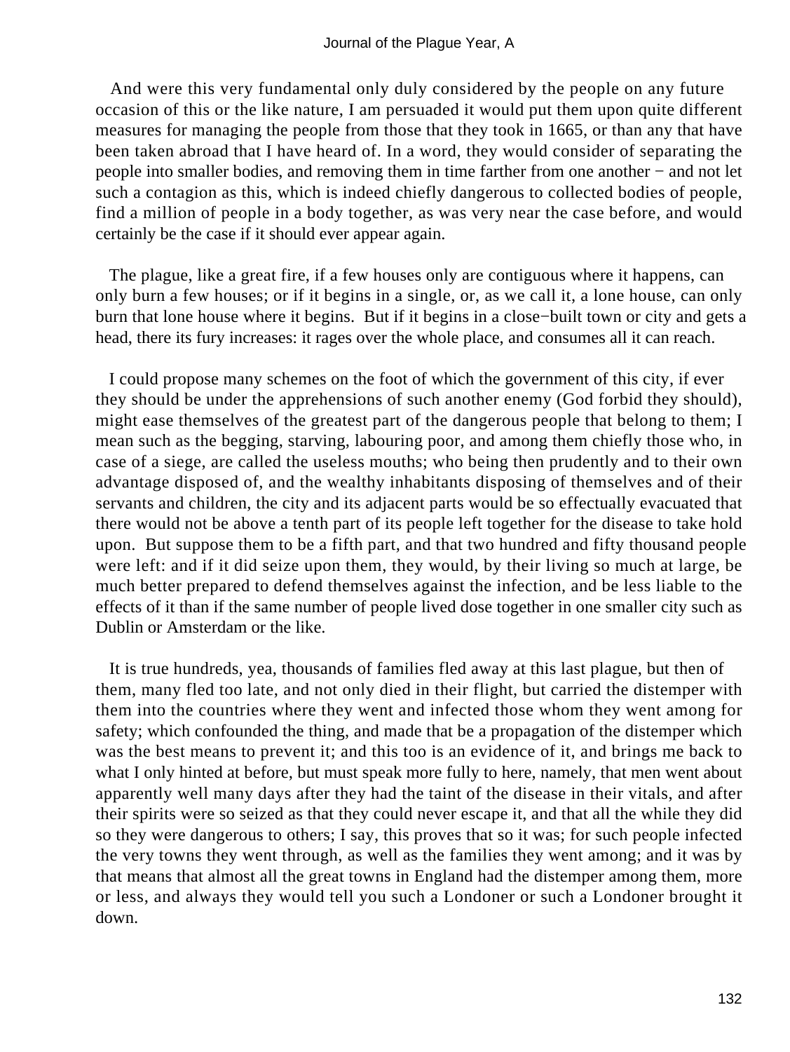And were this very fundamental only duly considered by the people on any future occasion of this or the like nature, I am persuaded it would put them upon quite different measures for managing the people from those that they took in 1665, or than any that have been taken abroad that I have heard of. In a word, they would consider of separating the people into smaller bodies, and removing them in time farther from one another − and not let such a contagion as this, which is indeed chiefly dangerous to collected bodies of people, find a million of people in a body together, as was very near the case before, and would certainly be the case if it should ever appear again.

The plague, like a great fire, if a few houses only are contiguous where it happens, can only burn a few houses; or if it begins in a single, or, as we call it, a lone house, can only burn that lone house where it begins. But if it begins in a close−built town or city and gets a head, there its fury increases: it rages over the whole place, and consumes all it can reach.

I could propose many schemes on the foot of which the government of this city, if ever they should be under the apprehensions of such another enemy (God forbid they should), might ease themselves of the greatest part of the dangerous people that belong to them; I mean such as the begging, starving, labouring poor, and among them chiefly those who, in case of a siege, are called the useless mouths; who being then prudently and to their own advantage disposed of, and the wealthy inhabitants disposing of themselves and of their servants and children, the city and its adjacent parts would be so effectually evacuated that there would not be above a tenth part of its people left together for the disease to take hold upon. But suppose them to be a fifth part, and that two hundred and fifty thousand people were left: and if it did seize upon them, they would, by their living so much at large, be much better prepared to defend themselves against the infection, and be less liable to the effects of it than if the same number of people lived dose together in one smaller city such as Dublin or Amsterdam or the like.

It is true hundreds, yea, thousands of families fled away at this last plague, but then of them, many fled too late, and not only died in their flight, but carried the distemper with them into the countries where they went and infected those whom they went among for safety; which confounded the thing, and made that be a propagation of the distemper which was the best means to prevent it; and this too is an evidence of it, and brings me back to what I only hinted at before, but must speak more fully to here, namely, that men went about apparently well many days after they had the taint of the disease in their vitals, and after their spirits were so seized as that they could never escape it, and that all the while they did so they were dangerous to others; I say, this proves that so it was; for such people infected the very towns they went through, as well as the families they went among; and it was by that means that almost all the great towns in England had the distemper among them, more or less, and always they would tell you such a Londoner or such a Londoner brought it down.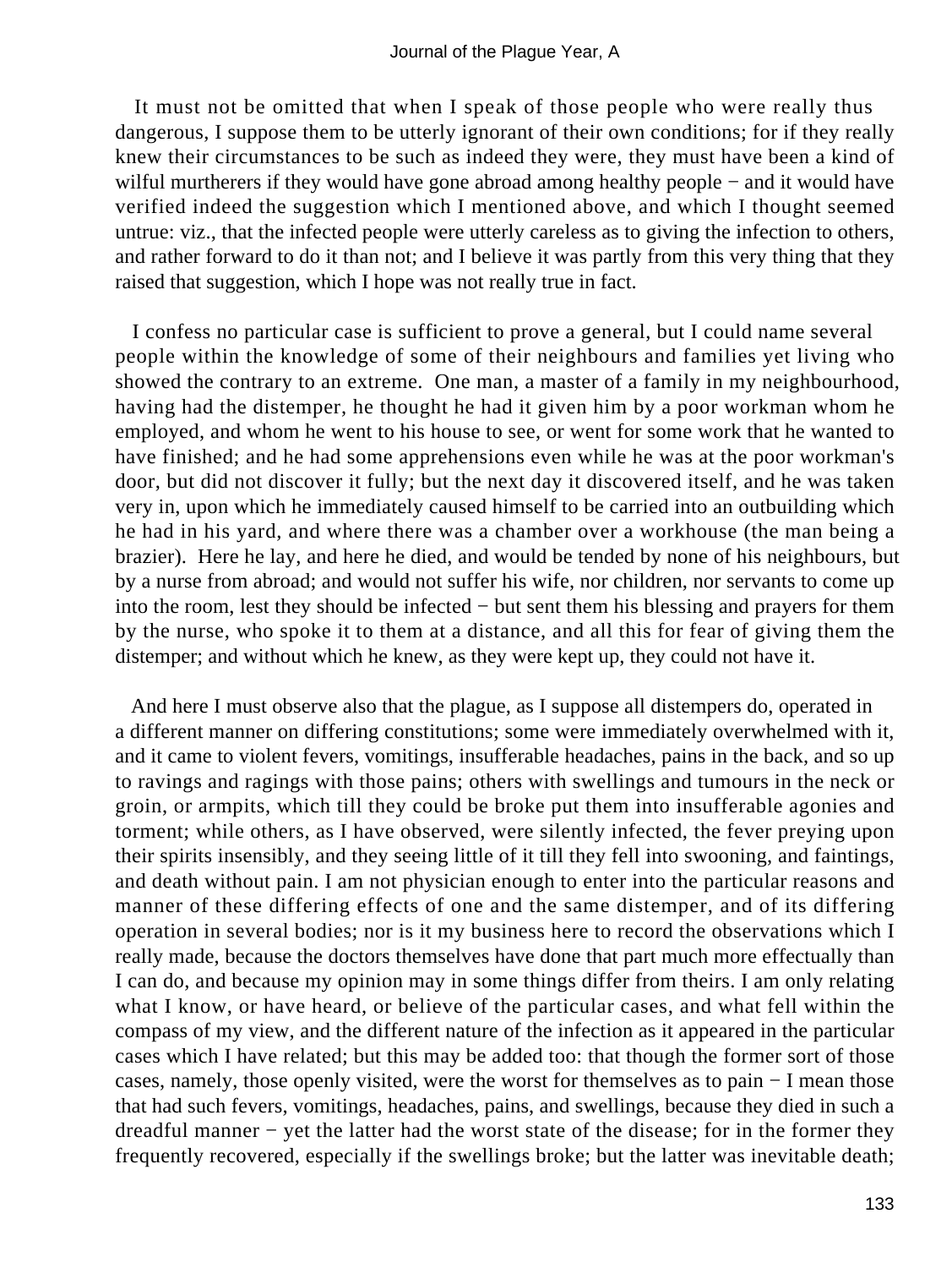It must not be omitted that when I speak of those people who were really thus dangerous, I suppose them to be utterly ignorant of their own conditions; for if they really knew their circumstances to be such as indeed they were, they must have been a kind of wilful murtherers if they would have gone abroad among healthy people − and it would have verified indeed the suggestion which I mentioned above, and which I thought seemed untrue: viz., that the infected people were utterly careless as to giving the infection to others, and rather forward to do it than not; and I believe it was partly from this very thing that they raised that suggestion, which I hope was not really true in fact.

I confess no particular case is sufficient to prove a general, but I could name several people within the knowledge of some of their neighbours and families yet living who showed the contrary to an extreme. One man, a master of a family in my neighbourhood, having had the distemper, he thought he had it given him by a poor workman whom he employed, and whom he went to his house to see, or went for some work that he wanted to have finished; and he had some apprehensions even while he was at the poor workman's door, but did not discover it fully; but the next day it discovered itself, and he was taken very in, upon which he immediately caused himself to be carried into an outbuilding which he had in his yard, and where there was a chamber over a workhouse (the man being a brazier). Here he lay, and here he died, and would be tended by none of his neighbours, but by a nurse from abroad; and would not suffer his wife, nor children, nor servants to come up into the room, lest they should be infected − but sent them his blessing and prayers for them by the nurse, who spoke it to them at a distance, and all this for fear of giving them the distemper; and without which he knew, as they were kept up, they could not have it.

And here I must observe also that the plague, as I suppose all distempers do, operated in a different manner on differing constitutions; some were immediately overwhelmed with it, and it came to violent fevers, vomitings, insufferable headaches, pains in the back, and so up to ravings and ragings with those pains; others with swellings and tumours in the neck or groin, or armpits, which till they could be broke put them into insufferable agonies and torment; while others, as I have observed, were silently infected, the fever preying upon their spirits insensibly, and they seeing little of it till they fell into swooning, and faintings, and death without pain. I am not physician enough to enter into the particular reasons and manner of these differing effects of one and the same distemper, and of its differing operation in several bodies; nor is it my business here to record the observations which I really made, because the doctors themselves have done that part much more effectually than I can do, and because my opinion may in some things differ from theirs. I am only relating what I know, or have heard, or believe of the particular cases, and what fell within the compass of my view, and the different nature of the infection as it appeared in the particular cases which I have related; but this may be added too: that though the former sort of those cases, namely, those openly visited, were the worst for themselves as to pain − I mean those that had such fevers, vomitings, headaches, pains, and swellings, because they died in such a dreadful manner − yet the latter had the worst state of the disease; for in the former they frequently recovered, especially if the swellings broke; but the latter was inevitable death;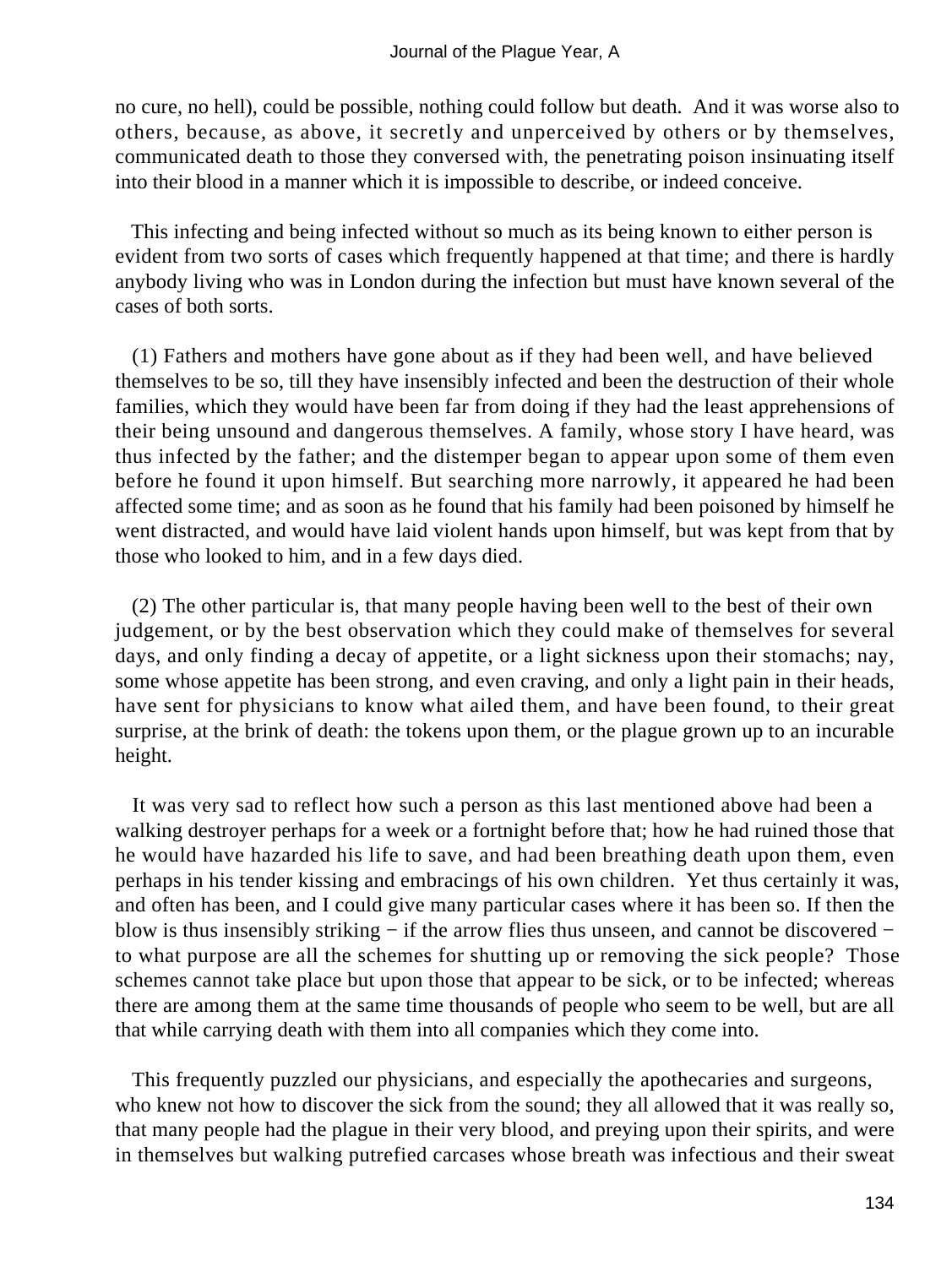no cure, no hell), could be possible, nothing could follow but death. And it was worse also to others, because, as above, it secretly and unperceived by others or by themselves, communicated death to those they conversed with, the penetrating poison insinuating itself into their blood in a manner which it is impossible to describe, or indeed conceive.

This infecting and being infected without so much as its being known to either person is evident from two sorts of cases which frequently happened at that time; and there is hardly anybody living who was in London during the infection but must have known several of the cases of both sorts.

(1) Fathers and mothers have gone about as if they had been well, and have believed themselves to be so, till they have insensibly infected and been the destruction of their whole families, which they would have been far from doing if they had the least apprehensions of their being unsound and dangerous themselves. A family, whose story I have heard, was thus infected by the father; and the distemper began to appear upon some of them even before he found it upon himself. But searching more narrowly, it appeared he had been affected some time; and as soon as he found that his family had been poisoned by himself he went distracted, and would have laid violent hands upon himself, but was kept from that by those who looked to him, and in a few days died.

(2) The other particular is, that many people having been well to the best of their own judgement, or by the best observation which they could make of themselves for several days, and only finding a decay of appetite, or a light sickness upon their stomachs; nay, some whose appetite has been strong, and even craving, and only a light pain in their heads, have sent for physicians to know what ailed them, and have been found, to their great surprise, at the brink of death: the tokens upon them, or the plague grown up to an incurable height.

It was very sad to reflect how such a person as this last mentioned above had been a walking destroyer perhaps for a week or a fortnight before that; how he had ruined those that he would have hazarded his life to save, and had been breathing death upon them, even perhaps in his tender kissing and embracings of his own children. Yet thus certainly it was, and often has been, and I could give many particular cases where it has been so. If then the blow is thus insensibly striking − if the arrow flies thus unseen, and cannot be discovered − to what purpose are all the schemes for shutting up or removing the sick people? Those schemes cannot take place but upon those that appear to be sick, or to be infected; whereas there are among them at the same time thousands of people who seem to be well, but are all that while carrying death with them into all companies which they come into.

This frequently puzzled our physicians, and especially the apothecaries and surgeons, who knew not how to discover the sick from the sound; they all allowed that it was really so, that many people had the plague in their very blood, and preying upon their spirits, and were in themselves but walking putrefied carcases whose breath was infectious and their sweat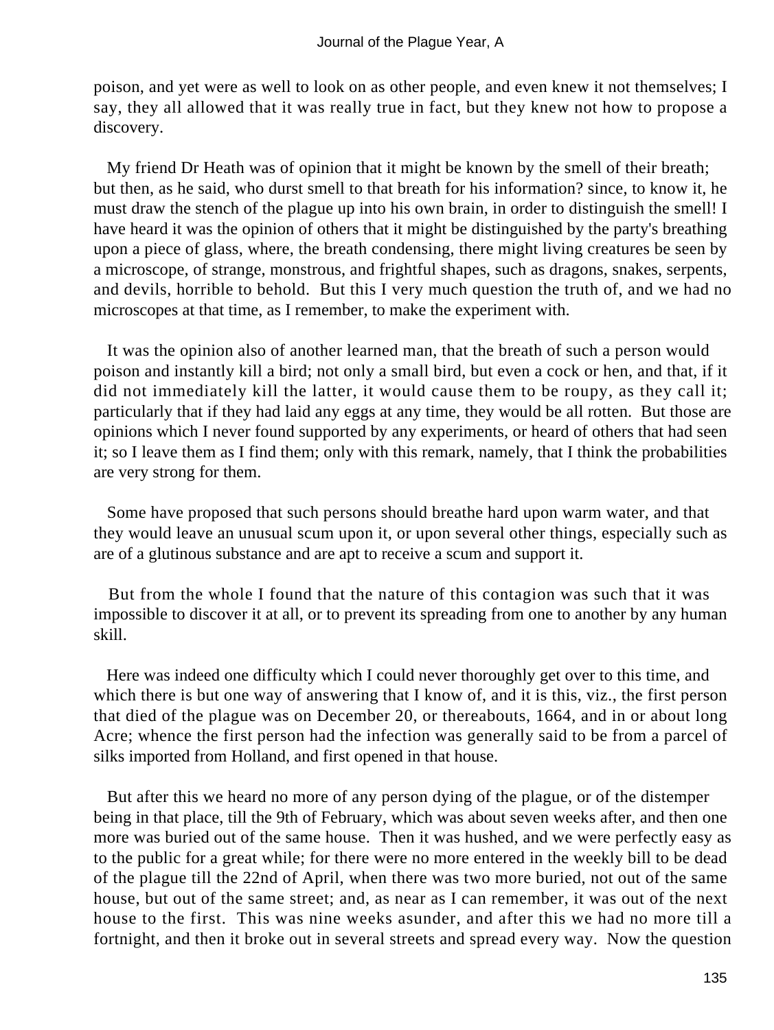poison, and yet were as well to look on as other people, and even knew it not themselves; I say, they all allowed that it was really true in fact, but they knew not how to propose a discovery.

My friend Dr Heath was of opinion that it might be known by the smell of their breath; but then, as he said, who durst smell to that breath for his information? since, to know it, he must draw the stench of the plague up into his own brain, in order to distinguish the smell! I have heard it was the opinion of others that it might be distinguished by the party's breathing upon a piece of glass, where, the breath condensing, there might living creatures be seen by a microscope, of strange, monstrous, and frightful shapes, such as dragons, snakes, serpents, and devils, horrible to behold. But this I very much question the truth of, and we had no microscopes at that time, as I remember, to make the experiment with.

It was the opinion also of another learned man, that the breath of such a person would poison and instantly kill a bird; not only a small bird, but even a cock or hen, and that, if it did not immediately kill the latter, it would cause them to be roupy, as they call it; particularly that if they had laid any eggs at any time, they would be all rotten. But those are opinions which I never found supported by any experiments, or heard of others that had seen it; so I leave them as I find them; only with this remark, namely, that I think the probabilities are very strong for them.

Some have proposed that such persons should breathe hard upon warm water, and that they would leave an unusual scum upon it, or upon several other things, especially such as are of a glutinous substance and are apt to receive a scum and support it.

But from the whole I found that the nature of this contagion was such that it was impossible to discover it at all, or to prevent its spreading from one to another by any human skill.

Here was indeed one difficulty which I could never thoroughly get over to this time, and which there is but one way of answering that I know of, and it is this, viz., the first person that died of the plague was on December 20, or thereabouts, 1664, and in or about long Acre; whence the first person had the infection was generally said to be from a parcel of silks imported from Holland, and first opened in that house.

But after this we heard no more of any person dying of the plague, or of the distemper being in that place, till the 9th of February, which was about seven weeks after, and then one more was buried out of the same house. Then it was hushed, and we were perfectly easy as to the public for a great while; for there were no more entered in the weekly bill to be dead of the plague till the 22nd of April, when there was two more buried, not out of the same house, but out of the same street; and, as near as I can remember, it was out of the next house to the first. This was nine weeks asunder, and after this we had no more till a fortnight, and then it broke out in several streets and spread every way. Now the question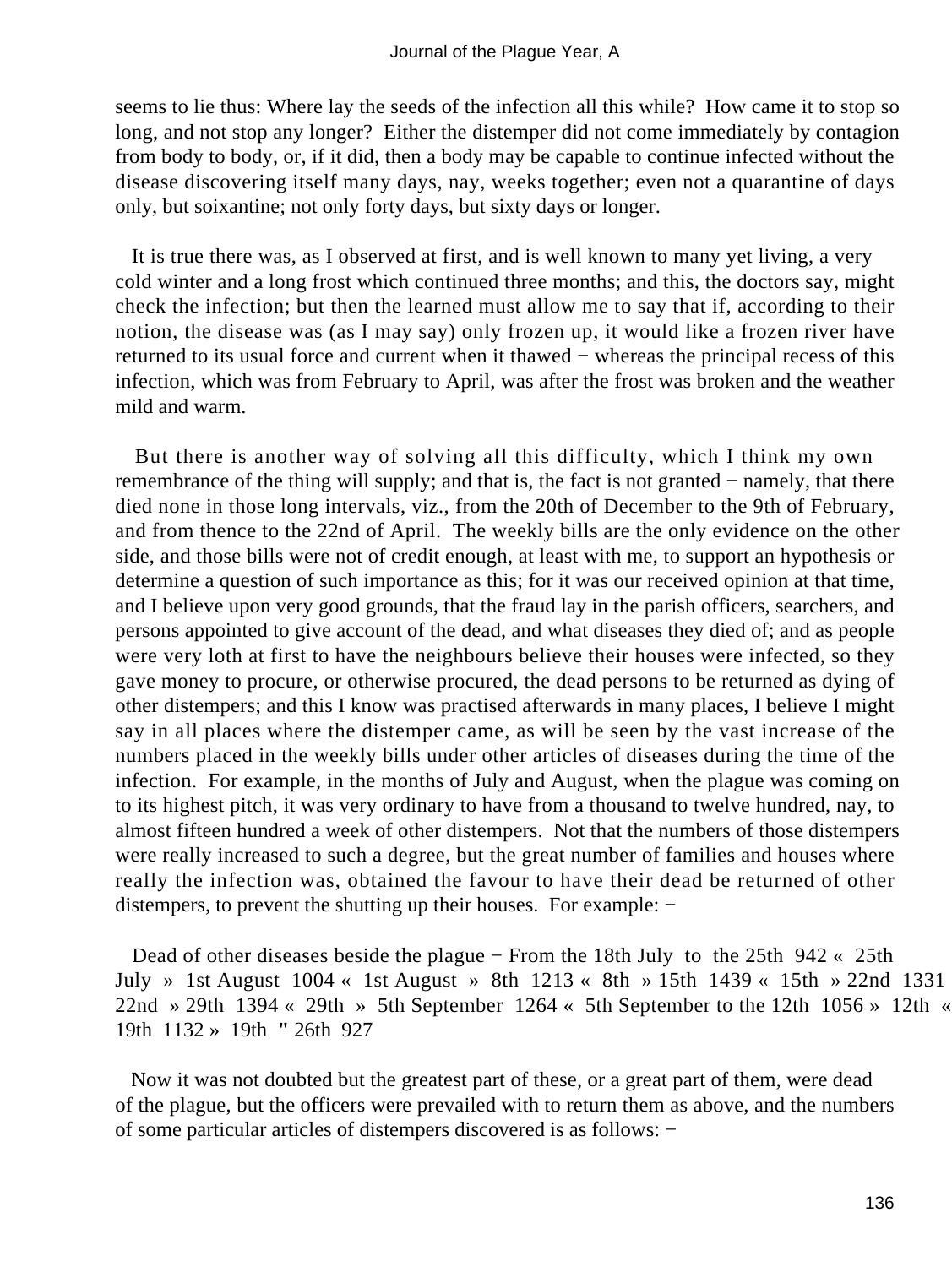seems to lie thus: Where lay the seeds of the infection all this while? How came it to stop so long, and not stop any longer? Either the distemper did not come immediately by contagion from body to body, or, if it did, then a body may be capable to continue infected without the disease discovering itself many days, nay, weeks together; even not a quarantine of days only, but soixantine; not only forty days, but sixty days or longer.

It is true there was, as I observed at first, and is well known to many yet living, a very cold winter and a long frost which continued three months; and this, the doctors say, might check the infection; but then the learned must allow me to say that if, according to their notion, the disease was (as I may say) only frozen up, it would like a frozen river have returned to its usual force and current when it thawed − whereas the principal recess of this infection, which was from February to April, was after the frost was broken and the weather mild and warm.

But there is another way of solving all this difficulty, which I think my own remembrance of the thing will supply; and that is, the fact is not granted − namely, that there died none in those long intervals, viz., from the 20th of December to the 9th of February, and from thence to the 22nd of April. The weekly bills are the only evidence on the other side, and those bills were not of credit enough, at least with me, to support an hypothesis or determine a question of such importance as this; for it was our received opinion at that time, and I believe upon very good grounds, that the fraud lay in the parish officers, searchers, and persons appointed to give account of the dead, and what diseases they died of; and as people were very loth at first to have the neighbours believe their houses were infected, so they gave money to procure, or otherwise procured, the dead persons to be returned as dying of other distempers; and this I know was practised afterwards in many places, I believe I might say in all places where the distemper came, as will be seen by the vast increase of the numbers placed in the weekly bills under other articles of diseases during the time of the infection. For example, in the months of July and August, when the plague was coming on to its highest pitch, it was very ordinary to have from a thousand to twelve hundred, nay, to almost fifteen hundred a week of other distempers. Not that the numbers of those distempers were really increased to such a degree, but the great number of families and houses where really the infection was, obtained the favour to have their dead be returned of other distempers, to prevent the shutting up their houses. For example: −

Dead of other diseases beside the plague − From the 18th July to the 25th 942 « 25th July » 1st August 1004 « 1st August » 8th 1213 « 8th » 15th 1439 « 15th » 22nd 1331 « 22nd » 29th 1394 « 29th » 5th September 1264 « 5th September to the 12th 1056 » 12th « 19th 1132 » 19th " 26th 927

Now it was not doubted but the greatest part of these, or a great part of them, were dead of the plague, but the officers were prevailed with to return them as above, and the numbers of some particular articles of distempers discovered is as follows: −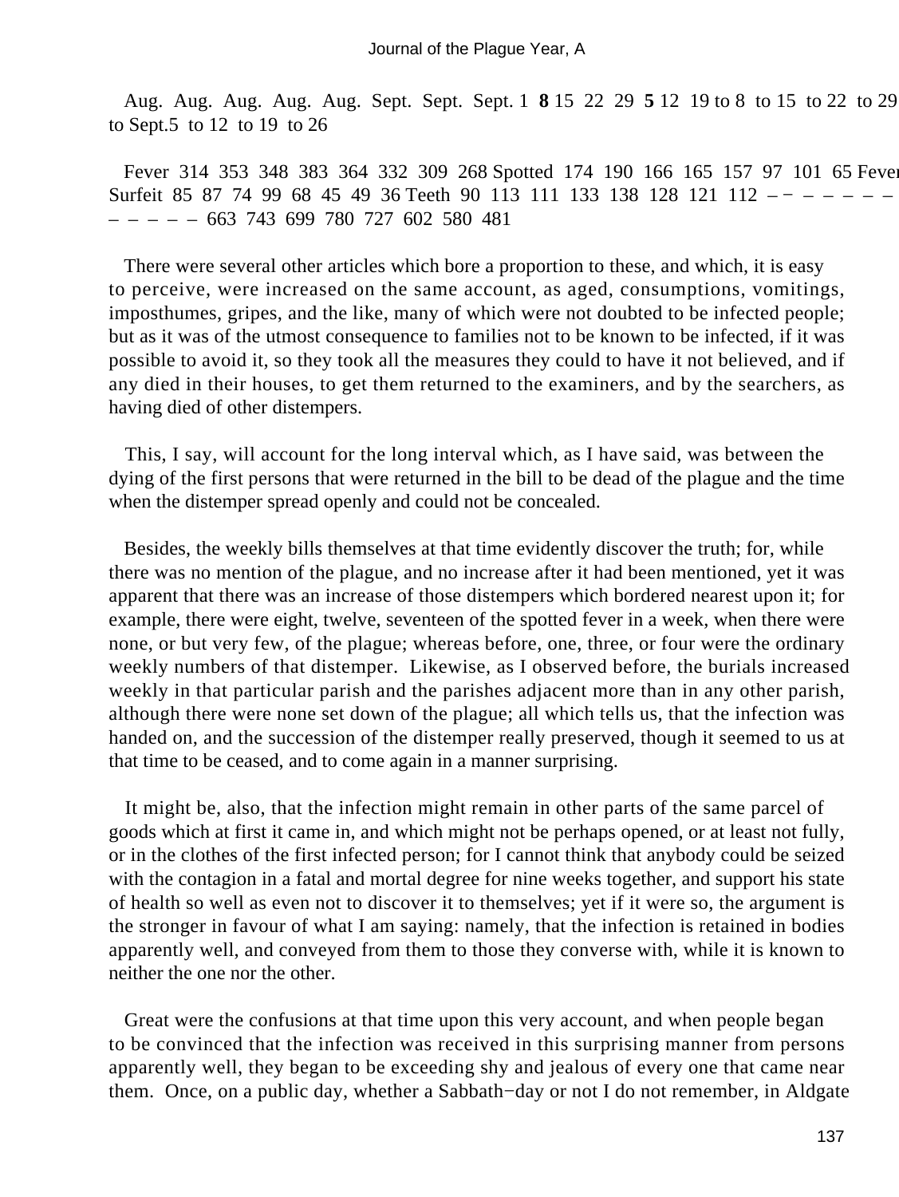| | Aug. 1 to 8 | Aug. 8 to 15 | Aug. 15 to 22 | Aug. 22 to 29 | Aug. 29 to Sept. 5 | Sept. 5 to 12 | Sept. 12 to 19 | Sept. 19 to 26 |
|---|---|---|---|---|---|---|---|---|
| Fever | 314 | 353 | 348 | 383 | 364 | 332 | 309 | 268 |
| Spotted Fever | 174 | 190 | 166 | 165 | 157 | 97 | 101 | 65 |
| Surfeit | 85 | 87 | 74 | 99 | 68 | 45 | 49 | 36 |
| Teeth | 90 | 113 | 111 | 133 | 138 | 128 | 121 | 112 |
| | 663 | 743 | 699 | 780 | 727 | 602 | 580 | 481 |

There were several other articles which bore a proportion to these, and which, it is easy to perceive, were increased on the same account, as aged, consumptions, vomitings, imposthumes, gripes, and the like, many of which were not doubted to be infected people; but as it was of the utmost consequence to families not to be known to be infected, if it was possible to avoid it, so they took all the measures they could to have it not believed, and if any died in their houses, to get them returned to the examiners, and by the searchers, as having died of other distempers.

This, I say, will account for the long interval which, as I have said, was between the dying of the first persons that were returned in the bill to be dead of the plague and the time when the distemper spread openly and could not be concealed.

Besides, the weekly bills themselves at that time evidently discover the truth; for, while there was no mention of the plague, and no increase after it had been mentioned, yet it was apparent that there was an increase of those distempers which bordered nearest upon it; for example, there were eight, twelve, seventeen of the spotted fever in a week, when there were none, or but very few, of the plague; whereas before, one, three, or four were the ordinary weekly numbers of that distemper. Likewise, as I observed before, the burials increased weekly in that particular parish and the parishes adjacent more than in any other parish, although there were none set down of the plague; all which tells us, that the infection was handed on, and the succession of the distemper really preserved, though it seemed to us at that time to be ceased, and to come again in a manner surprising.

It might be, also, that the infection might remain in other parts of the same parcel of goods which at first it came in, and which might not be perhaps opened, or at least not fully, or in the clothes of the first infected person; for I cannot think that anybody could be seized with the contagion in a fatal and mortal degree for nine weeks together, and support his state of health so well as even not to discover it to themselves; yet if it were so, the argument is the stronger in favour of what I am saying: namely, that the infection is retained in bodies apparently well, and conveyed from them to those they converse with, while it is known to neither the one nor the other.

Great were the confusions at that time upon this very account, and when people began to be convinced that the infection was received in this surprising manner from persons apparently well, they began to be exceeding shy and jealous of every one that came near them. Once, on a public day, whether a Sabbath−day or not I do not remember, in Aldgate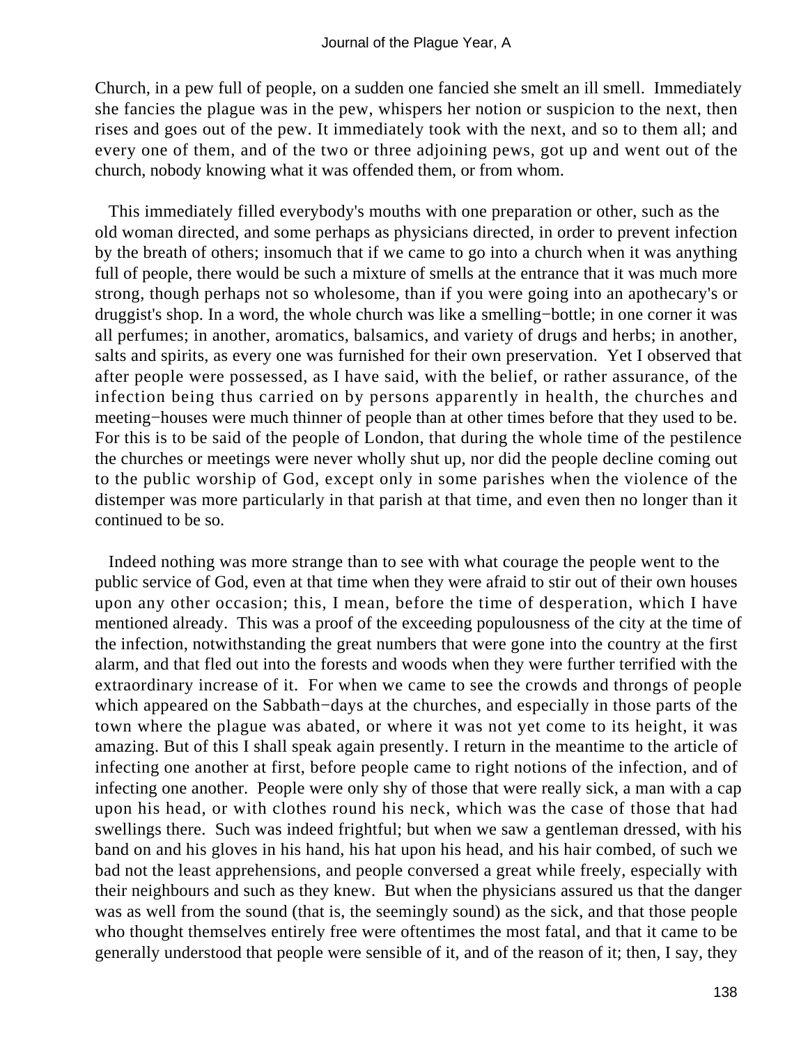Church, in a pew full of people, on a sudden one fancied she smelt an ill smell. Immediately she fancies the plague was in the pew, whispers her notion or suspicion to the next, then rises and goes out of the pew. It immediately took with the next, and so to them all; and every one of them, and of the two or three adjoining pews, got up and went out of the church, nobody knowing what it was offended them, or from whom.

This immediately filled everybody's mouths with one preparation or other, such as the old woman directed, and some perhaps as physicians directed, in order to prevent infection by the breath of others; insomuch that if we came to go into a church when it was anything full of people, there would be such a mixture of smells at the entrance that it was much more strong, though perhaps not so wholesome, than if you were going into an apothecary's or druggist's shop. In a word, the whole church was like a smelling−bottle; in one corner it was all perfumes; in another, aromatics, balsamics, and variety of drugs and herbs; in another, salts and spirits, as every one was furnished for their own preservation. Yet I observed that after people were possessed, as I have said, with the belief, or rather assurance, of the infection being thus carried on by persons apparently in health, the churches and meeting−houses were much thinner of people than at other times before that they used to be. For this is to be said of the people of London, that during the whole time of the pestilence the churches or meetings were never wholly shut up, nor did the people decline coming out to the public worship of God, except only in some parishes when the violence of the distemper was more particularly in that parish at that time, and even then no longer than it continued to be so.

Indeed nothing was more strange than to see with what courage the people went to the public service of God, even at that time when they were afraid to stir out of their own houses upon any other occasion; this, I mean, before the time of desperation, which I have mentioned already. This was a proof of the exceeding populousness of the city at the time of the infection, notwithstanding the great numbers that were gone into the country at the first alarm, and that fled out into the forests and woods when they were further terrified with the extraordinary increase of it. For when we came to see the crowds and throngs of people which appeared on the Sabbath−days at the churches, and especially in those parts of the town where the plague was abated, or where it was not yet come to its height, it was amazing. But of this I shall speak again presently. I return in the meantime to the article of infecting one another at first, before people came to right notions of the infection, and of infecting one another. People were only shy of those that were really sick, a man with a cap upon his head, or with clothes round his neck, which was the case of those that had swellings there. Such was indeed frightful; but when we saw a gentleman dressed, with his band on and his gloves in his hand, his hat upon his head, and his hair combed, of such we bad not the least apprehensions, and people conversed a great while freely, especially with their neighbours and such as they knew. But when the physicians assured us that the danger was as well from the sound (that is, the seemingly sound) as the sick, and that those people who thought themselves entirely free were oftentimes the most fatal, and that it came to be generally understood that people were sensible of it, and of the reason of it; then, I say, they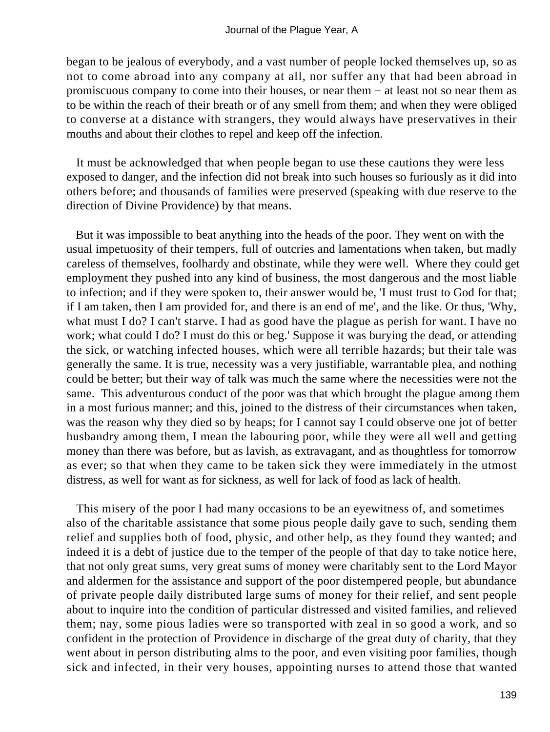began to be jealous of everybody, and a vast number of people locked themselves up, so as not to come abroad into any company at all, nor suffer any that had been abroad in promiscuous company to come into their houses, or near them − at least not so near them as to be within the reach of their breath or of any smell from them; and when they were obliged to converse at a distance with strangers, they would always have preservatives in their mouths and about their clothes to repel and keep off the infection.

It must be acknowledged that when people began to use these cautions they were less exposed to danger, and the infection did not break into such houses so furiously as it did into others before; and thousands of families were preserved (speaking with due reserve to the direction of Divine Providence) by that means.

But it was impossible to beat anything into the heads of the poor. They went on with the usual impetuosity of their tempers, full of outcries and lamentations when taken, but madly careless of themselves, foolhardy and obstinate, while they were well. Where they could get employment they pushed into any kind of business, the most dangerous and the most liable to infection; and if they were spoken to, their answer would be, 'I must trust to God for that; if I am taken, then I am provided for, and there is an end of me', and the like. Or thus, 'Why, what must I do? I can't starve. I had as good have the plague as perish for want. I have no work; what could I do? I must do this or beg.' Suppose it was burying the dead, or attending the sick, or watching infected houses, which were all terrible hazards; but their tale was generally the same. It is true, necessity was a very justifiable, warrantable plea, and nothing could be better; but their way of talk was much the same where the necessities were not the same. This adventurous conduct of the poor was that which brought the plague among them in a most furious manner; and this, joined to the distress of their circumstances when taken, was the reason why they died so by heaps; for I cannot say I could observe one jot of better husbandry among them, I mean the labouring poor, while they were all well and getting money than there was before, but as lavish, as extravagant, and as thoughtless for tomorrow as ever; so that when they came to be taken sick they were immediately in the utmost distress, as well for want as for sickness, as well for lack of food as lack of health.

This misery of the poor I had many occasions to be an eyewitness of, and sometimes also of the charitable assistance that some pious people daily gave to such, sending them relief and supplies both of food, physic, and other help, as they found they wanted; and indeed it is a debt of justice due to the temper of the people of that day to take notice here, that not only great sums, very great sums of money were charitably sent to the Lord Mayor and aldermen for the assistance and support of the poor distempered people, but abundance of private people daily distributed large sums of money for their relief, and sent people about to inquire into the condition of particular distressed and visited families, and relieved them; nay, some pious ladies were so transported with zeal in so good a work, and so confident in the protection of Providence in discharge of the great duty of charity, that they went about in person distributing alms to the poor, and even visiting poor families, though sick and infected, in their very houses, appointing nurses to attend those that wanted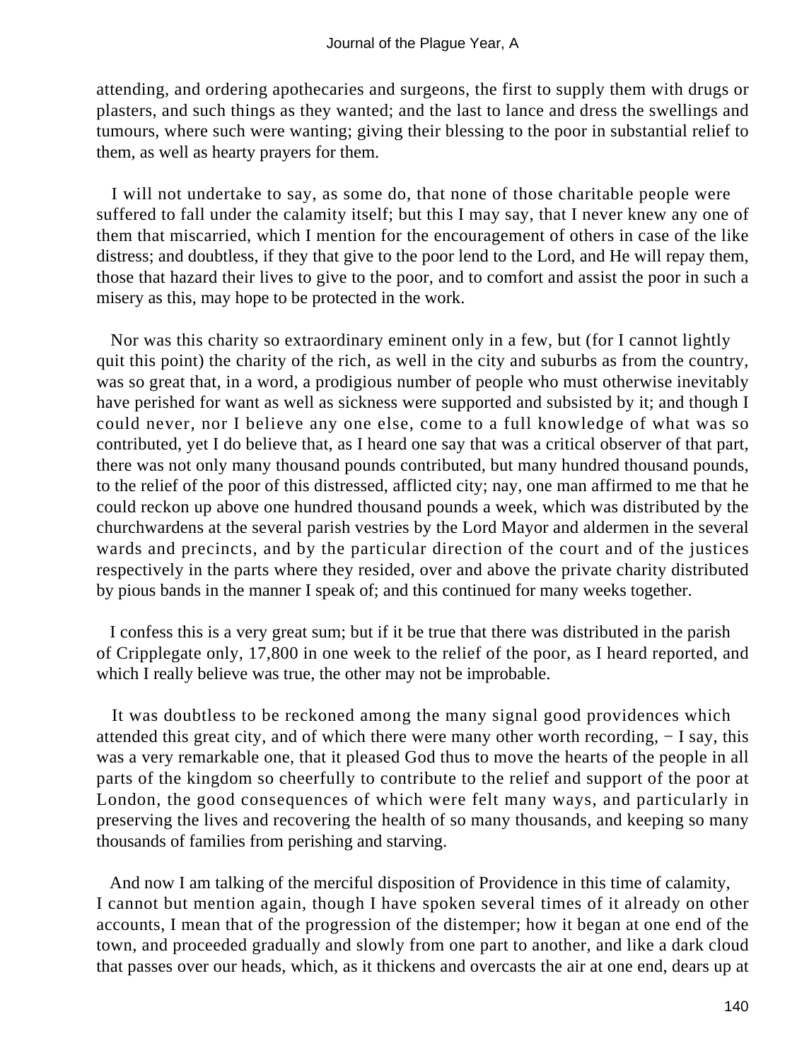attending, and ordering apothecaries and surgeons, the first to supply them with drugs or plasters, and such things as they wanted; and the last to lance and dress the swellings and tumours, where such were wanting; giving their blessing to the poor in substantial relief to them, as well as hearty prayers for them.

I will not undertake to say, as some do, that none of those charitable people were suffered to fall under the calamity itself; but this I may say, that I never knew any one of them that miscarried, which I mention for the encouragement of others in case of the like distress; and doubtless, if they that give to the poor lend to the Lord, and He will repay them, those that hazard their lives to give to the poor, and to comfort and assist the poor in such a misery as this, may hope to be protected in the work.

Nor was this charity so extraordinary eminent only in a few, but (for I cannot lightly quit this point) the charity of the rich, as well in the city and suburbs as from the country, was so great that, in a word, a prodigious number of people who must otherwise inevitably have perished for want as well as sickness were supported and subsisted by it; and though I could never, nor I believe any one else, come to a full knowledge of what was so contributed, yet I do believe that, as I heard one say that was a critical observer of that part, there was not only many thousand pounds contributed, but many hundred thousand pounds, to the relief of the poor of this distressed, afflicted city; nay, one man affirmed to me that he could reckon up above one hundred thousand pounds a week, which was distributed by the churchwardens at the several parish vestries by the Lord Mayor and aldermen in the several wards and precincts, and by the particular direction of the court and of the justices respectively in the parts where they resided, over and above the private charity distributed by pious bands in the manner I speak of; and this continued for many weeks together.

I confess this is a very great sum; but if it be true that there was distributed in the parish of Cripplegate only, 17,800 in one week to the relief of the poor, as I heard reported, and which I really believe was true, the other may not be improbable.

It was doubtless to be reckoned among the many signal good providences which attended this great city, and of which there were many other worth recording, − I say, this was a very remarkable one, that it pleased God thus to move the hearts of the people in all parts of the kingdom so cheerfully to contribute to the relief and support of the poor at London, the good consequences of which were felt many ways, and particularly in preserving the lives and recovering the health of so many thousands, and keeping so many thousands of families from perishing and starving.

And now I am talking of the merciful disposition of Providence in this time of calamity, I cannot but mention again, though I have spoken several times of it already on other accounts, I mean that of the progression of the distemper; how it began at one end of the town, and proceeded gradually and slowly from one part to another, and like a dark cloud that passes over our heads, which, as it thickens and overcasts the air at one end, dears up at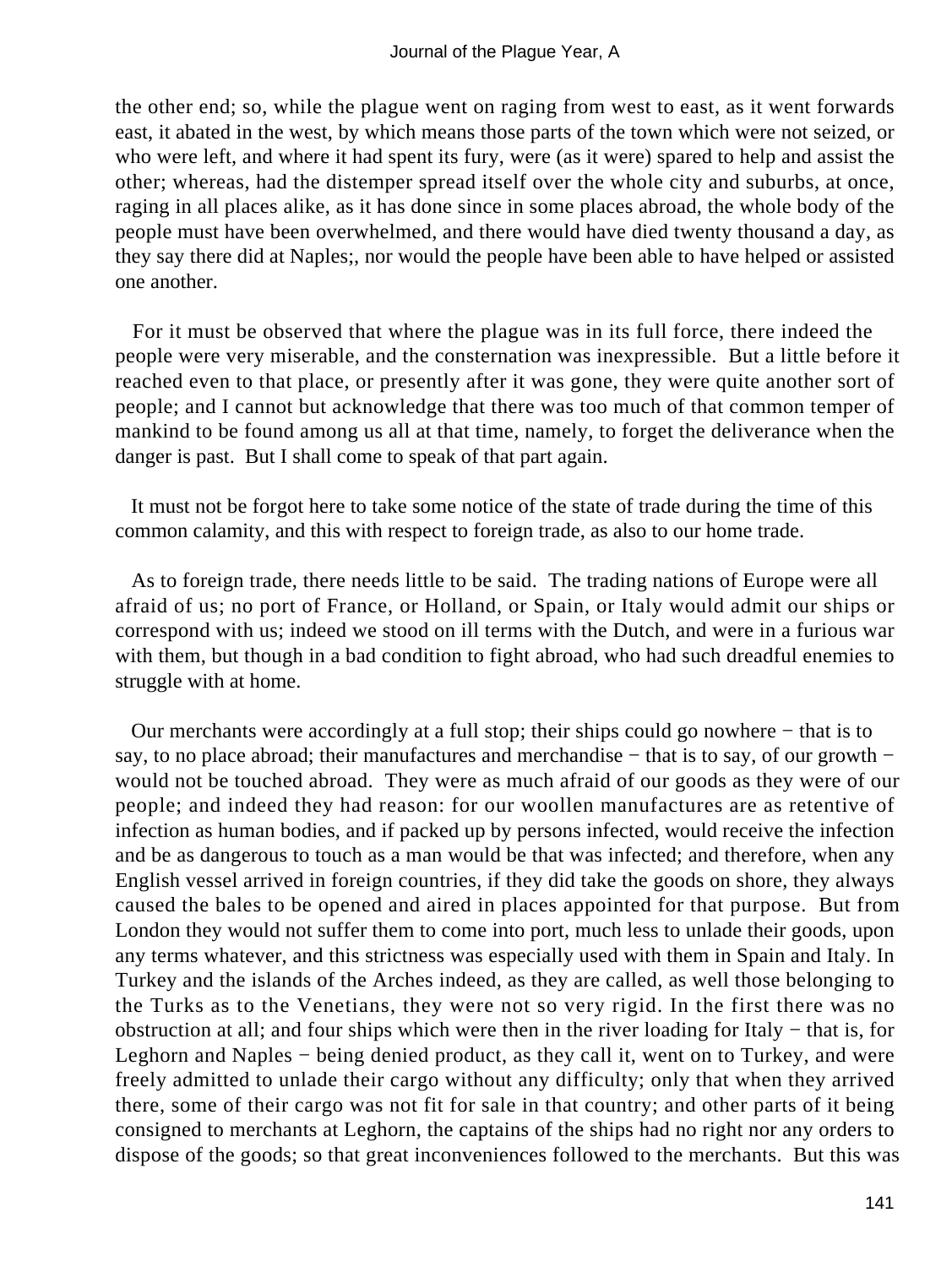the other end; so, while the plague went on raging from west to east, as it went forwards east, it abated in the west, by which means those parts of the town which were not seized, or who were left, and where it had spent its fury, were (as it were) spared to help and assist the other; whereas, had the distemper spread itself over the whole city and suburbs, at once, raging in all places alike, as it has done since in some places abroad, the whole body of the people must have been overwhelmed, and there would have died twenty thousand a day, as they say there did at Naples;, nor would the people have been able to have helped or assisted one another.

For it must be observed that where the plague was in its full force, there indeed the people were very miserable, and the consternation was inexpressible. But a little before it reached even to that place, or presently after it was gone, they were quite another sort of people; and I cannot but acknowledge that there was too much of that common temper of mankind to be found among us all at that time, namely, to forget the deliverance when the danger is past. But I shall come to speak of that part again.

It must not be forgot here to take some notice of the state of trade during the time of this common calamity, and this with respect to foreign trade, as also to our home trade.

As to foreign trade, there needs little to be said. The trading nations of Europe were all afraid of us; no port of France, or Holland, or Spain, or Italy would admit our ships or correspond with us; indeed we stood on ill terms with the Dutch, and were in a furious war with them, but though in a bad condition to fight abroad, who had such dreadful enemies to struggle with at home.

Our merchants were accordingly at a full stop; their ships could go nowhere − that is to say, to no place abroad; their manufactures and merchandise − that is to say, of our growth − would not be touched abroad. They were as much afraid of our goods as they were of our people; and indeed they had reason: for our woollen manufactures are as retentive of infection as human bodies, and if packed up by persons infected, would receive the infection and be as dangerous to touch as a man would be that was infected; and therefore, when any English vessel arrived in foreign countries, if they did take the goods on shore, they always caused the bales to be opened and aired in places appointed for that purpose. But from London they would not suffer them to come into port, much less to unlade their goods, upon any terms whatever, and this strictness was especially used with them in Spain and Italy. In Turkey and the islands of the Arches indeed, as they are called, as well those belonging to the Turks as to the Venetians, they were not so very rigid. In the first there was no obstruction at all; and four ships which were then in the river loading for Italy − that is, for Leghorn and Naples − being denied product, as they call it, went on to Turkey, and were freely admitted to unlade their cargo without any difficulty; only that when they arrived there, some of their cargo was not fit for sale in that country; and other parts of it being consigned to merchants at Leghorn, the captains of the ships had no right nor any orders to dispose of the goods; so that great inconveniences followed to the merchants. But this was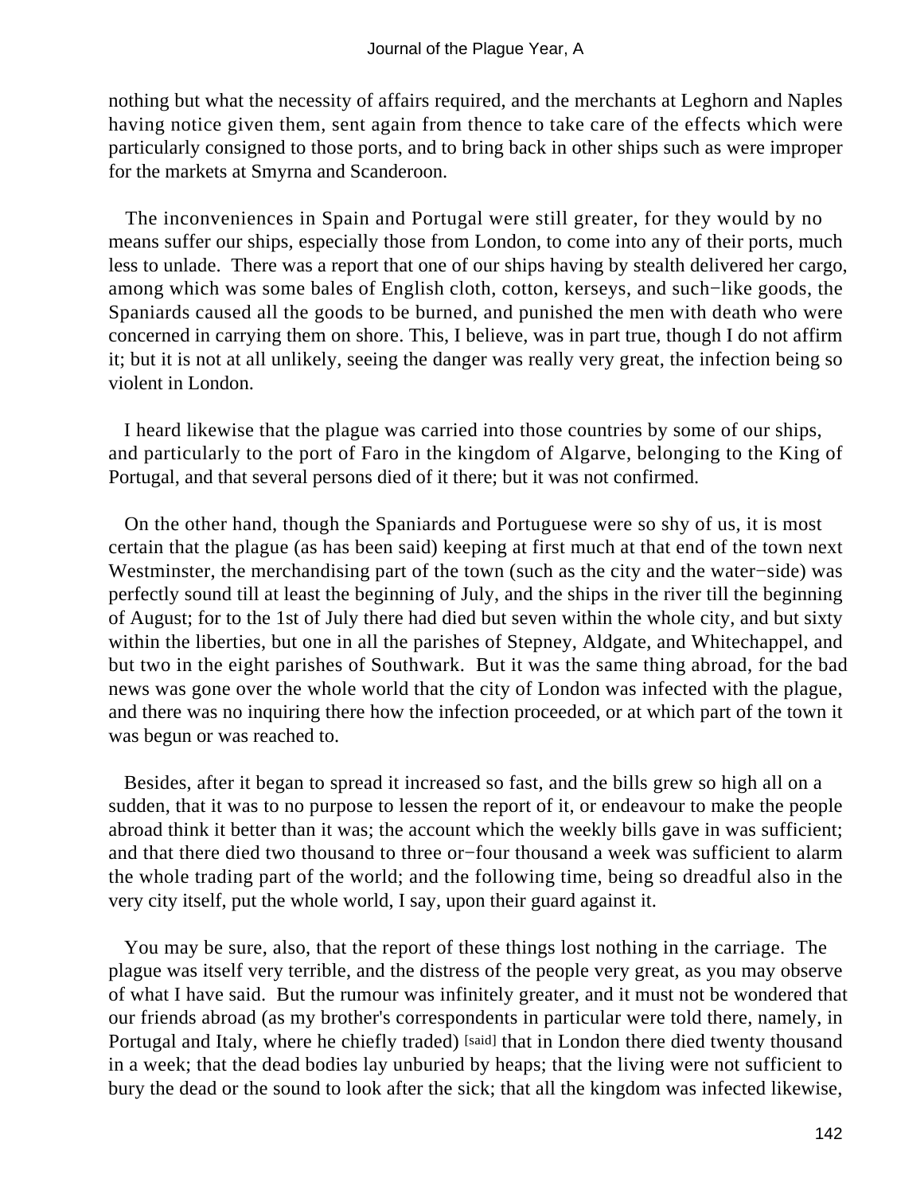nothing but what the necessity of affairs required, and the merchants at Leghorn and Naples having notice given them, sent again from thence to take care of the effects which were particularly consigned to those ports, and to bring back in other ships such as were improper for the markets at Smyrna and Scanderoon.

The inconveniences in Spain and Portugal were still greater, for they would by no means suffer our ships, especially those from London, to come into any of their ports, much less to unlade. There was a report that one of our ships having by stealth delivered her cargo, among which was some bales of English cloth, cotton, kerseys, and such−like goods, the Spaniards caused all the goods to be burned, and punished the men with death who were concerned in carrying them on shore. This, I believe, was in part true, though I do not affirm it; but it is not at all unlikely, seeing the danger was really very great, the infection being so violent in London.

I heard likewise that the plague was carried into those countries by some of our ships, and particularly to the port of Faro in the kingdom of Algarve, belonging to the King of Portugal, and that several persons died of it there; but it was not confirmed.

On the other hand, though the Spaniards and Portuguese were so shy of us, it is most certain that the plague (as has been said) keeping at first much at that end of the town next Westminster, the merchandising part of the town (such as the city and the water−side) was perfectly sound till at least the beginning of July, and the ships in the river till the beginning of August; for to the 1st of July there had died but seven within the whole city, and but sixty within the liberties, but one in all the parishes of Stepney, Aldgate, and Whitechappel, and but two in the eight parishes of Southwark. But it was the same thing abroad, for the bad news was gone over the whole world that the city of London was infected with the plague, and there was no inquiring there how the infection proceeded, or at which part of the town it was begun or was reached to.

Besides, after it began to spread it increased so fast, and the bills grew so high all on a sudden, that it was to no purpose to lessen the report of it, or endeavour to make the people abroad think it better than it was; the account which the weekly bills gave in was sufficient; and that there died two thousand to three or−four thousand a week was sufficient to alarm the whole trading part of the world; and the following time, being so dreadful also in the very city itself, put the whole world, I say, upon their guard against it.

You may be sure, also, that the report of these things lost nothing in the carriage. The plague was itself very terrible, and the distress of the people very great, as you may observe of what I have said. But the rumour was infinitely greater, and it must not be wondered that our friends abroad (as my brother's correspondents in particular were told there, namely, in Portugal and Italy, where he chiefly traded) [said] that in London there died twenty thousand in a week; that the dead bodies lay unburied by heaps; that the living were not sufficient to bury the dead or the sound to look after the sick; that all the kingdom was infected likewise,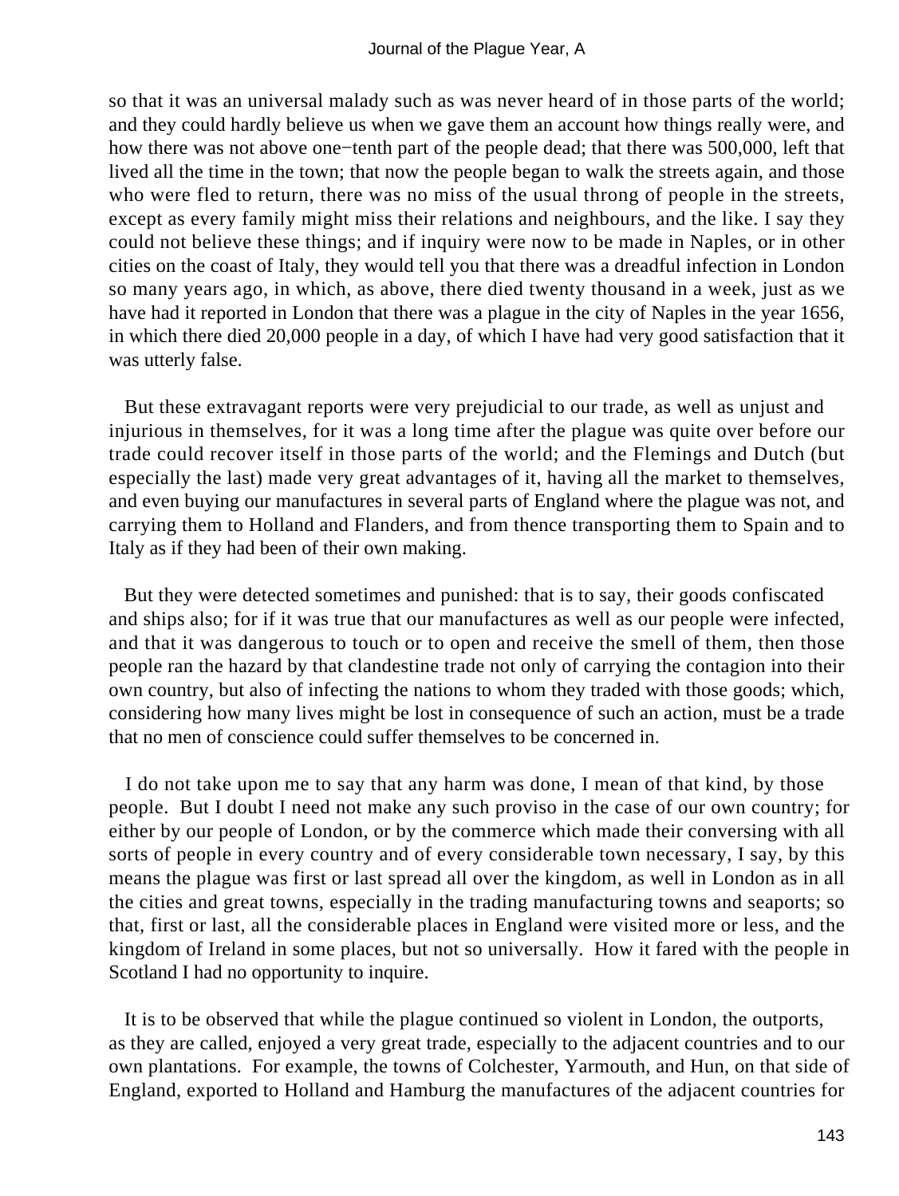so that it was an universal malady such as was never heard of in those parts of the world; and they could hardly believe us when we gave them an account how things really were, and how there was not above one−tenth part of the people dead; that there was 500,000, left that lived all the time in the town; that now the people began to walk the streets again, and those who were fled to return, there was no miss of the usual throng of people in the streets, except as every family might miss their relations and neighbours, and the like. I say they could not believe these things; and if inquiry were now to be made in Naples, or in other cities on the coast of Italy, they would tell you that there was a dreadful infection in London so many years ago, in which, as above, there died twenty thousand in a week, just as we have had it reported in London that there was a plague in the city of Naples in the year 1656, in which there died 20,000 people in a day, of which I have had very good satisfaction that it was utterly false.

But these extravagant reports were very prejudicial to our trade, as well as unjust and injurious in themselves, for it was a long time after the plague was quite over before our trade could recover itself in those parts of the world; and the Flemings and Dutch (but especially the last) made very great advantages of it, having all the market to themselves, and even buying our manufactures in several parts of England where the plague was not, and carrying them to Holland and Flanders, and from thence transporting them to Spain and to Italy as if they had been of their own making.

But they were detected sometimes and punished: that is to say, their goods confiscated and ships also; for if it was true that our manufactures as well as our people were infected, and that it was dangerous to touch or to open and receive the smell of them, then those people ran the hazard by that clandestine trade not only of carrying the contagion into their own country, but also of infecting the nations to whom they traded with those goods; which, considering how many lives might be lost in consequence of such an action, must be a trade that no men of conscience could suffer themselves to be concerned in.

I do not take upon me to say that any harm was done, I mean of that kind, by those people. But I doubt I need not make any such proviso in the case of our own country; for either by our people of London, or by the commerce which made their conversing with all sorts of people in every country and of every considerable town necessary, I say, by this means the plague was first or last spread all over the kingdom, as well in London as in all the cities and great towns, especially in the trading manufacturing towns and seaports; so that, first or last, all the considerable places in England were visited more or less, and the kingdom of Ireland in some places, but not so universally. How it fared with the people in Scotland I had no opportunity to inquire.

It is to be observed that while the plague continued so violent in London, the outports, as they are called, enjoyed a very great trade, especially to the adjacent countries and to our own plantations. For example, the towns of Colchester, Yarmouth, and Hun, on that side of England, exported to Holland and Hamburg the manufactures of the adjacent countries for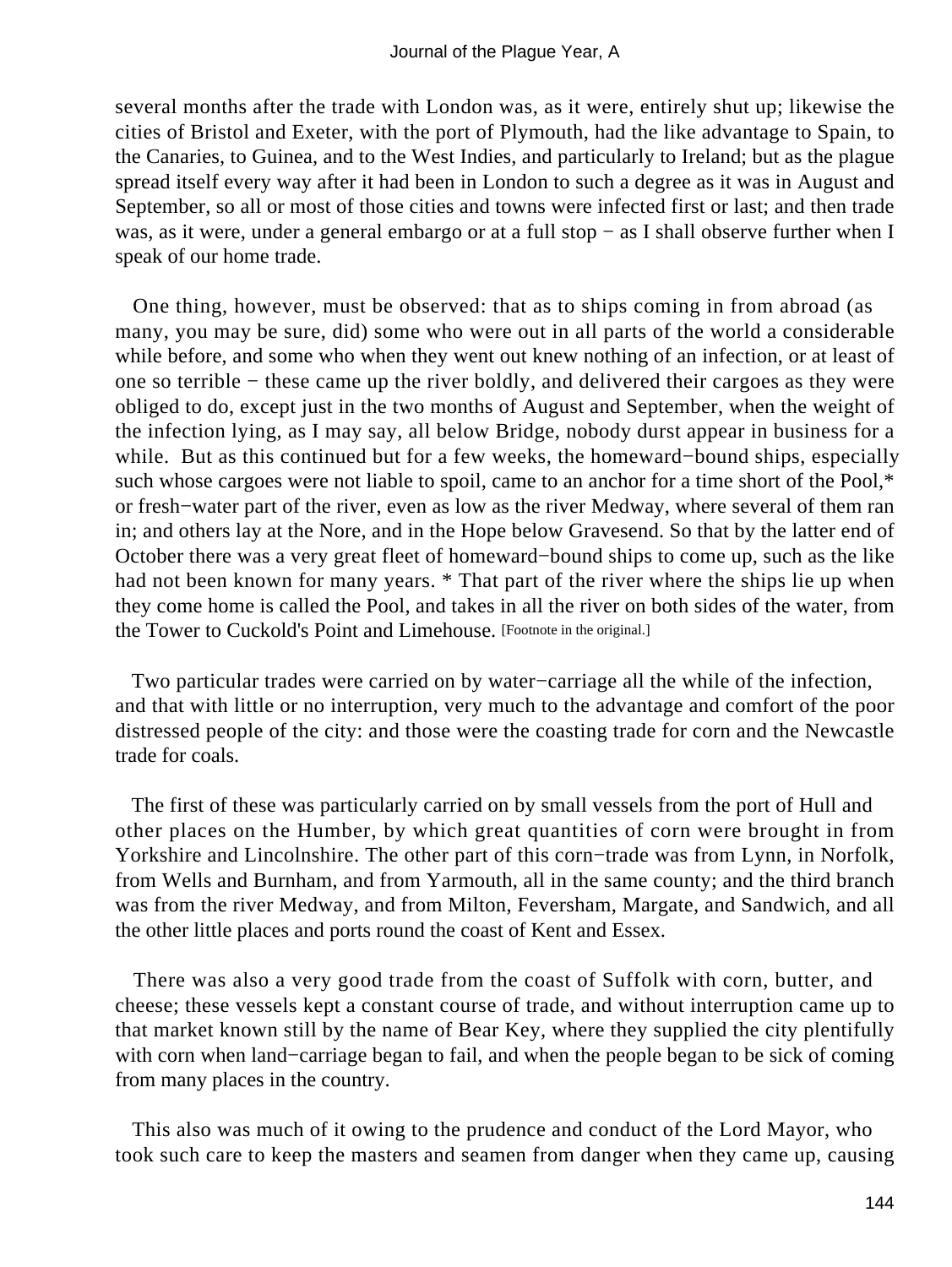several months after the trade with London was, as it were, entirely shut up; likewise the cities of Bristol and Exeter, with the port of Plymouth, had the like advantage to Spain, to the Canaries, to Guinea, and to the West Indies, and particularly to Ireland; but as the plague spread itself every way after it had been in London to such a degree as it was in August and September, so all or most of those cities and towns were infected first or last; and then trade was, as it were, under a general embargo or at a full stop − as I shall observe further when I speak of our home trade.

One thing, however, must be observed: that as to ships coming in from abroad (as many, you may be sure, did) some who were out in all parts of the world a considerable while before, and some who when they went out knew nothing of an infection, or at least of one so terrible − these came up the river boldly, and delivered their cargoes as they were obliged to do, except just in the two months of August and September, when the weight of the infection lying, as I may say, all below Bridge, nobody durst appear in business for a while. But as this continued but for a few weeks, the homeward−bound ships, especially such whose cargoes were not liable to spoil, came to an anchor for a time short of the Pool,* or fresh−water part of the river, even as low as the river Medway, where several of them ran in; and others lay at the Nore, and in the Hope below Gravesend. So that by the latter end of October there was a very great fleet of homeward−bound ships to come up, such as the like had not been known for many years. * That part of the river where the ships lie up when they come home is called the Pool, and takes in all the river on both sides of the water, from the Tower to Cuckold's Point and Limehouse. [Footnote in the original.]

Two particular trades were carried on by water−carriage all the while of the infection, and that with little or no interruption, very much to the advantage and comfort of the poor distressed people of the city: and those were the coasting trade for corn and the Newcastle trade for coals.

The first of these was particularly carried on by small vessels from the port of Hull and other places on the Humber, by which great quantities of corn were brought in from Yorkshire and Lincolnshire. The other part of this corn−trade was from Lynn, in Norfolk, from Wells and Burnham, and from Yarmouth, all in the same county; and the third branch was from the river Medway, and from Milton, Feversham, Margate, and Sandwich, and all the other little places and ports round the coast of Kent and Essex.

There was also a very good trade from the coast of Suffolk with corn, butter, and cheese; these vessels kept a constant course of trade, and without interruption came up to that market known still by the name of Bear Key, where they supplied the city plentifully with corn when land−carriage began to fail, and when the people began to be sick of coming from many places in the country.

This also was much of it owing to the prudence and conduct of the Lord Mayor, who took such care to keep the masters and seamen from danger when they came up, causing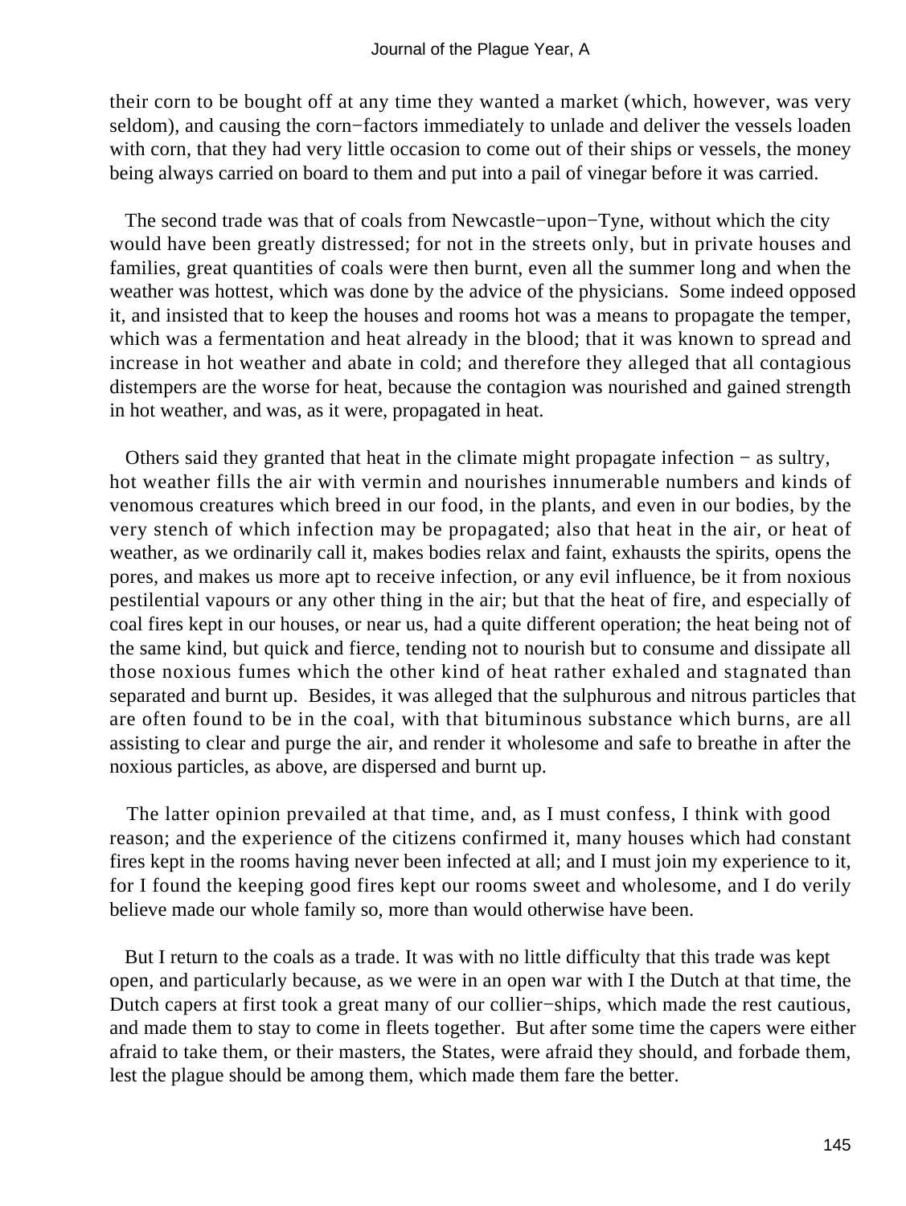their corn to be bought off at any time they wanted a market (which, however, was very seldom), and causing the corn−factors immediately to unlade and deliver the vessels loaden with corn, that they had very little occasion to come out of their ships or vessels, the money being always carried on board to them and put into a pail of vinegar before it was carried.

The second trade was that of coals from Newcastle−upon−Tyne, without which the city would have been greatly distressed; for not in the streets only, but in private houses and families, great quantities of coals were then burnt, even all the summer long and when the weather was hottest, which was done by the advice of the physicians. Some indeed opposed it, and insisted that to keep the houses and rooms hot was a means to propagate the temper, which was a fermentation and heat already in the blood; that it was known to spread and increase in hot weather and abate in cold; and therefore they alleged that all contagious distempers are the worse for heat, because the contagion was nourished and gained strength in hot weather, and was, as it were, propagated in heat.

Others said they granted that heat in the climate might propagate infection − as sultry, hot weather fills the air with vermin and nourishes innumerable numbers and kinds of venomous creatures which breed in our food, in the plants, and even in our bodies, by the very stench of which infection may be propagated; also that heat in the air, or heat of weather, as we ordinarily call it, makes bodies relax and faint, exhausts the spirits, opens the pores, and makes us more apt to receive infection, or any evil influence, be it from noxious pestilential vapours or any other thing in the air; but that the heat of fire, and especially of coal fires kept in our houses, or near us, had a quite different operation; the heat being not of the same kind, but quick and fierce, tending not to nourish but to consume and dissipate all those noxious fumes which the other kind of heat rather exhaled and stagnated than separated and burnt up. Besides, it was alleged that the sulphurous and nitrous particles that are often found to be in the coal, with that bituminous substance which burns, are all assisting to clear and purge the air, and render it wholesome and safe to breathe in after the noxious particles, as above, are dispersed and burnt up.

The latter opinion prevailed at that time, and, as I must confess, I think with good reason; and the experience of the citizens confirmed it, many houses which had constant fires kept in the rooms having never been infected at all; and I must join my experience to it, for I found the keeping good fires kept our rooms sweet and wholesome, and I do verily believe made our whole family so, more than would otherwise have been.

But I return to the coals as a trade. It was with no little difficulty that this trade was kept open, and particularly because, as we were in an open war with I the Dutch at that time, the Dutch capers at first took a great many of our collier−ships, which made the rest cautious, and made them to stay to come in fleets together. But after some time the capers were either afraid to take them, or their masters, the States, were afraid they should, and forbade them, lest the plague should be among them, which made them fare the better.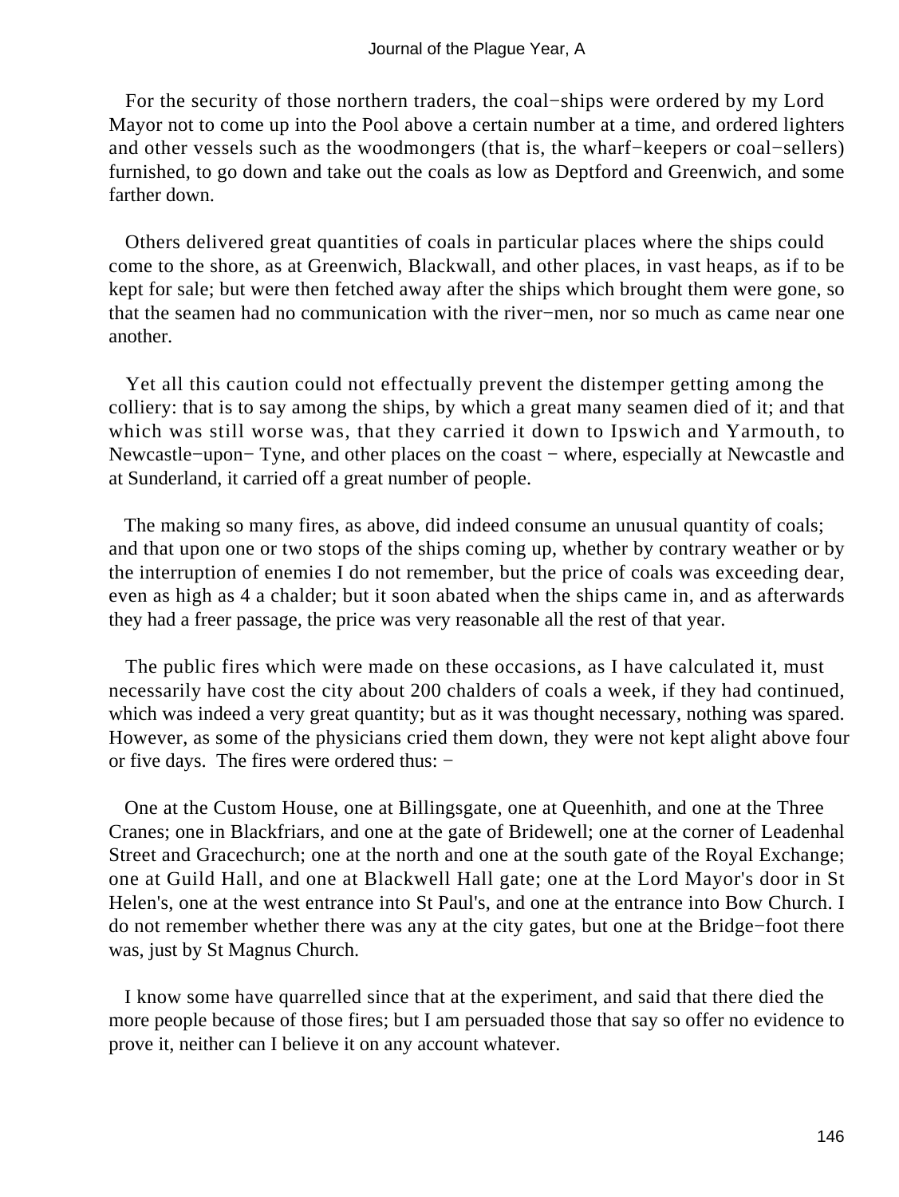For the security of those northern traders, the coal−ships were ordered by my Lord Mayor not to come up into the Pool above a certain number at a time, and ordered lighters and other vessels such as the woodmongers (that is, the wharf−keepers or coal−sellers) furnished, to go down and take out the coals as low as Deptford and Greenwich, and some farther down.

Others delivered great quantities of coals in particular places where the ships could come to the shore, as at Greenwich, Blackwall, and other places, in vast heaps, as if to be kept for sale; but were then fetched away after the ships which brought them were gone, so that the seamen had no communication with the river−men, nor so much as came near one another.

Yet all this caution could not effectually prevent the distemper getting among the colliery: that is to say among the ships, by which a great many seamen died of it; and that which was still worse was, that they carried it down to Ipswich and Yarmouth, to Newcastle−upon− Tyne, and other places on the coast − where, especially at Newcastle and at Sunderland, it carried off a great number of people.

The making so many fires, as above, did indeed consume an unusual quantity of coals; and that upon one or two stops of the ships coming up, whether by contrary weather or by the interruption of enemies I do not remember, but the price of coals was exceeding dear, even as high as 4 a chalder; but it soon abated when the ships came in, and as afterwards they had a freer passage, the price was very reasonable all the rest of that year.

The public fires which were made on these occasions, as I have calculated it, must necessarily have cost the city about 200 chalders of coals a week, if they had continued, which was indeed a very great quantity; but as it was thought necessary, nothing was spared. However, as some of the physicians cried them down, they were not kept alight above four or five days. The fires were ordered thus: −

One at the Custom House, one at Billingsgate, one at Queenhith, and one at the Three Cranes; one in Blackfriars, and one at the gate of Bridewell; one at the corner of Leadenhal Street and Gracechurch; one at the north and one at the south gate of the Royal Exchange; one at Guild Hall, and one at Blackwell Hall gate; one at the Lord Mayor's door in St Helen's, one at the west entrance into St Paul's, and one at the entrance into Bow Church. I do not remember whether there was any at the city gates, but one at the Bridge−foot there was, just by St Magnus Church.

I know some have quarrelled since that at the experiment, and said that there died the more people because of those fires; but I am persuaded those that say so offer no evidence to prove it, neither can I believe it on any account whatever.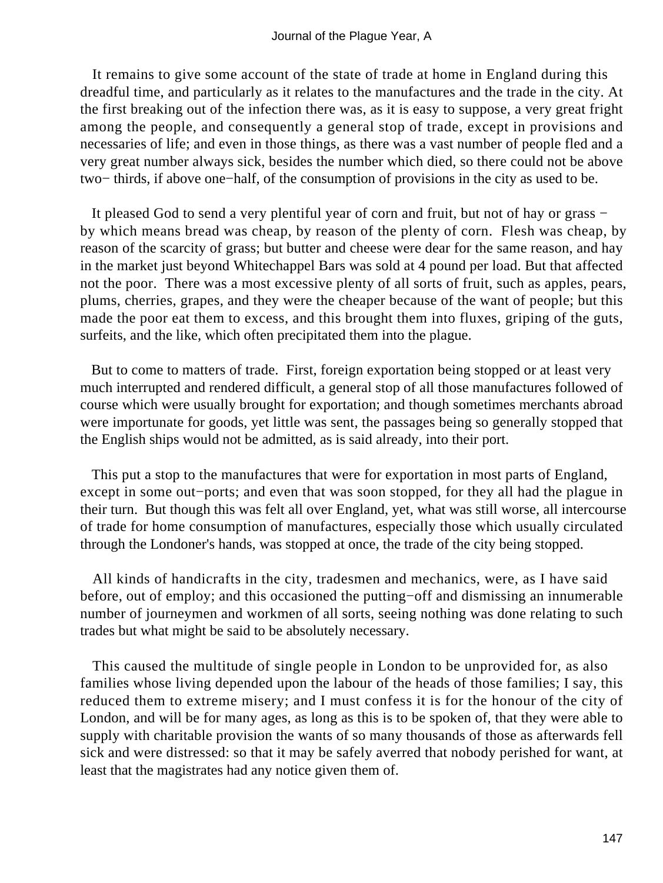It remains to give some account of the state of trade at home in England during this dreadful time, and particularly as it relates to the manufactures and the trade in the city. At the first breaking out of the infection there was, as it is easy to suppose, a very great fright among the people, and consequently a general stop of trade, except in provisions and necessaries of life; and even in those things, as there was a vast number of people fled and a very great number always sick, besides the number which died, so there could not be above two− thirds, if above one−half, of the consumption of provisions in the city as used to be.

It pleased God to send a very plentiful year of corn and fruit, but not of hay or grass − by which means bread was cheap, by reason of the plenty of corn. Flesh was cheap, by reason of the scarcity of grass; but butter and cheese were dear for the same reason, and hay in the market just beyond Whitechappel Bars was sold at 4 pound per load. But that affected not the poor. There was a most excessive plenty of all sorts of fruit, such as apples, pears, plums, cherries, grapes, and they were the cheaper because of the want of people; but this made the poor eat them to excess, and this brought them into fluxes, griping of the guts, surfeits, and the like, which often precipitated them into the plague.

But to come to matters of trade. First, foreign exportation being stopped or at least very much interrupted and rendered difficult, a general stop of all those manufactures followed of course which were usually brought for exportation; and though sometimes merchants abroad were importunate for goods, yet little was sent, the passages being so generally stopped that the English ships would not be admitted, as is said already, into their port.

This put a stop to the manufactures that were for exportation in most parts of England, except in some out−ports; and even that was soon stopped, for they all had the plague in their turn. But though this was felt all over England, yet, what was still worse, all intercourse of trade for home consumption of manufactures, especially those which usually circulated through the Londoner's hands, was stopped at once, the trade of the city being stopped.

All kinds of handicrafts in the city, tradesmen and mechanics, were, as I have said before, out of employ; and this occasioned the putting−off and dismissing an innumerable number of journeymen and workmen of all sorts, seeing nothing was done relating to such trades but what might be said to be absolutely necessary.

This caused the multitude of single people in London to be unprovided for, as also families whose living depended upon the labour of the heads of those families; I say, this reduced them to extreme misery; and I must confess it is for the honour of the city of London, and will be for many ages, as long as this is to be spoken of, that they were able to supply with charitable provision the wants of so many thousands of those as afterwards fell sick and were distressed: so that it may be safely averred that nobody perished for want, at least that the magistrates had any notice given them of.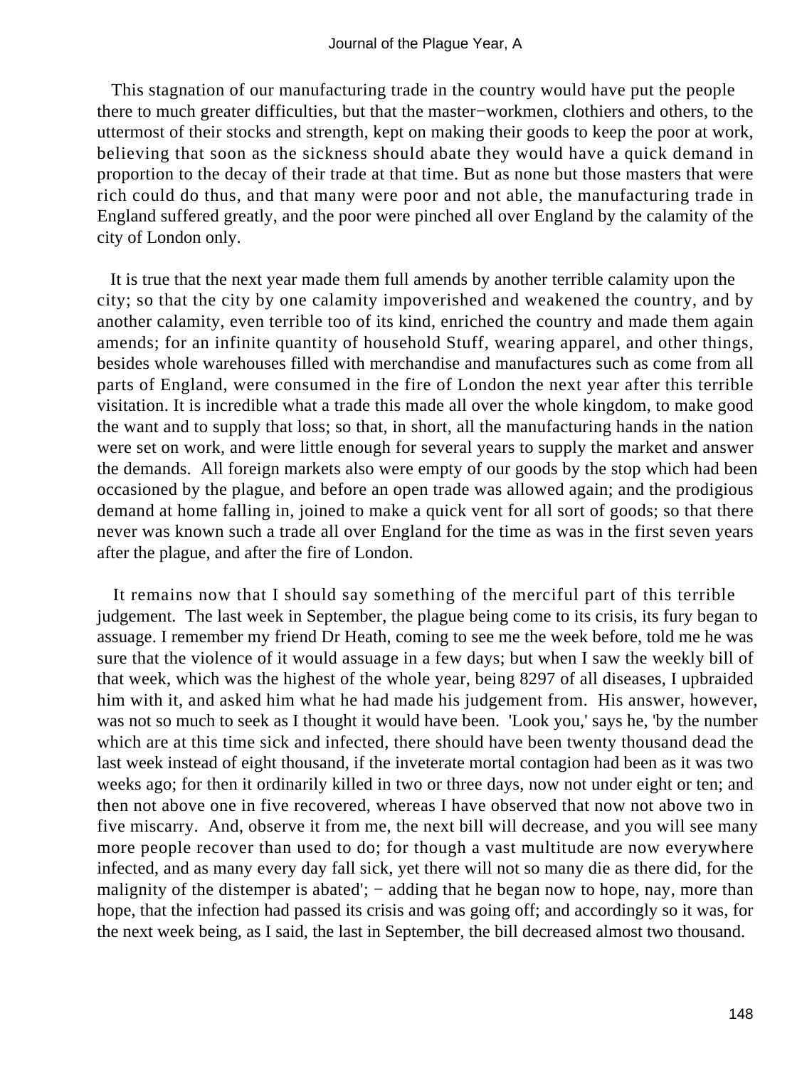This stagnation of our manufacturing trade in the country would have put the people there to much greater difficulties, but that the master−workmen, clothiers and others, to the uttermost of their stocks and strength, kept on making their goods to keep the poor at work, believing that soon as the sickness should abate they would have a quick demand in proportion to the decay of their trade at that time. But as none but those masters that were rich could do thus, and that many were poor and not able, the manufacturing trade in England suffered greatly, and the poor were pinched all over England by the calamity of the city of London only.

It is true that the next year made them full amends by another terrible calamity upon the city; so that the city by one calamity impoverished and weakened the country, and by another calamity, even terrible too of its kind, enriched the country and made them again amends; for an infinite quantity of household Stuff, wearing apparel, and other things, besides whole warehouses filled with merchandise and manufactures such as come from all parts of England, were consumed in the fire of London the next year after this terrible visitation. It is incredible what a trade this made all over the whole kingdom, to make good the want and to supply that loss; so that, in short, all the manufacturing hands in the nation were set on work, and were little enough for several years to supply the market and answer the demands. All foreign markets also were empty of our goods by the stop which had been occasioned by the plague, and before an open trade was allowed again; and the prodigious demand at home falling in, joined to make a quick vent for all sort of goods; so that there never was known such a trade all over England for the time as was in the first seven years after the plague, and after the fire of London.

It remains now that I should say something of the merciful part of this terrible judgement. The last week in September, the plague being come to its crisis, its fury began to assuage. I remember my friend Dr Heath, coming to see me the week before, told me he was sure that the violence of it would assuage in a few days; but when I saw the weekly bill of that week, which was the highest of the whole year, being 8297 of all diseases, I upbraided him with it, and asked him what he had made his judgement from. His answer, however, was not so much to seek as I thought it would have been. 'Look you,' says he, 'by the number which are at this time sick and infected, there should have been twenty thousand dead the last week instead of eight thousand, if the inveterate mortal contagion had been as it was two weeks ago; for then it ordinarily killed in two or three days, now not under eight or ten; and then not above one in five recovered, whereas I have observed that now not above two in five miscarry. And, observe it from me, the next bill will decrease, and you will see many more people recover than used to do; for though a vast multitude are now everywhere infected, and as many every day fall sick, yet there will not so many die as there did, for the malignity of the distemper is abated'; − adding that he began now to hope, nay, more than hope, that the infection had passed its crisis and was going off; and accordingly so it was, for the next week being, as I said, the last in September, the bill decreased almost two thousand.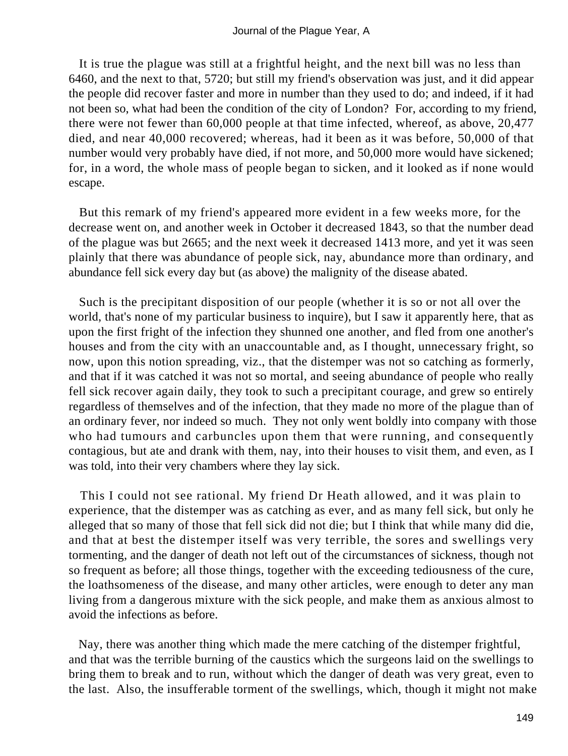It is true the plague was still at a frightful height, and the next bill was no less than 6460, and the next to that, 5720; but still my friend's observation was just, and it did appear the people did recover faster and more in number than they used to do; and indeed, if it had not been so, what had been the condition of the city of London? For, according to my friend, there were not fewer than 60,000 people at that time infected, whereof, as above, 20,477 died, and near 40,000 recovered; whereas, had it been as it was before, 50,000 of that number would very probably have died, if not more, and 50,000 more would have sickened; for, in a word, the whole mass of people began to sicken, and it looked as if none would escape.

But this remark of my friend's appeared more evident in a few weeks more, for the decrease went on, and another week in October it decreased 1843, so that the number dead of the plague was but 2665; and the next week it decreased 1413 more, and yet it was seen plainly that there was abundance of people sick, nay, abundance more than ordinary, and abundance fell sick every day but (as above) the malignity of the disease abated.

Such is the precipitant disposition of our people (whether it is so or not all over the world, that's none of my particular business to inquire), but I saw it apparently here, that as upon the first fright of the infection they shunned one another, and fled from one another's houses and from the city with an unaccountable and, as I thought, unnecessary fright, so now, upon this notion spreading, viz., that the distemper was not so catching as formerly, and that if it was catched it was not so mortal, and seeing abundance of people who really fell sick recover again daily, they took to such a precipitant courage, and grew so entirely regardless of themselves and of the infection, that they made no more of the plague than of an ordinary fever, nor indeed so much. They not only went boldly into company with those who had tumours and carbuncles upon them that were running, and consequently contagious, but ate and drank with them, nay, into their houses to visit them, and even, as I was told, into their very chambers where they lay sick.

This I could not see rational. My friend Dr Heath allowed, and it was plain to experience, that the distemper was as catching as ever, and as many fell sick, but only he alleged that so many of those that fell sick did not die; but I think that while many did die, and that at best the distemper itself was very terrible, the sores and swellings very tormenting, and the danger of death not left out of the circumstances of sickness, though not so frequent as before; all those things, together with the exceeding tediousness of the cure, the loathsomeness of the disease, and many other articles, were enough to deter any man living from a dangerous mixture with the sick people, and make them as anxious almost to avoid the infections as before.

Nay, there was another thing which made the mere catching of the distemper frightful, and that was the terrible burning of the caustics which the surgeons laid on the swellings to bring them to break and to run, without which the danger of death was very great, even to the last. Also, the insufferable torment of the swellings, which, though it might not make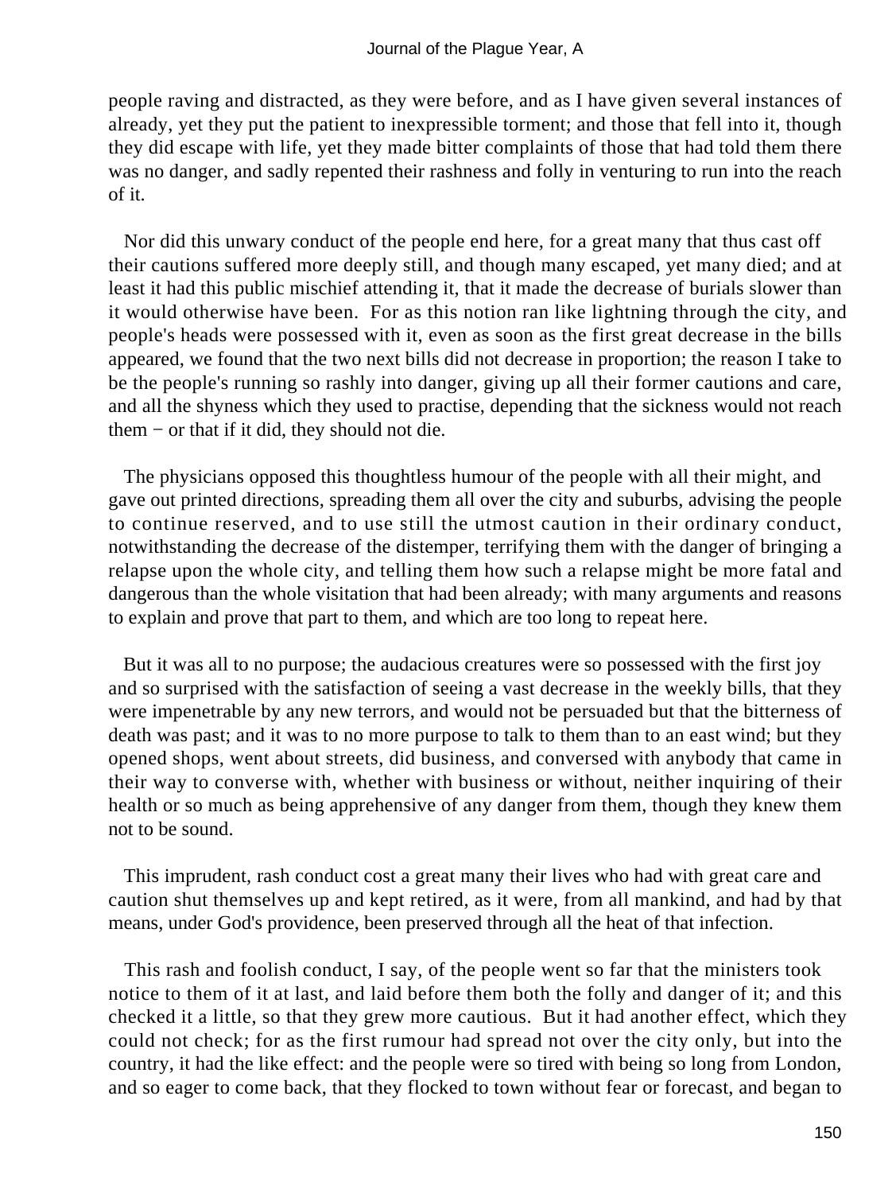people raving and distracted, as they were before, and as I have given several instances of already, yet they put the patient to inexpressible torment; and those that fell into it, though they did escape with life, yet they made bitter complaints of those that had told them there was no danger, and sadly repented their rashness and folly in venturing to run into the reach of it.

Nor did this unwary conduct of the people end here, for a great many that thus cast off their cautions suffered more deeply still, and though many escaped, yet many died; and at least it had this public mischief attending it, that it made the decrease of burials slower than it would otherwise have been. For as this notion ran like lightning through the city, and people's heads were possessed with it, even as soon as the first great decrease in the bills appeared, we found that the two next bills did not decrease in proportion; the reason I take to be the people's running so rashly into danger, giving up all their former cautions and care, and all the shyness which they used to practise, depending that the sickness would not reach them − or that if it did, they should not die.

The physicians opposed this thoughtless humour of the people with all their might, and gave out printed directions, spreading them all over the city and suburbs, advising the people to continue reserved, and to use still the utmost caution in their ordinary conduct, notwithstanding the decrease of the distemper, terrifying them with the danger of bringing a relapse upon the whole city, and telling them how such a relapse might be more fatal and dangerous than the whole visitation that had been already; with many arguments and reasons to explain and prove that part to them, and which are too long to repeat here.

But it was all to no purpose; the audacious creatures were so possessed with the first joy and so surprised with the satisfaction of seeing a vast decrease in the weekly bills, that they were impenetrable by any new terrors, and would not be persuaded but that the bitterness of death was past; and it was to no more purpose to talk to them than to an east wind; but they opened shops, went about streets, did business, and conversed with anybody that came in their way to converse with, whether with business or without, neither inquiring of their health or so much as being apprehensive of any danger from them, though they knew them not to be sound.

This imprudent, rash conduct cost a great many their lives who had with great care and caution shut themselves up and kept retired, as it were, from all mankind, and had by that means, under God's providence, been preserved through all the heat of that infection.

This rash and foolish conduct, I say, of the people went so far that the ministers took notice to them of it at last, and laid before them both the folly and danger of it; and this checked it a little, so that they grew more cautious. But it had another effect, which they could not check; for as the first rumour had spread not over the city only, but into the country, it had the like effect: and the people were so tired with being so long from London, and so eager to come back, that they flocked to town without fear or forecast, and began to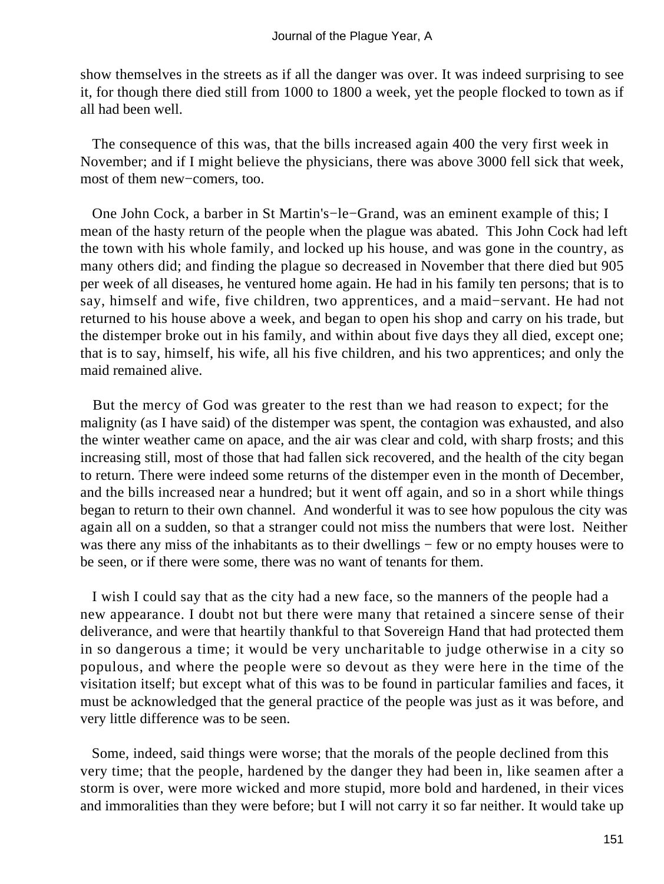show themselves in the streets as if all the danger was over. It was indeed surprising to see it, for though there died still from 1000 to 1800 a week, yet the people flocked to town as if all had been well.

The consequence of this was, that the bills increased again 400 the very first week in November; and if I might believe the physicians, there was above 3000 fell sick that week, most of them new−comers, too.

One John Cock, a barber in St Martin's−le−Grand, was an eminent example of this; I mean of the hasty return of the people when the plague was abated. This John Cock had left the town with his whole family, and locked up his house, and was gone in the country, as many others did; and finding the plague so decreased in November that there died but 905 per week of all diseases, he ventured home again. He had in his family ten persons; that is to say, himself and wife, five children, two apprentices, and a maid−servant. He had not returned to his house above a week, and began to open his shop and carry on his trade, but the distemper broke out in his family, and within about five days they all died, except one; that is to say, himself, his wife, all his five children, and his two apprentices; and only the maid remained alive.

But the mercy of God was greater to the rest than we had reason to expect; for the malignity (as I have said) of the distemper was spent, the contagion was exhausted, and also the winter weather came on apace, and the air was clear and cold, with sharp frosts; and this increasing still, most of those that had fallen sick recovered, and the health of the city began to return. There were indeed some returns of the distemper even in the month of December, and the bills increased near a hundred; but it went off again, and so in a short while things began to return to their own channel. And wonderful it was to see how populous the city was again all on a sudden, so that a stranger could not miss the numbers that were lost. Neither was there any miss of the inhabitants as to their dwellings − few or no empty houses were to be seen, or if there were some, there was no want of tenants for them.

I wish I could say that as the city had a new face, so the manners of the people had a new appearance. I doubt not but there were many that retained a sincere sense of their deliverance, and were that heartily thankful to that Sovereign Hand that had protected them in so dangerous a time; it would be very uncharitable to judge otherwise in a city so populous, and where the people were so devout as they were here in the time of the visitation itself; but except what of this was to be found in particular families and faces, it must be acknowledged that the general practice of the people was just as it was before, and very little difference was to be seen.

Some, indeed, said things were worse; that the morals of the people declined from this very time; that the people, hardened by the danger they had been in, like seamen after a storm is over, were more wicked and more stupid, more bold and hardened, in their vices and immoralities than they were before; but I will not carry it so far neither. It would take up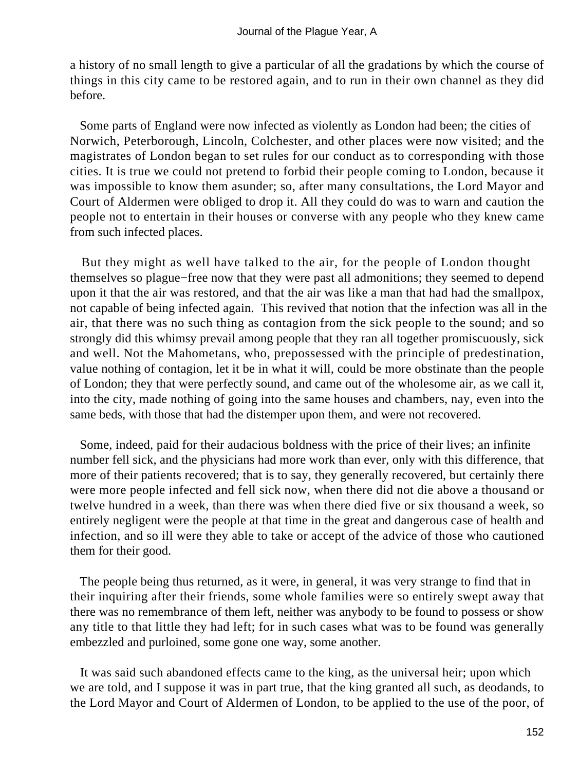a history of no small length to give a particular of all the gradations by which the course of things in this city came to be restored again, and to run in their own channel as they did before.

Some parts of England were now infected as violently as London had been; the cities of Norwich, Peterborough, Lincoln, Colchester, and other places were now visited; and the magistrates of London began to set rules for our conduct as to corresponding with those cities. It is true we could not pretend to forbid their people coming to London, because it was impossible to know them asunder; so, after many consultations, the Lord Mayor and Court of Aldermen were obliged to drop it. All they could do was to warn and caution the people not to entertain in their houses or converse with any people who they knew came from such infected places.

But they might as well have talked to the air, for the people of London thought themselves so plague−free now that they were past all admonitions; they seemed to depend upon it that the air was restored, and that the air was like a man that had had the smallpox, not capable of being infected again. This revived that notion that the infection was all in the air, that there was no such thing as contagion from the sick people to the sound; and so strongly did this whimsy prevail among people that they ran all together promiscuously, sick and well. Not the Mahometans, who, prepossessed with the principle of predestination, value nothing of contagion, let it be in what it will, could be more obstinate than the people of London; they that were perfectly sound, and came out of the wholesome air, as we call it, into the city, made nothing of going into the same houses and chambers, nay, even into the same beds, with those that had the distemper upon them, and were not recovered.

Some, indeed, paid for their audacious boldness with the price of their lives; an infinite number fell sick, and the physicians had more work than ever, only with this difference, that more of their patients recovered; that is to say, they generally recovered, but certainly there were more people infected and fell sick now, when there did not die above a thousand or twelve hundred in a week, than there was when there died five or six thousand a week, so entirely negligent were the people at that time in the great and dangerous case of health and infection, and so ill were they able to take or accept of the advice of those who cautioned them for their good.

The people being thus returned, as it were, in general, it was very strange to find that in their inquiring after their friends, some whole families were so entirely swept away that there was no remembrance of them left, neither was anybody to be found to possess or show any title to that little they had left; for in such cases what was to be found was generally embezzled and purloined, some gone one way, some another.

It was said such abandoned effects came to the king, as the universal heir; upon which we are told, and I suppose it was in part true, that the king granted all such, as deodands, to the Lord Mayor and Court of Aldermen of London, to be applied to the use of the poor, of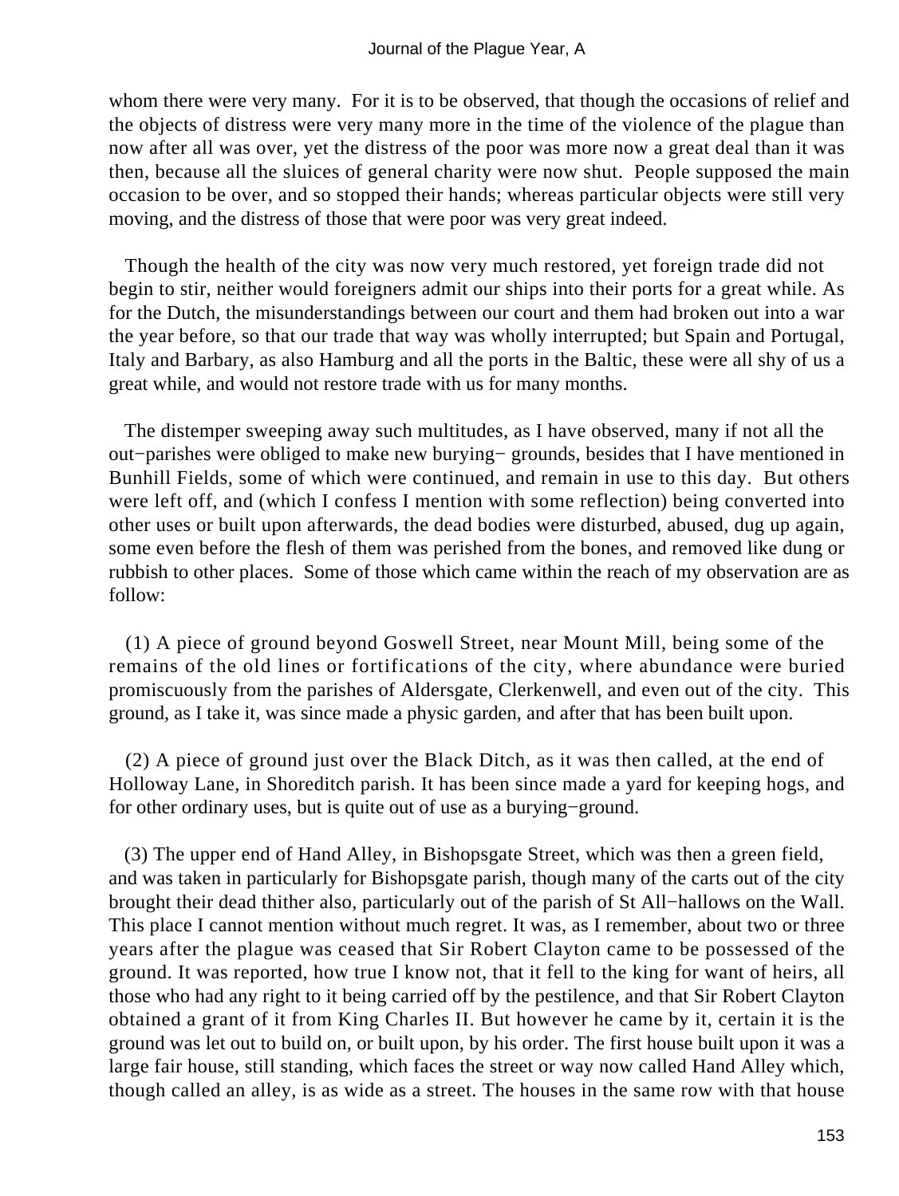whom there were very many. For it is to be observed, that though the occasions of relief and the objects of distress were very many more in the time of the violence of the plague than now after all was over, yet the distress of the poor was more now a great deal than it was then, because all the sluices of general charity were now shut. People supposed the main occasion to be over, and so stopped their hands; whereas particular objects were still very moving, and the distress of those that were poor was very great indeed.

Though the health of the city was now very much restored, yet foreign trade did not begin to stir, neither would foreigners admit our ships into their ports for a great while. As for the Dutch, the misunderstandings between our court and them had broken out into a war the year before, so that our trade that way was wholly interrupted; but Spain and Portugal, Italy and Barbary, as also Hamburg and all the ports in the Baltic, these were all shy of us a great while, and would not restore trade with us for many months.

The distemper sweeping away such multitudes, as I have observed, many if not all the out−parishes were obliged to make new burying− grounds, besides that I have mentioned in Bunhill Fields, some of which were continued, and remain in use to this day. But others were left off, and (which I confess I mention with some reflection) being converted into other uses or built upon afterwards, the dead bodies were disturbed, abused, dug up again, some even before the flesh of them was perished from the bones, and removed like dung or rubbish to other places. Some of those which came within the reach of my observation are as follow:

(1) A piece of ground beyond Goswell Street, near Mount Mill, being some of the remains of the old lines or fortifications of the city, where abundance were buried promiscuously from the parishes of Aldersgate, Clerkenwell, and even out of the city. This ground, as I take it, was since made a physic garden, and after that has been built upon.

(2) A piece of ground just over the Black Ditch, as it was then called, at the end of Holloway Lane, in Shoreditch parish. It has been since made a yard for keeping hogs, and for other ordinary uses, but is quite out of use as a burying−ground.

(3) The upper end of Hand Alley, in Bishopsgate Street, which was then a green field, and was taken in particularly for Bishopsgate parish, though many of the carts out of the city brought their dead thither also, particularly out of the parish of St All−hallows on the Wall. This place I cannot mention without much regret. It was, as I remember, about two or three years after the plague was ceased that Sir Robert Clayton came to be possessed of the ground. It was reported, how true I know not, that it fell to the king for want of heirs, all those who had any right to it being carried off by the pestilence, and that Sir Robert Clayton obtained a grant of it from King Charles II. But however he came by it, certain it is the ground was let out to build on, or built upon, by his order. The first house built upon it was a large fair house, still standing, which faces the street or way now called Hand Alley which, though called an alley, is as wide as a street. The houses in the same row with that house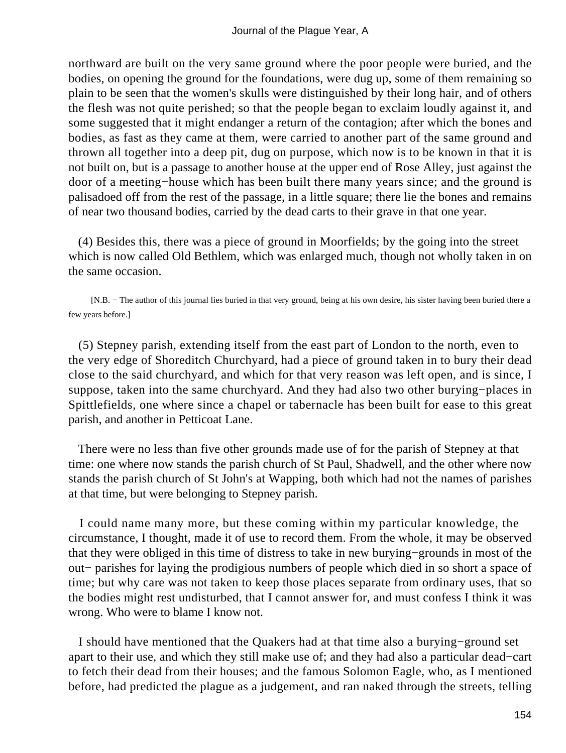northward are built on the very same ground where the poor people were buried, and the bodies, on opening the ground for the foundations, were dug up, some of them remaining so plain to be seen that the women's skulls were distinguished by their long hair, and of others the flesh was not quite perished; so that the people began to exclaim loudly against it, and some suggested that it might endanger a return of the contagion; after which the bones and bodies, as fast as they came at them, were carried to another part of the same ground and thrown all together into a deep pit, dug on purpose, which now is to be known in that it is not built on, but is a passage to another house at the upper end of Rose Alley, just against the door of a meeting−house which has been built there many years since; and the ground is palisadoed off from the rest of the passage, in a little square; there lie the bones and remains of near two thousand bodies, carried by the dead carts to their grave in that one year.

(4) Besides this, there was a piece of ground in Moorfields; by the going into the street which is now called Old Bethlem, which was enlarged much, though not wholly taken in on the same occasion.

[N.B. − The author of this journal lies buried in that very ground, being at his own desire, his sister having been buried there a few years before.]

(5) Stepney parish, extending itself from the east part of London to the north, even to the very edge of Shoreditch Churchyard, had a piece of ground taken in to bury their dead close to the said churchyard, and which for that very reason was left open, and is since, I suppose, taken into the same churchyard. And they had also two other burying−places in Spittlefields, one where since a chapel or tabernacle has been built for ease to this great parish, and another in Petticoat Lane.

There were no less than five other grounds made use of for the parish of Stepney at that time: one where now stands the parish church of St Paul, Shadwell, and the other where now stands the parish church of St John's at Wapping, both which had not the names of parishes at that time, but were belonging to Stepney parish.

I could name many more, but these coming within my particular knowledge, the circumstance, I thought, made it of use to record them. From the whole, it may be observed that they were obliged in this time of distress to take in new burying−grounds in most of the out− parishes for laying the prodigious numbers of people which died in so short a space of time; but why care was not taken to keep those places separate from ordinary uses, that so the bodies might rest undisturbed, that I cannot answer for, and must confess I think it was wrong. Who were to blame I know not.

I should have mentioned that the Quakers had at that time also a burying−ground set apart to their use, and which they still make use of; and they had also a particular dead−cart to fetch their dead from their houses; and the famous Solomon Eagle, who, as I mentioned before, had predicted the plague as a judgement, and ran naked through the streets, telling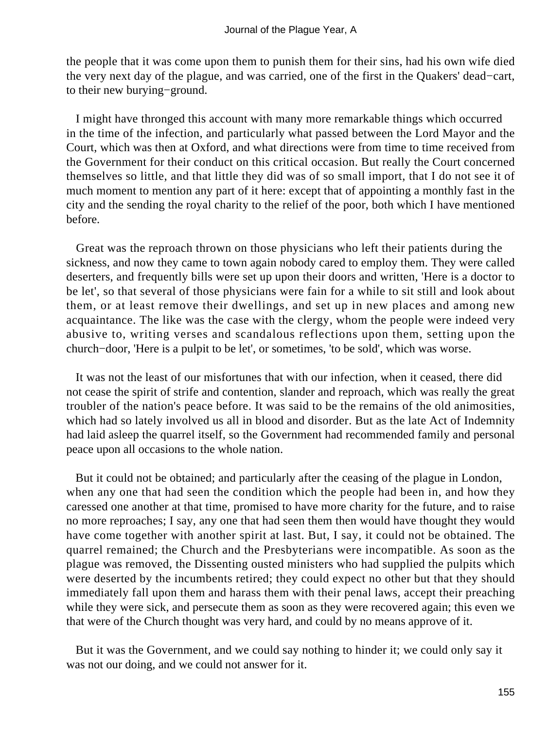the people that it was come upon them to punish them for their sins, had his own wife died the very next day of the plague, and was carried, one of the first in the Quakers' dead−cart, to their new burying−ground.

I might have thronged this account with many more remarkable things which occurred in the time of the infection, and particularly what passed between the Lord Mayor and the Court, which was then at Oxford, and what directions were from time to time received from the Government for their conduct on this critical occasion. But really the Court concerned themselves so little, and that little they did was of so small import, that I do not see it of much moment to mention any part of it here: except that of appointing a monthly fast in the city and the sending the royal charity to the relief of the poor, both which I have mentioned before.

Great was the reproach thrown on those physicians who left their patients during the sickness, and now they came to town again nobody cared to employ them. They were called deserters, and frequently bills were set up upon their doors and written, 'Here is a doctor to be let', so that several of those physicians were fain for a while to sit still and look about them, or at least remove their dwellings, and set up in new places and among new acquaintance. The like was the case with the clergy, whom the people were indeed very abusive to, writing verses and scandalous reflections upon them, setting upon the church−door, 'Here is a pulpit to be let', or sometimes, 'to be sold', which was worse.

It was not the least of our misfortunes that with our infection, when it ceased, there did not cease the spirit of strife and contention, slander and reproach, which was really the great troubler of the nation's peace before. It was said to be the remains of the old animosities, which had so lately involved us all in blood and disorder. But as the late Act of Indemnity had laid asleep the quarrel itself, so the Government had recommended family and personal peace upon all occasions to the whole nation.

But it could not be obtained; and particularly after the ceasing of the plague in London, when any one that had seen the condition which the people had been in, and how they caressed one another at that time, promised to have more charity for the future, and to raise no more reproaches; I say, any one that had seen them then would have thought they would have come together with another spirit at last. But, I say, it could not be obtained. The quarrel remained; the Church and the Presbyterians were incompatible. As soon as the plague was removed, the Dissenting ousted ministers who had supplied the pulpits which were deserted by the incumbents retired; they could expect no other but that they should immediately fall upon them and harass them with their penal laws, accept their preaching while they were sick, and persecute them as soon as they were recovered again; this even we that were of the Church thought was very hard, and could by no means approve of it.

But it was the Government, and we could say nothing to hinder it; we could only say it was not our doing, and we could not answer for it.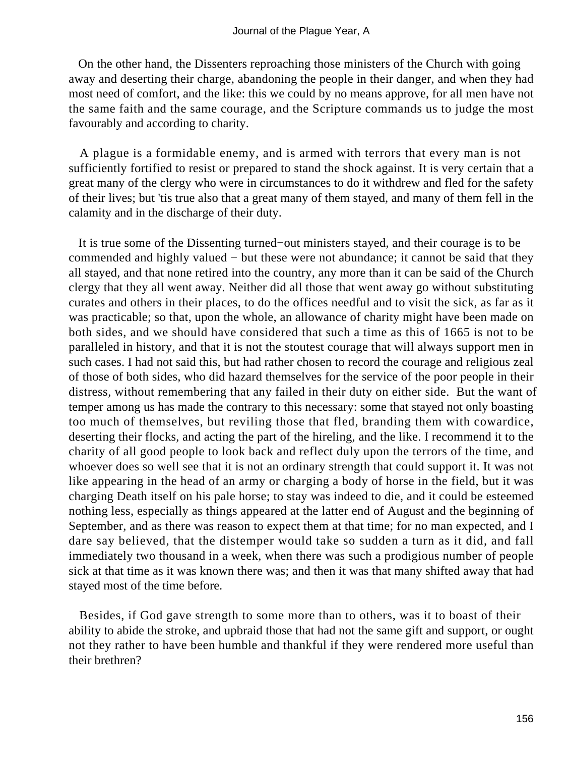On the other hand, the Dissenters reproaching those ministers of the Church with going away and deserting their charge, abandoning the people in their danger, and when they had most need of comfort, and the like: this we could by no means approve, for all men have not the same faith and the same courage, and the Scripture commands us to judge the most favourably and according to charity.

A plague is a formidable enemy, and is armed with terrors that every man is not sufficiently fortified to resist or prepared to stand the shock against. It is very certain that a great many of the clergy who were in circumstances to do it withdrew and fled for the safety of their lives; but 'tis true also that a great many of them stayed, and many of them fell in the calamity and in the discharge of their duty.

It is true some of the Dissenting turned−out ministers stayed, and their courage is to be commended and highly valued − but these were not abundance; it cannot be said that they all stayed, and that none retired into the country, any more than it can be said of the Church clergy that they all went away. Neither did all those that went away go without substituting curates and others in their places, to do the offices needful and to visit the sick, as far as it was practicable; so that, upon the whole, an allowance of charity might have been made on both sides, and we should have considered that such a time as this of 1665 is not to be paralleled in history, and that it is not the stoutest courage that will always support men in such cases. I had not said this, but had rather chosen to record the courage and religious zeal of those of both sides, who did hazard themselves for the service of the poor people in their distress, without remembering that any failed in their duty on either side. But the want of temper among us has made the contrary to this necessary: some that stayed not only boasting too much of themselves, but reviling those that fled, branding them with cowardice, deserting their flocks, and acting the part of the hireling, and the like. I recommend it to the charity of all good people to look back and reflect duly upon the terrors of the time, and whoever does so well see that it is not an ordinary strength that could support it. It was not like appearing in the head of an army or charging a body of horse in the field, but it was charging Death itself on his pale horse; to stay was indeed to die, and it could be esteemed nothing less, especially as things appeared at the latter end of August and the beginning of September, and as there was reason to expect them at that time; for no man expected, and I dare say believed, that the distemper would take so sudden a turn as it did, and fall immediately two thousand in a week, when there was such a prodigious number of people sick at that time as it was known there was; and then it was that many shifted away that had stayed most of the time before.

Besides, if God gave strength to some more than to others, was it to boast of their ability to abide the stroke, and upbraid those that had not the same gift and support, or ought not they rather to have been humble and thankful if they were rendered more useful than their brethren?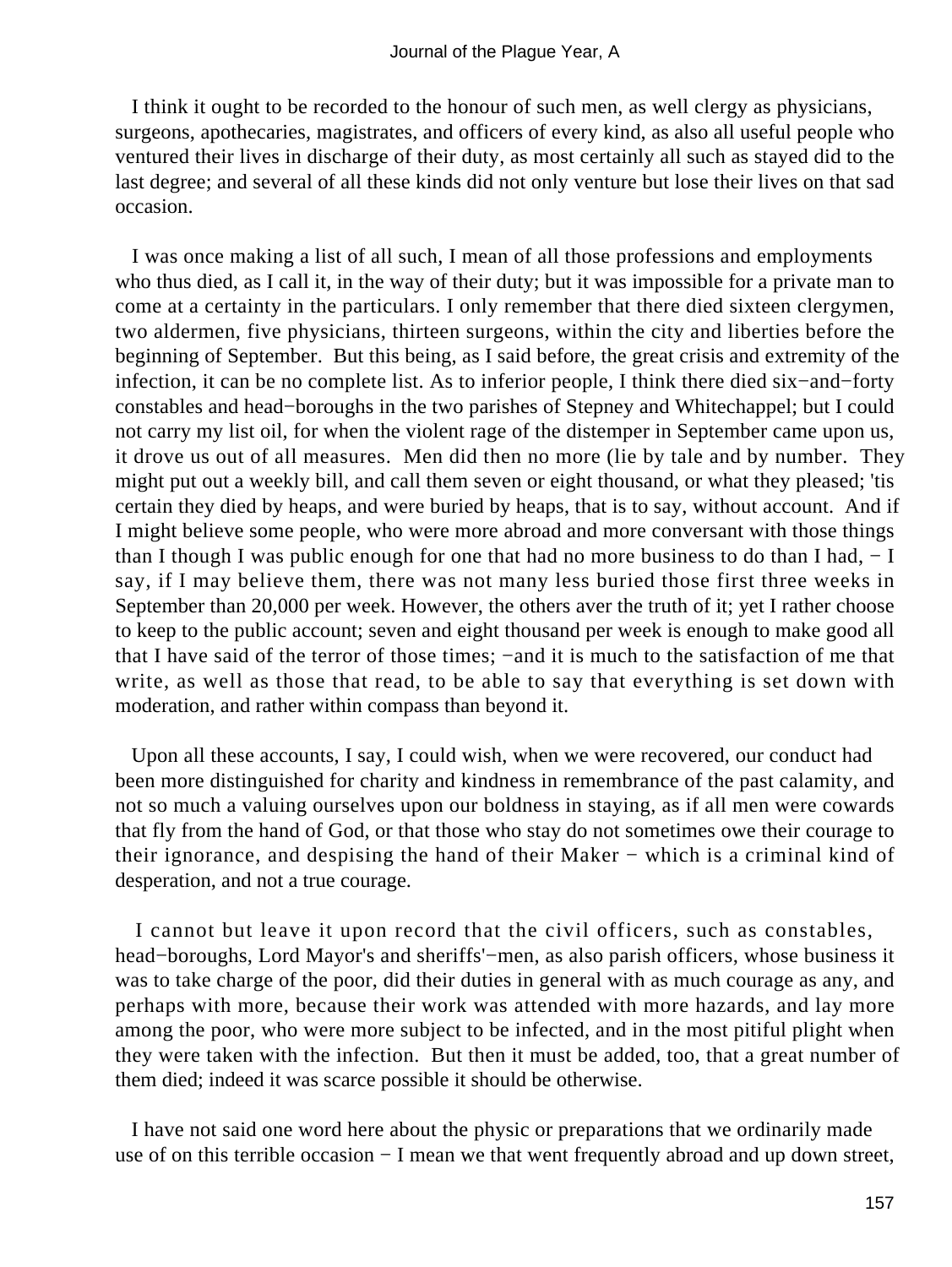I think it ought to be recorded to the honour of such men, as well clergy as physicians, surgeons, apothecaries, magistrates, and officers of every kind, as also all useful people who ventured their lives in discharge of their duty, as most certainly all such as stayed did to the last degree; and several of all these kinds did not only venture but lose their lives on that sad occasion.

I was once making a list of all such, I mean of all those professions and employments who thus died, as I call it, in the way of their duty; but it was impossible for a private man to come at a certainty in the particulars. I only remember that there died sixteen clergymen, two aldermen, five physicians, thirteen surgeons, within the city and liberties before the beginning of September. But this being, as I said before, the great crisis and extremity of the infection, it can be no complete list. As to inferior people, I think there died six−and−forty constables and head−boroughs in the two parishes of Stepney and Whitechappel; but I could not carry my list oil, for when the violent rage of the distemper in September came upon us, it drove us out of all measures. Men did then no more (lie by tale and by number. They might put out a weekly bill, and call them seven or eight thousand, or what they pleased; 'tis certain they died by heaps, and were buried by heaps, that is to say, without account. And if I might believe some people, who were more abroad and more conversant with those things than I though I was public enough for one that had no more business to do than I had, − I say, if I may believe them, there was not many less buried those first three weeks in September than 20,000 per week. However, the others aver the truth of it; yet I rather choose to keep to the public account; seven and eight thousand per week is enough to make good all that I have said of the terror of those times; −and it is much to the satisfaction of me that write, as well as those that read, to be able to say that everything is set down with moderation, and rather within compass than beyond it.

Upon all these accounts, I say, I could wish, when we were recovered, our conduct had been more distinguished for charity and kindness in remembrance of the past calamity, and not so much a valuing ourselves upon our boldness in staying, as if all men were cowards that fly from the hand of God, or that those who stay do not sometimes owe their courage to their ignorance, and despising the hand of their Maker − which is a criminal kind of desperation, and not a true courage.

I cannot but leave it upon record that the civil officers, such as constables, head−boroughs, Lord Mayor's and sheriffs'−men, as also parish officers, whose business it was to take charge of the poor, did their duties in general with as much courage as any, and perhaps with more, because their work was attended with more hazards, and lay more among the poor, who were more subject to be infected, and in the most pitiful plight when they were taken with the infection. But then it must be added, too, that a great number of them died; indeed it was scarce possible it should be otherwise.

I have not said one word here about the physic or preparations that we ordinarily made use of on this terrible occasion − I mean we that went frequently abroad and up down street,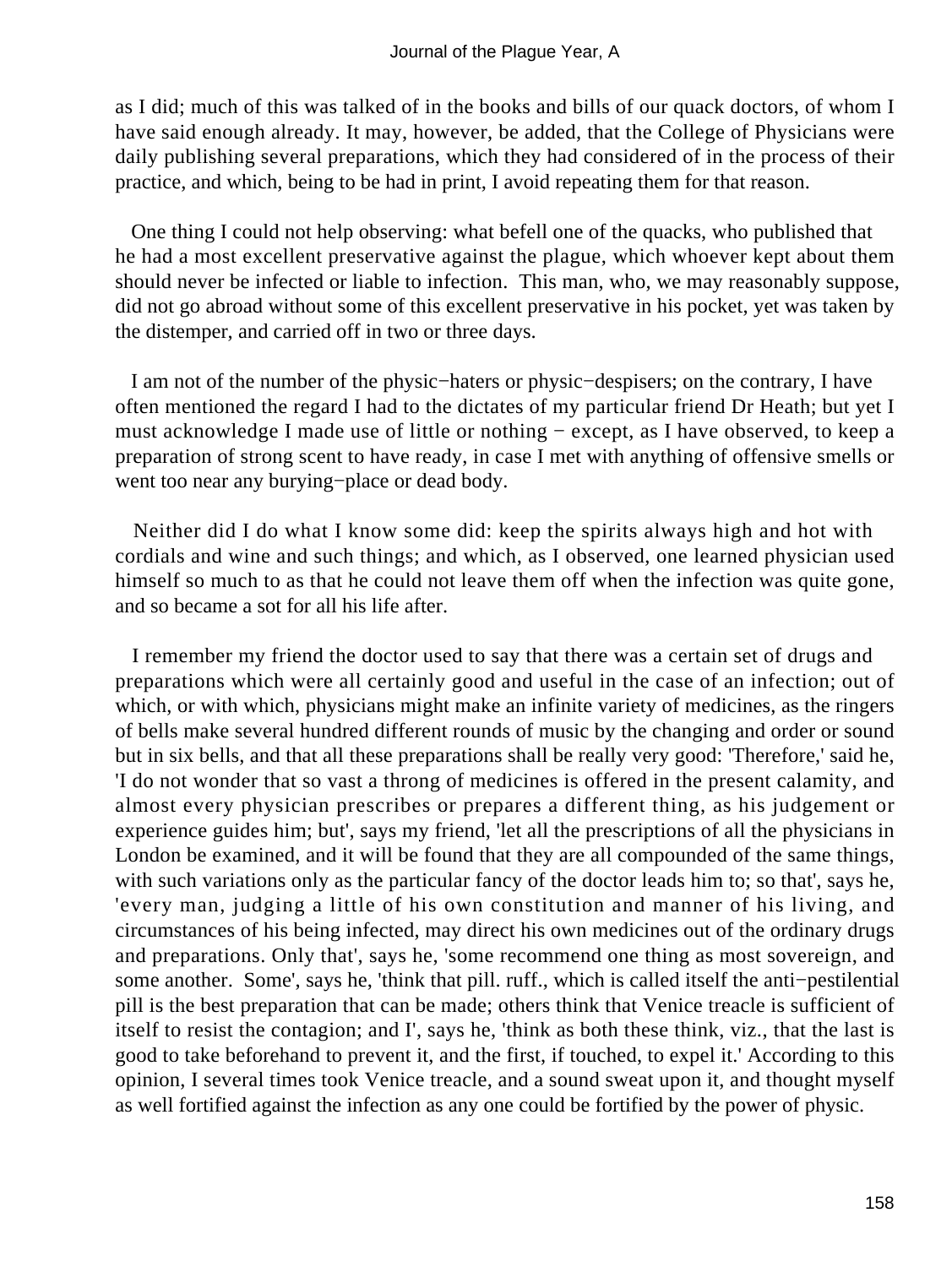as I did; much of this was talked of in the books and bills of our quack doctors, of whom I have said enough already. It may, however, be added, that the College of Physicians were daily publishing several preparations, which they had considered of in the process of their practice, and which, being to be had in print, I avoid repeating them for that reason.

One thing I could not help observing: what befell one of the quacks, who published that he had a most excellent preservative against the plague, which whoever kept about them should never be infected or liable to infection. This man, who, we may reasonably suppose, did not go abroad without some of this excellent preservative in his pocket, yet was taken by the distemper, and carried off in two or three days.

I am not of the number of the physic−haters or physic−despisers; on the contrary, I have often mentioned the regard I had to the dictates of my particular friend Dr Heath; but yet I must acknowledge I made use of little or nothing − except, as I have observed, to keep a preparation of strong scent to have ready, in case I met with anything of offensive smells or went too near any burying−place or dead body.

Neither did I do what I know some did: keep the spirits always high and hot with cordials and wine and such things; and which, as I observed, one learned physician used himself so much to as that he could not leave them off when the infection was quite gone, and so became a sot for all his life after.

I remember my friend the doctor used to say that there was a certain set of drugs and preparations which were all certainly good and useful in the case of an infection; out of which, or with which, physicians might make an infinite variety of medicines, as the ringers of bells make several hundred different rounds of music by the changing and order or sound but in six bells, and that all these preparations shall be really very good: 'Therefore,' said he, 'I do not wonder that so vast a throng of medicines is offered in the present calamity, and almost every physician prescribes or prepares a different thing, as his judgement or experience guides him; but', says my friend, 'let all the prescriptions of all the physicians in London be examined, and it will be found that they are all compounded of the same things, with such variations only as the particular fancy of the doctor leads him to; so that', says he, 'every man, judging a little of his own constitution and manner of his living, and circumstances of his being infected, may direct his own medicines out of the ordinary drugs and preparations. Only that', says he, 'some recommend one thing as most sovereign, and some another. Some', says he, 'think that pill. ruff., which is called itself the anti−pestilential pill is the best preparation that can be made; others think that Venice treacle is sufficient of itself to resist the contagion; and I', says he, 'think as both these think, viz., that the last is good to take beforehand to prevent it, and the first, if touched, to expel it.' According to this opinion, I several times took Venice treacle, and a sound sweat upon it, and thought myself as well fortified against the infection as any one could be fortified by the power of physic.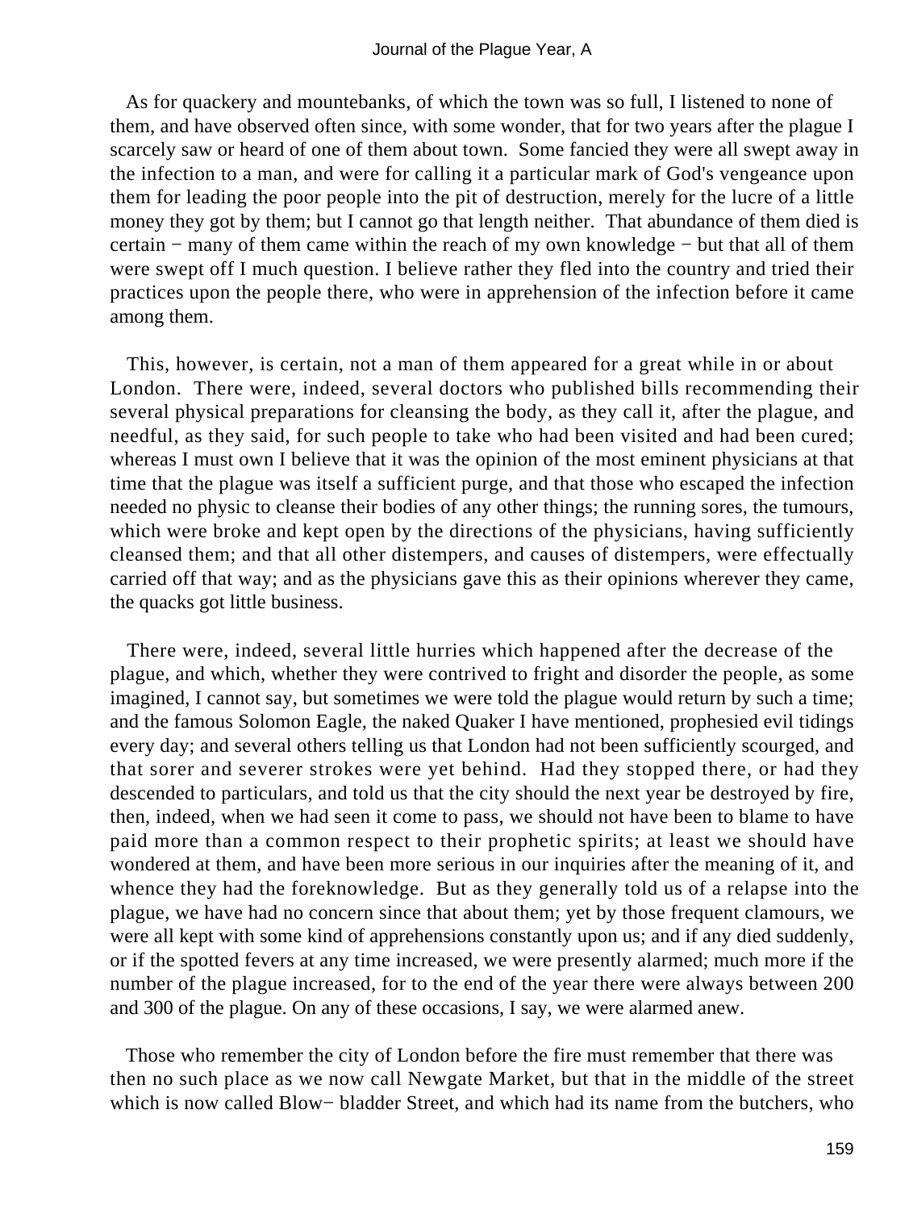As for quackery and mountebanks, of which the town was so full, I listened to none of them, and have observed often since, with some wonder, that for two years after the plague I scarcely saw or heard of one of them about town. Some fancied they were all swept away in the infection to a man, and were for calling it a particular mark of God's vengeance upon them for leading the poor people into the pit of destruction, merely for the lucre of a little money they got by them; but I cannot go that length neither. That abundance of them died is certain − many of them came within the reach of my own knowledge − but that all of them were swept off I much question. I believe rather they fled into the country and tried their practices upon the people there, who were in apprehension of the infection before it came among them.

This, however, is certain, not a man of them appeared for a great while in or about London. There were, indeed, several doctors who published bills recommending their several physical preparations for cleansing the body, as they call it, after the plague, and needful, as they said, for such people to take who had been visited and had been cured; whereas I must own I believe that it was the opinion of the most eminent physicians at that time that the plague was itself a sufficient purge, and that those who escaped the infection needed no physic to cleanse their bodies of any other things; the running sores, the tumours, which were broke and kept open by the directions of the physicians, having sufficiently cleansed them; and that all other distempers, and causes of distempers, were effectually carried off that way; and as the physicians gave this as their opinions wherever they came, the quacks got little business.

There were, indeed, several little hurries which happened after the decrease of the plague, and which, whether they were contrived to fright and disorder the people, as some imagined, I cannot say, but sometimes we were told the plague would return by such a time; and the famous Solomon Eagle, the naked Quaker I have mentioned, prophesied evil tidings every day; and several others telling us that London had not been sufficiently scourged, and that sorer and severer strokes were yet behind. Had they stopped there, or had they descended to particulars, and told us that the city should the next year be destroyed by fire, then, indeed, when we had seen it come to pass, we should not have been to blame to have paid more than a common respect to their prophetic spirits; at least we should have wondered at them, and have been more serious in our inquiries after the meaning of it, and whence they had the foreknowledge. But as they generally told us of a relapse into the plague, we have had no concern since that about them; yet by those frequent clamours, we were all kept with some kind of apprehensions constantly upon us; and if any died suddenly, or if the spotted fevers at any time increased, we were presently alarmed; much more if the number of the plague increased, for to the end of the year there were always between 200 and 300 of the plague. On any of these occasions, I say, we were alarmed anew.

Those who remember the city of London before the fire must remember that there was then no such place as we now call Newgate Market, but that in the middle of the street which is now called Blow− bladder Street, and which had its name from the butchers, who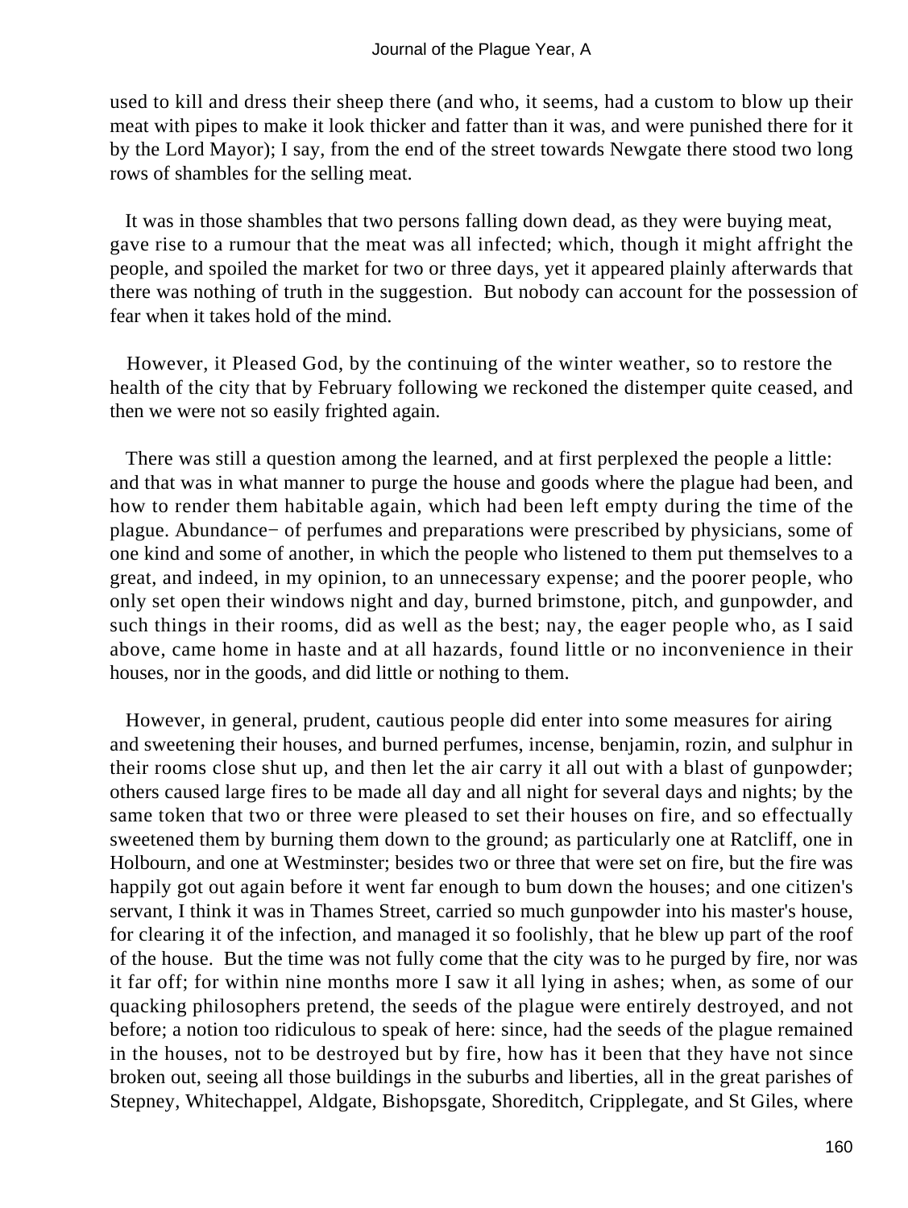used to kill and dress their sheep there (and who, it seems, had a custom to blow up their meat with pipes to make it look thicker and fatter than it was, and were punished there for it by the Lord Mayor); I say, from the end of the street towards Newgate there stood two long rows of shambles for the selling meat.

It was in those shambles that two persons falling down dead, as they were buying meat, gave rise to a rumour that the meat was all infected; which, though it might affright the people, and spoiled the market for two or three days, yet it appeared plainly afterwards that there was nothing of truth in the suggestion. But nobody can account for the possession of fear when it takes hold of the mind.

However, it Pleased God, by the continuing of the winter weather, so to restore the health of the city that by February following we reckoned the distemper quite ceased, and then we were not so easily frighted again.

There was still a question among the learned, and at first perplexed the people a little: and that was in what manner to purge the house and goods where the plague had been, and how to render them habitable again, which had been left empty during the time of the plague. Abundance− of perfumes and preparations were prescribed by physicians, some of one kind and some of another, in which the people who listened to them put themselves to a great, and indeed, in my opinion, to an unnecessary expense; and the poorer people, who only set open their windows night and day, burned brimstone, pitch, and gunpowder, and such things in their rooms, did as well as the best; nay, the eager people who, as I said above, came home in haste and at all hazards, found little or no inconvenience in their houses, nor in the goods, and did little or nothing to them.

However, in general, prudent, cautious people did enter into some measures for airing and sweetening their houses, and burned perfumes, incense, benjamin, rozin, and sulphur in their rooms close shut up, and then let the air carry it all out with a blast of gunpowder; others caused large fires to be made all day and all night for several days and nights; by the same token that two or three were pleased to set their houses on fire, and so effectually sweetened them by burning them down to the ground; as particularly one at Ratcliff, one in Holbourn, and one at Westminster; besides two or three that were set on fire, but the fire was happily got out again before it went far enough to bum down the houses; and one citizen's servant, I think it was in Thames Street, carried so much gunpowder into his master's house, for clearing it of the infection, and managed it so foolishly, that he blew up part of the roof of the house. But the time was not fully come that the city was to he purged by fire, nor was it far off; for within nine months more I saw it all lying in ashes; when, as some of our quacking philosophers pretend, the seeds of the plague were entirely destroyed, and not before; a notion too ridiculous to speak of here: since, had the seeds of the plague remained in the houses, not to be destroyed but by fire, how has it been that they have not since broken out, seeing all those buildings in the suburbs and liberties, all in the great parishes of Stepney, Whitechappel, Aldgate, Bishopsgate, Shoreditch, Cripplegate, and St Giles, where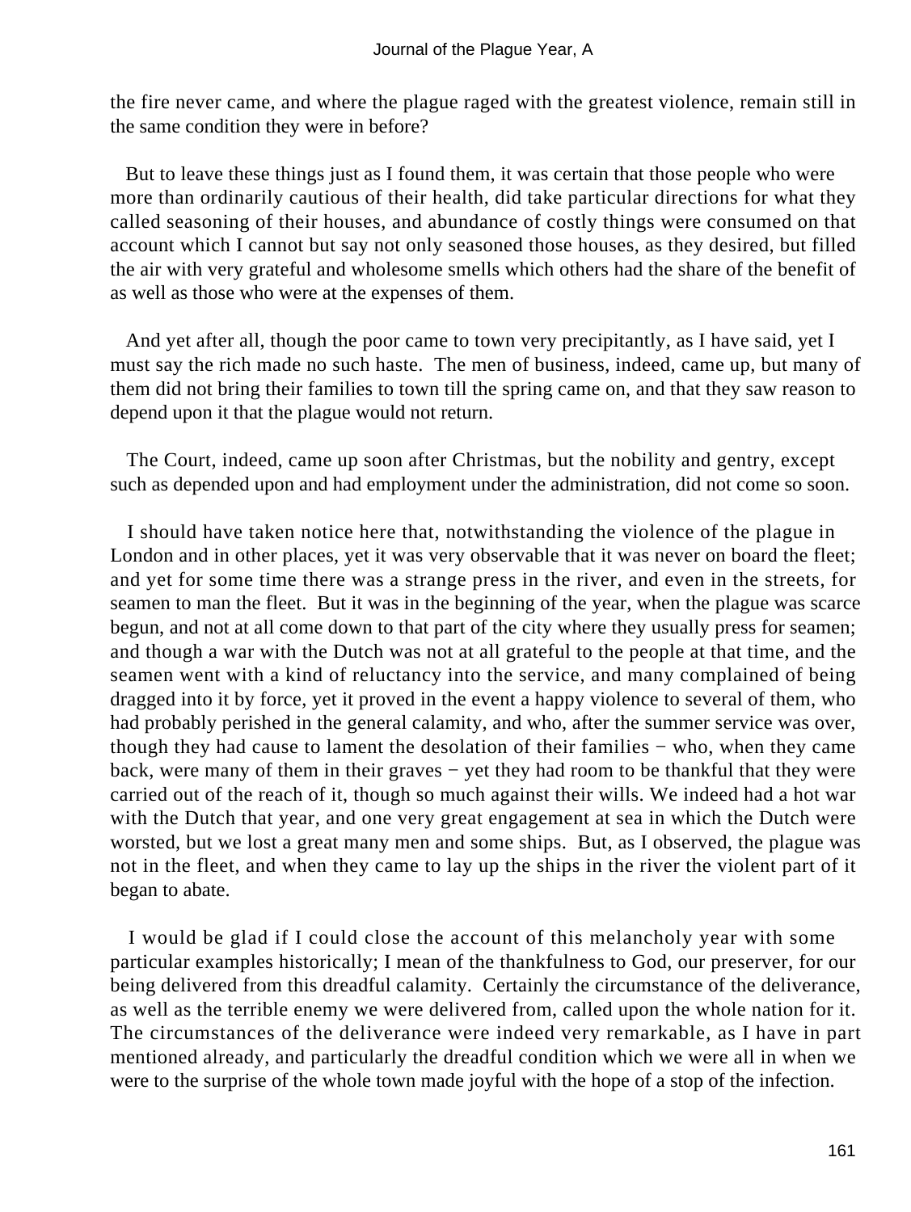the fire never came, and where the plague raged with the greatest violence, remain still in the same condition they were in before?

But to leave these things just as I found them, it was certain that those people who were more than ordinarily cautious of their health, did take particular directions for what they called seasoning of their houses, and abundance of costly things were consumed on that account which I cannot but say not only seasoned those houses, as they desired, but filled the air with very grateful and wholesome smells which others had the share of the benefit of as well as those who were at the expenses of them.

And yet after all, though the poor came to town very precipitantly, as I have said, yet I must say the rich made no such haste. The men of business, indeed, came up, but many of them did not bring their families to town till the spring came on, and that they saw reason to depend upon it that the plague would not return.

The Court, indeed, came up soon after Christmas, but the nobility and gentry, except such as depended upon and had employment under the administration, did not come so soon.

I should have taken notice here that, notwithstanding the violence of the plague in London and in other places, yet it was very observable that it was never on board the fleet; and yet for some time there was a strange press in the river, and even in the streets, for seamen to man the fleet. But it was in the beginning of the year, when the plague was scarce begun, and not at all come down to that part of the city where they usually press for seamen; and though a war with the Dutch was not at all grateful to the people at that time, and the seamen went with a kind of reluctancy into the service, and many complained of being dragged into it by force, yet it proved in the event a happy violence to several of them, who had probably perished in the general calamity, and who, after the summer service was over, though they had cause to lament the desolation of their families − who, when they came back, were many of them in their graves − yet they had room to be thankful that they were carried out of the reach of it, though so much against their wills. We indeed had a hot war with the Dutch that year, and one very great engagement at sea in which the Dutch were worsted, but we lost a great many men and some ships. But, as I observed, the plague was not in the fleet, and when they came to lay up the ships in the river the violent part of it began to abate.

I would be glad if I could close the account of this melancholy year with some particular examples historically; I mean of the thankfulness to God, our preserver, for our being delivered from this dreadful calamity. Certainly the circumstance of the deliverance, as well as the terrible enemy we were delivered from, called upon the whole nation for it. The circumstances of the deliverance were indeed very remarkable, as I have in part mentioned already, and particularly the dreadful condition which we were all in when we were to the surprise of the whole town made joyful with the hope of a stop of the infection.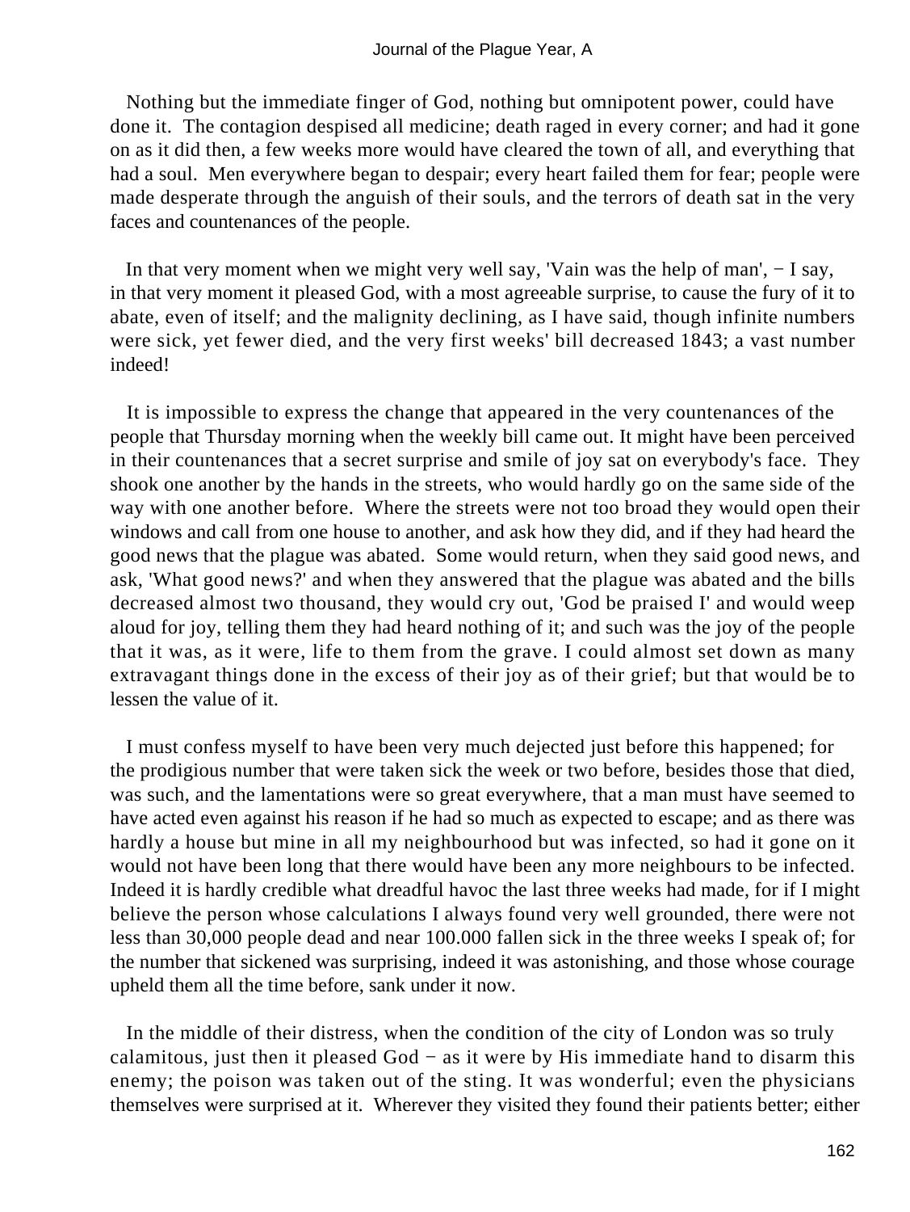Nothing but the immediate finger of God, nothing but omnipotent power, could have done it. The contagion despised all medicine; death raged in every corner; and had it gone on as it did then, a few weeks more would have cleared the town of all, and everything that had a soul. Men everywhere began to despair; every heart failed them for fear; people were made desperate through the anguish of their souls, and the terrors of death sat in the very faces and countenances of the people.

In that very moment when we might very well say, 'Vain was the help of man', − I say, in that very moment it pleased God, with a most agreeable surprise, to cause the fury of it to abate, even of itself; and the malignity declining, as I have said, though infinite numbers were sick, yet fewer died, and the very first weeks' bill decreased 1843; a vast number indeed!

It is impossible to express the change that appeared in the very countenances of the people that Thursday morning when the weekly bill came out. It might have been perceived in their countenances that a secret surprise and smile of joy sat on everybody's face. They shook one another by the hands in the streets, who would hardly go on the same side of the way with one another before. Where the streets were not too broad they would open their windows and call from one house to another, and ask how they did, and if they had heard the good news that the plague was abated. Some would return, when they said good news, and ask, 'What good news?' and when they answered that the plague was abated and the bills decreased almost two thousand, they would cry out, 'God be praised I' and would weep aloud for joy, telling them they had heard nothing of it; and such was the joy of the people that it was, as it were, life to them from the grave. I could almost set down as many extravagant things done in the excess of their joy as of their grief; but that would be to lessen the value of it.

I must confess myself to have been very much dejected just before this happened; for the prodigious number that were taken sick the week or two before, besides those that died, was such, and the lamentations were so great everywhere, that a man must have seemed to have acted even against his reason if he had so much as expected to escape; and as there was hardly a house but mine in all my neighbourhood but was infected, so had it gone on it would not have been long that there would have been any more neighbours to be infected. Indeed it is hardly credible what dreadful havoc the last three weeks had made, for if I might believe the person whose calculations I always found very well grounded, there were not less than 30,000 people dead and near 100.000 fallen sick in the three weeks I speak of; for the number that sickened was surprising, indeed it was astonishing, and those whose courage upheld them all the time before, sank under it now.

In the middle of their distress, when the condition of the city of London was so truly calamitous, just then it pleased God − as it were by His immediate hand to disarm this enemy; the poison was taken out of the sting. It was wonderful; even the physicians themselves were surprised at it. Wherever they visited they found their patients better; either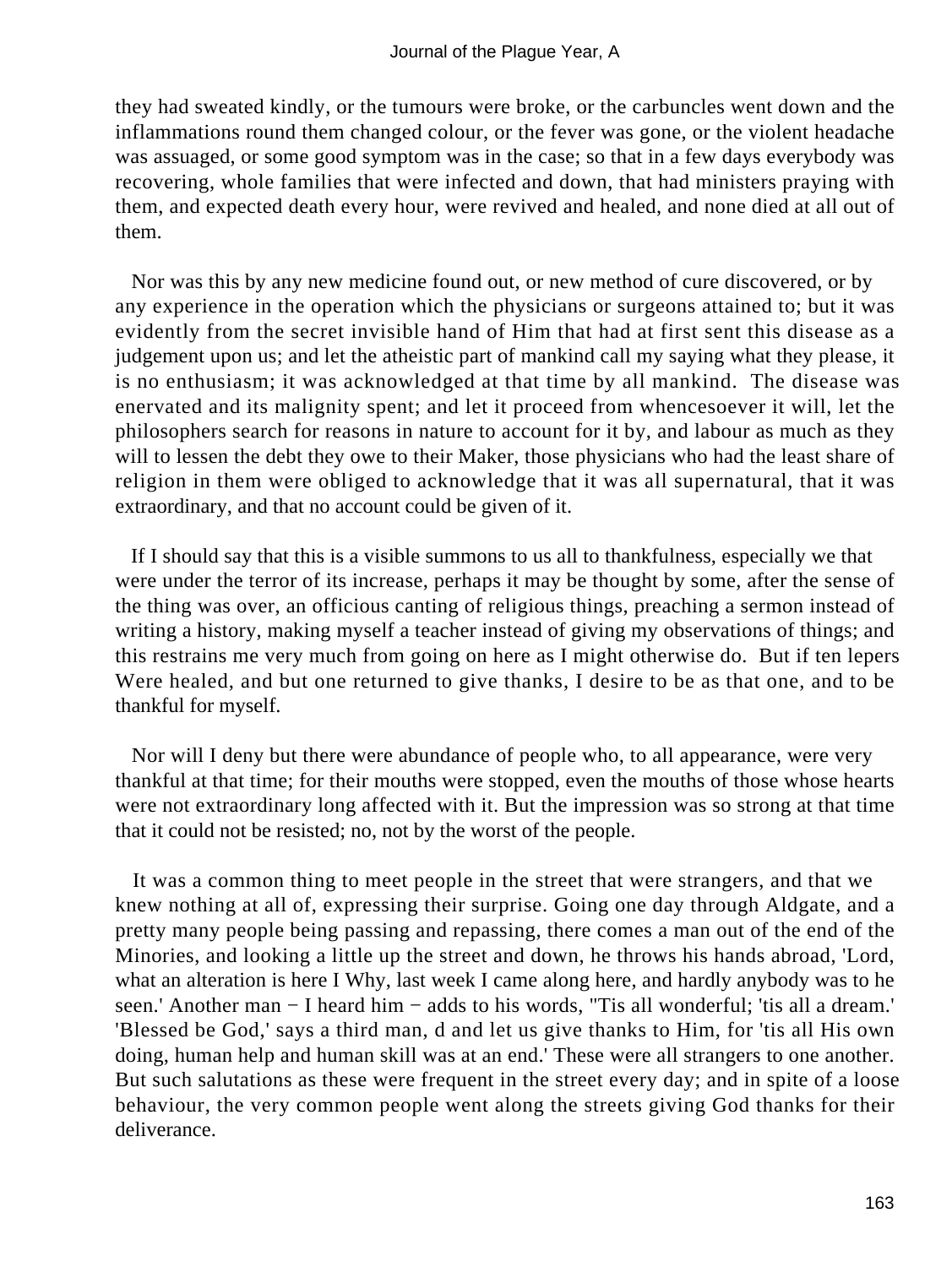they had sweated kindly, or the tumours were broke, or the carbuncles went down and the inflammations round them changed colour, or the fever was gone, or the violent headache was assuaged, or some good symptom was in the case; so that in a few days everybody was recovering, whole families that were infected and down, that had ministers praying with them, and expected death every hour, were revived and healed, and none died at all out of them.

Nor was this by any new medicine found out, or new method of cure discovered, or by any experience in the operation which the physicians or surgeons attained to; but it was evidently from the secret invisible hand of Him that had at first sent this disease as a judgement upon us; and let the atheistic part of mankind call my saying what they please, it is no enthusiasm; it was acknowledged at that time by all mankind. The disease was enervated and its malignity spent; and let it proceed from whencesoever it will, let the philosophers search for reasons in nature to account for it by, and labour as much as they will to lessen the debt they owe to their Maker, those physicians who had the least share of religion in them were obliged to acknowledge that it was all supernatural, that it was extraordinary, and that no account could be given of it.

If I should say that this is a visible summons to us all to thankfulness, especially we that were under the terror of its increase, perhaps it may be thought by some, after the sense of the thing was over, an officious canting of religious things, preaching a sermon instead of writing a history, making myself a teacher instead of giving my observations of things; and this restrains me very much from going on here as I might otherwise do. But if ten lepers Were healed, and but one returned to give thanks, I desire to be as that one, and to be thankful for myself.

Nor will I deny but there were abundance of people who, to all appearance, were very thankful at that time; for their mouths were stopped, even the mouths of those whose hearts were not extraordinary long affected with it. But the impression was so strong at that time that it could not be resisted; no, not by the worst of the people.

It was a common thing to meet people in the street that were strangers, and that we knew nothing at all of, expressing their surprise. Going one day through Aldgate, and a pretty many people being passing and repassing, there comes a man out of the end of the Minories, and looking a little up the street and down, he throws his hands abroad, 'Lord, what an alteration is here I Why, last week I came along here, and hardly anybody was to he seen.' Another man − I heard him − adds to his words, "Tis all wonderful; 'tis all a dream.' 'Blessed be God,' says a third man, d and let us give thanks to Him, for 'tis all His own doing, human help and human skill was at an end.' These were all strangers to one another. But such salutations as these were frequent in the street every day; and in spite of a loose behaviour, the very common people went along the streets giving God thanks for their deliverance.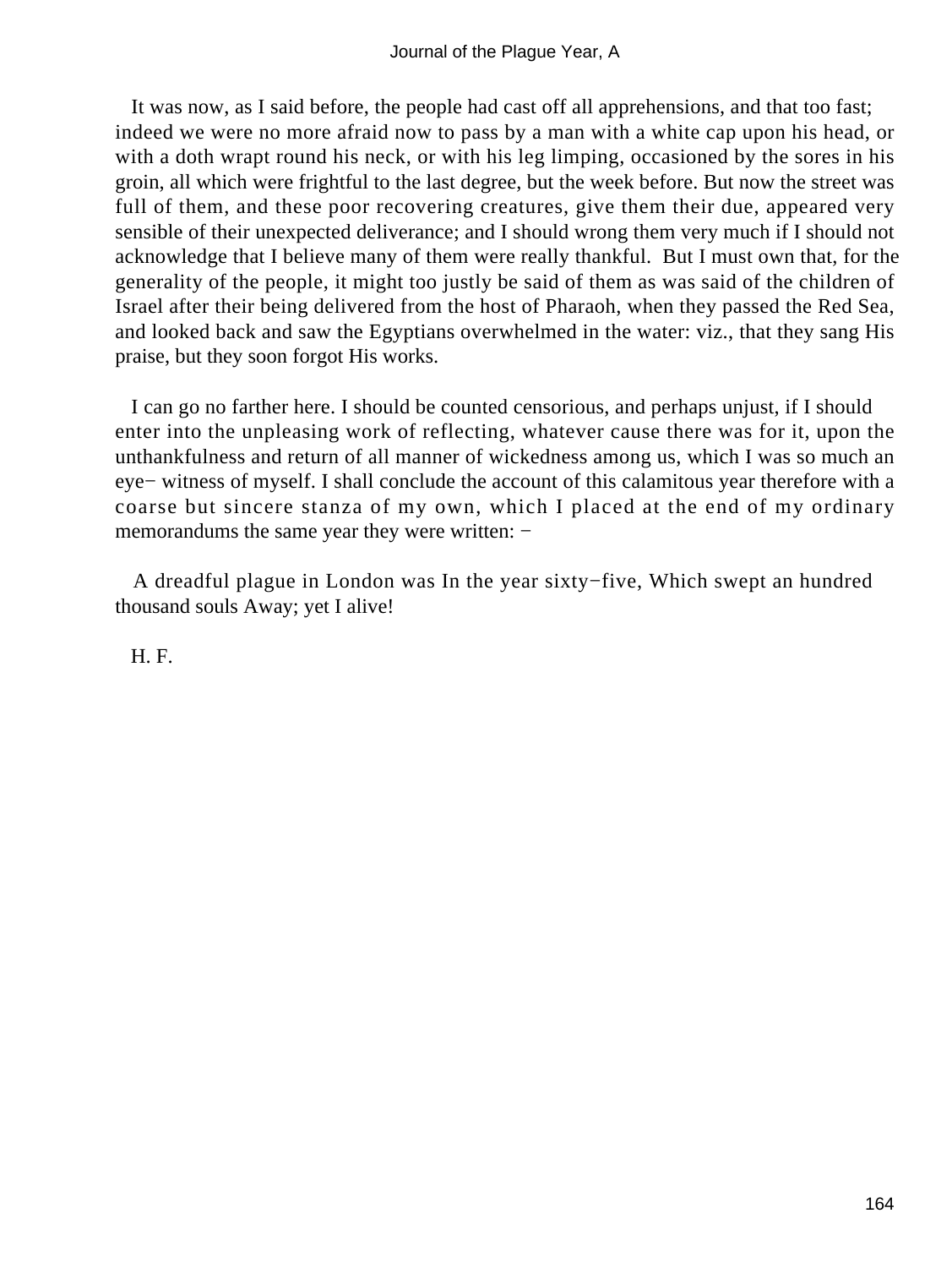It was now, as I said before, the people had cast off all apprehensions, and that too fast; indeed we were no more afraid now to pass by a man with a white cap upon his head, or with a doth wrapt round his neck, or with his leg limping, occasioned by the sores in his groin, all which were frightful to the last degree, but the week before. But now the street was full of them, and these poor recovering creatures, give them their due, appeared very sensible of their unexpected deliverance; and I should wrong them very much if I should not acknowledge that I believe many of them were really thankful. But I must own that, for the generality of the people, it might too justly be said of them as was said of the children of Israel after their being delivered from the host of Pharaoh, when they passed the Red Sea, and looked back and saw the Egyptians overwhelmed in the water: viz., that they sang His praise, but they soon forgot His works.

I can go no farther here. I should be counted censorious, and perhaps unjust, if I should enter into the unpleasing work of reflecting, whatever cause there was for it, upon the unthankfulness and return of all manner of wickedness among us, which I was so much an eye− witness of myself. I shall conclude the account of this calamitous year therefore with a coarse but sincere stanza of my own, which I placed at the end of my ordinary memorandums the same year they were written: −

A dreadful plague in London was In the year sixty−five, Which swept an hundred thousand souls Away; yet I alive!

H. F.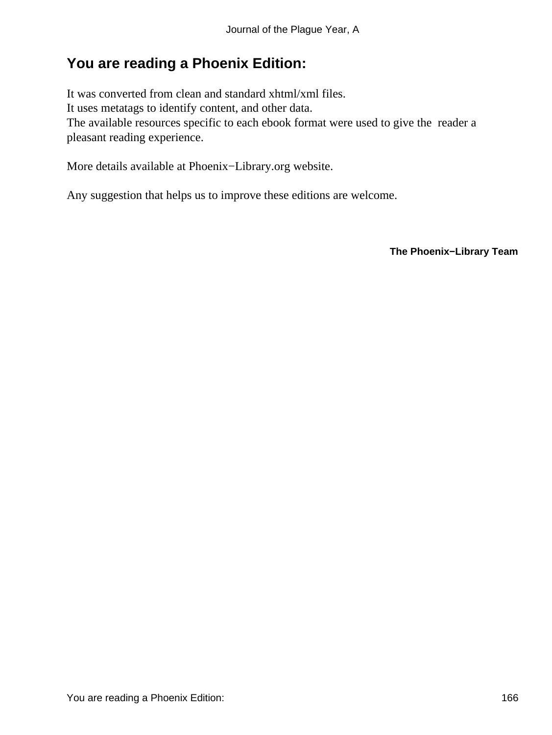## You are reading a Phoenix Edition:

It was converted from clean and standard xhtml/xml files.
It uses metatags to identify content, and other data.
The available resources specific to each ebook format were used to give the reader a pleasant reading experience.

More details available at Phoenix−Library.org website.

Any suggestion that helps us to improve these editions are welcome.

**The Phoenix−Library Team**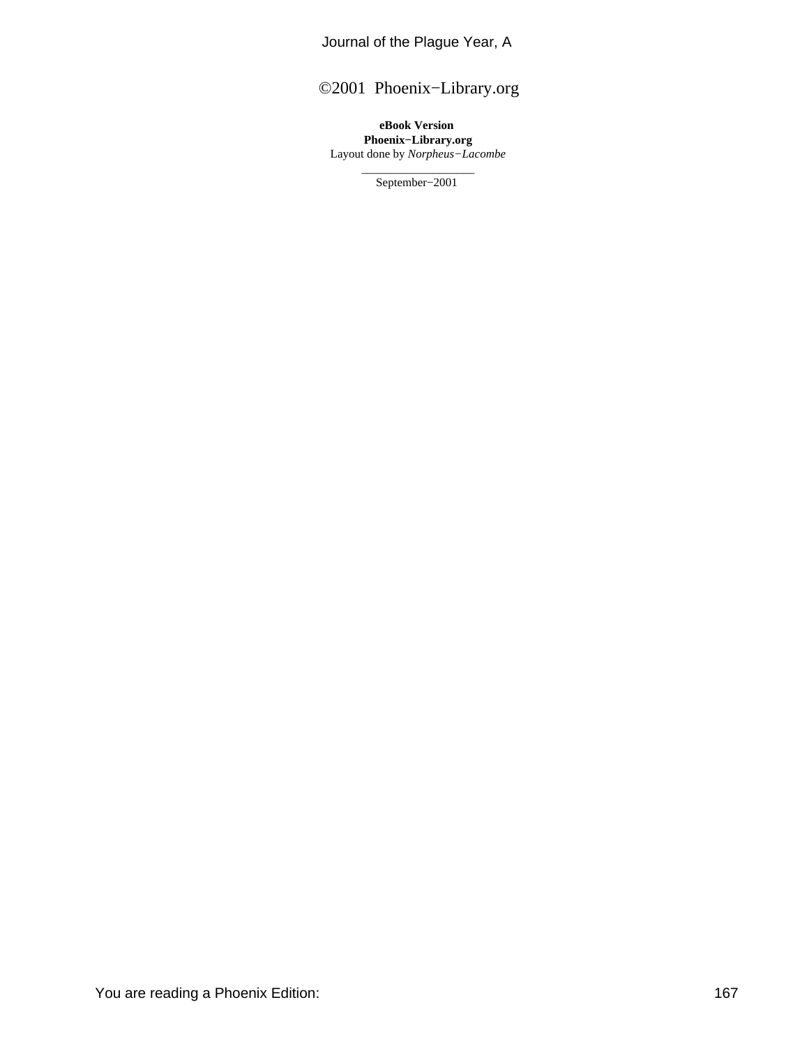©2001 Phoenix−Library.org

**eBook Version**
**Phoenix−Library.org**
Layout done by *Norpheus−Lacombe*

___________________

September−2001